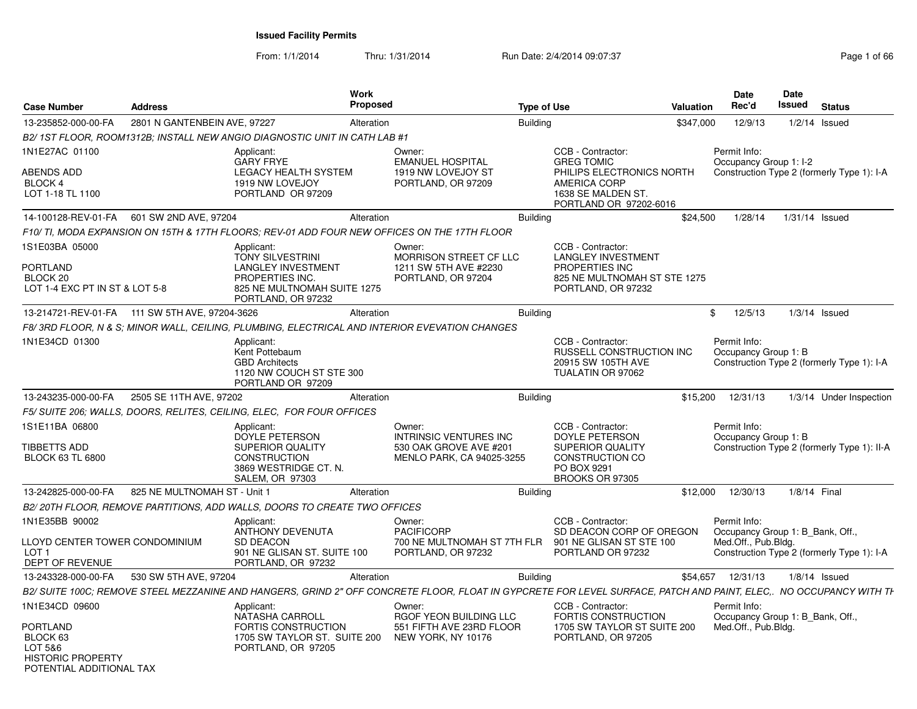# Issued Facility Permits

From: 1/1/2014 Thru: 1/31/2014 Run Date: 2/4/2014 09:07:37

| Case Number | Address | Work Proposed | Type of Use | Valuation | Date Rec'd | Date Issued | Status |
|---|---|---|---|---|---|---|---|
| 13-235852-000-00-FA | 2801 N GANTENBEIN AVE, 97227 | Alteration | Building | $347,000 | 12/9/13 | 1/2/14 | Issued |

*B2/ 1ST FLOOR, ROOM1312B; INSTALL NEW ANGIO DIAGNOSTIC UNIT IN CATH LAB #1*

1N1E27AC 01100
ABENDS ADD
BLOCK 4
LOT 1-18 TL 1100

Applicant: GARY FRYE, LEGACY HEALTH SYSTEM, 1919 NW LOVEJOY, PORTLAND OR 97209

Owner: EMANUEL HOSPITAL, 1919 NW LOVEJOY ST, PORTLAND, OR 97209

CCB - Contractor: GREG TOMIC, PHILIPS ELECTRONICS NORTH AMERICA CORP, 1638 SE MALDEN ST., PORTLAND OR 97202-6016

Permit Info: Occupancy Group 1: I-2; Construction Type 2 (formerly Type 1): I-A

| Case Number | Address | Work Proposed | Type of Use | Valuation | Date Rec'd | Date Issued | Status |
|---|---|---|---|---|---|---|---|
| 14-100128-REV-01-FA | 601 SW 2ND AVE, 97204 | Alteration | Building | $24,500 | 1/28/14 | 1/31/14 | Issued |

*F10/ TI, MODA EXPANSION ON 15TH & 17TH FLOORS; REV-01 ADD FOUR NEW OFFICES ON THE 17TH FLOOR*

1S1E03BA 05000
PORTLAND
BLOCK 20
LOT 1-4 EXC PT IN ST & LOT 5-8

Applicant: TONY SILVESTRINI, LANGLEY INVESTMENT PROPERTIES INC., 825 NE MULTNOMAH SUITE 1275, PORTLAND, OR 97232

Owner: MORRISON STREET CF LLC, 1211 SW 5TH AVE #2230, PORTLAND, OR 97204

CCB - Contractor: LANGLEY INVESTMENT PROPERTIES INC, 825 NE MULTNOMAH ST STE 1275, PORTLAND, OR 97232

| Case Number | Address | Work Proposed | Type of Use | Valuation | Date Rec'd | Date Issued | Status |
|---|---|---|---|---|---|---|---|
| 13-214721-REV-01-FA | 111 SW 5TH AVE, 97204-3626 | Alteration | Building | $ | 12/5/13 | 1/3/14 | Issued |

*F8/ 3RD FLOOR, N & S; MINOR WALL, CEILING, PLUMBING, ELECTRICAL AND INTERIOR EVEVATION CHANGES*

1N1E34CD 01300

Applicant: Kent Pottebaum, GBD Architects, 1120 NW COUCH ST STE 300, PORTLAND OR 97209

CCB - Contractor: RUSSELL CONSTRUCTION INC, 20915 SW 105TH AVE, TUALATIN OR 97062

Permit Info: Occupancy Group 1: B; Construction Type 2 (formerly Type 1): I-A

| Case Number | Address | Work Proposed | Type of Use | Valuation | Date Rec'd | Date Issued | Status |
|---|---|---|---|---|---|---|---|
| 13-243235-000-00-FA | 2505 SE 11TH AVE, 97202 | Alteration | Building | $15,200 | 12/31/13 | 1/3/14 | Under Inspection |

*F5/ SUITE 206; WALLS, DOORS, RELITES, CEILING, ELEC, FOR FOUR OFFICES*

1S1E11BA 06800
TIBBETTS ADD
BLOCK 63 TL 6800

Applicant: DOYLE PETERSON, SUPERIOR QUALITY CONSTRUCTION, 3869 WESTRIDGE CT. N., SALEM, OR 97303

Owner: INTRINSIC VENTURES INC, 530 OAK GROVE AVE #201, MENLO PARK, CA 94025-3255

CCB - Contractor: DOYLE PETERSON, SUPERIOR QUALITY CONSTRUCTION CO, PO BOX 9291, BROOKS OR 97305

Permit Info: Occupancy Group 1: B; Construction Type 2 (formerly Type 1): II-A

| Case Number | Address | Work Proposed | Type of Use | Valuation | Date Rec'd | Date Issued | Status |
|---|---|---|---|---|---|---|---|
| 13-242825-000-00-FA | 825 NE MULTNOMAH ST - Unit 1 | Alteration | Building | $12,000 | 12/30/13 | 1/8/14 | Final |

*B2/ 20TH FLOOR, REMOVE PARTITIONS, ADD WALLS, DOORS TO CREATE TWO OFFICES*

1N1E35BB 90002
LLOYD CENTER TOWER CONDOMINIUM
LOT 1
DEPT OF REVENUE

Applicant: ANTHONY DEVENUTA, SD DEACON, 901 NE GLISAN ST. SUITE 100, PORTLAND, OR 97232

Owner: PACIFICORP, 700 NE MULTNOMAH ST 7TH FLR, PORTLAND, OR 97232

CCB - Contractor: SD DEACON CORP OF OREGON, 901 NE GLISAN ST STE 100, PORTLAND OR 97232

Permit Info: Occupancy Group 1: B_Bank, Off., Med.Off., Pub.Bldg.; Construction Type 2 (formerly Type 1): I-A

| Case Number | Address | Work Proposed | Type of Use | Valuation | Date Rec'd | Date Issued | Status |
|---|---|---|---|---|---|---|---|
| 13-243328-000-00-FA | 530 SW 5TH AVE, 97204 | Alteration | Building | $54,657 | 12/31/13 | 1/8/14 | Issued |

*B2/ SUITE 100C; REMOVE STEEL MEZZANINE AND HANGERS, GRIND 2" OFF CONCRETE FLOOR, FLOAT IN GYPCRETE FOR LEVEL SURFACE, PATCH AND PAINT, ELEC,. NO OCCUPANCY WITH TH*

1N1E34CD 09600
PORTLAND
BLOCK 63
LOT 5&6
HISTORIC PROPERTY
POTENTIAL ADDITIONAL TAX

Applicant: NATASHA CARROLL, FORTIS CONSTRUCTION, 1705 SW TAYLOR ST. SUITE 200, PORTLAND, OR 97205

Owner: RGOF YEON BUILDING LLC, 551 FIFTH AVE 23RD FLOOR, NEW YORK, NY 10176

CCB - Contractor: FORTIS CONSTRUCTION, 1705 SW TAYLOR ST SUITE 200, PORTLAND, OR 97205

Permit Info: Occupancy Group 1: B_Bank, Off., Med.Off., Pub.Bldg.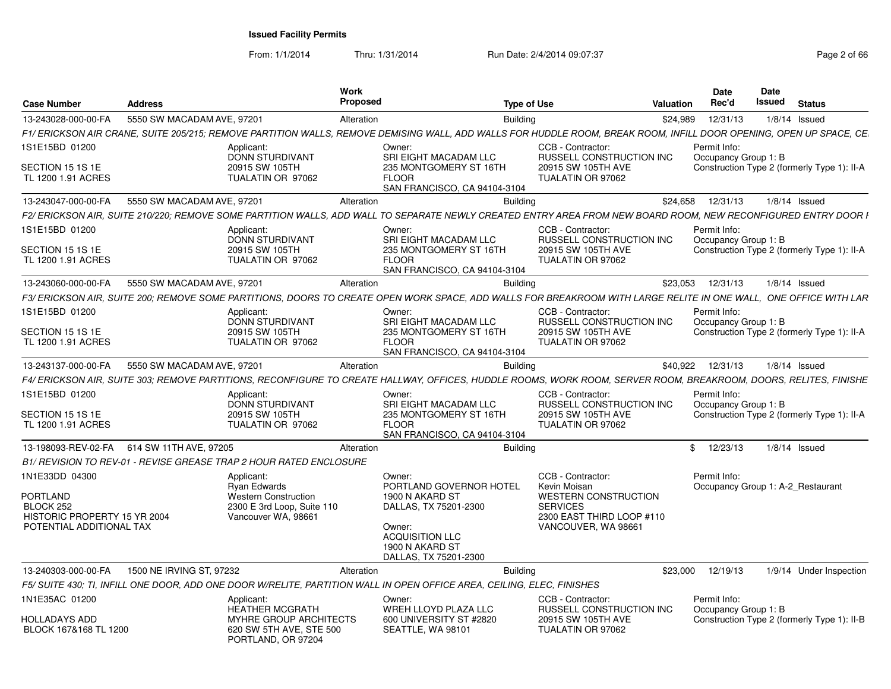**Issued Facility Permits**

From: 1/1/2014 Thru: 1/31/2014 Run Date: 2/4/2014 09:07:37

| Case Number | Address | Work Proposed | Type of Use | Valuation | Date Rec'd | Date Issued | Status |
|---|---|---|---|---|---|---|---|
| 13-243028-000-00-FA | 5550 SW MACADAM AVE, 97201 | Alteration | Building | $24,989 | 12/31/13 | 1/8/14 | Issued |

*F1/ ERICKSON AIR CRANE, SUITE 205/215; REMOVE PARTITION WALLS, REMOVE DEMISING WALL, ADD WALLS FOR HUDDLE ROOM, BREAK ROOM, INFILL DOOR OPENING, OPEN UP SPACE, CE*

1S1E15BD 01200
SECTION 15 1S 1E
TL 1200 1.91 ACRES

Applicant: DONN STURDIVANT, 20915 SW 105TH, TUALATIN OR 97062

Owner: SRI EIGHT MACADAM LLC, 235 MONTGOMERY ST 16TH FLOOR, SAN FRANCISCO, CA 94104-3104

CCB - Contractor: RUSSELL CONSTRUCTION INC, 20915 SW 105TH AVE, TUALATIN OR 97062

Permit Info: Occupancy Group 1: B; Construction Type 2 (formerly Type 1): II-A

| Case Number | Address | Work Proposed | Type of Use | Valuation | Date Rec'd | Date Issued | Status |
|---|---|---|---|---|---|---|---|
| 13-243047-000-00-FA | 5550 SW MACADAM AVE, 97201 | Alteration | Building | $24,658 | 12/31/13 | 1/8/14 | Issued |

*F2/ ERICKSON AIR, SUITE 210/220; REMOVE SOME PARTITION WALLS, ADD WALL TO SEPARATE NEWLY CREATED ENTRY AREA FROM NEW BOARD ROOM, NEW RECONFIGURED ENTRY DOOR I*

1S1E15BD 01200
SECTION 15 1S 1E
TL 1200 1.91 ACRES

Applicant: DONN STURDIVANT, 20915 SW 105TH, TUALATIN OR 97062

Owner: SRI EIGHT MACADAM LLC, 235 MONTGOMERY ST 16TH FLOOR, SAN FRANCISCO, CA 94104-3104

CCB - Contractor: RUSSELL CONSTRUCTION INC, 20915 SW 105TH AVE, TUALATIN OR 97062

Permit Info: Occupancy Group 1: B; Construction Type 2 (formerly Type 1): II-A

| Case Number | Address | Work Proposed | Type of Use | Valuation | Date Rec'd | Date Issued | Status |
|---|---|---|---|---|---|---|---|
| 13-243060-000-00-FA | 5550 SW MACADAM AVE, 97201 | Alteration | Building | $23,053 | 12/31/13 | 1/8/14 | Issued |

*F3/ ERICKSON AIR, SUITE 200; REMOVE SOME PARTITIONS, DOORS TO CREATE OPEN WORK SPACE, ADD WALLS FOR BREAKROOM WITH LARGE RELITE IN ONE WALL, ONE OFFICE WITH LAR*

1S1E15BD 01200
SECTION 15 1S 1E
TL 1200 1.91 ACRES

Applicant: DONN STURDIVANT, 20915 SW 105TH, TUALATIN OR 97062

Owner: SRI EIGHT MACADAM LLC, 235 MONTGOMERY ST 16TH FLOOR, SAN FRANCISCO, CA 94104-3104

CCB - Contractor: RUSSELL CONSTRUCTION INC, 20915 SW 105TH AVE, TUALATIN OR 97062

Permit Info: Occupancy Group 1: B; Construction Type 2 (formerly Type 1): II-A

| Case Number | Address | Work Proposed | Type of Use | Valuation | Date Rec'd | Date Issued | Status |
|---|---|---|---|---|---|---|---|
| 13-243137-000-00-FA | 5550 SW MACADAM AVE, 97201 | Alteration | Building | $40,922 | 12/31/13 | 1/8/14 | Issued |

*F4/ ERICKSON AIR, SUITE 303; REMOVE PARTITIONS, RECONFIGURE TO CREATE HALLWAY, OFFICES, HUDDLE ROOMS, WORK ROOM, SERVER ROOM, BREAKROOM, DOORS, RELITES, FINISHE*

1S1E15BD 01200
SECTION 15 1S 1E
TL 1200 1.91 ACRES

Applicant: DONN STURDIVANT, 20915 SW 105TH, TUALATIN OR 97062

Owner: SRI EIGHT MACADAM LLC, 235 MONTGOMERY ST 16TH FLOOR, SAN FRANCISCO, CA 94104-3104

CCB - Contractor: RUSSELL CONSTRUCTION INC, 20915 SW 105TH AVE, TUALATIN OR 97062

Permit Info: Occupancy Group 1: B; Construction Type 2 (formerly Type 1): II-A

| Case Number | Address | Work Proposed | Type of Use | Valuation | Date Rec'd | Date Issued | Status |
|---|---|---|---|---|---|---|---|
| 13-198093-REV-02-FA | 614 SW 11TH AVE, 97205 | Alteration | Building | $ | 12/23/13 | 1/8/14 | Issued |

*B1/ REVISION TO REV-01 - REVISE GREASE TRAP 2 HOUR RATED ENCLOSURE*

1N1E33DD 04300
PORTLAND
BLOCK 252
HISTORIC PROPERTY 15 YR 2004
POTENTIAL ADDITIONAL TAX

Applicant: Ryan Edwards, Western Construction, 2300 E 3rd Loop, Suite 110, Vancouver WA, 98661

Owner: PORTLAND GOVERNOR HOTEL, 1900 N AKARD ST, DALLAS, TX 75201-2300

Owner: ACQUISITION LLC, 1900 N AKARD ST, DALLAS, TX 75201-2300

CCB - Contractor: Kevin Moisan, WESTERN CONSTRUCTION SERVICES, 2300 EAST THIRD LOOP #110, VANCOUVER, WA 98661

Permit Info: Occupancy Group 1: A-2_Restaurant

| Case Number | Address | Work Proposed | Type of Use | Valuation | Date Rec'd | Date Issued | Status |
|---|---|---|---|---|---|---|---|
| 13-240303-000-00-FA | 1500 NE IRVING ST, 97232 | Alteration | Building | $23,000 | 12/19/13 | 1/9/14 | Under Inspection |

*F5/ SUITE 430; TI, INFILL ONE DOOR, ADD ONE DOOR W/RELITE, PARTITION WALL IN OPEN OFFICE AREA, CEILING, ELEC, FINISHES*

1N1E35AC 01200
HOLLADAYS ADD
BLOCK 167&168 TL 1200

Applicant: HEATHER MCGRATH, MYHRE GROUP ARCHITECTS, 620 SW 5TH AVE, STE 500, PORTLAND, OR 97204

Owner: WREH LLOYD PLAZA LLC, 600 UNIVERSITY ST #2820, SEATTLE, WA 98101

CCB - Contractor: RUSSELL CONSTRUCTION INC, 20915 SW 105TH AVE, TUALATIN OR 97062

Permit Info: Occupancy Group 1: B; Construction Type 2 (formerly Type 1): II-B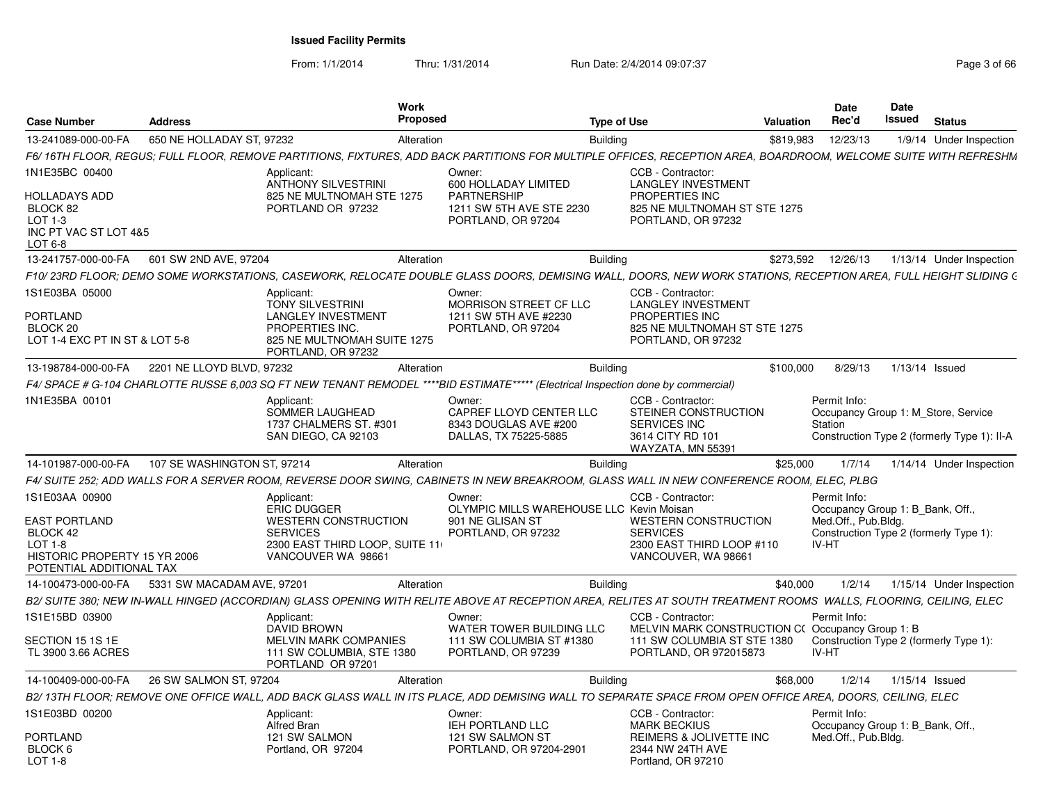# Issued Facility Permits

From: 1/1/2014 Thru: 1/31/2014 Run Date: 2/4/2014 09:07:37

| Case Number | Address | Work Proposed | Type of Use | Valuation | Date Rec'd | Date Issued | Status |
|---|---|---|---|---|---|---|---|
| 13-241089-000-00-FA | 650 NE HOLLADAY ST, 97232 | Alteration | Building | $819,983 | 12/23/13 | 1/9/14 | Under Inspection |

F6/ 16TH FLOOR, REGUS; FULL FLOOR, REMOVE PARTITIONS, FIXTURES, ADD BACK PARTITIONS FOR MULTIPLE OFFICES, RECEPTION AREA, BOARDROOM, WELCOME SUITE WITH REFRESHM

1N1E35BC 00400

HOLLADAYS ADD
BLOCK 82
LOT 1-3
INC PT VAC ST LOT 4&5
LOT 6-8

Applicant:
ANTHONY SILVESTRINI
825 NE MULTNOMAH STE 1275
PORTLAND OR 97232

Owner:
600 HOLLADAY LIMITED PARTNERSHIP
1211 SW 5TH AVE STE 2230
PORTLAND, OR 97204

CCB - Contractor:
LANGLEY INVESTMENT PROPERTIES INC
825 NE MULTNOMAH ST STE 1275
PORTLAND, OR 97232

---

| Case Number | Address | Work Proposed | Type of Use | Valuation | Date Rec'd | Date Issued | Status |
|---|---|---|---|---|---|---|---|
| 13-241757-000-00-FA | 601 SW 2ND AVE, 97204 | Alteration | Building | $273,592 | 12/26/13 | 1/13/14 | Under Inspection |

F10/ 23RD FLOOR; DEMO SOME WORKSTATIONS, CASEWORK, RELOCATE DOUBLE GLASS DOORS, DEMISING WALL, DOORS, NEW WORK STATIONS, RECEPTION AREA, FULL HEIGHT SLIDING G

1S1E03BA 05000

PORTLAND
BLOCK 20
LOT 1-4 EXC PT IN ST & LOT 5-8

Applicant:
TONY SILVESTRINI
LANGLEY INVESTMENT PROPERTIES INC.
825 NE MULTNOMAH SUITE 1275
PORTLAND, OR 97232

Owner:
MORRISON STREET CF LLC
1211 SW 5TH AVE #2230
PORTLAND, OR 97204

CCB - Contractor:
LANGLEY INVESTMENT PROPERTIES INC
825 NE MULTNOMAH ST STE 1275
PORTLAND, OR 97232

---

| Case Number | Address | Work Proposed | Type of Use | Valuation | Date Rec'd | Date Issued | Status |
|---|---|---|---|---|---|---|---|
| 13-198784-000-00-FA | 2201 NE LLOYD BLVD, 97232 | Alteration | Building | $100,000 | 8/29/13 | 1/13/14 | Issued |

F4/ SPACE # G-104 CHARLOTTE RUSSE 6,003 SQ FT NEW TENANT REMODEL ****BID ESTIMATE***** (Electrical Inspection done by commercial)

1N1E35BA 00101

Applicant:
SOMMER LAUGHEAD
1737 CHALMERS ST. #301
SAN DIEGO, CA 92103

Owner:
CAPREF LLOYD CENTER LLC
8343 DOUGLAS AVE #200
DALLAS, TX 75225-5885

CCB - Contractor:
STEINER CONSTRUCTION SERVICES INC
3614 CITY RD 101
WAYZATA, MN 55391

Permit Info:
Occupancy Group 1: M_Store, Service Station
Construction Type 2 (formerly Type 1): II-A

---

| Case Number | Address | Work Proposed | Type of Use | Valuation | Date Rec'd | Date Issued | Status |
|---|---|---|---|---|---|---|---|
| 14-101987-000-00-FA | 107 SE WASHINGTON ST, 97214 | Alteration | Building | $25,000 | 1/7/14 | 1/14/14 | Under Inspection |

F4/ SUITE 252; ADD WALLS FOR A SERVER ROOM, REVERSE DOOR SWING, CABINETS IN NEW BREAKROOM, GLASS WALL IN NEW CONFERENCE ROOM, ELEC, PLBG

1S1E03AA 00900

EAST PORTLAND
BLOCK 42
LOT 1-8
HISTORIC PROPERTY 15 YR 2006
POTENTIAL ADDITIONAL TAX

Applicant:
ERIC DUGGER
WESTERN CONSTRUCTION SERVICES
2300 EAST THIRD LOOP, SUITE 11
VANCOUVER WA 98661

Owner:
OLYMPIC MILLS WAREHOUSE LLC
901 NE GLISAN ST
PORTLAND, OR 97232

CCB - Contractor:
Kevin Moisan
WESTERN CONSTRUCTION SERVICES
2300 EAST THIRD LOOP #110
VANCOUVER, WA 98661

Permit Info:
Occupancy Group 1: B_Bank, Off., Med.Off., Pub.Bldg.
Construction Type 2 (formerly Type 1): IV-HT

---

| Case Number | Address | Work Proposed | Type of Use | Valuation | Date Rec'd | Date Issued | Status |
|---|---|---|---|---|---|---|---|
| 14-100473-000-00-FA | 5331 SW MACADAM AVE, 97201 | Alteration | Building | $40,000 | 1/2/14 | 1/15/14 | Under Inspection |

B2/ SUITE 380; NEW IN-WALL HINGED (ACCORDIAN) GLASS OPENING WITH RELITE ABOVE AT RECEPTION AREA, RELITES AT SOUTH TREATMENT ROOMS WALLS, FLOORING, CEILING, ELEC

1S1E15BD 03900

SECTION 15 1S 1E
TL 3900 3.66 ACRES

Applicant:
DAVID BROWN
MELVIN MARK COMPANIES
111 SW COLUMBIA, STE 1380
PORTLAND OR 97201

Owner:
WATER TOWER BUILDING LLC
111 SW COLUMBIA ST #1380
PORTLAND, OR 97239

CCB - Contractor:
MELVIN MARK CONSTRUCTION CO
111 SW COLUMBIA ST STE 1380
PORTLAND, OR 972015873

Permit Info:
Occupancy Group 1: B
Construction Type 2 (formerly Type 1): IV-HT

---

| Case Number | Address | Work Proposed | Type of Use | Valuation | Date Rec'd | Date Issued | Status |
|---|---|---|---|---|---|---|---|
| 14-100409-000-00-FA | 26 SW SALMON ST, 97204 | Alteration | Building | $68,000 | 1/2/14 | 1/15/14 | Issued |

B2/ 13TH FLOOR; REMOVE ONE OFFICE WALL, ADD BACK GLASS WALL IN ITS PLACE, ADD DEMISING WALL TO SEPARATE SPACE FROM OPEN OFFICE AREA, DOORS, CEILING, ELEC

1S1E03BD 00200

PORTLAND
BLOCK 6
LOT 1-8

Applicant:
Alfred Bran
121 SW SALMON
Portland, OR 97204

Owner:
IEH PORTLAND LLC
121 SW SALMON ST
PORTLAND, OR 97204-2901

CCB - Contractor:
MARK BECKIUS
REIMERS & JOLIVETTE INC
2344 NW 24TH AVE
Portland, OR 97210

Permit Info:
Occupancy Group 1: B_Bank, Off., Med.Off., Pub.Bldg.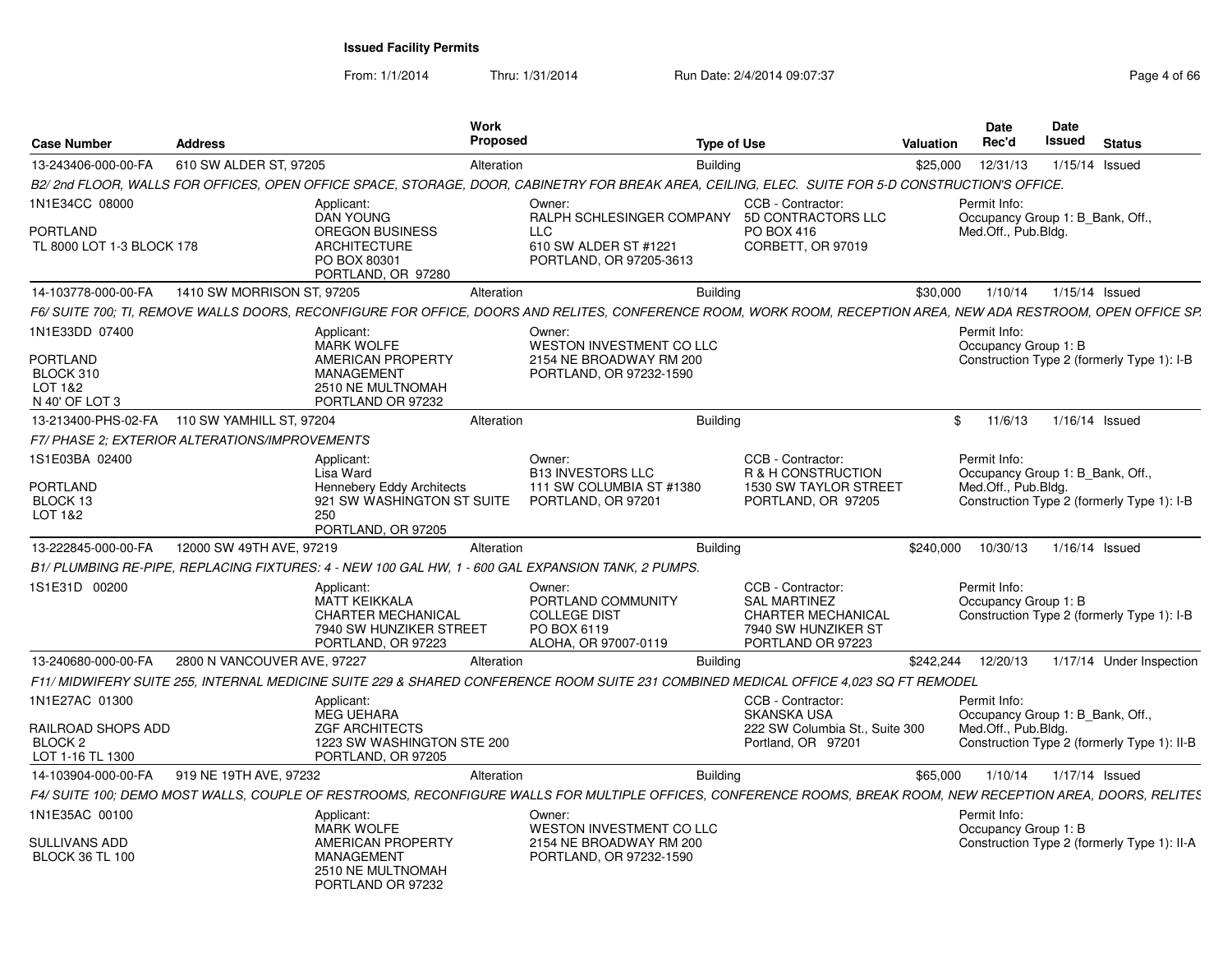**Issued Facility Permits**

From: 1/1/2014 Thru: 1/31/2014 Run Date: 2/4/2014 09:07:37

| Case Number | Address | Work Proposed | Type of Use | Valuation | Date Rec'd | Date Issued | Status |
|---|---|---|---|---|---|---|---|
| 13-243406-000-00-FA | 610 SW ALDER ST, 97205 | Alteration | Building | $25,000 | 12/31/13 | 1/15/14 | Issued |

*B2/ 2nd FLOOR, WALLS FOR OFFICES, OPEN OFFICE SPACE, STORAGE, DOOR, CABINETRY FOR BREAK AREA, CEILING, ELEC. SUITE FOR 5-D CONSTRUCTION'S OFFICE.*

1N1E34CC 08000
PORTLAND
TL 8000 LOT 1-3 BLOCK 178

Applicant: DAN YOUNG, OREGON BUSINESS ARCHITECTURE, PO BOX 80301, PORTLAND, OR 97280

Owner: RALPH SCHLESINGER COMPANY LLC, 610 SW ALDER ST #1221, PORTLAND, OR 97205-3613

CCB - Contractor: 5D CONTRACTORS LLC, PO BOX 416, CORBETT, OR 97019

Permit Info: Occupancy Group 1: B_Bank, Off., Med.Off., Pub.Bldg.

| Case Number | Address | Work Proposed | Type of Use | Valuation | Date Rec'd | Date Issued | Status |
|---|---|---|---|---|---|---|---|
| 14-103778-000-00-FA | 1410 SW MORRISON ST, 97205 | Alteration | Building | $30,000 | 1/10/14 | 1/15/14 | Issued |

*F6/ SUITE 700; TI, REMOVE WALLS DOORS, RECONFIGURE FOR OFFICE, DOORS AND RELITES, CONFERENCE ROOM, WORK ROOM, RECEPTION AREA, NEW ADA RESTROOM, OPEN OFFICE SP.*

1N1E33DD 07400
PORTLAND
BLOCK 310
LOT 1&2
N 40' OF LOT 3

Applicant: MARK WOLFE, AMERICAN PROPERTY MANAGEMENT, 2510 NE MULTNOMAH, PORTLAND OR 97232

Owner: WESTON INVESTMENT CO LLC, 2154 NE BROADWAY RM 200, PORTLAND, OR 97232-1590

Permit Info: Occupancy Group 1: B; Construction Type 2 (formerly Type 1): I-B

| Case Number | Address | Work Proposed | Type of Use | Valuation | Date Rec'd | Date Issued | Status |
|---|---|---|---|---|---|---|---|
| 13-213400-PHS-02-FA | 110 SW YAMHILL ST, 97204 | Alteration | Building | $ | 11/6/13 | 1/16/14 | Issued |

*F7/ PHASE 2; EXTERIOR ALTERATIONS/IMPROVEMENTS*

1S1E03BA 02400
PORTLAND
BLOCK 13
LOT 1&2

Applicant: Lisa Ward, Hennebery Eddy Architects, 921 SW WASHINGTON ST SUITE 250, PORTLAND, OR 97205

Owner: B13 INVESTORS LLC, 111 SW COLUMBIA ST #1380, PORTLAND, OR 97201

CCB - Contractor: R & H CONSTRUCTION, 1530 SW TAYLOR STREET, PORTLAND, OR 97205

Permit Info: Occupancy Group 1: B_Bank, Off., Med.Off., Pub.Bldg.; Construction Type 2 (formerly Type 1): I-B

| Case Number | Address | Work Proposed | Type of Use | Valuation | Date Rec'd | Date Issued | Status |
|---|---|---|---|---|---|---|---|
| 13-222845-000-00-FA | 12000 SW 49TH AVE, 97219 | Alteration | Building | $240,000 | 10/30/13 | 1/16/14 | Issued |

*B1/ PLUMBING RE-PIPE, REPLACING FIXTURES: 4 - NEW 100 GAL HW, 1 - 600 GAL EXPANSION TANK, 2 PUMPS.*

1S1E31D 00200

Applicant: MATT KEIKKALA, CHARTER MECHANICAL, 7940 SW HUNZIKER STREET, PORTLAND, OR 97223

Owner: PORTLAND COMMUNITY COLLEGE DIST, PO BOX 6119, ALOHA, OR 97007-0119

CCB - Contractor: SAL MARTINEZ, CHARTER MECHANICAL, 7940 SW HUNZIKER ST, PORTLAND OR 97223

Permit Info: Occupancy Group 1: B; Construction Type 2 (formerly Type 1): I-B

| Case Number | Address | Work Proposed | Type of Use | Valuation | Date Rec'd | Date Issued | Status |
|---|---|---|---|---|---|---|---|
| 13-240680-000-00-FA | 2800 N VANCOUVER AVE, 97227 | Alteration | Building | $242,244 | 12/20/13 | 1/17/14 | Under Inspection |

*F11/ MIDWIFERY SUITE 255, INTERNAL MEDICINE SUITE 229 & SHARED CONFERENCE ROOM SUITE 231 COMBINED MEDICAL OFFICE 4,023 SQ FT REMODEL*

1N1E27AC 01300
RAILROAD SHOPS ADD
BLOCK 2
LOT 1-16 TL 1300

Applicant: MEG UEHARA, ZGF ARCHITECTS, 1223 SW WASHINGTON STE 200, PORTLAND, OR 97205

CCB - Contractor: SKANSKA USA, 222 SW Columbia St., Suite 300, Portland, OR 97201

Permit Info: Occupancy Group 1: B_Bank, Off., Med.Off., Pub.Bldg.; Construction Type 2 (formerly Type 1): II-B

| Case Number | Address | Work Proposed | Type of Use | Valuation | Date Rec'd | Date Issued | Status |
|---|---|---|---|---|---|---|---|
| 14-103904-000-00-FA | 919 NE 19TH AVE, 97232 | Alteration | Building | $65,000 | 1/10/14 | 1/17/14 | Issued |

*F4/ SUITE 100; DEMO MOST WALLS, COUPLE OF RESTROOMS, RECONFIGURE WALLS FOR MULTIPLE OFFICES, CONFERENCE ROOMS, BREAK ROOM, NEW RECEPTION AREA, DOORS, RELITES*

1N1E35AC 00100
SULLIVANS ADD
BLOCK 36 TL 100

Applicant: MARK WOLFE, AMERICAN PROPERTY MANAGEMENT, 2510 NE MULTNOMAH, PORTLAND OR 97232

Owner: WESTON INVESTMENT CO LLC, 2154 NE BROADWAY RM 200, PORTLAND, OR 97232-1590

Permit Info: Occupancy Group 1: B; Construction Type 2 (formerly Type 1): II-A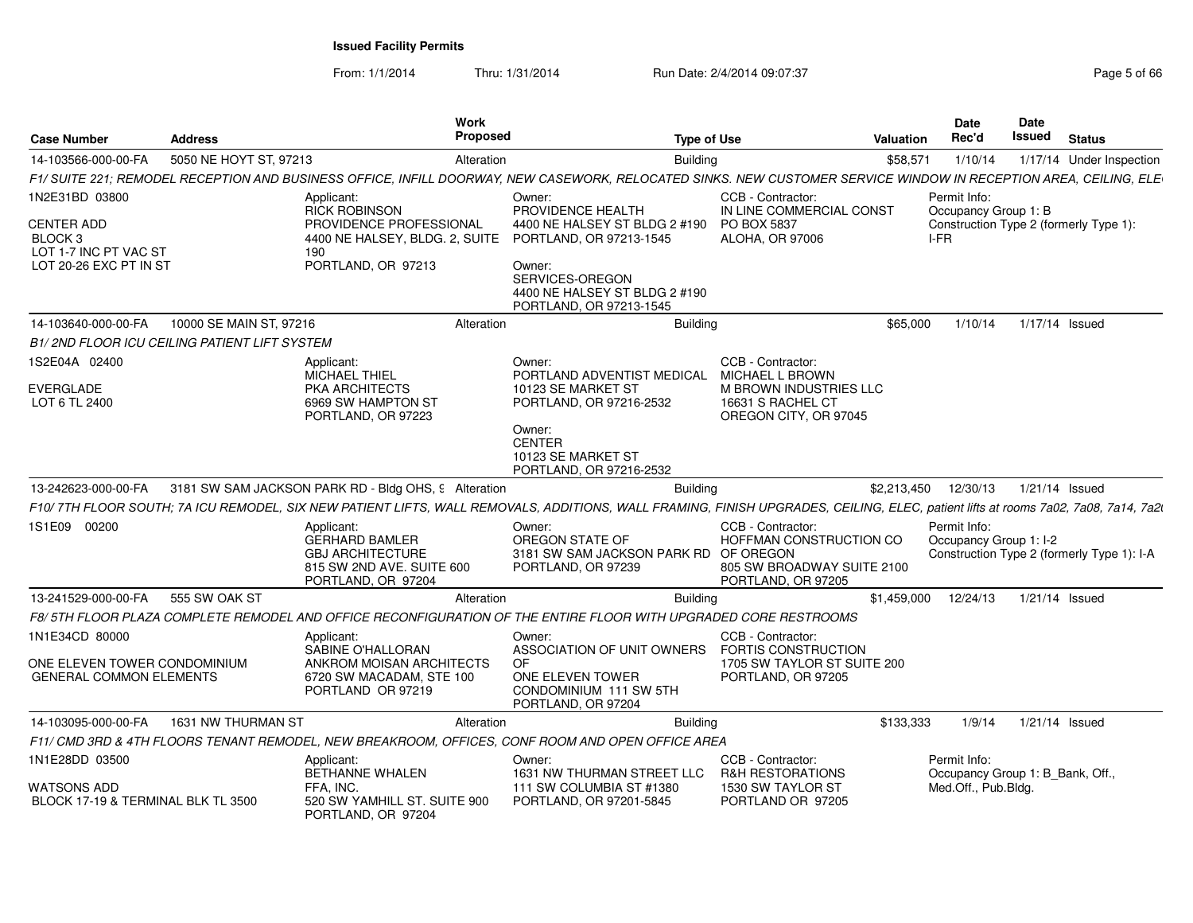**Issued Facility Permits**

From: 1/1/2014 Thru: 1/31/2014 Run Date: 2/4/2014 09:07:37

| Case Number | Address | Work Proposed | Type of Use | Valuation | Date Rec'd | Date Issued | Status |
|---|---|---|---|---|---|---|---|
| 14-103566-000-00-FA | 5050 NE HOYT ST, 97213 | Alteration | Building | $58,571 | 1/10/14 | 1/17/14 | Under Inspection |

F1/ SUITE 221; REMODEL RECEPTION AND BUSINESS OFFICE, INFILL DOORWAY, NEW CASEWORK, RELOCATED SINKS. NEW CUSTOMER SERVICE WINDOW IN RECEPTION AREA, CEILING, ELE

1N2E31BD 03800
CENTER ADD
BLOCK 3
LOT 1-7 INC PT VAC ST
LOT 20-26 EXC PT IN ST

Applicant:
RICK ROBINSON
PROVIDENCE PROFESSIONAL
4400 NE HALSEY, BLDG. 2, SUITE 190
PORTLAND, OR 97213

Owner:
PROVIDENCE HEALTH
4400 NE HALSEY ST BLDG 2 #190
PORTLAND, OR 97213-1545

Owner:
SERVICES-OREGON
4400 NE HALSEY ST BLDG 2 #190
PORTLAND, OR 97213-1545

CCB - Contractor:
IN LINE COMMERCIAL CONST
PO BOX 5837
ALOHA, OR 97006

Permit Info:
Occupancy Group 1: B
Construction Type 2 (formerly Type 1): I-FR

| Case Number | Address | Work Proposed | Type of Use | Valuation | Date Rec'd | Date Issued | Status |
|---|---|---|---|---|---|---|---|
| 14-103640-000-00-FA | 10000 SE MAIN ST, 97216 | Alteration | Building | $65,000 | 1/10/14 | 1/17/14 | Issued |

B1/ 2ND FLOOR ICU CEILING PATIENT LIFT SYSTEM

1S2E04A 02400
EVERGLADE
LOT 6 TL 2400

Applicant:
MICHAEL THIEL
PKA ARCHITECTS
6969 SW HAMPTON ST
PORTLAND, OR 97223

Owner:
PORTLAND ADVENTIST MEDICAL
10123 SE MARKET ST
PORTLAND, OR 97216-2532

Owner:
CENTER
10123 SE MARKET ST
PORTLAND, OR 97216-2532

CCB - Contractor:
MICHAEL L BROWN
M BROWN INDUSTRIES LLC
16631 S RACHEL CT
OREGON CITY, OR 97045

| Case Number | Address | Work Proposed | Type of Use | Valuation | Date Rec'd | Date Issued | Status |
|---|---|---|---|---|---|---|---|
| 13-242623-000-00-FA | 3181 SW SAM JACKSON PARK RD - Bldg OHS, 9 | Alteration | Building | $2,213,450 | 12/30/13 | 1/21/14 | Issued |

F10/ 7TH FLOOR SOUTH; 7A ICU REMODEL, SIX NEW PATIENT LIFTS, WALL REMOVALS, ADDITIONS, WALL FRAMING, FINISH UPGRADES, CEILING, ELEC, patient lifts at rooms 7a02, 7a08, 7a14, 7a2

1S1E09 00200

Applicant:
GERHARD BAMLER
GBJ ARCHITECTURE
815 SW 2ND AVE. SUITE 600
PORTLAND, OR 97204

Owner:
OREGON STATE OF
3181 SW SAM JACKSON PARK RD
PORTLAND, OR 97239

CCB - Contractor:
HOFFMAN CONSTRUCTION CO OF OREGON
805 SW BROADWAY SUITE 2100
PORTLAND, OR 97205

Permit Info:
Occupancy Group 1: I-2
Construction Type 2 (formerly Type 1): I-A

| Case Number | Address | Work Proposed | Type of Use | Valuation | Date Rec'd | Date Issued | Status |
|---|---|---|---|---|---|---|---|
| 13-241529-000-00-FA | 555 SW OAK ST | Alteration | Building | $1,459,000 | 12/24/13 | 1/21/14 | Issued |

F8/ 5TH FLOOR PLAZA COMPLETE REMODEL AND OFFICE RECONFIGURATION OF THE ENTIRE FLOOR WITH UPGRADED CORE RESTROOMS

1N1E34CD 80000
ONE ELEVEN TOWER CONDOMINIUM
GENERAL COMMON ELEMENTS

Applicant:
SABINE O'HALLORAN
ANKROM MOISAN ARCHITECTS
6720 SW MACADAM, STE 100
PORTLAND OR 97219

Owner:
ASSOCIATION OF UNIT OWNERS OF
ONE ELEVEN TOWER
CONDOMINIUM 111 SW 5TH
PORTLAND, OR 97204

CCB - Contractor:
FORTIS CONSTRUCTION
1705 SW TAYLOR ST SUITE 200
PORTLAND, OR 97205

| Case Number | Address | Work Proposed | Type of Use | Valuation | Date Rec'd | Date Issued | Status |
|---|---|---|---|---|---|---|---|
| 14-103095-000-00-FA | 1631 NW THURMAN ST | Alteration | Building | $133,333 | 1/9/14 | 1/21/14 | Issued |

F11/ CMD 3RD & 4TH FLOORS TENANT REMODEL, NEW BREAKROOM, OFFICES, CONF ROOM AND OPEN OFFICE AREA

1N1E28DD 03500
WATSONS ADD
BLOCK 17-19 & TERMINAL BLK TL 3500

Applicant:
BETHANNE WHALEN
FFA, INC.
520 SW YAMHILL ST. SUITE 900
PORTLAND, OR 97204

Owner:
1631 NW THURMAN STREET LLC
111 SW COLUMBIA ST #1380
PORTLAND, OR 97201-5845

CCB - Contractor:
R&H RESTORATIONS
1530 SW TAYLOR ST
PORTLAND OR 97205

Permit Info:
Occupancy Group 1: B_Bank, Off., Med.Off., Pub.Bldg.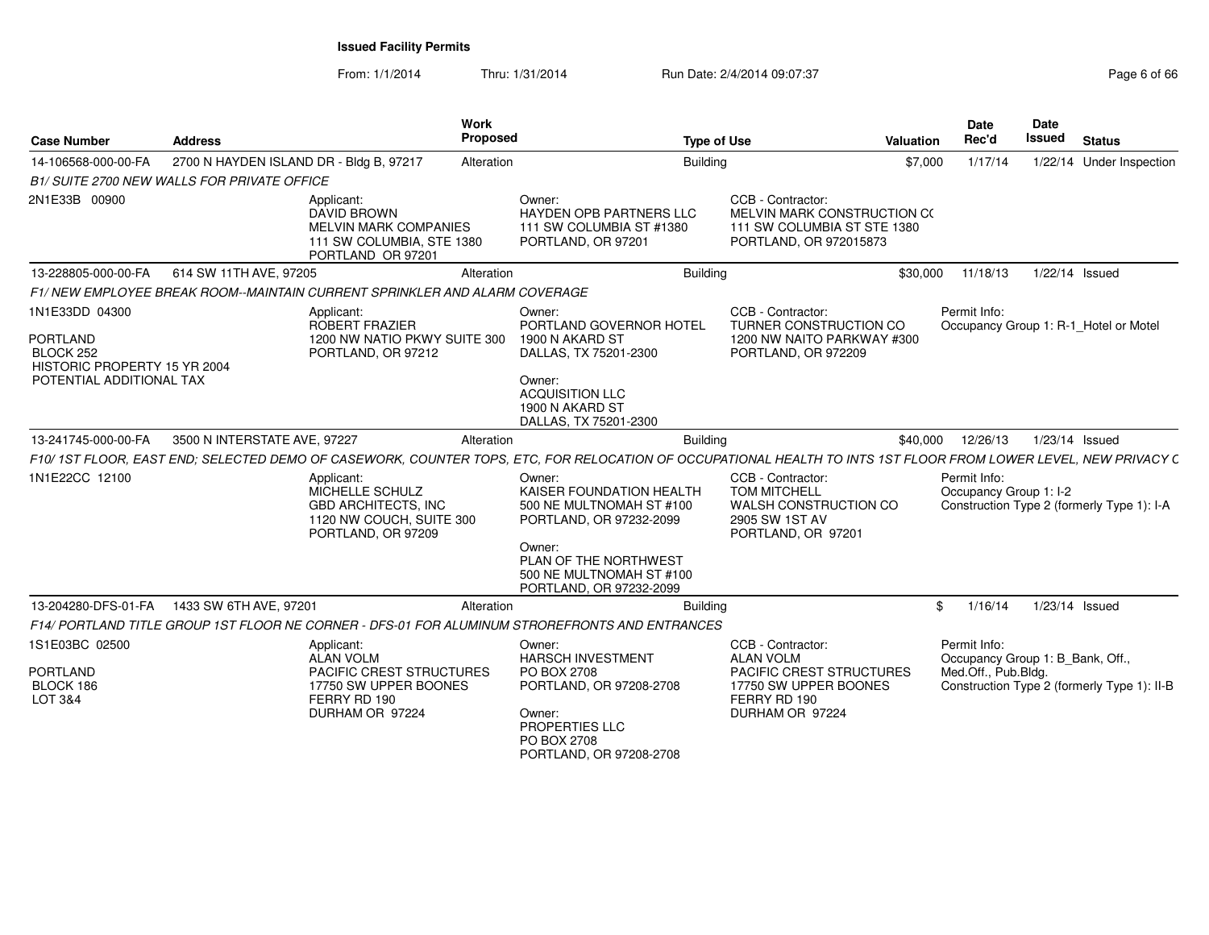**Issued Facility Permits**

From: 1/1/2014 Thru: 1/31/2014 Run Date: 2/4/2014 09:07:37

| Case Number | Address | Work Proposed | Type of Use | Valuation | Date Rec'd | Date Issued | Status |
|---|---|---|---|---|---|---|---|
| 14-106568-000-00-FA | 2700 N HAYDEN ISLAND DR - Bldg B, 97217 | Alteration | Building | $7,000 | 1/17/14 | 1/22/14 | Under Inspection |

*B1/ SUITE 2700 NEW WALLS FOR PRIVATE OFFICE*

2N1E33B 00900

Applicant:
DAVID BROWN
MELVIN MARK COMPANIES
111 SW COLUMBIA, STE 1380
PORTLAND OR 97201

Owner:
HAYDEN OPB PARTNERS LLC
111 SW COLUMBIA ST #1380
PORTLAND, OR 97201

CCB - Contractor:
MELVIN MARK CONSTRUCTION C(
111 SW COLUMBIA ST STE 1380
PORTLAND, OR 972015873

---

| Case Number | Address | Work Proposed | Type of Use | Valuation | Date Rec'd | Date Issued | Status |
|---|---|---|---|---|---|---|---|
| 13-228805-000-00-FA | 614 SW 11TH AVE, 97205 | Alteration | Building | $30,000 | 11/18/13 | 1/22/14 | Issued |

*F1/ NEW EMPLOYEE BREAK ROOM--MAINTAIN CURRENT SPRINKLER AND ALARM COVERAGE*

1N1E33DD 04300

PORTLAND
BLOCK 252
HISTORIC PROPERTY 15 YR 2004
POTENTIAL ADDITIONAL TAX

Applicant:
ROBERT FRAZIER
1200 NW NATIO PKWY SUITE 300
PORTLAND, OR 97212

Owner:
PORTLAND GOVERNOR HOTEL
1900 N AKARD ST
DALLAS, TX 75201-2300

Owner:
ACQUISITION LLC
1900 N AKARD ST
DALLAS, TX 75201-2300

CCB - Contractor:
TURNER CONSTRUCTION CO
1200 NW NAITO PARKWAY #300
PORTLAND, OR 972209

Permit Info:
Occupancy Group 1: R-1_Hotel or Motel

---

| Case Number | Address | Work Proposed | Type of Use | Valuation | Date Rec'd | Date Issued | Status |
|---|---|---|---|---|---|---|---|
| 13-241745-000-00-FA | 3500 N INTERSTATE AVE, 97227 | Alteration | Building | $40,000 | 12/26/13 | 1/23/14 | Issued |

*F10/ 1ST FLOOR, EAST END; SELECTED DEMO OF CASEWORK, COUNTER TOPS, ETC, FOR RELOCATION OF OCCUPATIONAL HEALTH TO INTS 1ST FLOOR FROM LOWER LEVEL, NEW PRIVACY C*

1N1E22CC 12100

Applicant:
MICHELLE SCHULZ
GBD ARCHITECTS, INC
1120 NW COUCH, SUITE 300
PORTLAND, OR 97209

Owner:
KAISER FOUNDATION HEALTH
500 NE MULTNOMAH ST #100
PORTLAND, OR 97232-2099

Owner:
PLAN OF THE NORTHWEST
500 NE MULTNOMAH ST #100
PORTLAND, OR 97232-2099

CCB - Contractor:
TOM MITCHELL
WALSH CONSTRUCTION CO
2905 SW 1ST AV
PORTLAND, OR 97201

Permit Info:
Occupancy Group 1: I-2
Construction Type 2 (formerly Type 1): I-A

---

| Case Number | Address | Work Proposed | Type of Use | Valuation | Date Rec'd | Date Issued | Status |
|---|---|---|---|---|---|---|---|
| 13-204280-DFS-01-FA | 1433 SW 6TH AVE, 97201 | Alteration | Building | $ | 1/16/14 | 1/23/14 | Issued |

*F14/ PORTLAND TITLE GROUP 1ST FLOOR NE CORNER - DFS-01 FOR ALUMINUM STOREFRONTS AND ENTRANCES*

1S1E03BC 02500

PORTLAND
BLOCK 186
LOT 3&4

Applicant:
ALAN VOLM
PACIFIC CREST STRUCTURES
17750 SW UPPER BOONES
FERRY RD 190
DURHAM OR 97224

Owner:
HARSCH INVESTMENT
PO BOX 2708
PORTLAND, OR 97208-2708

Owner:
PROPERTIES LLC
PO BOX 2708
PORTLAND, OR 97208-2708

CCB - Contractor:
ALAN VOLM
PACIFIC CREST STRUCTURES
17750 SW UPPER BOONES
FERRY RD 190
DURHAM OR 97224

Permit Info:
Occupancy Group 1: B_Bank, Off., Med.Off., Pub.Bldg.
Construction Type 2 (formerly Type 1): II-B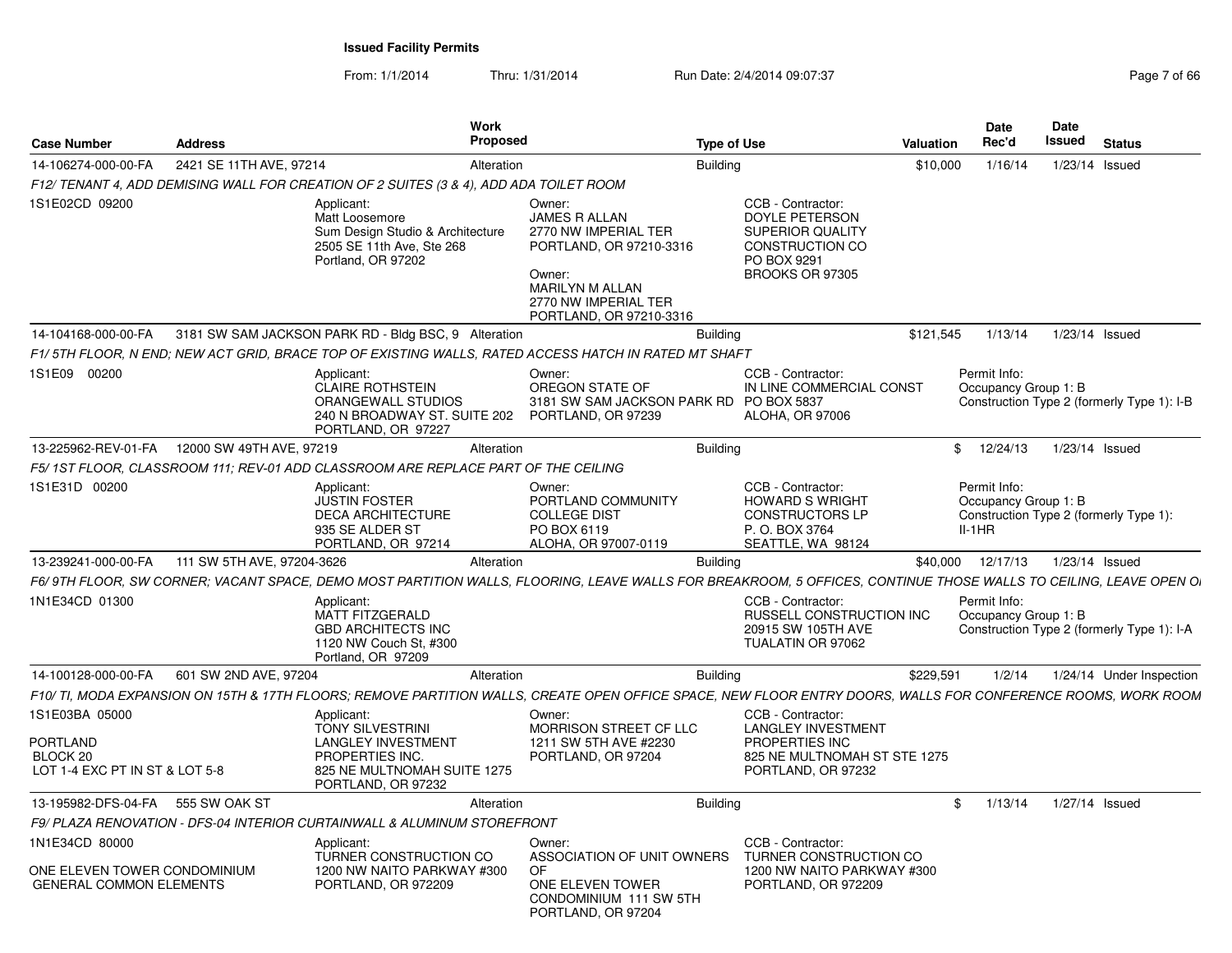**Issued Facility Permits**

From: 1/1/2014 Thru: 1/31/2014 Run Date: 2/4/2014 09:07:37

| Case Number | Address | Work Proposed | Type of Use | Valuation | Date Rec'd | Date Issued | Status |
|---|---|---|---|---|---|---|---|
| 14-106274-000-00-FA | 2421 SE 11TH AVE, 97214 | Alteration | Building | $10,000 | 1/16/14 | 1/23/14 | Issued |

*F12/ TENANT 4, ADD DEMISING WALL FOR CREATION OF 2 SUITES (3 & 4), ADD ADA TOILET ROOM*

1S1E02CD 09200

Applicant: Matt Loosemore, Sum Design Studio & Architecture, 2505 SE 11th Ave, Ste 268, Portland, OR 97202

Owner: JAMES R ALLAN, 2770 NW IMPERIAL TER, PORTLAND, OR 97210-3316

Owner: MARILYN M ALLAN, 2770 NW IMPERIAL TER, PORTLAND, OR 97210-3316

CCB - Contractor: DOYLE PETERSON, SUPERIOR QUALITY CONSTRUCTION CO, PO BOX 9291, BROOKS OR 97305

---

| Case Number | Address | Work Proposed | Type of Use | Valuation | Date Rec'd | Date Issued | Status |
|---|---|---|---|---|---|---|---|
| 14-104168-000-00-FA | 3181 SW SAM JACKSON PARK RD - Bldg BSC, 9 | Alteration | Building | $121,545 | 1/13/14 | 1/23/14 | Issued |

*F1/ 5TH FLOOR, N END; NEW ACT GRID, BRACE TOP OF EXISTING WALLS, RATED ACCESS HATCH IN RATED MT SHAFT*

1S1E09 00200

Applicant: CLAIRE ROTHSTEIN, ORANGEWALL STUDIOS, 240 N BROADWAY ST. SUITE 202, PORTLAND, OR 97227

Owner: OREGON STATE OF, 3181 SW SAM JACKSON PARK RD, PORTLAND, OR 97239

CCB - Contractor: IN LINE COMMERCIAL CONST, PO BOX 5837, ALOHA, OR 97006

Permit Info: Occupancy Group 1: B; Construction Type 2 (formerly Type 1): I-B

---

| Case Number | Address | Work Proposed | Type of Use | Valuation | Date Rec'd | Date Issued | Status |
|---|---|---|---|---|---|---|---|
| 13-225962-REV-01-FA | 12000 SW 49TH AVE, 97219 | Alteration | Building | $ | 12/24/13 | 1/23/14 | Issued |

*F5/ 1ST FLOOR, CLASSROOM 111; REV-01 ADD CLASSROOM ARE REPLACE PART OF THE CEILING*

1S1E31D 00200

Applicant: JUSTIN FOSTER, DECA ARCHITECTURE, 935 SE ALDER ST, PORTLAND, OR 97214

Owner: PORTLAND COMMUNITY COLLEGE DIST, PO BOX 6119, ALOHA, OR 97007-0119

CCB - Contractor: HOWARD S WRIGHT CONSTRUCTORS LP, P. O. BOX 3764, SEATTLE, WA 98124

Permit Info: Occupancy Group 1: B; Construction Type 2 (formerly Type 1): II-1HR

---

| Case Number | Address | Work Proposed | Type of Use | Valuation | Date Rec'd | Date Issued | Status |
|---|---|---|---|---|---|---|---|
| 13-239241-000-00-FA | 111 SW 5TH AVE, 97204-3626 | Alteration | Building | $40,000 | 12/17/13 | 1/23/14 | Issued |

*F6/ 9TH FLOOR, SW CORNER; VACANT SPACE, DEMO MOST PARTITION WALLS, FLOORING, LEAVE WALLS FOR BREAKROOM, 5 OFFICES, CONTINUE THOSE WALLS TO CEILING, LEAVE OPEN O*

1N1E34CD 01300

Applicant: MATT FITZGERALD, GBD ARCHITECTS INC, 1120 NW Couch St, #300, Portland, OR 97209

CCB - Contractor: RUSSELL CONSTRUCTION INC, 20915 SW 105TH AVE, TUALATIN OR 97062

Permit Info: Occupancy Group 1: B; Construction Type 2 (formerly Type 1): I-A

---

| Case Number | Address | Work Proposed | Type of Use | Valuation | Date Rec'd | Date Issued | Status |
|---|---|---|---|---|---|---|---|
| 14-100128-000-00-FA | 601 SW 2ND AVE, 97204 | Alteration | Building | $229,591 | 1/2/14 | 1/24/14 | Under Inspection |

*F10/ TI, MODA EXPANSION ON 15TH & 17TH FLOORS; REMOVE PARTITION WALLS, CREATE OPEN OFFICE SPACE, NEW FLOOR ENTRY DOORS, WALLS FOR CONFERENCE ROOMS, WORK ROOM*

1S1E03BA 05000

PORTLAND
BLOCK 20
LOT 1-4 EXC PT IN ST & LOT 5-8

Applicant: TONY SILVESTRINI, LANGLEY INVESTMENT PROPERTIES INC., 825 NE MULTNOMAH SUITE 1275, PORTLAND, OR 97232

Owner: MORRISON STREET CF LLC, 1211 SW 5TH AVE #2230, PORTLAND, OR 97204

CCB - Contractor: LANGLEY INVESTMENT PROPERTIES INC, 825 NE MULTNOMAH ST STE 1275, PORTLAND, OR 97232

---

| Case Number | Address | Work Proposed | Type of Use | Valuation | Date Rec'd | Date Issued | Status |
|---|---|---|---|---|---|---|---|
| 13-195982-DFS-04-FA | 555 SW OAK ST | Alteration | Building | $ | 1/13/14 | 1/27/14 | Issued |

*F9/ PLAZA RENOVATION - DFS-04 INTERIOR CURTAINWALL & ALUMINUM STOREFRONT*

1N1E34CD 80000

ONE ELEVEN TOWER CONDOMINIUM
GENERAL COMMON ELEMENTS

Applicant: TURNER CONSTRUCTION CO, 1200 NW NAITO PARKWAY #300, PORTLAND, OR 972209

Owner: ASSOCIATION OF UNIT OWNERS OF ONE ELEVEN TOWER CONDOMINIUM 111 SW 5TH, PORTLAND, OR 97204

CCB - Contractor: TURNER CONSTRUCTION CO, 1200 NW NAITO PARKWAY #300, PORTLAND, OR 972209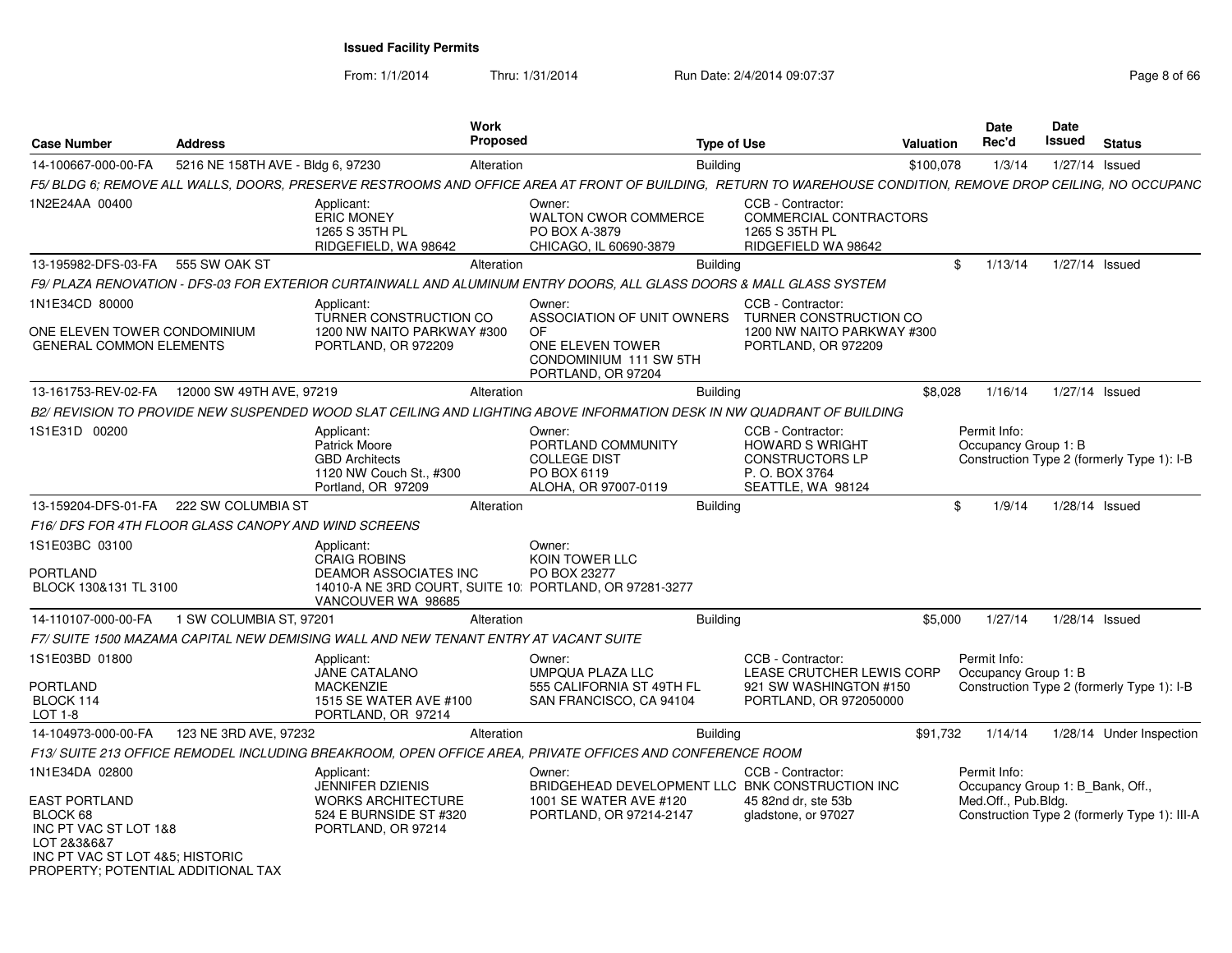**Issued Facility Permits**

From: 1/1/2014 Thru: 1/31/2014 Run Date: 2/4/2014 09:07:37

| Case Number | Address | Work Proposed | Type of Use | Valuation | Date Rec'd | Date Issued | Status |
|---|---|---|---|---|---|---|---|
| 14-100667-000-00-FA | 5216 NE 158TH AVE - Bldg 6, 97230 | Alteration | Building | $100,078 | 1/3/14 | 1/27/14 | Issued |

F5/ BLDG 6; REMOVE ALL WALLS, DOORS, PRESERVE RESTROOMS AND OFFICE AREA AT FRONT OF BUILDING, RETURN TO WAREHOUSE CONDITION, REMOVE DROP CEILING, NO OCCUPANC

1N2E24AA 00400

Applicant: ERIC MONEY, 1265 S 35TH PL, RIDGEFIELD, WA 98642
Owner: WALTON CWOR COMMERCE, PO BOX A-3879, CHICAGO, IL 60690-3879
CCB - Contractor: COMMERCIAL CONTRACTORS, 1265 S 35TH PL, RIDGEFIELD WA 98642

| Case Number | Address | Work Proposed | Type of Use | Valuation | Date Rec'd | Date Issued | Status |
|---|---|---|---|---|---|---|---|
| 13-195982-DFS-03-FA | 555 SW OAK ST | Alteration | Building | $ | 1/13/14 | 1/27/14 | Issued |

F9/ PLAZA RENOVATION - DFS-03 FOR EXTERIOR CURTAINWALL AND ALUMINUM ENTRY DOORS, ALL GLASS DOORS & MALL GLASS SYSTEM

1N1E34CD 80000

ONE ELEVEN TOWER CONDOMINIUM
GENERAL COMMON ELEMENTS

Applicant: TURNER CONSTRUCTION CO, 1200 NW NAITO PARKWAY #300, PORTLAND, OR 972209
Owner: ASSOCIATION OF UNIT OWNERS OF ONE ELEVEN TOWER CONDOMINIUM 111 SW 5TH, PORTLAND, OR 97204
CCB - Contractor: TURNER CONSTRUCTION CO, 1200 NW NAITO PARKWAY #300, PORTLAND, OR 972209

| Case Number | Address | Work Proposed | Type of Use | Valuation | Date Rec'd | Date Issued | Status |
|---|---|---|---|---|---|---|---|
| 13-161753-REV-02-FA | 12000 SW 49TH AVE, 97219 | Alteration | Building | $8,028 | 1/16/14 | 1/27/14 | Issued |

B2/ REVISION TO PROVIDE NEW SUSPENDED WOOD SLAT CEILING AND LIGHTING ABOVE INFORMATION DESK IN NW QUADRANT OF BUILDING

1S1E31D 00200

Applicant: Patrick Moore, GBD Architects, 1120 NW Couch St., #300, Portland, OR 97209
Owner: PORTLAND COMMUNITY COLLEGE DIST, PO BOX 6119, ALOHA, OR 97007-0119
CCB - Contractor: HOWARD S WRIGHT CONSTRUCTORS LP, P. O. BOX 3764, SEATTLE, WA 98124
Permit Info: Occupancy Group 1: B; Construction Type 2 (formerly Type 1): I-B

| Case Number | Address | Work Proposed | Type of Use | Valuation | Date Rec'd | Date Issued | Status |
|---|---|---|---|---|---|---|---|
| 13-159204-DFS-01-FA | 222 SW COLUMBIA ST | Alteration | Building | $ | 1/9/14 | 1/28/14 | Issued |

F16/ DFS FOR 4TH FLOOR GLASS CANOPY AND WIND SCREENS

1S1E03BC 03100

PORTLAND
BLOCK 130&131 TL 3100

Applicant: CRAIG ROBINS, DEAMOR ASSOCIATES INC, 14010-A NE 3RD COURT, SUITE 10; VANCOUVER WA 98685
Owner: KOIN TOWER LLC, PO BOX 23277, PORTLAND, OR 97281-3277

| Case Number | Address | Work Proposed | Type of Use | Valuation | Date Rec'd | Date Issued | Status |
|---|---|---|---|---|---|---|---|
| 14-110107-000-00-FA | 1 SW COLUMBIA ST, 97201 | Alteration | Building | $5,000 | 1/27/14 | 1/28/14 | Issued |

F7/ SUITE 1500 MAZAMA CAPITAL NEW DEMISING WALL AND NEW TENANT ENTRY AT VACANT SUITE

1S1E03BD 01800

PORTLAND
BLOCK 114
LOT 1-8

Applicant: JANE CATALANO, MACKENZIE, 1515 SE WATER AVE #100, PORTLAND, OR 97214
Owner: UMPQUA PLAZA LLC, 555 CALIFORNIA ST 49TH FL, SAN FRANCISCO, CA 94104
CCB - Contractor: LEASE CRUTCHER LEWIS CORP, 921 SW WASHINGTON #150, PORTLAND, OR 972050000
Permit Info: Occupancy Group 1: B; Construction Type 2 (formerly Type 1): I-B

| Case Number | Address | Work Proposed | Type of Use | Valuation | Date Rec'd | Date Issued | Status |
|---|---|---|---|---|---|---|---|
| 14-104973-000-00-FA | 123 NE 3RD AVE, 97232 | Alteration | Building | $91,732 | 1/14/14 | 1/28/14 | Under Inspection |

F13/ SUITE 213 OFFICE REMODEL INCLUDING BREAKROOM, OPEN OFFICE AREA, PRIVATE OFFICES AND CONFERENCE ROOM

1N1E34DA 02800

EAST PORTLAND
BLOCK 68
INC PT VAC ST LOT 1&8
LOT 2&3&6&7
INC PT VAC ST LOT 4&5; HISTORIC PROPERTY; POTENTIAL ADDITIONAL TAX

Applicant: JENNIFER DZIENIS, WORKS ARCHITECTURE, 524 E BURNSIDE ST #320, PORTLAND, OR 97214
Owner: BRIDGEHEAD DEVELOPMENT LLC, 1001 SE WATER AVE #120, PORTLAND, OR 97214-2147
CCB - Contractor: BNK CONSTRUCTION INC, 45 82nd dr, ste 53b, gladstone, or 97027
Permit Info: Occupancy Group 1: B_Bank, Off., Med.Off., Pub.Bldg.; Construction Type 2 (formerly Type 1): III-A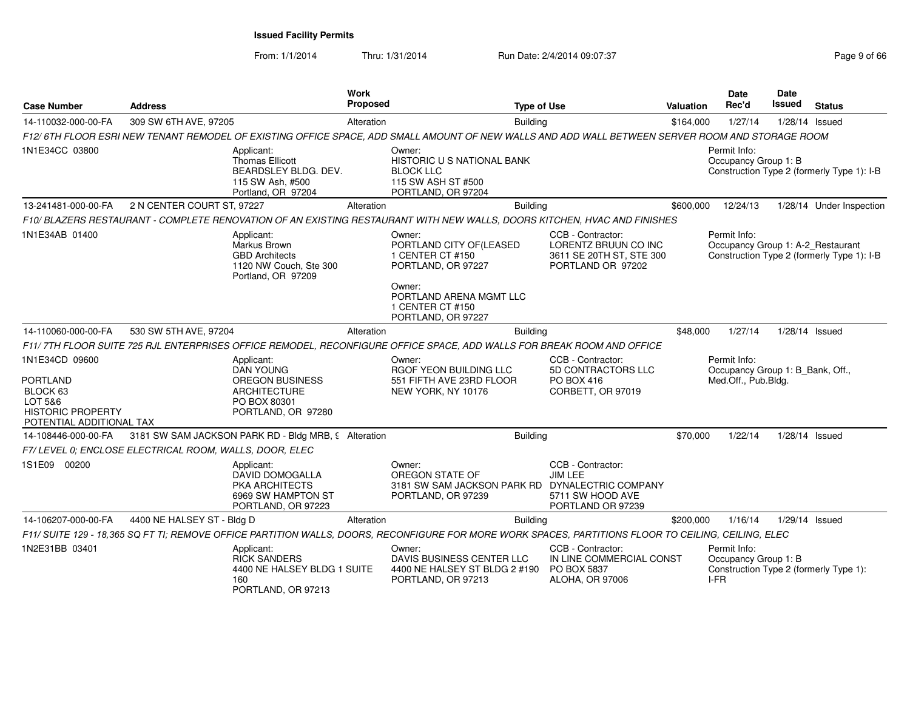**Issued Facility Permits**

From: 1/1/2014 Thru: 1/31/2014 Run Date: 2/4/2014 09:07:37

| Case Number | Address | Work Proposed | Type of Use | Valuation | Date Rec'd | Date Issued | Status |
|---|---|---|---|---|---|---|---|
| 14-110032-000-00-FA | 309 SW 6TH AVE, 97205 | Alteration | Building | $164,000 | 1/27/14 | 1/28/14 | Issued |

*F12/ 6TH FLOOR ESRI NEW TENANT REMODEL OF EXISTING OFFICE SPACE, ADD SMALL AMOUNT OF NEW WALLS AND ADD WALL BETWEEN SERVER ROOM AND STORAGE ROOM*

1N1E34CC 03800

Applicant: Thomas Ellicott, BEARDSLEY BLDG. DEV., 115 SW Ash, #500, Portland, OR 97204

Owner: HISTORIC U S NATIONAL BANK BLOCK LLC, 115 SW ASH ST #500, PORTLAND, OR 97204

Permit Info: Occupancy Group 1: B; Construction Type 2 (formerly Type 1): I-B

| Case Number | Address | Work Proposed | Type of Use | Valuation | Date Rec'd | Date Issued | Status |
|---|---|---|---|---|---|---|---|
| 13-241481-000-00-FA | 2 N CENTER COURT ST, 97227 | Alteration | Building | $600,000 | 12/24/13 | 1/28/14 | Under Inspection |

*F10/ BLAZERS RESTAURANT - COMPLETE RENOVATION OF AN EXISTING RESTAURANT WITH NEW WALLS, DOORS KITCHEN, HVAC AND FINISHES*

1N1E34AB 01400

Applicant: Markus Brown, GBD Architects, 1120 NW Couch, Ste 300, Portland, OR 97209

Owner: PORTLAND CITY OF(LEASED, 1 CENTER CT #150, PORTLAND, OR 97227

Owner: PORTLAND ARENA MGMT LLC, 1 CENTER CT #150, PORTLAND, OR 97227

CCB - Contractor: LORENTZ BRUUN CO INC, 3611 SE 20TH ST, STE 300, PORTLAND OR 97202

Permit Info: Occupancy Group 1: A-2_Restaurant; Construction Type 2 (formerly Type 1): I-B

| Case Number | Address | Work Proposed | Type of Use | Valuation | Date Rec'd | Date Issued | Status |
|---|---|---|---|---|---|---|---|
| 14-110060-000-00-FA | 530 SW 5TH AVE, 97204 | Alteration | Building | $48,000 | 1/27/14 | 1/28/14 | Issued |

*F11/ 7TH FLOOR SUITE 725 RJL ENTERPRISES OFFICE REMODEL, RECONFIGURE OFFICE SPACE, ADD WALLS FOR BREAK ROOM AND OFFICE*

1N1E34CD 09600
PORTLAND
BLOCK 63
LOT 5&6
HISTORIC PROPERTY
POTENTIAL ADDITIONAL TAX

Applicant: DAN YOUNG, OREGON BUSINESS ARCHITECTURE, PO BOX 80301, PORTLAND, OR 97280

Owner: RGOF YEON BUILDING LLC, 551 FIFTH AVE 23RD FLOOR, NEW YORK, NY 10176

CCB - Contractor: 5D CONTRACTORS LLC, PO BOX 416, CORBETT, OR 97019

Permit Info: Occupancy Group 1: B_Bank, Off., Med.Off., Pub.Bldg.

| Case Number | Address | Work Proposed | Type of Use | Valuation | Date Rec'd | Date Issued | Status |
|---|---|---|---|---|---|---|---|
| 14-108446-000-00-FA | 3181 SW SAM JACKSON PARK RD - Bldg MRB, 9 | Alteration | Building | $70,000 | 1/22/14 | 1/28/14 | Issued |

*F7/ LEVEL 0; ENCLOSE ELECTRICAL ROOM, WALLS, DOOR, ELEC*

1S1E09 00200

Applicant: DAVID DOMOGALLA, PKA ARCHITECTS, 6969 SW HAMPTON ST, PORTLAND, OR 97223

Owner: OREGON STATE OF, 3181 SW SAM JACKSON PARK RD, PORTLAND, OR 97239

CCB - Contractor: JIM LEE, DYNALECTRIC COMPANY, 5711 SW HOOD AVE, PORTLAND OR 97239

| Case Number | Address | Work Proposed | Type of Use | Valuation | Date Rec'd | Date Issued | Status |
|---|---|---|---|---|---|---|---|
| 14-106207-000-00-FA | 4400 NE HALSEY ST - Bldg D | Alteration | Building | $200,000 | 1/16/14 | 1/29/14 | Issued |

*F11/ SUITE 129 - 18,365 SQ FT TI; REMOVE OFFICE PARTITION WALLS, DOORS, RECONFIGURE FOR MORE WORK SPACES, PARTITIONS FLOOR TO CEILING, CEILING, ELEC*

1N2E31BB 03401

Applicant: RICK SANDERS, 4400 NE HALSEY BLDG 1 SUITE 160, PORTLAND, OR 97213

Owner: DAVIS BUSINESS CENTER LLC, 4400 NE HALSEY ST BLDG 2 #190, PORTLAND, OR 97213

CCB - Contractor: IN LINE COMMERCIAL CONST, PO BOX 5837, ALOHA, OR 97006

Permit Info: Occupancy Group 1: B; Construction Type 2 (formerly Type 1): I-FR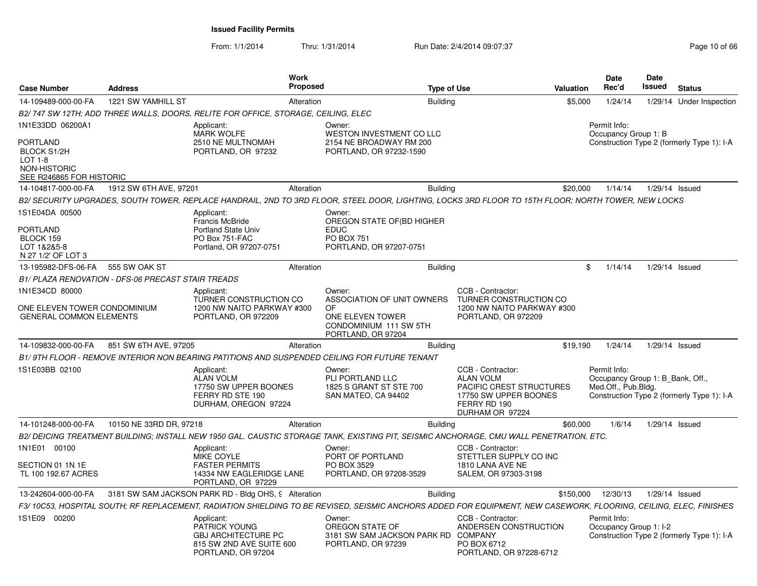**Issued Facility Permits**

From: 1/1/2014 Thru: 1/31/2014 Run Date: 2/4/2014 09:07:37

| Case Number | Address | Work Proposed | Type of Use | Valuation | Date Rec'd | Date Issued | Status |
|---|---|---|---|---|---|---|---|
| 14-109489-000-00-FA | 1221 SW YAMHILL ST | Alteration | Building | $5,000 | 1/24/14 | 1/29/14 | Under Inspection |

B2/ 747 SW 12TH; ADD THREE WALLS, DOORS, RELITE FOR OFFICE, STORAGE, CEILING, ELEC

1N1E33DD 06200A1
PORTLAND
BLOCK S1/2H
LOT 1-8
NON-HISTORIC
SEE R246865 FOR HISTORIC

Applicant: MARK WOLFE, 2510 NE MULTNOMAH, PORTLAND, OR 97232

Owner: WESTON INVESTMENT CO LLC, 2154 NE BROADWAY RM 200, PORTLAND, OR 97232-1590

Permit Info: Occupancy Group 1: B; Construction Type 2 (formerly Type 1): I-A

| Case Number | Address | Work Proposed | Type of Use | Valuation | Date Rec'd | Date Issued | Status |
|---|---|---|---|---|---|---|---|
| 14-104817-000-00-FA | 1912 SW 6TH AVE, 97201 | Alteration | Building | $20,000 | 1/14/14 | 1/29/14 | Issued |

B2/ SECURITY UPGRADES, SOUTH TOWER, REPLACE HANDRAIL, 2ND TO 3RD FLOOR, STEEL DOOR, LIGHTING, LOCKS 3RD FLOOR TO 15TH FLOOR; NORTH TOWER, NEW LOCKS

1S1E04DA 00500
PORTLAND
BLOCK 159
LOT 1&2&5-8
N 27 1/2' OF LOT 3

Applicant: Francis McBride, Portland State Univ, PO Box 751-FAC, Portland, OR 97207-0751

Owner: OREGON STATE OF(BD HIGHER EDUC, PO BOX 751, PORTLAND, OR 97207-0751

| Case Number | Address | Work Proposed | Type of Use | Valuation | Date Rec'd | Date Issued | Status |
|---|---|---|---|---|---|---|---|
| 13-195982-DFS-06-FA | 555 SW OAK ST | Alteration | Building | $ | 1/14/14 | 1/29/14 | Issued |

B1/ PLAZA RENOVATION - DFS-06 PRECAST STAIR TREADS

1N1E34CD 80000
ONE ELEVEN TOWER CONDOMINIUM
GENERAL COMMON ELEMENTS

Applicant: TURNER CONSTRUCTION CO, 1200 NW NAITO PARKWAY #300, PORTLAND, OR 972209

Owner: ASSOCIATION OF UNIT OWNERS OF ONE ELEVEN TOWER CONDOMINIUM 111 SW 5TH, PORTLAND, OR 97204

CCB - Contractor: TURNER CONSTRUCTION CO, 1200 NW NAITO PARKWAY #300, PORTLAND, OR 972209

| Case Number | Address | Work Proposed | Type of Use | Valuation | Date Rec'd | Date Issued | Status |
|---|---|---|---|---|---|---|---|
| 14-109832-000-00-FA | 851 SW 6TH AVE, 97205 | Alteration | Building | $19,190 | 1/24/14 | 1/29/14 | Issued |

B1/ 9TH FLOOR - REMOVE INTERIOR NON BEARING PATITIONS AND SUSPENDED CEILING FOR FUTURE TENANT

1S1E03BB 02100

Applicant: ALAN VOLM, 17750 SW UPPER BOONES FERRY RD STE 190, DURHAM, OREGON 97224

Owner: PLI PORTLAND LLC, 1825 S GRANT ST STE 700, SAN MATEO, CA 94402

CCB - Contractor: ALAN VOLM, PACIFIC CREST STRUCTURES, 17750 SW UPPER BOONES FERRY RD 190, DURHAM OR 97224

Permit Info: Occupancy Group 1: B_Bank, Off., Med.Off., Pub.Bldg.; Construction Type 2 (formerly Type 1): I-A

| Case Number | Address | Work Proposed | Type of Use | Valuation | Date Rec'd | Date Issued | Status |
|---|---|---|---|---|---|---|---|
| 14-101248-000-00-FA | 10150 NE 33RD DR, 97218 | Alteration | Building | $60,000 | 1/6/14 | 1/29/14 | Issued |

B2/ DEICING TREATMENT BUILDING; INSTALL NEW 1950 GAL. CAUSTIC STORAGE TANK, EXISTING PIT, SEISMIC ANCHORAGE, CMU WALL PENETRATION, ETC.

1N1E01 00100
SECTION 01 1N 1E
TL 100 192.67 ACRES

Applicant: MIKE COYLE, FASTER PERMITS, 14334 NW EAGLERIDGE LANE, PORTLAND, OR 97229

Owner: PORT OF PORTLAND, PO BOX 3529, PORTLAND, OR 97208-3529

CCB - Contractor: STETTLER SUPPLY CO INC, 1810 LANA AVE NE, SALEM, OR 97303-3198

| Case Number | Address | Work Proposed | Type of Use | Valuation | Date Rec'd | Date Issued | Status |
|---|---|---|---|---|---|---|---|
| 13-242604-000-00-FA | 3181 SW SAM JACKSON PARK RD - Bldg OHS, 9 | Alteration | Building | $150,000 | 12/30/13 | 1/29/14 | Issued |

F3/ 10C53, HOSPITAL SOUTH; RF REPLACEMENT, RADIATION SHIELDING TO BE REVISED, SEISMIC ANCHORS ADDED FOR EQUIPMENT, NEW CASEWORK, FLOORING, CEILING, ELEC, FINISHES

1S1E09 00200

Applicant: PATRICK YOUNG, GBJ ARCHITECTURE PC, 815 SW 2ND AVE SUITE 600, PORTLAND, OR 97204

Owner: OREGON STATE OF, 3181 SW SAM JACKSON PARK RD, PORTLAND, OR 97239

CCB - Contractor: ANDERSEN CONSTRUCTION COMPANY, PO BOX 6712, PORTLAND, OR 97228-6712

Permit Info: Occupancy Group 1: I-2; Construction Type 2 (formerly Type 1): I-A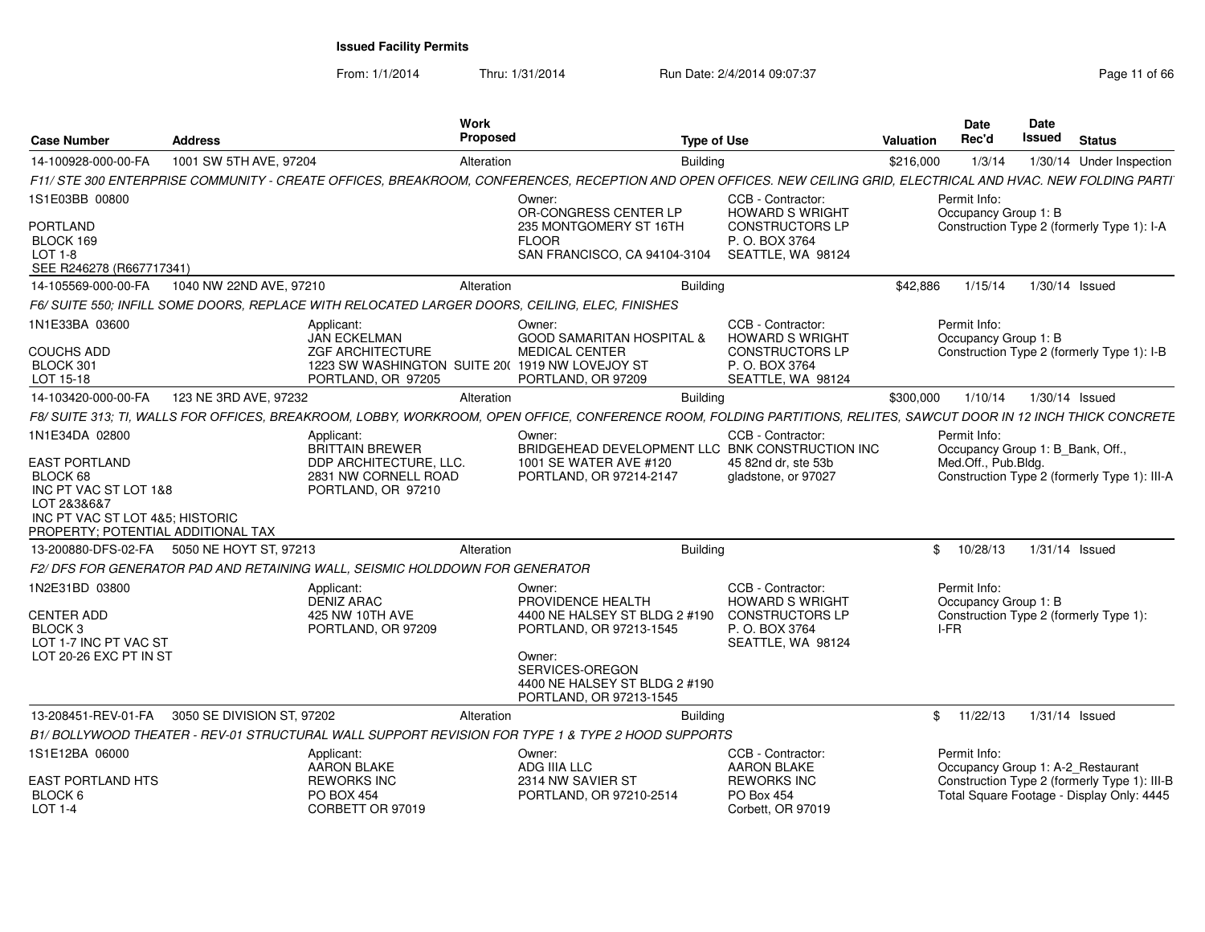**Issued Facility Permits**

From: 1/1/2014 Thru: 1/31/2014 Run Date: 2/4/2014 09:07:37

| Case Number | Address | Work Proposed | Type of Use | Valuation | Date Rec'd | Date Issued | Status |
|---|---|---|---|---|---|---|---|
| 14-100928-000-00-FA | 1001 SW 5TH AVE, 97204 | Alteration | Building | $216,000 | 1/3/14 | 1/30/14 | Under Inspection |

F11/ STE 300 ENTERPRISE COMMUNITY - CREATE OFFICES, BREAKROOM, CONFERENCES, RECEPTION AND OPEN OFFICES. NEW CEILING GRID, ELECTRICAL AND HVAC. NEW FOLDING PARTI

1S1E03BB 00800
PORTLAND
BLOCK 169
LOT 1-8
SEE R246278 (R667717341)

Owner:
OR-CONGRESS CENTER LP
235 MONTGOMERY ST 16TH FLOOR
SAN FRANCISCO, CA 94104-3104

CCB - Contractor:
HOWARD S WRIGHT CONSTRUCTORS LP
P. O. BOX 3764
SEATTLE, WA 98124

Permit Info:
Occupancy Group 1: B
Construction Type 2 (formerly Type 1): I-A

| Case Number | Address | Work Proposed | Type of Use | Valuation | Date Rec'd | Date Issued | Status |
|---|---|---|---|---|---|---|---|
| 14-105569-000-00-FA | 1040 NW 22ND AVE, 97210 | Alteration | Building | $42,886 | 1/15/14 | 1/30/14 | Issued |

F6/ SUITE 550; INFILL SOME DOORS, REPLACE WITH RELOCATED LARGER DOORS, CEILING, ELEC, FINISHES

1N1E33BA 03600
COUCHS ADD
BLOCK 301
LOT 15-18

Applicant:
JAN ECKELMAN
ZGF ARCHITECTURE
1223 SW WASHINGTON SUITE 20(
PORTLAND, OR 97205

Owner:
GOOD SAMARITAN HOSPITAL & MEDICAL CENTER
1919 NW LOVEJOY ST
PORTLAND, OR 97209

CCB - Contractor:
HOWARD S WRIGHT CONSTRUCTORS LP
P. O. BOX 3764
SEATTLE, WA 98124

Permit Info:
Occupancy Group 1: B
Construction Type 2 (formerly Type 1): I-B

| Case Number | Address | Work Proposed | Type of Use | Valuation | Date Rec'd | Date Issued | Status |
|---|---|---|---|---|---|---|---|
| 14-103420-000-00-FA | 123 NE 3RD AVE, 97232 | Alteration | Building | $300,000 | 1/10/14 | 1/30/14 | Issued |

F8/ SUITE 313; TI, WALLS FOR OFFICES, BREAKROOM, LOBBY, WORKROOM, OPEN OFFICE, CONFERENCE ROOM, FOLDING PARTITIONS, RELITES, SAWCUT DOOR IN 12 INCH THICK CONCRETE

1N1E34DA 02800
EAST PORTLAND
BLOCK 68
INC PT VAC ST LOT 1&8
LOT 2&3&6&7
INC PT VAC ST LOT 4&5; HISTORIC PROPERTY; POTENTIAL ADDITIONAL TAX

Applicant:
BRITTAIN BREWER
DDP ARCHITECTURE, LLC.
2831 NW CORNELL ROAD
PORTLAND, OR 97210

Owner:
BRIDGEHEAD DEVELOPMENT LLC
1001 SE WATER AVE #120
PORTLAND, OR 97214-2147

CCB - Contractor:
BNK CONSTRUCTION INC
45 82nd dr, ste 53b
gladstone, or 97027

Permit Info:
Occupancy Group 1: B_Bank, Off., Med.Off., Pub.Bldg.
Construction Type 2 (formerly Type 1): III-A

| Case Number | Address | Work Proposed | Type of Use | Valuation | Date Rec'd | Date Issued | Status |
|---|---|---|---|---|---|---|---|
| 13-200880-DFS-02-FA | 5050 NE HOYT ST, 97213 | Alteration | Building | $ | 10/28/13 | 1/31/14 | Issued |

F2/ DFS FOR GENERATOR PAD AND RETAINING WALL, SEISMIC HOLDDOWN FOR GENERATOR

1N2E31BD 03800
CENTER ADD
BLOCK 3
LOT 1-7 INC PT VAC ST
LOT 20-26 EXC PT IN ST

Applicant:
DENIZ ARAC
425 NW 10TH AVE
PORTLAND, OR 97209

Owner:
PROVIDENCE HEALTH
4400 NE HALSEY ST BLDG 2 #190
PORTLAND, OR 97213-1545

Owner:
SERVICES-OREGON
4400 NE HALSEY ST BLDG 2 #190
PORTLAND, OR 97213-1545

CCB - Contractor:
HOWARD S WRIGHT CONSTRUCTORS LP
P. O. BOX 3764
SEATTLE, WA 98124

Permit Info:
Occupancy Group 1: B
Construction Type 2 (formerly Type 1): I-FR

| Case Number | Address | Work Proposed | Type of Use | Valuation | Date Rec'd | Date Issued | Status |
|---|---|---|---|---|---|---|---|
| 13-208451-REV-01-FA | 3050 SE DIVISION ST, 97202 | Alteration | Building | $ | 11/22/13 | 1/31/14 | Issued |

B1/ BOLLYWOOD THEATER - REV-01 STRUCTURAL WALL SUPPORT REVISION FOR TYPE 1 & TYPE 2 HOOD SUPPORTS

1S1E12BA 06000
EAST PORTLAND HTS
BLOCK 6
LOT 1-4

Applicant:
AARON BLAKE
REWORKS INC
PO BOX 454
CORBETT OR 97019

Owner:
ADG IIIA LLC
2314 NW SAVIER ST
PORTLAND, OR 97210-2514

CCB - Contractor:
AARON BLAKE
REWORKS INC
PO Box 454
Corbett, OR 97019

Permit Info:
Occupancy Group 1: A-2_Restaurant
Construction Type 2 (formerly Type 1): III-B
Total Square Footage - Display Only: 4445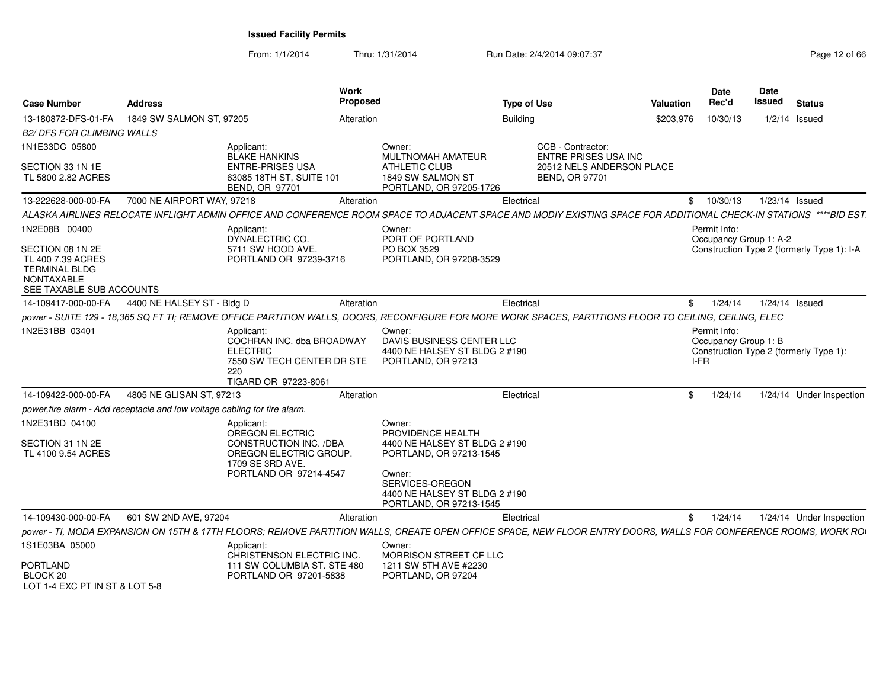**Issued Facility Permits**

From: 1/1/2014 Thru: 1/31/2014 Run Date: 2/4/2014 09:07:37

| Case Number | Address | Work Proposed | Type of Use | Valuation | Date Rec'd | Date Issued | Status |
|---|---|---|---|---|---|---|---|
| 13-180872-DFS-01-FA | 1849 SW SALMON ST, 97205 | Alteration | Building | $203,976 | 10/30/13 | 1/2/14 | Issued |

*B2/ DFS FOR CLIMBING WALLS*

1N1E33DC 05800

SECTION 33 1N 1E
TL 5800 2.82 ACRES

Applicant:
BLAKE HANKINS
ENTRE-PRISES USA
63085 18TH ST, SUITE 101
BEND, OR 97701

Owner:
MULTNOMAH AMATEUR ATHLETIC CLUB
1849 SW SALMON ST
PORTLAND, OR 97205-1726

CCB - Contractor:
ENTRE PRISES USA INC
20512 NELS ANDERSON PLACE
BEND, OR 97701

| Case Number | Address | Work Proposed | Type of Use | Valuation | Date Rec'd | Date Issued | Status |
|---|---|---|---|---|---|---|---|
| 13-222628-000-00-FA | 7000 NE AIRPORT WAY, 97218 | Alteration | Electrical | $ | 10/30/13 | 1/23/14 | Issued |

*ALASKA AIRLINES RELOCATE INFLIGHT ADMIN OFFICE AND CONFERENCE ROOM SPACE TO ADJACENT SPACE AND MODIY EXISTING SPACE FOR ADDITIONAL CHECK-IN STATIONS \*\*\*\*BID EST.*

1N2E08B 00400

SECTION 08 1N 2E
TL 400 7.39 ACRES
TERMINAL BLDG
NONTAXABLE
SEE TAXABLE SUB ACCOUNTS

Applicant:
DYNALECTRIC CO.
5711 SW HOOD AVE.
PORTLAND OR 97239-3716

Owner:
PORT OF PORTLAND
PO BOX 3529
PORTLAND, OR 97208-3529

Permit Info:
Occupancy Group 1: A-2
Construction Type 2 (formerly Type 1): I-A

| Case Number | Address | Work Proposed | Type of Use | Valuation | Date Rec'd | Date Issued | Status |
|---|---|---|---|---|---|---|---|
| 14-109417-000-00-FA | 4400 NE HALSEY ST - Bldg D | Alteration | Electrical | $ | 1/24/14 | 1/24/14 | Issued |

*power - SUITE 129 - 18,365 SQ FT TI; REMOVE OFFICE PARTITION WALLS, DOORS, RECONFIGURE FOR MORE WORK SPACES, PARTITIONS FLOOR TO CEILING, CEILING, ELEC*

1N2E31BB 03401

Applicant:
COCHRAN INC. dba BROADWAY ELECTRIC
7550 SW TECH CENTER DR STE 220
TIGARD OR 97223-8061

Owner:
DAVIS BUSINESS CENTER LLC
4400 NE HALSEY ST BLDG 2 #190
PORTLAND, OR 97213

Permit Info:
Occupancy Group 1: B
Construction Type 2 (formerly Type 1): I-FR

| Case Number | Address | Work Proposed | Type of Use | Valuation | Date Rec'd | Date Issued | Status |
|---|---|---|---|---|---|---|---|
| 14-109422-000-00-FA | 4805 NE GLISAN ST, 97213 | Alteration | Electrical | $ | 1/24/14 | 1/24/14 | Under Inspection |

*power,fire alarm - Add receptacle and low voltage cabling for fire alarm.*

1N2E31BD 04100

SECTION 31 1N 2E
TL 4100 9.54 ACRES

Applicant:
OREGON ELECTRIC CONSTRUCTION INC. /DBA OREGON ELECTRIC GROUP.
1709 SE 3RD AVE.
PORTLAND OR 97214-4547

Owner:
PROVIDENCE HEALTH
4400 NE HALSEY ST BLDG 2 #190
PORTLAND, OR 97213-1545

Owner:
SERVICES-OREGON
4400 NE HALSEY ST BLDG 2 #190
PORTLAND, OR 97213-1545

| Case Number | Address | Work Proposed | Type of Use | Valuation | Date Rec'd | Date Issued | Status |
|---|---|---|---|---|---|---|---|
| 14-109430-000-00-FA | 601 SW 2ND AVE, 97204 | Alteration | Electrical | $ | 1/24/14 | 1/24/14 | Under Inspection |

*power - TI, MODA EXPANSION ON 15TH & 17TH FLOORS; REMOVE PARTITION WALLS, CREATE OPEN OFFICE SPACE, NEW FLOOR ENTRY DOORS, WALLS FOR CONFERENCE ROOMS, WORK RO*

1S1E03BA 05000

PORTLAND
BLOCK 20
LOT 1-4 EXC PT IN ST & LOT 5-8

Applicant:
CHRISTENSON ELECTRIC INC.
111 SW COLUMBIA ST. STE 480
PORTLAND OR 97201-5838

Owner:
MORRISON STREET CF LLC
1211 SW 5TH AVE #2230
PORTLAND, OR 97204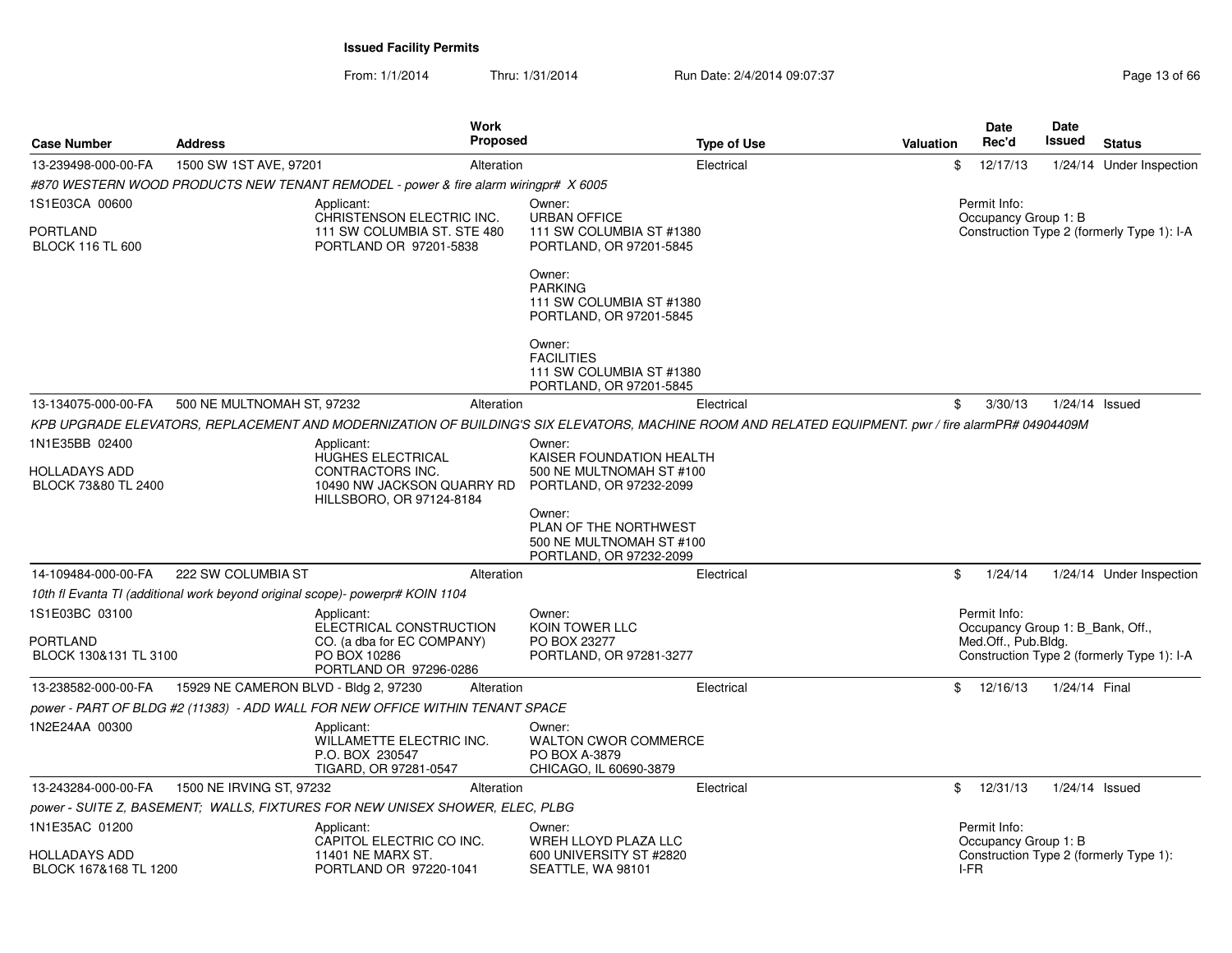**Issued Facility Permits**

From: 1/1/2014 Thru: 1/31/2014 Run Date: 2/4/2014 09:07:37

| Case Number | Address | Work Proposed | Type of Use | Valuation | Date Rec'd | Date Issued | Status |
|---|---|---|---|---|---|---|---|
| 13-239498-000-00-FA | 1500 SW 1ST AVE, 97201 | Alteration | Electrical | $ | 12/17/13 | 1/24/14 | Under Inspection |

*#870 WESTERN WOOD PRODUCTS NEW TENANT REMODEL - power & fire alarm wiringpr# X 6005*

1S1E03CA 00600

PORTLAND
BLOCK 116 TL 600

Applicant:
CHRISTENSON ELECTRIC INC.
111 SW COLUMBIA ST. STE 480
PORTLAND OR 97201-5838

Owner:
URBAN OFFICE
111 SW COLUMBIA ST #1380
PORTLAND, OR 97201-5845

Owner:
PARKING
111 SW COLUMBIA ST #1380
PORTLAND, OR 97201-5845

Owner:
FACILITIES
111 SW COLUMBIA ST #1380
PORTLAND, OR 97201-5845

Permit Info:
Occupancy Group 1: B
Construction Type 2 (formerly Type 1): I-A

| Case Number | Address | Work Proposed | Type of Use | Valuation | Date Rec'd | Date Issued | Status |
|---|---|---|---|---|---|---|---|
| 13-134075-000-00-FA | 500 NE MULTNOMAH ST, 97232 | Alteration | Electrical | $ | 3/30/13 | 1/24/14 | Issued |

*KPB UPGRADE ELEVATORS, REPLACEMENT AND MODERNIZATION OF BUILDING'S SIX ELEVATORS, MACHINE ROOM AND RELATED EQUIPMENT. pwr / fire alarmPR# 04904409M*

1N1E35BB 02400

HOLLADAYS ADD
BLOCK 73&80 TL 2400

Applicant:
HUGHES ELECTRICAL CONTRACTORS INC.
10490 NW JACKSON QUARRY RD
HILLSBORO, OR 97124-8184

Owner:
KAISER FOUNDATION HEALTH
500 NE MULTNOMAH ST #100
PORTLAND, OR 97232-2099

Owner:
PLAN OF THE NORTHWEST
500 NE MULTNOMAH ST #100
PORTLAND, OR 97232-2099

| Case Number | Address | Work Proposed | Type of Use | Valuation | Date Rec'd | Date Issued | Status |
|---|---|---|---|---|---|---|---|
| 14-109484-000-00-FA | 222 SW COLUMBIA ST | Alteration | Electrical | $ | 1/24/14 | 1/24/14 | Under Inspection |

*10th fl Evanta TI (additional work beyond original scope)- powerpr# KOIN 1104*

1S1E03BC 03100

PORTLAND
BLOCK 130&131 TL 3100

Applicant:
ELECTRICAL CONSTRUCTION CO. (a dba for EC COMPANY)
PO BOX 10286
PORTLAND OR 97296-0286

Owner:
KOIN TOWER LLC
PO BOX 23277
PORTLAND, OR 97281-3277

Permit Info:
Occupancy Group 1: B_Bank, Off., Med.Off., Pub.Bldg.
Construction Type 2 (formerly Type 1): I-A

| Case Number | Address | Work Proposed | Type of Use | Valuation | Date Rec'd | Date Issued | Status |
|---|---|---|---|---|---|---|---|
| 13-238582-000-00-FA | 15929 NE CAMERON BLVD - Bldg 2, 97230 | Alteration | Electrical | $ | 12/16/13 | 1/24/14 | Final |

*power - PART OF BLDG #2 (11383) - ADD WALL FOR NEW OFFICE WITHIN TENANT SPACE*

1N2E24AA 00300

Applicant:
WILLAMETTE ELECTRIC INC.
P.O. BOX 230547
TIGARD, OR 97281-0547

Owner:
WALTON CWOR COMMERCE
PO BOX A-3879
CHICAGO, IL 60690-3879

| Case Number | Address | Work Proposed | Type of Use | Valuation | Date Rec'd | Date Issued | Status |
|---|---|---|---|---|---|---|---|
| 13-243284-000-00-FA | 1500 NE IRVING ST, 97232 | Alteration | Electrical | $ | 12/31/13 | 1/24/14 | Issued |

*power - SUITE Z, BASEMENT; WALLS, FIXTURES FOR NEW UNISEX SHOWER, ELEC, PLBG*

1N1E35AC 01200

HOLLADAYS ADD
BLOCK 167&168 TL 1200

Applicant:
CAPITOL ELECTRIC CO INC.
11401 NE MARX ST.
PORTLAND OR 97220-1041

Owner:
WREH LLOYD PLAZA LLC
600 UNIVERSITY ST #2820
SEATTLE, WA 98101

Permit Info:
Occupancy Group 1: B
Construction Type 2 (formerly Type 1): I-FR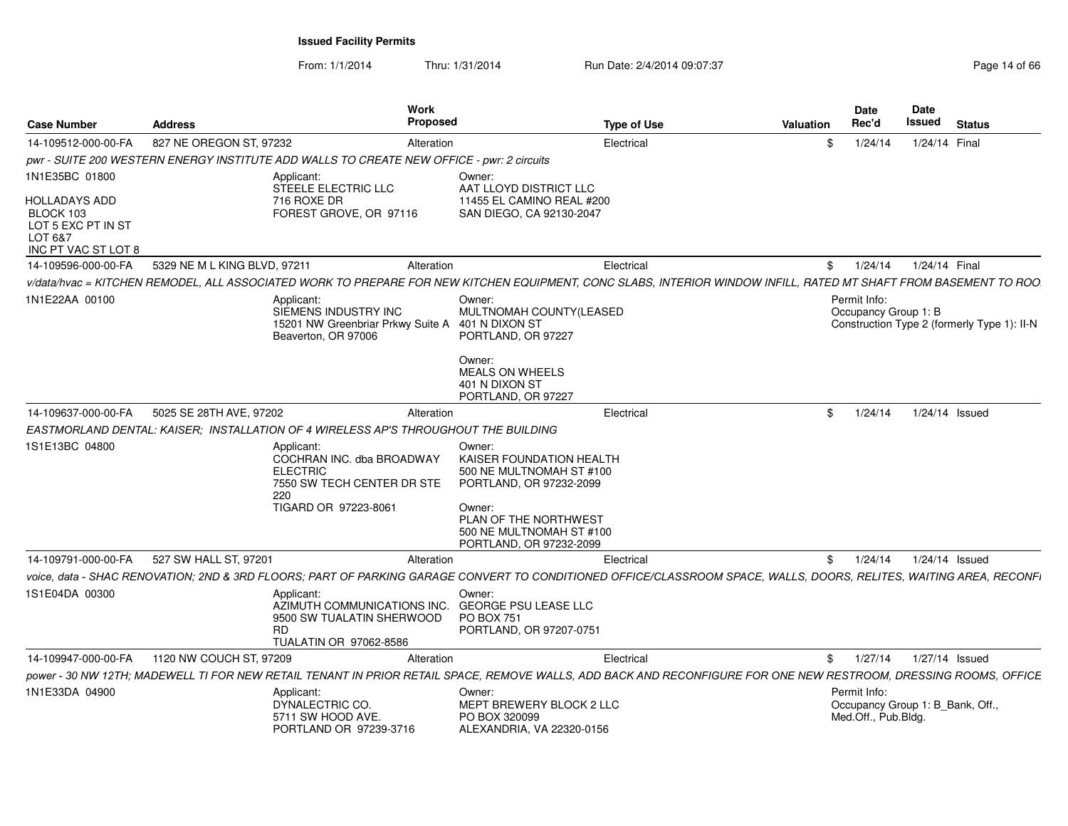**Issued Facility Permits**

From: 1/1/2014 Thru: 1/31/2014 Run Date: 2/4/2014 09:07:37

| Case Number | Address | Work Proposed | Type of Use | Valuation | Date Rec'd | Date Issued | Status |
|---|---|---|---|---|---|---|---|
| 14-109512-000-00-FA | 827 NE OREGON ST, 97232 | Alteration | Electrical | $ | 1/24/14 | 1/24/14 | Final |

pwr - SUITE 200 WESTERN ENERGY INSTITUTE ADD WALLS TO CREATE NEW OFFICE - pwr: 2 circuits

1N1E35BC 01800

HOLLADAYS ADD
BLOCK 103
LOT 5 EXC PT IN ST
LOT 6&7
INC PT VAC ST LOT 8

Applicant:
STEELE ELECTRIC LLC
716 ROXE DR
FOREST GROVE, OR 97116

Owner:
AAT LLOYD DISTRICT LLC
11455 EL CAMINO REAL #200
SAN DIEGO, CA 92130-2047

| Case Number | Address | Work Proposed | Type of Use | Valuation | Date Rec'd | Date Issued | Status |
|---|---|---|---|---|---|---|---|
| 14-109596-000-00-FA | 5329 NE M L KING BLVD, 97211 | Alteration | Electrical | $ | 1/24/14 | 1/24/14 | Final |

v/data/hvac = KITCHEN REMODEL, ALL ASSOCIATED WORK TO PREPARE FOR NEW KITCHEN EQUIPMENT, CONC SLABS, INTERIOR WINDOW INFILL, RATED MT SHAFT FROM BASEMENT TO ROO

1N1E22AA 00100

Applicant:
SIEMENS INDUSTRY INC
15201 NW Greenbriar Prkwy Suite A
Beaverton, OR 97006

Owner:
MULTNOMAH COUNTY(LEASED
401 N DIXON ST
PORTLAND, OR 97227

Owner:
MEALS ON WHEELS
401 N DIXON ST
PORTLAND, OR 97227

Permit Info:
Occupancy Group 1: B
Construction Type 2 (formerly Type 1): II-N

| Case Number | Address | Work Proposed | Type of Use | Valuation | Date Rec'd | Date Issued | Status |
|---|---|---|---|---|---|---|---|
| 14-109637-000-00-FA | 5025 SE 28TH AVE, 97202 | Alteration | Electrical | $ | 1/24/14 | 1/24/14 | Issued |

EASTMORLAND DENTAL: KAISER; INSTALLATION OF 4 WIRELESS AP'S THROUGHOUT THE BUILDING

1S1E13BC 04800

Applicant:
COCHRAN INC. dba BROADWAY ELECTRIC
7550 SW TECH CENTER DR STE 220
TIGARD OR 97223-8061

Owner:
KAISER FOUNDATION HEALTH
500 NE MULTNOMAH ST #100
PORTLAND, OR 97232-2099

Owner:
PLAN OF THE NORTHWEST
500 NE MULTNOMAH ST #100
PORTLAND, OR 97232-2099

| Case Number | Address | Work Proposed | Type of Use | Valuation | Date Rec'd | Date Issued | Status |
|---|---|---|---|---|---|---|---|
| 14-109791-000-00-FA | 527 SW HALL ST, 97201 | Alteration | Electrical | $ | 1/24/14 | 1/24/14 | Issued |

voice, data - SHAC RENOVATION; 2ND & 3RD FLOORS; PART OF PARKING GARAGE CONVERT TO CONDITIONED OFFICE/CLASSROOM SPACE, WALLS, DOORS, RELITES, WAITING AREA, RECONFI

1S1E04DA 00300

Applicant:
AZIMUTH COMMUNICATIONS INC.
9500 SW TUALATIN SHERWOOD RD
TUALATIN OR 97062-8586

Owner:
GEORGE PSU LEASE LLC
PO BOX 751
PORTLAND, OR 97207-0751

| Case Number | Address | Work Proposed | Type of Use | Valuation | Date Rec'd | Date Issued | Status |
|---|---|---|---|---|---|---|---|
| 14-109947-000-00-FA | 1120 NW COUCH ST, 97209 | Alteration | Electrical | $ | 1/27/14 | 1/27/14 | Issued |

power - 30 NW 12TH; MADEWELL TI FOR NEW RETAIL TENANT IN PRIOR RETAIL SPACE, REMOVE WALLS, ADD BACK AND RECONFIGURE FOR ONE NEW RESTROOM, DRESSING ROOMS, OFFICE

1N1E33DA 04900

Applicant:
DYNALECTRIC CO.
5711 SW HOOD AVE.
PORTLAND OR 97239-3716

Owner:
MEPT BREWERY BLOCK 2 LLC
PO BOX 320099
ALEXANDRIA, VA 22320-0156

Permit Info:
Occupancy Group 1: B_Bank, Off., Med.Off., Pub.Bldg.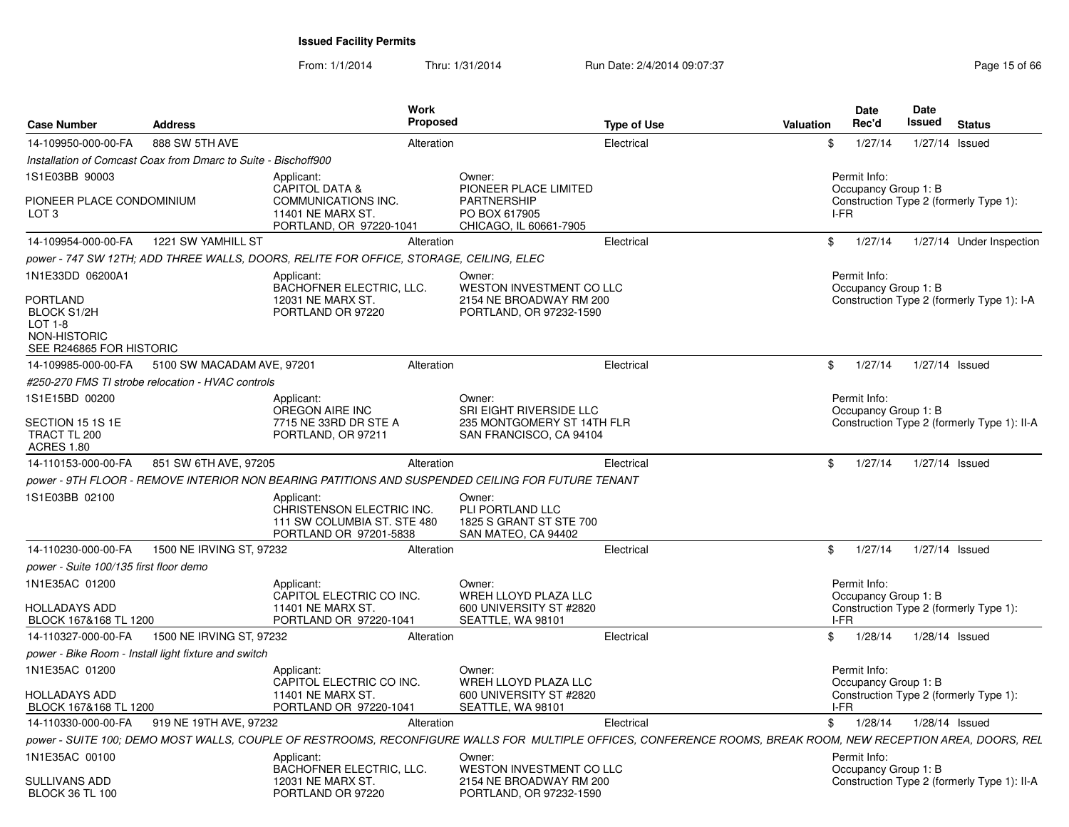## Issued Facility Permits

From: 1/1/2014 Thru: 1/31/2014 Run Date: 2/4/2014 09:07:37

| Case Number | Address | Work Proposed | Type of Use | Valuation | Date Rec'd | Date Issued | Status |
|---|---|---|---|---|---|---|---|
| 14-109950-000-00-FA | 888 SW 5TH AVE | Alteration | Electrical | $ | 1/27/14 | 1/27/14 | Issued |

*Installation of Comcast Coax from Dmarc to Suite - Bischoff900*

1S1E03BB 90003

PIONEER PLACE CONDOMINIUM
LOT 3

Applicant:
CAPITOL DATA & COMMUNICATIONS INC.
11401 NE MARX ST.
PORTLAND, OR 97220-1041

Owner:
PIONEER PLACE LIMITED PARTNERSHIP
PO BOX 617905
CHICAGO, IL 60661-7905

Permit Info:
Occupancy Group 1: B
Construction Type 2 (formerly Type 1): I-FR

---

| Case Number | Address | Work Proposed | Type of Use | Valuation | Date Rec'd | Date Issued | Status |
|---|---|---|---|---|---|---|---|
| 14-109954-000-00-FA | 1221 SW YAMHILL ST | Alteration | Electrical | $ | 1/27/14 | 1/27/14 | Under Inspection |

*power - 747 SW 12TH; ADD THREE WALLS, DOORS, RELITE FOR OFFICE, STORAGE, CEILING, ELEC*

1N1E33DD 06200A1

PORTLAND
BLOCK S1/2H
LOT 1-8
NON-HISTORIC
SEE R246865 FOR HISTORIC

Applicant:
BACHOFNER ELECTRIC, LLC.
12031 NE MARX ST.
PORTLAND OR 97220

Owner:
WESTON INVESTMENT CO LLC
2154 NE BROADWAY RM 200
PORTLAND, OR 97232-1590

Permit Info:
Occupancy Group 1: B
Construction Type 2 (formerly Type 1): I-A

---

| Case Number | Address | Work Proposed | Type of Use | Valuation | Date Rec'd | Date Issued | Status |
|---|---|---|---|---|---|---|---|
| 14-109985-000-00-FA | 5100 SW MACADAM AVE, 97201 | Alteration | Electrical | $ | 1/27/14 | 1/27/14 | Issued |

*#250-270 FMS TI strobe relocation - HVAC controls*

1S1E15BD 00200

SECTION 15 1S 1E
TRACT TL 200
ACRES 1.80

Applicant:
OREGON AIRE INC
7715 NE 33RD DR STE A
PORTLAND, OR 97211

Owner:
SRI EIGHT RIVERSIDE LLC
235 MONTGOMERY ST 14TH FLR
SAN FRANCISCO, CA 94104

Permit Info:
Occupancy Group 1: B
Construction Type 2 (formerly Type 1): II-A

---

| Case Number | Address | Work Proposed | Type of Use | Valuation | Date Rec'd | Date Issued | Status |
|---|---|---|---|---|---|---|---|
| 14-110153-000-00-FA | 851 SW 6TH AVE, 97205 | Alteration | Electrical | $ | 1/27/14 | 1/27/14 | Issued |

*power - 9TH FLOOR - REMOVE INTERIOR NON BEARING PATITIONS AND SUSPENDED CEILING FOR FUTURE TENANT*

1S1E03BB 02100

Applicant:
CHRISTENSON ELECTRIC INC.
111 SW COLUMBIA ST. STE 480
PORTLAND OR 97201-5838

Owner:
PLI PORTLAND LLC
1825 S GRANT ST STE 700
SAN MATEO, CA 94402

---

| Case Number | Address | Work Proposed | Type of Use | Valuation | Date Rec'd | Date Issued | Status |
|---|---|---|---|---|---|---|---|
| 14-110230-000-00-FA | 1500 NE IRVING ST, 97232 | Alteration | Electrical | $ | 1/27/14 | 1/27/14 | Issued |

*power - Suite 100/135 first floor demo*

1N1E35AC 01200

HOLLADAYS ADD
BLOCK 167&168 TL 1200

Applicant:
CAPITOL ELECTRIC CO INC.
11401 NE MARX ST.
PORTLAND OR 97220-1041

Owner:
WREH LLOYD PLAZA LLC
600 UNIVERSITY ST #2820
SEATTLE, WA 98101

Permit Info:
Occupancy Group 1: B
Construction Type 2 (formerly Type 1): I-FR

---

| Case Number | Address | Work Proposed | Type of Use | Valuation | Date Rec'd | Date Issued | Status |
|---|---|---|---|---|---|---|---|
| 14-110327-000-00-FA | 1500 NE IRVING ST, 97232 | Alteration | Electrical | $ | 1/28/14 | 1/28/14 | Issued |

*power - Bike Room - Install light fixture and switch*

1N1E35AC 01200

HOLLADAYS ADD
BLOCK 167&168 TL 1200

Applicant:
CAPITOL ELECTRIC CO INC.
11401 NE MARX ST.
PORTLAND OR 97220-1041

Owner:
WREH LLOYD PLAZA LLC
600 UNIVERSITY ST #2820
SEATTLE, WA 98101

Permit Info:
Occupancy Group 1: B
Construction Type 2 (formerly Type 1): I-FR

---

| Case Number | Address | Work Proposed | Type of Use | Valuation | Date Rec'd | Date Issued | Status |
|---|---|---|---|---|---|---|---|
| 14-110330-000-00-FA | 919 NE 19TH AVE, 97232 | Alteration | Electrical | $ | 1/28/14 | 1/28/14 | Issued |

*power - SUITE 100; DEMO MOST WALLS, COUPLE OF RESTROOMS, RECONFIGURE WALLS FOR MULTIPLE OFFICES, CONFERENCE ROOMS, BREAK ROOM, NEW RECEPTION AREA, DOORS, REL*

1N1E35AC 00100

SULLIVANS ADD
BLOCK 36 TL 100

Applicant:
BACHOFNER ELECTRIC, LLC.
12031 NE MARX ST.
PORTLAND OR 97220

Owner:
WESTON INVESTMENT CO LLC
2154 NE BROADWAY RM 200
PORTLAND, OR 97232-1590

Permit Info:
Occupancy Group 1: B
Construction Type 2 (formerly Type 1): II-A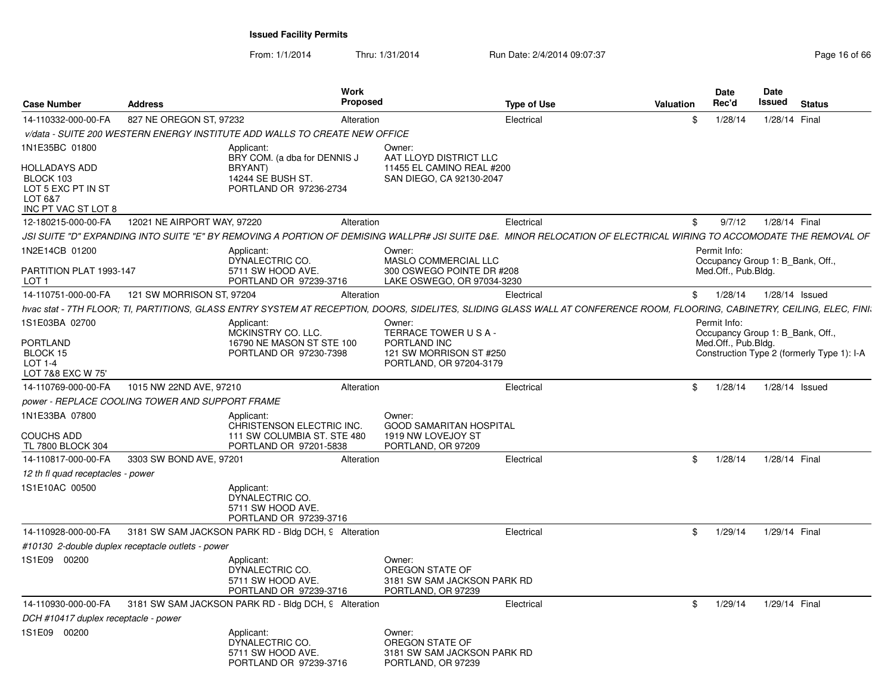## Issued Facility Permits

From: 1/1/2014 Thru: 1/31/2014 Run Date: 2/4/2014 09:07:37

| Case Number | Address | Work Proposed | Type of Use | Valuation | Date Rec'd | Date Issued | Status |
|---|---|---|---|---|---|---|---|
| 14-110332-000-00-FA | 827 NE OREGON ST, 97232 | Alteration | Electrical | $ | 1/28/14 | 1/28/14 | Final |
| *v/data - SUITE 200 WESTERN ENERGY INSTITUTE ADD WALLS TO CREATE NEW OFFICE* | | | | | | | |
| 1N1E35BC 01800<br>HOLLADAYS ADD<br>BLOCK 103<br>LOT 5 EXC PT IN ST<br>LOT 6&7<br>INC PT VAC ST LOT 8 | Applicant:<br>BRY COM. (a dba for DENNIS J BRYANT)<br>14244 SE BUSH ST.<br>PORTLAND OR 97236-2734 | Owner:<br>AAT LLOYD DISTRICT LLC<br>11455 EL CAMINO REAL #200<br>SAN DIEGO, CA 92130-2047 | | | | | |
| 12-180215-000-00-FA | 12021 NE AIRPORT WAY, 97220 | Alteration | Electrical | $ | 9/7/12 | 1/28/14 | Final |
| *JSI SUITE "D" EXPANDING INTO SUITE "E" BY REMOVING A PORTION OF DEMISING WALLPR# JSI SUITE D&E. MINOR RELOCATION OF ELECTRICAL WIRING TO ACCOMODATE THE REMOVAL OF* | | | | | | | |
| 1N2E14CB 01200<br>PARTITION PLAT 1993-147<br>LOT 1 | Applicant:<br>DYNALECTRIC CO.<br>5711 SW HOOD AVE.<br>PORTLAND OR 97239-3716 | Owner:<br>MASLO COMMERCIAL LLC<br>300 OSWEGO POINTE DR #208<br>LAKE OSWEGO, OR 97034-3230 | | Permit Info:<br>Occupancy Group 1: B_Bank, Off., Med.Off., Pub.Bldg. | | | |
| 14-110751-000-00-FA | 121 SW MORRISON ST, 97204 | Alteration | Electrical | $ | 1/28/14 | 1/28/14 | Issued |
| *hvac stat - 7TH FLOOR; TI, PARTITIONS, GLASS ENTRY SYSTEM AT RECEPTION, DOORS, SIDELITES, SLIDING GLASS WALL AT CONFERENCE ROOM, FLOORING, CABINETRY, CEILING, ELEC, FINI* | | | | | | | |
| 1S1E03BA 02700<br>PORTLAND<br>BLOCK 15<br>LOT 1-4<br>LOT 7&8 EXC W 75' | Applicant:<br>MCKINSTRY CO. LLC.<br>16790 NE MASON ST STE 100<br>PORTLAND OR 97230-7398 | Owner:<br>TERRACE TOWER U S A - PORTLAND INC<br>121 SW MORRISON ST #250<br>PORTLAND, OR 97204-3179 | | Permit Info:<br>Occupancy Group 1: B_Bank, Off., Med.Off., Pub.Bldg.<br>Construction Type 2 (formerly Type 1): I-A | | | |
| 14-110769-000-00-FA | 1015 NW 22ND AVE, 97210 | Alteration | Electrical | $ | 1/28/14 | 1/28/14 | Issued |
| *power - REPLACE COOLING TOWER AND SUPPORT FRAME* | | | | | | | |
| 1N1E33BA 07800<br>COUCHS ADD<br>TL 7800 BLOCK 304 | Applicant:<br>CHRISTENSON ELECTRIC INC.<br>111 SW COLUMBIA ST. STE 480<br>PORTLAND OR 97201-5838 | Owner:<br>GOOD SAMARITAN HOSPITAL<br>1919 NW LOVEJOY ST<br>PORTLAND, OR 97209 | | | | | |
| 14-110817-000-00-FA | 3303 SW BOND AVE, 97201 | Alteration | Electrical | $ | 1/28/14 | 1/28/14 | Final |
| *12 th fl quad receptacles - power* | | | | | | | |
| 1S1E10AC 00500 | Applicant:<br>DYNALECTRIC CO.<br>5711 SW HOOD AVE.<br>PORTLAND OR 97239-3716 | | | | | | |
| 14-110928-000-00-FA | 3181 SW SAM JACKSON PARK RD - Bldg DCH, 9 | Alteration | Electrical | $ | 1/29/14 | 1/29/14 | Final |
| *#10130 2-double duplex receptacle outlets - power* | | | | | | | |
| 1S1E09 00200 | Applicant:<br>DYNALECTRIC CO.<br>5711 SW HOOD AVE.<br>PORTLAND OR 97239-3716 | Owner:<br>OREGON STATE OF<br>3181 SW SAM JACKSON PARK RD<br>PORTLAND, OR 97239 | | | | | |
| 14-110930-000-00-FA | 3181 SW SAM JACKSON PARK RD - Bldg DCH, 9 | Alteration | Electrical | $ | 1/29/14 | 1/29/14 | Final |
| *DCH #10417 duplex receptacle - power* | | | | | | | |
| 1S1E09 00200 | Applicant:<br>DYNALECTRIC CO.<br>5711 SW HOOD AVE.<br>PORTLAND OR 97239-3716 | Owner:<br>OREGON STATE OF<br>3181 SW SAM JACKSON PARK RD<br>PORTLAND, OR 97239 | | | | | |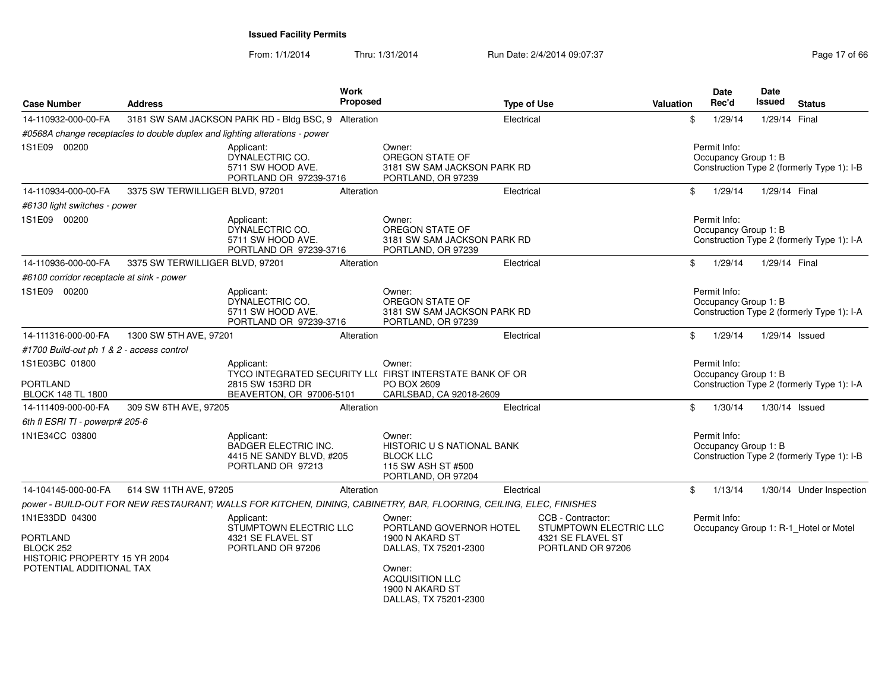**Issued Facility Permits**

From: 1/1/2014 Thru: 1/31/2014 Run Date: 2/4/2014 09:07:37

| Case Number | Address | Work Proposed | Type of Use | Valuation | Date Rec'd | Date Issued | Status |
|---|---|---|---|---|---|---|---|
| 14-110932-000-00-FA | 3181 SW SAM JACKSON PARK RD - Bldg BSC, 9 | Alteration | Electrical | $ | 1/29/14 | 1/29/14 | Final |

#0568A change receptacles to double duplex and lighting alterations - power

1S1E09 00200

Applicant:
DYNALECTRIC CO.
5711 SW HOOD AVE.
PORTLAND OR 97239-3716

Owner:
OREGON STATE OF
3181 SW SAM JACKSON PARK RD
PORTLAND, OR 97239

Permit Info:
Occupancy Group 1: B
Construction Type 2 (formerly Type 1): I-B

---

| Case Number | Address | Work Proposed | Type of Use | Valuation | Date Rec'd | Date Issued | Status |
|---|---|---|---|---|---|---|---|
| 14-110934-000-00-FA | 3375 SW TERWILLIGER BLVD, 97201 | Alteration | Electrical | $ | 1/29/14 | 1/29/14 | Final |

#6130 light switches - power

1S1E09 00200

Applicant:
DYNALECTRIC CO.
5711 SW HOOD AVE.
PORTLAND OR 97239-3716

Owner:
OREGON STATE OF
3181 SW SAM JACKSON PARK RD
PORTLAND, OR 97239

Permit Info:
Occupancy Group 1: B
Construction Type 2 (formerly Type 1): I-A

---

| Case Number | Address | Work Proposed | Type of Use | Valuation | Date Rec'd | Date Issued | Status |
|---|---|---|---|---|---|---|---|
| 14-110936-000-00-FA | 3375 SW TERWILLIGER BLVD, 97201 | Alteration | Electrical | $ | 1/29/14 | 1/29/14 | Final |

#6100 corridor receptacle at sink - power

1S1E09 00200

Applicant:
DYNALECTRIC CO.
5711 SW HOOD AVE.
PORTLAND OR 97239-3716

Owner:
OREGON STATE OF
3181 SW SAM JACKSON PARK RD
PORTLAND, OR 97239

Permit Info:
Occupancy Group 1: B
Construction Type 2 (formerly Type 1): I-A

---

| Case Number | Address | Work Proposed | Type of Use | Valuation | Date Rec'd | Date Issued | Status |
|---|---|---|---|---|---|---|---|
| 14-111316-000-00-FA | 1300 SW 5TH AVE, 97201 | Alteration | Electrical | $ | 1/29/14 | 1/29/14 | Issued |

#1700 Build-out ph 1 & 2 - access control

1S1E03BC 01800

PORTLAND
BLOCK 148 TL 1800

Applicant:
TYCO INTEGRATED SECURITY LL(
2815 SW 153RD DR
BEAVERTON, OR 97006-5101

Owner:
FIRST INTERSTATE BANK OF OR
PO BOX 2609
CARLSBAD, CA 92018-2609

Permit Info:
Occupancy Group 1: B
Construction Type 2 (formerly Type 1): I-A

---

| Case Number | Address | Work Proposed | Type of Use | Valuation | Date Rec'd | Date Issued | Status |
|---|---|---|---|---|---|---|---|
| 14-111409-000-00-FA | 309 SW 6TH AVE, 97205 | Alteration | Electrical | $ | 1/30/14 | 1/30/14 | Issued |

6th fl ESRI TI - powerpr# 205-6

1N1E34CC 03800

Applicant:
BADGER ELECTRIC INC.
4415 NE SANDY BLVD, #205
PORTLAND OR 97213

Owner:
HISTORIC U S NATIONAL BANK
BLOCK LLC
115 SW ASH ST #500
PORTLAND, OR 97204

Permit Info:
Occupancy Group 1: B
Construction Type 2 (formerly Type 1): I-B

---

| Case Number | Address | Work Proposed | Type of Use | Valuation | Date Rec'd | Date Issued | Status |
|---|---|---|---|---|---|---|---|
| 14-104145-000-00-FA | 614 SW 11TH AVE, 97205 | Alteration | Electrical | $ | 1/13/14 | 1/30/14 | Under Inspection |

power - BUILD-OUT FOR NEW RESTAURANT; WALLS FOR KITCHEN, DINING, CABINETRY, BAR, FLOORING, CEILING, ELEC, FINISHES

1N1E33DD 04300

PORTLAND
BLOCK 252
HISTORIC PROPERTY 15 YR 2004
POTENTIAL ADDITIONAL TAX

Applicant:
STUMPTOWN ELECTRIC LLC
4321 SE FLAVEL ST
PORTLAND OR 97206

Owner:
PORTLAND GOVERNOR HOTEL
1900 N AKARD ST
DALLAS, TX 75201-2300

Owner:
ACQUISITION LLC
1900 N AKARD ST
DALLAS, TX 75201-2300

CCB - Contractor:
STUMPTOWN ELECTRIC LLC
4321 SE FLAVEL ST
PORTLAND OR 97206

Permit Info:
Occupancy Group 1: R-1_Hotel or Motel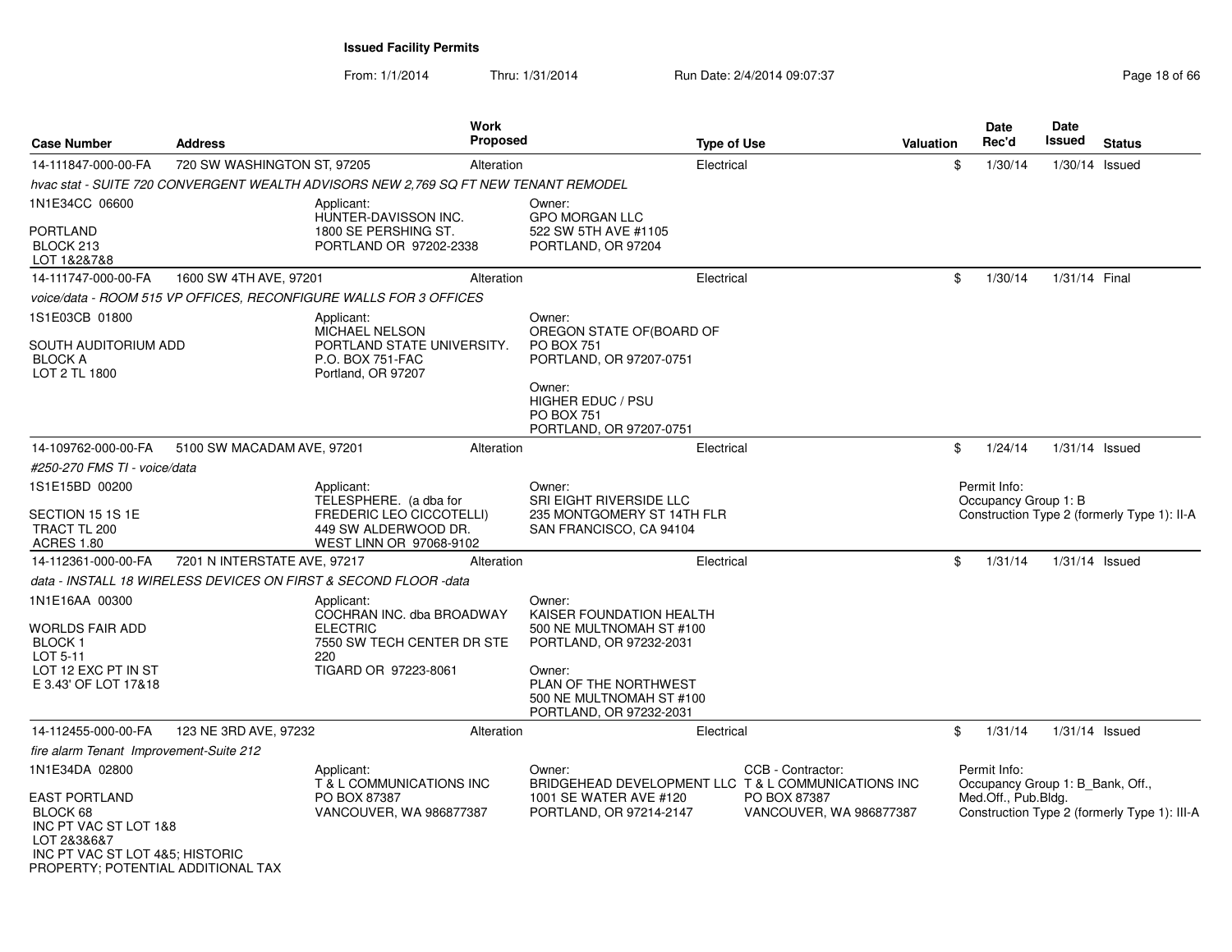**Issued Facility Permits**

From: 1/1/2014 Thru: 1/31/2014 Run Date: 2/4/2014 09:07:37

| Case Number | Address | Work Proposed | Type of Use | Valuation | Date Rec'd | Date Issued | Status |
|---|---|---|---|---|---|---|---|
| 14-111847-000-00-FA | 720 SW WASHINGTON ST, 97205 | Alteration | Electrical | $ | 1/30/14 | 1/30/14 | Issued |

*hvac stat - SUITE 720 CONVERGENT WEALTH ADVISORS NEW 2,769 SQ FT NEW TENANT REMODEL*

1N1E34CC 06600
PORTLAND
BLOCK 213
LOT 1&2&7&8

Applicant:
HUNTER-DAVISSON INC.
1800 SE PERSHING ST.
PORTLAND OR 97202-2338

Owner:
GPO MORGAN LLC
522 SW 5TH AVE #1105
PORTLAND, OR 97204

| Case Number | Address | Work Proposed | Type of Use | Valuation | Date Rec'd | Date Issued | Status |
|---|---|---|---|---|---|---|---|
| 14-111747-000-00-FA | 1600 SW 4TH AVE, 97201 | Alteration | Electrical | $ | 1/30/14 | 1/31/14 | Final |

*voice/data - ROOM 515 VP OFFICES, RECONFIGURE WALLS FOR 3 OFFICES*

1S1E03CB 01800
SOUTH AUDITORIUM ADD
BLOCK A
LOT 2 TL 1800

Applicant:
MICHAEL NELSON
PORTLAND STATE UNIVERSITY.
P.O. BOX 751-FAC
Portland, OR 97207

Owner:
OREGON STATE OF(BOARD OF
PO BOX 751
PORTLAND, OR 97207-0751

Owner:
HIGHER EDUC / PSU
PO BOX 751
PORTLAND, OR 97207-0751

| Case Number | Address | Work Proposed | Type of Use | Valuation | Date Rec'd | Date Issued | Status |
|---|---|---|---|---|---|---|---|
| 14-109762-000-00-FA | 5100 SW MACADAM AVE, 97201 | Alteration | Electrical | $ | 1/24/14 | 1/31/14 | Issued |

*#250-270 FMS TI - voice/data*

1S1E15BD 00200
SECTION 15 1S 1E
TRACT TL 200
ACRES 1.80

Applicant:
TELESPHERE. (a dba for
FREDERIC LEO CICCOTELLI)
449 SW ALDERWOOD DR.
WEST LINN OR 97068-9102

Owner:
SRI EIGHT RIVERSIDE LLC
235 MONTGOMERY ST 14TH FLR
SAN FRANCISCO, CA 94104

Permit Info:
Occupancy Group 1: B
Construction Type 2 (formerly Type 1): II-A

| Case Number | Address | Work Proposed | Type of Use | Valuation | Date Rec'd | Date Issued | Status |
|---|---|---|---|---|---|---|---|
| 14-112361-000-00-FA | 7201 N INTERSTATE AVE, 97217 | Alteration | Electrical | $ | 1/31/14 | 1/31/14 | Issued |

*data - INSTALL 18 WIRELESS DEVICES ON FIRST & SECOND FLOOR -data*

1N1E16AA 00300
WORLDS FAIR ADD
BLOCK 1
LOT 5-11
LOT 12 EXC PT IN ST
E 3.43' OF LOT 17&18

Applicant:
COCHRAN INC. dba BROADWAY
ELECTRIC
7550 SW TECH CENTER DR STE
220
TIGARD OR 97223-8061

Owner:
KAISER FOUNDATION HEALTH
500 NE MULTNOMAH ST #100
PORTLAND, OR 97232-2031

Owner:
PLAN OF THE NORTHWEST
500 NE MULTNOMAH ST #100
PORTLAND, OR 97232-2031

| Case Number | Address | Work Proposed | Type of Use | Valuation | Date Rec'd | Date Issued | Status |
|---|---|---|---|---|---|---|---|
| 14-112455-000-00-FA | 123 NE 3RD AVE, 97232 | Alteration | Electrical | $ | 1/31/14 | 1/31/14 | Issued |

*fire alarm Tenant Improvement-Suite 212*

1N1E34DA 02800
EAST PORTLAND
BLOCK 68
INC PT VAC ST LOT 1&8
LOT 2&3&6&7
INC PT VAC ST LOT 4&5; HISTORIC
PROPERTY; POTENTIAL ADDITIONAL TAX

Applicant:
T & L COMMUNICATIONS INC
PO BOX 87387
VANCOUVER, WA 986877387

Owner:
BRIDGEHEAD DEVELOPMENT LLC
1001 SE WATER AVE #120
PORTLAND, OR 97214-2147

CCB - Contractor:
T & L COMMUNICATIONS INC
PO BOX 87387
VANCOUVER, WA 986877387

Permit Info:
Occupancy Group 1: B_Bank, Off., Med.Off., Pub.Bldg.
Construction Type 2 (formerly Type 1): III-A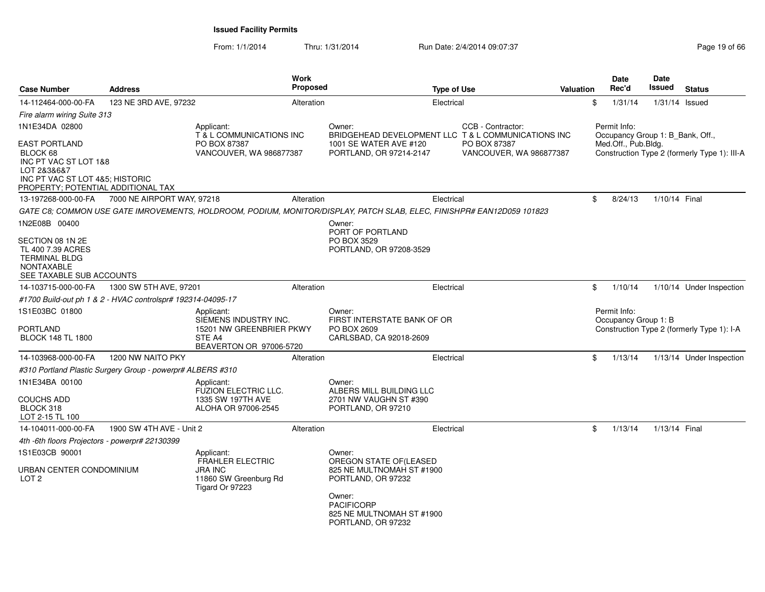# Issued Facility Permits

From: 1/1/2014 Thru: 1/31/2014 Run Date: 2/4/2014 09:07:37

| Case Number | Address | Work Proposed | Type of Use | Valuation | Date Rec'd | Date Issued | Status |
|---|---|---|---|---|---|---|---|
| 14-112464-000-00-FA | 123 NE 3RD AVE, 97232 | Alteration | Electrical | $ | 1/31/14 | 1/31/14 | Issued |

*Fire alarm wiring Suite 313*

1N1E34DA 02800

EAST PORTLAND
BLOCK 68
INC PT VAC ST LOT 1&8
LOT 2&3&6&7
INC PT VAC ST LOT 4&5; HISTORIC PROPERTY; POTENTIAL ADDITIONAL TAX

Applicant:
T & L COMMUNICATIONS INC
PO BOX 87387
VANCOUVER, WA 986877387

Owner:
BRIDGEHEAD DEVELOPMENT LLC
1001 SE WATER AVE #120
PORTLAND, OR 97214-2147

CCB - Contractor:
T & L COMMUNICATIONS INC
PO BOX 87387
VANCOUVER, WA 986877387

Permit Info:
Occupancy Group 1: B_Bank, Off., Med.Off., Pub.Bldg.
Construction Type 2 (formerly Type 1): III-A

| Case Number | Address | Work Proposed | Type of Use | Valuation | Date Rec'd | Date Issued | Status |
|---|---|---|---|---|---|---|---|
| 13-197268-000-00-FA | 7000 NE AIRPORT WAY, 97218 | Alteration | Electrical | $ | 8/24/13 | 1/10/14 | Final |

*GATE C8; COMMON USE GATE IMROVEMENTS, HOLDROOM, PODIUM, MONITOR/DISPLAY, PATCH SLAB, ELEC, FINISHPR# EAN12D059 101823*

1N2E08B 00400

SECTION 08 1N 2E
TL 400 7.39 ACRES
TERMINAL BLDG
NONTAXABLE
SEE TAXABLE SUB ACCOUNTS

Owner:
PORT OF PORTLAND
PO BOX 3529
PORTLAND, OR 97208-3529

| Case Number | Address | Work Proposed | Type of Use | Valuation | Date Rec'd | Date Issued | Status |
|---|---|---|---|---|---|---|---|
| 14-103715-000-00-FA | 1300 SW 5TH AVE, 97201 | Alteration | Electrical | $ | 1/10/14 | 1/10/14 | Under Inspection |

*#1700 Build-out ph 1 & 2 - HVAC controlspr# 192314-04095-17*

1S1E03BC 01800

PORTLAND
BLOCK 148 TL 1800

Applicant:
SIEMENS INDUSTRY INC.
15201 NW GREENBRIER PKWY STE A4
BEAVERTON OR 97006-5720

Owner:
FIRST INTERSTATE BANK OF OR
PO BOX 2609
CARLSBAD, CA 92018-2609

Permit Info:
Occupancy Group 1: B
Construction Type 2 (formerly Type 1): I-A

| Case Number | Address | Work Proposed | Type of Use | Valuation | Date Rec'd | Date Issued | Status |
|---|---|---|---|---|---|---|---|
| 14-103968-000-00-FA | 1200 NW NAITO PKY | Alteration | Electrical | $ | 1/13/14 | 1/13/14 | Under Inspection |

*#310 Portland Plastic Surgery Group - powerpr# ALBERS #310*

1N1E34BA 00100

COUCHS ADD
BLOCK 318
LOT 2-15 TL 100

Applicant:
FUZION ELECTRIC LLC.
1335 SW 197TH AVE
ALOHA OR 97006-2545

Owner:
ALBERS MILL BUILDING LLC
2701 NW VAUGHN ST #390
PORTLAND, OR 97210

| Case Number | Address | Work Proposed | Type of Use | Valuation | Date Rec'd | Date Issued | Status |
|---|---|---|---|---|---|---|---|
| 14-104011-000-00-FA | 1900 SW 4TH AVE - Unit 2 | Alteration | Electrical | $ | 1/13/14 | 1/13/14 | Final |

*4th -6th floors Projectors - powerpr# 22130399*

1S1E03CB 90001

URBAN CENTER CONDOMINIUM
LOT 2

Applicant:
FRAHLER ELECTRIC
JRA INC
11860 SW Greenburg Rd
Tigard Or 97223

Owner:
OREGON STATE OF(LEASED
825 NE MULTNOMAH ST #1900
PORTLAND, OR 97232

Owner:
PACIFICORP
825 NE MULTNOMAH ST #1900
PORTLAND, OR 97232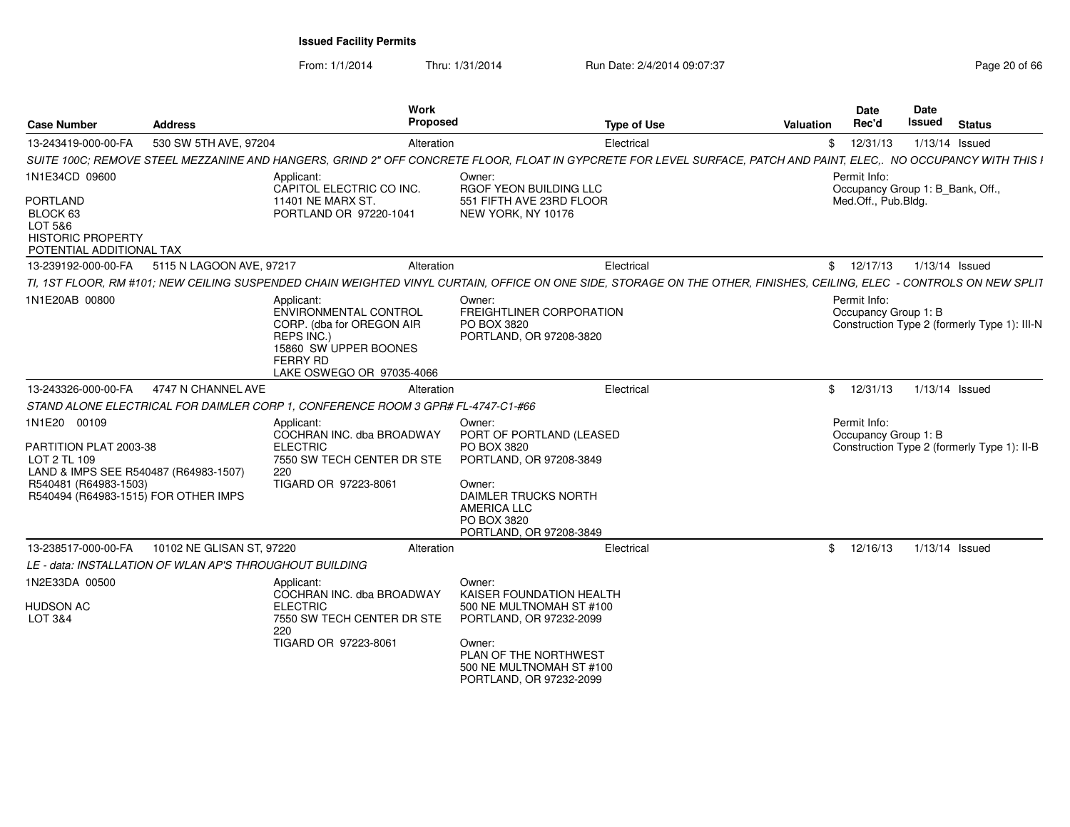**Issued Facility Permits**

From: 1/1/2014 Thru: 1/31/2014 Run Date: 2/4/2014 09:07:37

| Case Number | Address | Work Proposed | Type of Use | Valuation | Date Rec'd | Date Issued | Status |
|---|---|---|---|---|---|---|---|
| 13-243419-000-00-FA | 530 SW 5TH AVE, 97204 | Alteration | Electrical | $ | 12/31/13 | 1/13/14 | Issued |

*SUITE 100C; REMOVE STEEL MEZZANINE AND HANGERS, GRIND 2" OFF CONCRETE FLOOR, FLOAT IN GYPCRETE FOR LEVEL SURFACE, PATCH AND PAINT, ELEC,. NO OCCUPANCY WITH THIS I*

1N1E34CD 09600

PORTLAND
BLOCK 63
LOT 5&6
HISTORIC PROPERTY
POTENTIAL ADDITIONAL TAX

Applicant:
CAPITOL ELECTRIC CO INC.
11401 NE MARX ST.
PORTLAND OR 97220-1041

Owner:
RGOF YEON BUILDING LLC
551 FIFTH AVE 23RD FLOOR
NEW YORK, NY 10176

Permit Info:
Occupancy Group 1: B_Bank, Off., Med.Off., Pub.Bldg.

---

| Case Number | Address | Work Proposed | Type of Use | Valuation | Date Rec'd | Date Issued | Status |
|---|---|---|---|---|---|---|---|
| 13-239192-000-00-FA | 5115 N LAGOON AVE, 97217 | Alteration | Electrical | $ | 12/17/13 | 1/13/14 | Issued |

*TI, 1ST FLOOR, RM #101; NEW CEILING SUSPENDED CHAIN WEIGHTED VINYL CURTAIN, OFFICE ON ONE SIDE, STORAGE ON THE OTHER, FINISHES, CEILING, ELEC - CONTROLS ON NEW SPLIT*

1N1E20AB 00800

Applicant:
ENVIRONMENTAL CONTROL CORP. (dba for OREGON AIR REPS INC.)
15860 SW UPPER BOONES FERRY RD
LAKE OSWEGO OR 97035-4066

Owner:
FREIGHTLINER CORPORATION
PO BOX 3820
PORTLAND, OR 97208-3820

Permit Info:
Occupancy Group 1: B
Construction Type 2 (formerly Type 1): III-N

---

| Case Number | Address | Work Proposed | Type of Use | Valuation | Date Rec'd | Date Issued | Status |
|---|---|---|---|---|---|---|---|
| 13-243326-000-00-FA | 4747 N CHANNEL AVE | Alteration | Electrical | $ | 12/31/13 | 1/13/14 | Issued |

*STAND ALONE ELECTRICAL FOR DAIMLER CORP 1, CONFERENCE ROOM 3 GPR# FL-4747-C1-#66*

1N1E20 00109

PARTITION PLAT 2003-38
LOT 2 TL 109
LAND & IMPS SEE R540487 (R64983-1507)
R540481 (R64983-1503)
R540494 (R64983-1515) FOR OTHER IMPS

Applicant:
COCHRAN INC. dba BROADWAY ELECTRIC
7550 SW TECH CENTER DR STE 220
TIGARD OR 97223-8061

Owner:
PORT OF PORTLAND (LEASED
PO BOX 3820
PORTLAND, OR 97208-3849

Owner:
DAIMLER TRUCKS NORTH AMERICA LLC
PO BOX 3820
PORTLAND, OR 97208-3849

Permit Info:
Occupancy Group 1: B
Construction Type 2 (formerly Type 1): II-B

---

| Case Number | Address | Work Proposed | Type of Use | Valuation | Date Rec'd | Date Issued | Status |
|---|---|---|---|---|---|---|---|
| 13-238517-000-00-FA | 10102 NE GLISAN ST, 97220 | Alteration | Electrical | $ | 12/16/13 | 1/13/14 | Issued |

*LE - data: INSTALLATION OF WLAN AP'S THROUGHOUT BUILDING*

1N2E33DA 00500

HUDSON AC
LOT 3&4

Applicant:
COCHRAN INC. dba BROADWAY ELECTRIC
7550 SW TECH CENTER DR STE 220
TIGARD OR 97223-8061

Owner:
KAISER FOUNDATION HEALTH
500 NE MULTNOMAH ST #100
PORTLAND, OR 97232-2099

Owner:
PLAN OF THE NORTHWEST
500 NE MULTNOMAH ST #100
PORTLAND, OR 97232-2099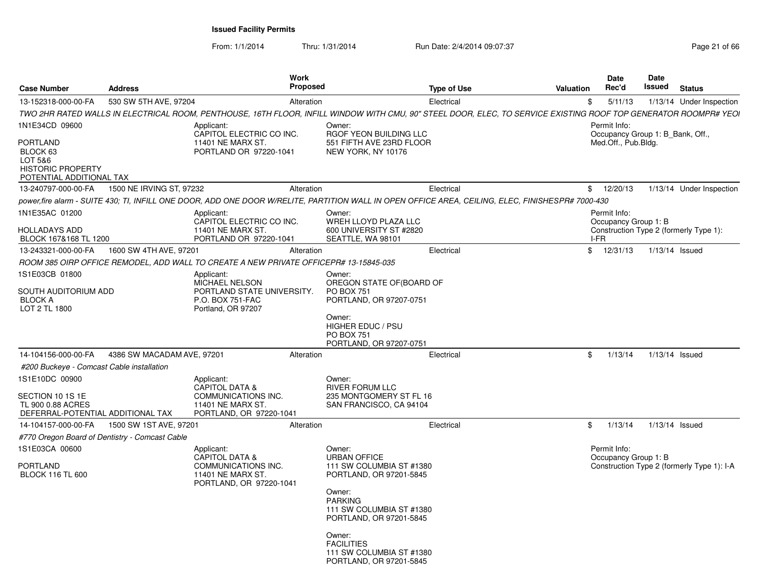## Issued Facility Permits

From: 1/1/2014 Thru: 1/31/2014 Run Date: 2/4/2014 09:07:37

| Case Number | Address | Work Proposed | Type of Use | Valuation | Date Rec'd | Date Issued | Status |
|---|---|---|---|---|---|---|---|
| 13-152318-000-00-FA | 530 SW 5TH AVE, 97204 | Alteration | Electrical | $ | 5/11/13 | 1/13/14 | Under Inspection |

TWO 2HR RATED WALLS IN ELECTRICAL ROOM, PENTHOUSE, 16TH FLOOR, INFILL WINDOW WITH CMU, 90" STEEL DOOR, ELEC, TO SERVICE EXISTING ROOF TOP GENERATOR ROOMPR# YEOI

1N1E34CD 09600

PORTLAND
BLOCK 63
LOT 5&6
HISTORIC PROPERTY
POTENTIAL ADDITIONAL TAX

Applicant:
CAPITOL ELECTRIC CO INC.
11401 NE MARX ST.
PORTLAND OR 97220-1041

Owner:
RGOF YEON BUILDING LLC
551 FIFTH AVE 23RD FLOOR
NEW YORK, NY 10176

Permit Info:
Occupancy Group 1: B_Bank, Off., Med.Off., Pub.Bldg.

| Case Number | Address | Work Proposed | Type of Use | Valuation | Date Rec'd | Date Issued | Status |
|---|---|---|---|---|---|---|---|
| 13-240797-000-00-FA | 1500 NE IRVING ST, 97232 | Alteration | Electrical | $ | 12/20/13 | 1/13/14 | Under Inspection |

power,fire alarm - SUITE 430; TI, INFILL ONE DOOR, ADD ONE DOOR W/RELITE, PARTITION WALL IN OPEN OFFICE AREA, CEILING, ELEC, FINISHESPR# 7000-430

1N1E35AC 01200

HOLLADAYS ADD
BLOCK 167&168 TL 1200

Applicant:
CAPITOL ELECTRIC CO INC.
11401 NE MARX ST.
PORTLAND OR 97220-1041

Owner:
WREH LLOYD PLAZA LLC
600 UNIVERSITY ST #2820
SEATTLE, WA 98101

Permit Info:
Occupancy Group 1: B
Construction Type 2 (formerly Type 1): I-FR

| Case Number | Address | Work Proposed | Type of Use | Valuation | Date Rec'd | Date Issued | Status |
|---|---|---|---|---|---|---|---|
| 13-243321-000-00-FA | 1600 SW 4TH AVE, 97201 | Alteration | Electrical | $ | 12/31/13 | 1/13/14 | Issued |

ROOM 385 OIRP OFFICE REMODEL, ADD WALL TO CREATE A NEW PRIVATE OFFICEPR# 13-15845-035

1S1E03CB 01800

SOUTH AUDITORIUM ADD
BLOCK A
LOT 2 TL 1800

Applicant:
MICHAEL NELSON
PORTLAND STATE UNIVERSITY.
P.O. BOX 751-FAC
Portland, OR 97207

Owner:
OREGON STATE OF(BOARD OF
PO BOX 751
PORTLAND, OR 97207-0751

Owner:
HIGHER EDUC / PSU
PO BOX 751
PORTLAND, OR 97207-0751

| Case Number | Address | Work Proposed | Type of Use | Valuation | Date Rec'd | Date Issued | Status |
|---|---|---|---|---|---|---|---|
| 14-104156-000-00-FA | 4386 SW MACADAM AVE, 97201 | Alteration | Electrical | $ | 1/13/14 | 1/13/14 | Issued |

#200 Buckeye - Comcast Cable installation

1S1E10DC 00900

SECTION 10 1S 1E
TL 900 0.88 ACRES
DEFERRAL-POTENTIAL ADDITIONAL TAX

Applicant:
CAPITOL DATA &
COMMUNICATIONS INC.
11401 NE MARX ST.
PORTLAND, OR 97220-1041

Owner:
RIVER FORUM LLC
235 MONTGOMERY ST FL 16
SAN FRANCISCO, CA 94104

| Case Number | Address | Work Proposed | Type of Use | Valuation | Date Rec'd | Date Issued | Status |
|---|---|---|---|---|---|---|---|
| 14-104157-000-00-FA | 1500 SW 1ST AVE, 97201 | Alteration | Electrical | $ | 1/13/14 | 1/13/14 | Issued |

#770 Oregon Board of Dentistry - Comcast Cable

1S1E03CA 00600

PORTLAND
BLOCK 116 TL 600

Applicant:
CAPITOL DATA &
COMMUNICATIONS INC.
11401 NE MARX ST.
PORTLAND, OR 97220-1041

Owner:
URBAN OFFICE
111 SW COLUMBIA ST #1380
PORTLAND, OR 97201-5845

Owner:
PARKING
111 SW COLUMBIA ST #1380
PORTLAND, OR 97201-5845

Owner:
FACILITIES
111 SW COLUMBIA ST #1380
PORTLAND, OR 97201-5845

Permit Info:
Occupancy Group 1: B
Construction Type 2 (formerly Type 1): I-A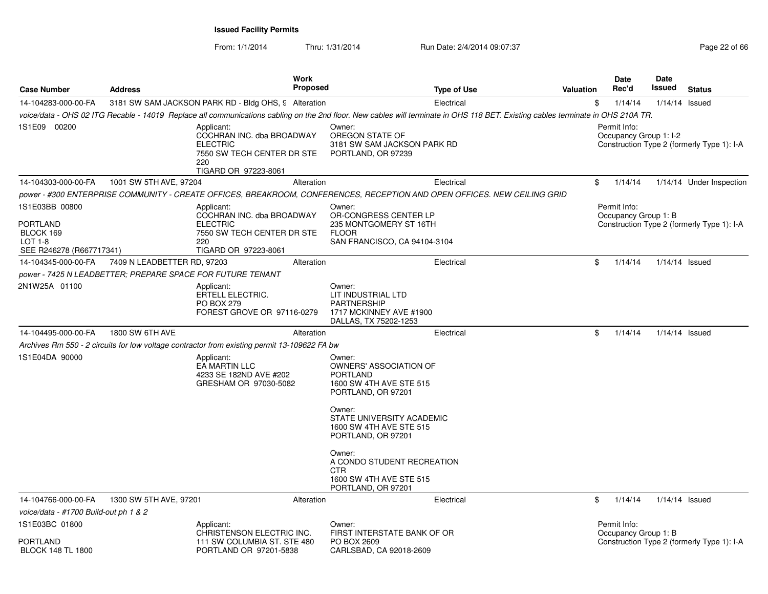**Issued Facility Permits**

From: 1/1/2014 Thru: 1/31/2014 Run Date: 2/4/2014 09:07:37

| Case Number | Address | Work Proposed | Type of Use | Valuation | Date Rec'd | Date Issued | Status |
|---|---|---|---|---|---|---|---|
| 14-104283-000-00-FA | 3181 SW SAM JACKSON PARK RD - Bldg OHS, 9 | Alteration | Electrical | $ | 1/14/14 | 1/14/14 | Issued |

*voice/data - OHS 02 ITG Recable - 14019 Replace all communications cabling on the 2nd floor. New cables will terminate in OHS 118 BET. Existing cables terminate in OHS 210A TR.*

1S1E09 00200

Applicant:
COCHRAN INC. dba BROADWAY ELECTRIC
7550 SW TECH CENTER DR STE 220
TIGARD OR 97223-8061

Owner:
OREGON STATE OF
3181 SW SAM JACKSON PARK RD
PORTLAND, OR 97239

Permit Info:
Occupancy Group 1: I-2
Construction Type 2 (formerly Type 1): I-A

| Case Number | Address | Work Proposed | Type of Use | Valuation | Date Rec'd | Date Issued | Status |
|---|---|---|---|---|---|---|---|
| 14-104303-000-00-FA | 1001 SW 5TH AVE, 97204 | Alteration | Electrical | $ | 1/14/14 | 1/14/14 | Under Inspection |

*power - #300 ENTERPRISE COMMUNITY - CREATE OFFICES, BREAKROOM, CONFERENCES, RECEPTION AND OPEN OFFICES. NEW CEILING GRID*

1S1E03BB 00800
PORTLAND
BLOCK 169
LOT 1-8
SEE R246278 (R667717341)

Applicant:
COCHRAN INC. dba BROADWAY ELECTRIC
7550 SW TECH CENTER DR STE 220
TIGARD OR 97223-8061

Owner:
OR-CONGRESS CENTER LP
235 MONTGOMERY ST 16TH FLOOR
SAN FRANCISCO, CA 94104-3104

Permit Info:
Occupancy Group 1: B
Construction Type 2 (formerly Type 1): I-A

| Case Number | Address | Work Proposed | Type of Use | Valuation | Date Rec'd | Date Issued | Status |
|---|---|---|---|---|---|---|---|
| 14-104345-000-00-FA | 7409 N LEADBETTER RD, 97203 | Alteration | Electrical | $ | 1/14/14 | 1/14/14 | Issued |

*power - 7425 N LEADBETTER; PREPARE SPACE FOR FUTURE TENANT*

2N1W25A 01100

Applicant:
ERTELL ELECTRIC.
PO BOX 279
FOREST GROVE OR 97116-0279

Owner:
LIT INDUSTRIAL LTD PARTNERSHIP
1717 MCKINNEY AVE #1900
DALLAS, TX 75202-1253

| Case Number | Address | Work Proposed | Type of Use | Valuation | Date Rec'd | Date Issued | Status |
|---|---|---|---|---|---|---|---|
| 14-104495-000-00-FA | 1800 SW 6TH AVE | Alteration | Electrical | $ | 1/14/14 | 1/14/14 | Issued |

*Archives Rm 550 - 2 circuits for low voltage contractor from existing permit 13-109622 FA bw*

1S1E04DA 90000

Applicant:
EA MARTIN LLC
4233 SE 182ND AVE #202
GRESHAM OR 97030-5082

Owner:
OWNERS' ASSOCIATION OF PORTLAND
1600 SW 4TH AVE STE 515
PORTLAND, OR 97201

Owner:
STATE UNIVERSITY ACADEMIC
1600 SW 4TH AVE STE 515
PORTLAND, OR 97201

Owner:
A CONDO STUDENT RECREATION CTR
1600 SW 4TH AVE STE 515
PORTLAND, OR 97201

| Case Number | Address | Work Proposed | Type of Use | Valuation | Date Rec'd | Date Issued | Status |
|---|---|---|---|---|---|---|---|
| 14-104766-000-00-FA | 1300 SW 5TH AVE, 97201 | Alteration | Electrical | $ | 1/14/14 | 1/14/14 | Issued |

*voice/data - #1700 Build-out ph 1 & 2*

1S1E03BC 01800
PORTLAND
BLOCK 148 TL 1800

Applicant:
CHRISTENSON ELECTRIC INC.
111 SW COLUMBIA ST. STE 480
PORTLAND OR 97201-5838

Owner:
FIRST INTERSTATE BANK OF OR
PO BOX 2609
CARLSBAD, CA 92018-2609

Permit Info:
Occupancy Group 1: B
Construction Type 2 (formerly Type 1): I-A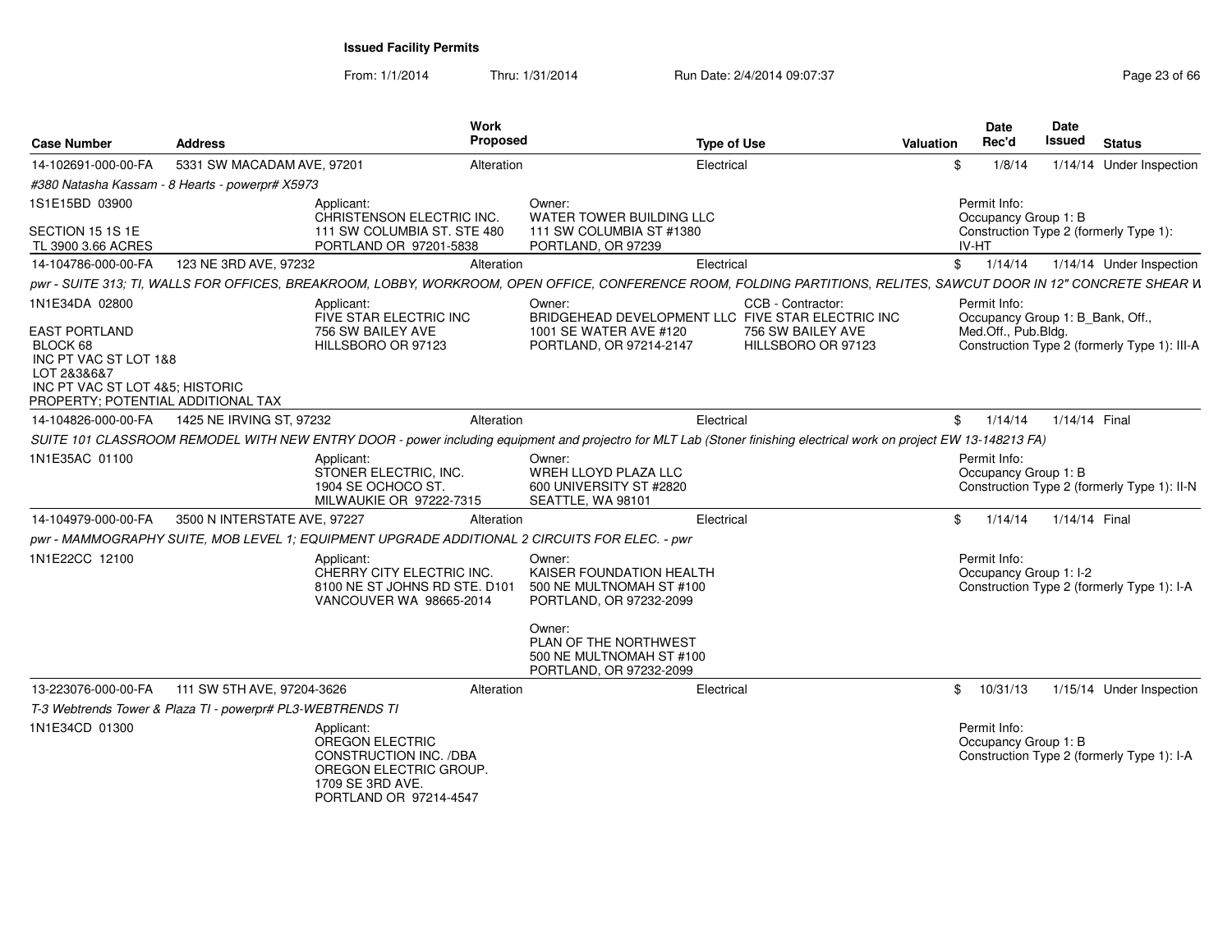**Issued Facility Permits**

From: 1/1/2014 Thru: 1/31/2014 Run Date: 2/4/2014 09:07:37

| Case Number | Address | Work Proposed | Type of Use | Valuation | Date Rec'd | Date Issued | Status |
|---|---|---|---|---|---|---|---|
| 14-102691-000-00-FA | 5331 SW MACADAM AVE, 97201 | Alteration | Electrical | $ | 1/8/14 | 1/14/14 | Under Inspection |

*#380 Natasha Kassam - 8 Hearts - powerpr# X5973*

1S1E15BD 03900
SECTION 15 1S 1E
TL 3900 3.66 ACRES

Applicant: CHRISTENSON ELECTRIC INC. 111 SW COLUMBIA ST. STE 480 PORTLAND OR 97201-5838

Owner: WATER TOWER BUILDING LLC 111 SW COLUMBIA ST #1380 PORTLAND, OR 97239

Permit Info: Occupancy Group 1: B; Construction Type 2 (formerly Type 1): IV-HT

| Case Number | Address | Work Proposed | Type of Use | Valuation | Date Rec'd | Date Issued | Status |
|---|---|---|---|---|---|---|---|
| 14-104786-000-00-FA | 123 NE 3RD AVE, 97232 | Alteration | Electrical | $ | 1/14/14 | 1/14/14 | Under Inspection |

*pwr - SUITE 313; TI, WALLS FOR OFFICES, BREAKROOM, LOBBY, WORKROOM, OPEN OFFICE, CONFERENCE ROOM, FOLDING PARTITIONS, RELITES, SAWCUT DOOR IN 12" CONCRETE SHEAR W*

1N1E34DA 02800
EAST PORTLAND
BLOCK 68
INC PT VAC ST LOT 1&8
LOT 2&3&6&7
INC PT VAC ST LOT 4&5; HISTORIC PROPERTY; POTENTIAL ADDITIONAL TAX

Applicant: FIVE STAR ELECTRIC INC 756 SW BAILEY AVE HILLSBORO OR 97123

Owner: BRIDGEHEAD DEVELOPMENT LLC 1001 SE WATER AVE #120 PORTLAND, OR 97214-2147

CCB - Contractor: FIVE STAR ELECTRIC INC 756 SW BAILEY AVE HILLSBORO OR 97123

Permit Info: Occupancy Group 1: B_Bank, Off., Med.Off., Pub.Bldg.; Construction Type 2 (formerly Type 1): III-A

| Case Number | Address | Work Proposed | Type of Use | Valuation | Date Rec'd | Date Issued | Status |
|---|---|---|---|---|---|---|---|
| 14-104826-000-00-FA | 1425 NE IRVING ST, 97232 | Alteration | Electrical | $ | 1/14/14 | 1/14/14 | Final |

*SUITE 101 CLASSROOM REMODEL WITH NEW ENTRY DOOR - power including equipment and projectro for MLT Lab (Stoner finishing electrical work on project EW 13-148213 FA)*

1N1E35AC 01100

Applicant: STONER ELECTRIC, INC. 1904 SE OCHOCO ST. MILWAUKIE OR 97222-7315

Owner: WREH LLOYD PLAZA LLC 600 UNIVERSITY ST #2820 SEATTLE, WA 98101

Permit Info: Occupancy Group 1: B; Construction Type 2 (formerly Type 1): II-N

| Case Number | Address | Work Proposed | Type of Use | Valuation | Date Rec'd | Date Issued | Status |
|---|---|---|---|---|---|---|---|
| 14-104979-000-00-FA | 3500 N INTERSTATE AVE, 97227 | Alteration | Electrical | $ | 1/14/14 | 1/14/14 | Final |

*pwr - MAMMOGRAPHY SUITE, MOB LEVEL 1; EQUIPMENT UPGRADE ADDITIONAL 2 CIRCUITS FOR ELEC. - pwr*

1N1E22CC 12100

Applicant: CHERRY CITY ELECTRIC INC. 8100 NE ST JOHNS RD STE. D101 VANCOUVER WA 98665-2014

Owner: KAISER FOUNDATION HEALTH 500 NE MULTNOMAH ST #100 PORTLAND, OR 97232-2099

Owner: PLAN OF THE NORTHWEST 500 NE MULTNOMAH ST #100 PORTLAND, OR 97232-2099

Permit Info: Occupancy Group 1: I-2; Construction Type 2 (formerly Type 1): I-A

| Case Number | Address | Work Proposed | Type of Use | Valuation | Date Rec'd | Date Issued | Status |
|---|---|---|---|---|---|---|---|
| 13-223076-000-00-FA | 111 SW 5TH AVE, 97204-3626 | Alteration | Electrical | $ | 10/31/13 | 1/15/14 | Under Inspection |

*T-3 Webtrends Tower & Plaza TI - powerpr# PL3-WEBTRENDS TI*

1N1E34CD 01300

Applicant: OREGON ELECTRIC CONSTRUCTION INC. /DBA OREGON ELECTRIC GROUP. 1709 SE 3RD AVE. PORTLAND OR 97214-4547

Permit Info: Occupancy Group 1: B; Construction Type 2 (formerly Type 1): I-A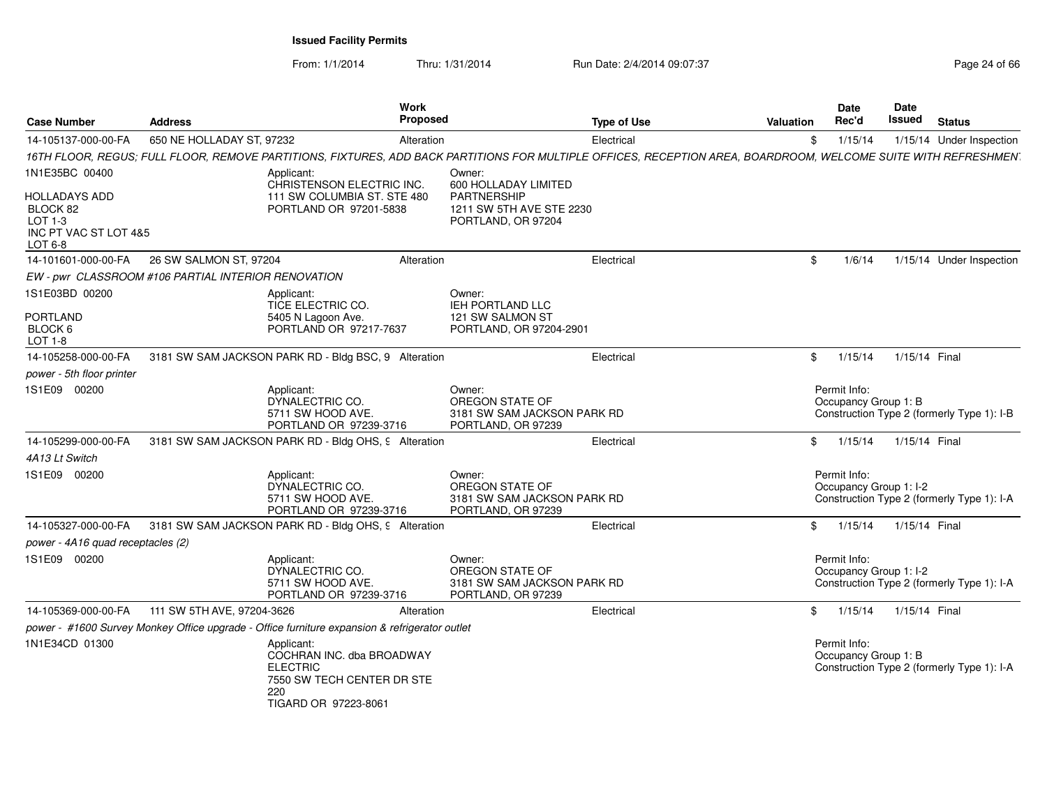**Issued Facility Permits**

From: 1/1/2014 Thru: 1/31/2014 Run Date: 2/4/2014 09:07:37

| Case Number | Address | Work Proposed | Type of Use | Valuation | Date Rec'd | Date Issued | Status |
|---|---|---|---|---|---|---|---|
| 14-105137-000-00-FA | 650 NE HOLLADAY ST, 97232 | Alteration | Electrical | $ | 1/15/14 | 1/15/14 | Under Inspection |

*16TH FLOOR, REGUS; FULL FLOOR, REMOVE PARTITIONS, FIXTURES, ADD BACK PARTITIONS FOR MULTIPLE OFFICES, RECEPTION AREA, BOARDROOM, WELCOME SUITE WITH REFRESHMENT*

1N1E35BC 00400

HOLLADAYS ADD
BLOCK 82
LOT 1-3
INC PT VAC ST LOT 4&5
LOT 6-8

Applicant:
CHRISTENSON ELECTRIC INC.
111 SW COLUMBIA ST. STE 480
PORTLAND OR 97201-5838

Owner:
600 HOLLADAY LIMITED PARTNERSHIP
1211 SW 5TH AVE STE 2230
PORTLAND, OR 97204

| Case Number | Address | Work Proposed | Type of Use | Valuation | Date Rec'd | Date Issued | Status |
|---|---|---|---|---|---|---|---|
| 14-101601-000-00-FA | 26 SW SALMON ST, 97204 | Alteration | Electrical | $ | 1/6/14 | 1/15/14 | Under Inspection |

*EW - pwr CLASSROOM #106 PARTIAL INTERIOR RENOVATION*

1S1E03BD 00200

PORTLAND
BLOCK 6
LOT 1-8

Applicant:
TICE ELECTRIC CO.
5405 N Lagoon Ave.
PORTLAND OR 97217-7637

Owner:
IEH PORTLAND LLC
121 SW SALMON ST
PORTLAND, OR 97204-2901

| Case Number | Address | Work Proposed | Type of Use | Valuation | Date Rec'd | Date Issued | Status |
|---|---|---|---|---|---|---|---|
| 14-105258-000-00-FA | 3181 SW SAM JACKSON PARK RD - Bldg BSC, 9 | Alteration | Electrical | $ | 1/15/14 | 1/15/14 | Final |

*power - 5th floor printer*

1S1E09 00200

Applicant:
DYNALECTRIC CO.
5711 SW HOOD AVE.
PORTLAND OR 97239-3716

Owner:
OREGON STATE OF
3181 SW SAM JACKSON PARK RD
PORTLAND, OR 97239

Permit Info:
Occupancy Group 1: B
Construction Type 2 (formerly Type 1): I-B

| Case Number | Address | Work Proposed | Type of Use | Valuation | Date Rec'd | Date Issued | Status |
|---|---|---|---|---|---|---|---|
| 14-105299-000-00-FA | 3181 SW SAM JACKSON PARK RD - Bldg OHS, 9 | Alteration | Electrical | $ | 1/15/14 | 1/15/14 | Final |

*4A13 Lt Switch*

1S1E09 00200

Applicant:
DYNALECTRIC CO.
5711 SW HOOD AVE.
PORTLAND OR 97239-3716

Owner:
OREGON STATE OF
3181 SW SAM JACKSON PARK RD
PORTLAND, OR 97239

Permit Info:
Occupancy Group 1: I-2
Construction Type 2 (formerly Type 1): I-A

| Case Number | Address | Work Proposed | Type of Use | Valuation | Date Rec'd | Date Issued | Status |
|---|---|---|---|---|---|---|---|
| 14-105327-000-00-FA | 3181 SW SAM JACKSON PARK RD - Bldg OHS, 9 | Alteration | Electrical | $ | 1/15/14 | 1/15/14 | Final |

*power - 4A16 quad receptacles (2)*

1S1E09 00200

Applicant:
DYNALECTRIC CO.
5711 SW HOOD AVE.
PORTLAND OR 97239-3716

Owner:
OREGON STATE OF
3181 SW SAM JACKSON PARK RD
PORTLAND, OR 97239

Permit Info:
Occupancy Group 1: I-2
Construction Type 2 (formerly Type 1): I-A

| Case Number | Address | Work Proposed | Type of Use | Valuation | Date Rec'd | Date Issued | Status |
|---|---|---|---|---|---|---|---|
| 14-105369-000-00-FA | 111 SW 5TH AVE, 97204-3626 | Alteration | Electrical | $ | 1/15/14 | 1/15/14 | Final |

*power - #1600 Survey Monkey Office upgrade - Office furniture expansion & refrigerator outlet*

1N1E34CD 01300

Applicant:
COCHRAN INC. dba BROADWAY ELECTRIC
7550 SW TECH CENTER DR STE 220
TIGARD OR 97223-8061

Permit Info:
Occupancy Group 1: B
Construction Type 2 (formerly Type 1): I-A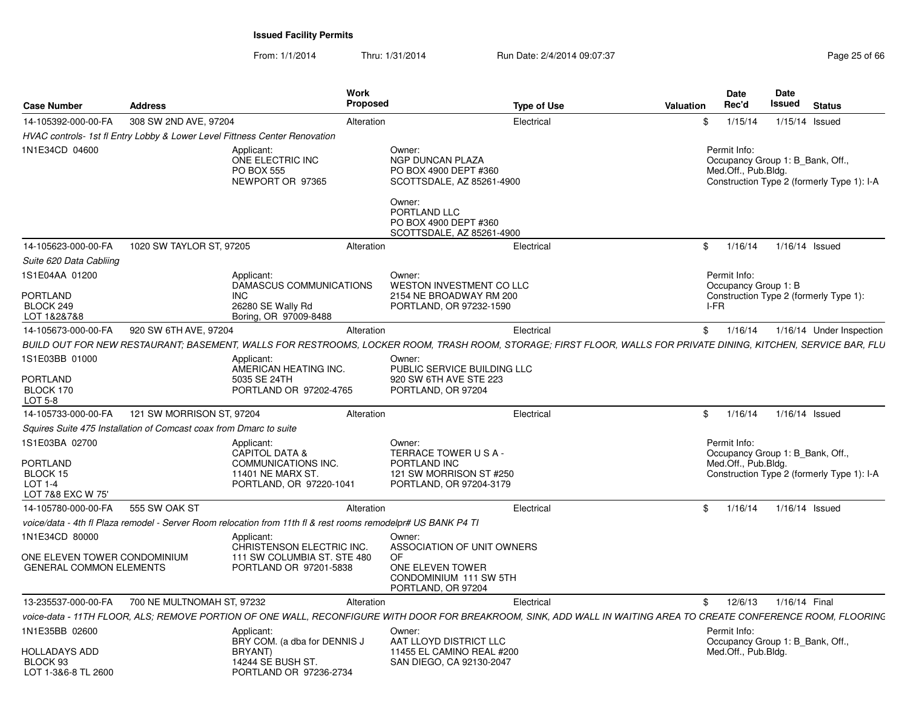**Issued Facility Permits**

From: 1/1/2014 Thru: 1/31/2014 Run Date: 2/4/2014 09:07:37

| Case Number | Address | Work Proposed | Type of Use | Valuation | Date Rec'd | Date Issued | Status |
|---|---|---|---|---|---|---|---|
| 14-105392-000-00-FA | 308 SW 2ND AVE, 97204 | Alteration | Electrical | $ | 1/15/14 | 1/15/14 | Issued |

*HVAC controls- 1st fl Entry Lobby & Lower Level Fittness Center Renovation*

1N1E34CD 04600

Applicant: ONE ELECTRIC INC, PO BOX 555, NEWPORT OR 97365

Owner: NGP DUNCAN PLAZA, PO BOX 4900 DEPT #360, SCOTTSDALE, AZ 85261-4900

Owner: PORTLAND LLC, PO BOX 4900 DEPT #360, SCOTTSDALE, AZ 85261-4900

Permit Info: Occupancy Group 1: B_Bank, Off., Med.Off., Pub.Bldg. Construction Type 2 (formerly Type 1): I-A

| Case Number | Address | Work Proposed | Type of Use | Valuation | Date Rec'd | Date Issued | Status |
|---|---|---|---|---|---|---|---|
| 14-105623-000-00-FA | 1020 SW TAYLOR ST, 97205 | Alteration | Electrical | $ | 1/16/14 | 1/16/14 | Issued |

*Suite 620 Data Cabliing*

1S1E04AA 01200
PORTLAND
BLOCK 249
LOT 1&2&7&8

Applicant: DAMASCUS COMMUNICATIONS INC, 26280 SE Wally Rd, Boring, OR 97009-8488

Owner: WESTON INVESTMENT CO LLC, 2154 NE BROADWAY RM 200, PORTLAND, OR 97232-1590

Permit Info: Occupancy Group 1: B Construction Type 2 (formerly Type 1): I-FR

| Case Number | Address | Work Proposed | Type of Use | Valuation | Date Rec'd | Date Issued | Status |
|---|---|---|---|---|---|---|---|
| 14-105673-000-00-FA | 920 SW 6TH AVE, 97204 | Alteration | Electrical | $ | 1/16/14 | 1/16/14 | Under Inspection |

*BUILD OUT FOR NEW RESTAURANT; BASEMENT, WALLS FOR RESTROOMS, LOCKER ROOM, TRASH ROOM, STORAGE; FIRST FLOOR, WALLS FOR PRIVATE DINING, KITCHEN, SERVICE BAR, FLU*

1S1E03BB 01000
PORTLAND
BLOCK 170
LOT 5-8

Applicant: AMERICAN HEATING INC., 5035 SE 24TH, PORTLAND OR 97202-4765

Owner: PUBLIC SERVICE BUILDING LLC, 920 SW 6TH AVE STE 223, PORTLAND, OR 97204

| Case Number | Address | Work Proposed | Type of Use | Valuation | Date Rec'd | Date Issued | Status |
|---|---|---|---|---|---|---|---|
| 14-105733-000-00-FA | 121 SW MORRISON ST, 97204 | Alteration | Electrical | $ | 1/16/14 | 1/16/14 | Issued |

*Squires Suite 475 Installation of Comcast coax from Dmarc to suite*

1S1E03BA 02700
PORTLAND
BLOCK 15
LOT 1-4
LOT 7&8 EXC W 75'

Applicant: CAPITOL DATA & COMMUNICATIONS INC., 11401 NE MARX ST., PORTLAND, OR 97220-1041

Owner: TERRACE TOWER U S A - PORTLAND INC, 121 SW MORRISON ST #250, PORTLAND, OR 97204-3179

Permit Info: Occupancy Group 1: B_Bank, Off., Med.Off., Pub.Bldg. Construction Type 2 (formerly Type 1): I-A

| Case Number | Address | Work Proposed | Type of Use | Valuation | Date Rec'd | Date Issued | Status |
|---|---|---|---|---|---|---|---|
| 14-105780-000-00-FA | 555 SW OAK ST | Alteration | Electrical | $ | 1/16/14 | 1/16/14 | Issued |

*voice/data - 4th fl Plaza remodel - Server Room relocation from 11th fl & rest rooms remodelpr# US BANK P4 TI*

1N1E34CD 80000
ONE ELEVEN TOWER CONDOMINIUM
GENERAL COMMON ELEMENTS

Applicant: CHRISTENSON ELECTRIC INC., 111 SW COLUMBIA ST. STE 480, PORTLAND OR 97201-5838

Owner: ASSOCIATION OF UNIT OWNERS OF ONE ELEVEN TOWER CONDOMINIUM 111 SW 5TH, PORTLAND, OR 97204

| Case Number | Address | Work Proposed | Type of Use | Valuation | Date Rec'd | Date Issued | Status |
|---|---|---|---|---|---|---|---|
| 13-235537-000-00-FA | 700 NE MULTNOMAH ST, 97232 | Alteration | Electrical | $ | 12/6/13 | 1/16/14 | Final |

*voice-data - 11TH FLOOR, ALS; REMOVE PORTION OF ONE WALL, RECONFIGURE WITH DOOR FOR BREAKROOM, SINK, ADD WALL IN WAITING AREA TO CREATE CONFERENCE ROOM, FLOORING*

1N1E35BB 02600
HOLLADAYS ADD
BLOCK 93
LOT 1-3&6-8 TL 2600

Applicant: BRY COM. (a dba for DENNIS J BRYANT), 14244 SE BUSH ST., PORTLAND OR 97236-2734

Owner: AAT LLOYD DISTRICT LLC, 11455 EL CAMINO REAL #200, SAN DIEGO, CA 92130-2047

Permit Info: Occupancy Group 1: B_Bank, Off., Med.Off., Pub.Bldg.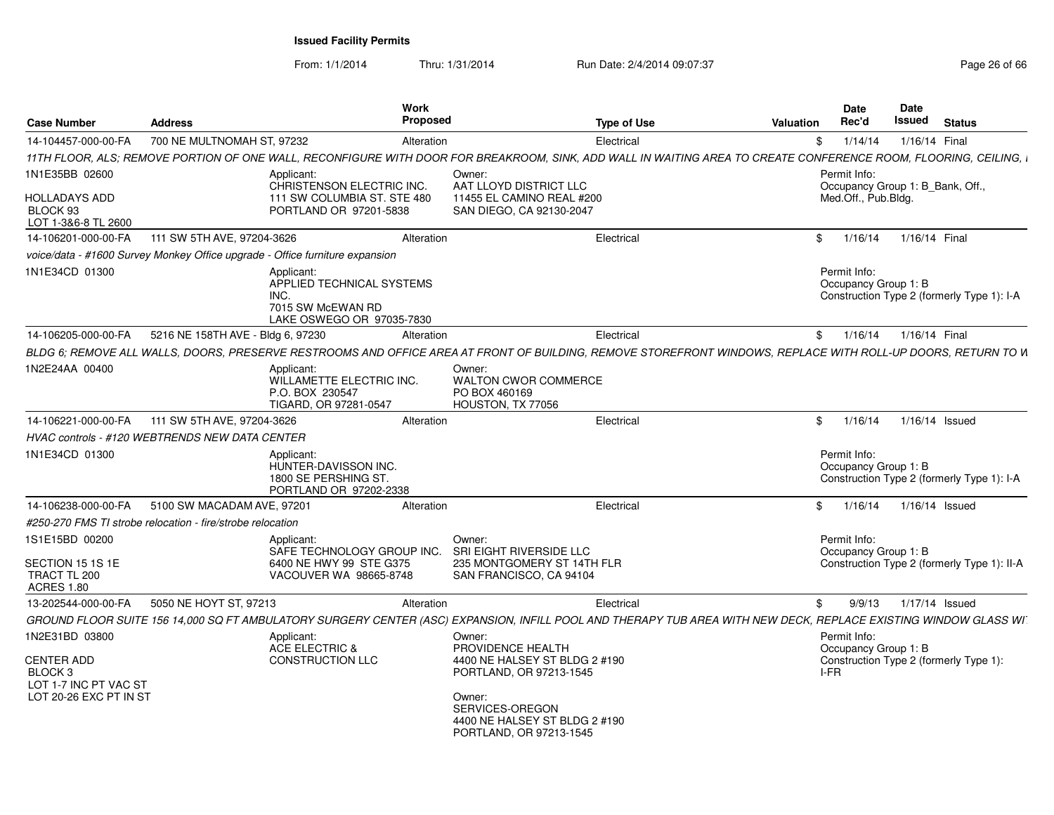**Issued Facility Permits**

From: 1/1/2014 Thru: 1/31/2014 Run Date: 2/4/2014 09:07:37

| Case Number | Address | Work Proposed | Type of Use | Valuation | Date Rec'd | Date Issued | Status |
|---|---|---|---|---|---|---|---|
| 14-104457-000-00-FA | 700 NE MULTNOMAH ST, 97232 | Alteration | Electrical | $ | 1/14/14 | 1/16/14 | Final |

*11TH FLOOR, ALS; REMOVE PORTION OF ONE WALL, RECONFIGURE WITH DOOR FOR BREAKROOM, SINK, ADD WALL IN WAITING AREA TO CREATE CONFERENCE ROOM, FLOORING, CEILING, I*

1N1E35BB 02600

HOLLADAYS ADD
BLOCK 93
LOT 1-3&6-8 TL 2600

Applicant:
CHRISTENSON ELECTRIC INC.
111 SW COLUMBIA ST. STE 480
PORTLAND OR 97201-5838

Owner:
AAT LLOYD DISTRICT LLC
11455 EL CAMINO REAL #200
SAN DIEGO, CA 92130-2047

Permit Info:
Occupancy Group 1: B_Bank, Off., Med.Off., Pub.Bldg.

| Case Number | Address | Work Proposed | Type of Use | Valuation | Date Rec'd | Date Issued | Status |
|---|---|---|---|---|---|---|---|
| 14-106201-000-00-FA | 111 SW 5TH AVE, 97204-3626 | Alteration | Electrical | $ | 1/16/14 | 1/16/14 | Final |

*voice/data - #1600 Survey Monkey Office upgrade - Office furniture expansion*

1N1E34CD 01300

Applicant:
APPLIED TECHNICAL SYSTEMS INC.
7015 SW McEWAN RD
LAKE OSWEGO OR 97035-7830

Permit Info:
Occupancy Group 1: B
Construction Type 2 (formerly Type 1): I-A

| Case Number | Address | Work Proposed | Type of Use | Valuation | Date Rec'd | Date Issued | Status |
|---|---|---|---|---|---|---|---|
| 14-106205-000-00-FA | 5216 NE 158TH AVE - Bldg 6, 97230 | Alteration | Electrical | $ | 1/16/14 | 1/16/14 | Final |

*BLDG 6; REMOVE ALL WALLS, DOORS, PRESERVE RESTROOMS AND OFFICE AREA AT FRONT OF BUILDING, REMOVE STOREFRONT WINDOWS, REPLACE WITH ROLL-UP DOORS, RETURN TO W*

1N2E24AA 00400

Applicant:
WILLAMETTE ELECTRIC INC.
P.O. BOX 230547
TIGARD, OR 97281-0547

Owner:
WALTON CWOR COMMERCE
PO BOX 460169
HOUSTON, TX 77056

| Case Number | Address | Work Proposed | Type of Use | Valuation | Date Rec'd | Date Issued | Status |
|---|---|---|---|---|---|---|---|
| 14-106221-000-00-FA | 111 SW 5TH AVE, 97204-3626 | Alteration | Electrical | $ | 1/16/14 | 1/16/14 | Issued |

*HVAC controls - #120 WEBTRENDS NEW DATA CENTER*

1N1E34CD 01300

Applicant:
HUNTER-DAVISSON INC.
1800 SE PERSHING ST.
PORTLAND OR 97202-2338

Permit Info:
Occupancy Group 1: B
Construction Type 2 (formerly Type 1): I-A

| Case Number | Address | Work Proposed | Type of Use | Valuation | Date Rec'd | Date Issued | Status |
|---|---|---|---|---|---|---|---|
| 14-106238-000-00-FA | 5100 SW MACADAM AVE, 97201 | Alteration | Electrical | $ | 1/16/14 | 1/16/14 | Issued |

*#250-270 FMS TI strobe relocation - fire/strobe relocation*

1S1E15BD 00200

SECTION 15 1S 1E
TRACT TL 200
ACRES 1.80

Applicant:
SAFE TECHNOLOGY GROUP INC.
6400 NE HWY 99 STE G375
VACOUVER WA 98665-8748

Owner:
SRI EIGHT RIVERSIDE LLC
235 MONTGOMERY ST 14TH FLR
SAN FRANCISCO, CA 94104

Permit Info:
Occupancy Group 1: B
Construction Type 2 (formerly Type 1): II-A

| Case Number | Address | Work Proposed | Type of Use | Valuation | Date Rec'd | Date Issued | Status |
|---|---|---|---|---|---|---|---|
| 13-202544-000-00-FA | 5050 NE HOYT ST, 97213 | Alteration | Electrical | $ | 9/9/13 | 1/17/14 | Issued |

*GROUND FLOOR SUITE 156 14,000 SQ FT AMBULATORY SURGERY CENTER (ASC) EXPANSION, INFILL POOL AND THERAPY TUB AREA WITH NEW DECK, REPLACE EXISTING WINDOW GLASS WI*

1N2E31BD 03800

CENTER ADD
BLOCK 3
LOT 1-7 INC PT VAC ST
LOT 20-26 EXC PT IN ST

Applicant:
ACE ELECTRIC & CONSTRUCTION LLC

Owner:
PROVIDENCE HEALTH
4400 NE HALSEY ST BLDG 2 #190
PORTLAND, OR 97213-1545

Owner:
SERVICES-OREGON
4400 NE HALSEY ST BLDG 2 #190
PORTLAND, OR 97213-1545

Permit Info:
Occupancy Group 1: B
Construction Type 2 (formerly Type 1): I-FR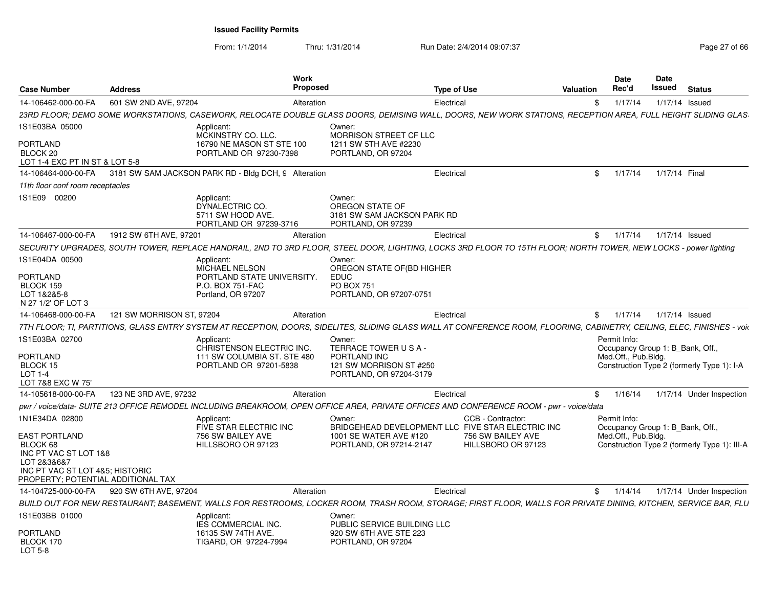**Issued Facility Permits**

From: 1/1/2014 Thru: 1/31/2014 Run Date: 2/4/2014 09:07:37

| Case Number | Address | Work Proposed | Type of Use | Valuation | Date Rec'd | Date Issued | Status |
|---|---|---|---|---|---|---|---|
| 14-106462-000-00-FA | 601 SW 2ND AVE, 97204 | Alteration | Electrical | $ | 1/17/14 | 1/17/14 | Issued |

*23RD FLOOR; DEMO SOME WORKSTATIONS, CASEWORK, RELOCATE DOUBLE GLASS DOORS, DEMISING WALL, DOORS, NEW WORK STATIONS, RECEPTION AREA, FULL HEIGHT SLIDING GLAS*

1S1E03BA 05000
PORTLAND
BLOCK 20
LOT 1-4 EXC PT IN ST & LOT 5-8

Applicant: MCKINSTRY CO. LLC. 16790 NE MASON ST STE 100 PORTLAND OR 97230-7398

Owner: MORRISON STREET CF LLC 1211 SW 5TH AVE #2230 PORTLAND, OR 97204

---

| Case Number | Address | Work Proposed | Type of Use | Valuation | Date Rec'd | Date Issued | Status |
|---|---|---|---|---|---|---|---|
| 14-106464-000-00-FA | 3181 SW SAM JACKSON PARK RD - Bldg DCH, 9 | Alteration | Electrical | $ | 1/17/14 | 1/17/14 | Final |

*11th floor conf room receptacles*

1S1E09 00200

Applicant: DYNALECTRIC CO. 5711 SW HOOD AVE. PORTLAND OR 97239-3716

Owner: OREGON STATE OF 3181 SW SAM JACKSON PARK RD PORTLAND, OR 97239

---

| Case Number | Address | Work Proposed | Type of Use | Valuation | Date Rec'd | Date Issued | Status |
|---|---|---|---|---|---|---|---|
| 14-106467-000-00-FA | 1912 SW 6TH AVE, 97201 | Alteration | Electrical | $ | 1/17/14 | 1/17/14 | Issued |

*SECURITY UPGRADES, SOUTH TOWER, REPLACE HANDRAIL, 2ND TO 3RD FLOOR, STEEL DOOR, LIGHTING, LOCKS 3RD FLOOR TO 15TH FLOOR; NORTH TOWER, NEW LOCKS - power lighting*

1S1E04DA 00500
PORTLAND
BLOCK 159
LOT 1&2&5-8
N 27 1/2' OF LOT 3

Applicant: MICHAEL NELSON PORTLAND STATE UNIVERSITY. P.O. BOX 751-FAC Portland, OR 97207

Owner: OREGON STATE OF(BD HIGHER EDUC PO BOX 751 PORTLAND, OR 97207-0751

---

| Case Number | Address | Work Proposed | Type of Use | Valuation | Date Rec'd | Date Issued | Status |
|---|---|---|---|---|---|---|---|
| 14-106468-000-00-FA | 121 SW MORRISON ST, 97204 | Alteration | Electrical | $ | 1/17/14 | 1/17/14 | Issued |

*7TH FLOOR; TI, PARTITIONS, GLASS ENTRY SYSTEM AT RECEPTION, DOORS, SIDELITES, SLIDING GLASS WALL AT CONFERENCE ROOM, FLOORING, CABINETRY, CEILING, ELEC, FINISHES - voi*

1S1E03BA 02700
PORTLAND
BLOCK 15
LOT 1-4
LOT 7&8 EXC W 75'

Applicant: CHRISTENSON ELECTRIC INC. 111 SW COLUMBIA ST. STE 480 PORTLAND OR 97201-5838

Owner: TERRACE TOWER U S A - PORTLAND INC 121 SW MORRISON ST #250 PORTLAND, OR 97204-3179

Permit Info: Occupancy Group 1: B_Bank, Off., Med.Off., Pub.Bldg. Construction Type 2 (formerly Type 1): I-A

---

| Case Number | Address | Work Proposed | Type of Use | Valuation | Date Rec'd | Date Issued | Status |
|---|---|---|---|---|---|---|---|
| 14-105618-000-00-FA | 123 NE 3RD AVE, 97232 | Alteration | Electrical | $ | 1/16/14 | 1/17/14 | Under Inspection |

*pwr / voice/data- SUITE 213 OFFICE REMODEL INCLUDING BREAKROOM, OPEN OFFICE AREA, PRIVATE OFFICES AND CONFERENCE ROOM - pwr - voice/data*

1N1E34DA 02800
EAST PORTLAND
BLOCK 68
INC PT VAC ST LOT 1&8
LOT 2&3&6&7
INC PT VAC ST LOT 4&5; HISTORIC PROPERTY; POTENTIAL ADDITIONAL TAX

Applicant: FIVE STAR ELECTRIC INC 756 SW BAILEY AVE HILLSBORO OR 97123

Owner: BRIDGEHEAD DEVELOPMENT LLC 1001 SE WATER AVE #120 PORTLAND, OR 97214-2147

CCB - Contractor: FIVE STAR ELECTRIC INC 756 SW BAILEY AVE HILLSBORO OR 97123

Permit Info: Occupancy Group 1: B_Bank, Off., Med.Off., Pub.Bldg. Construction Type 2 (formerly Type 1): III-A

---

| Case Number | Address | Work Proposed | Type of Use | Valuation | Date Rec'd | Date Issued | Status |
|---|---|---|---|---|---|---|---|
| 14-104725-000-00-FA | 920 SW 6TH AVE, 97204 | Alteration | Electrical | $ | 1/14/14 | 1/17/14 | Under Inspection |

*BUILD OUT FOR NEW RESTAURANT; BASEMENT, WALLS FOR RESTROOMS, LOCKER ROOM, TRASH ROOM, STORAGE; FIRST FLOOR, WALLS FOR PRIVATE DINING, KITCHEN, SERVICE BAR, FLU*

1S1E03BB 01000
PORTLAND
BLOCK 170
LOT 5-8

Applicant: IES COMMERCIAL INC. 16135 SW 74TH AVE. TIGARD, OR 97224-7994

Owner: PUBLIC SERVICE BUILDING LLC 920 SW 6TH AVE STE 223 PORTLAND, OR 97204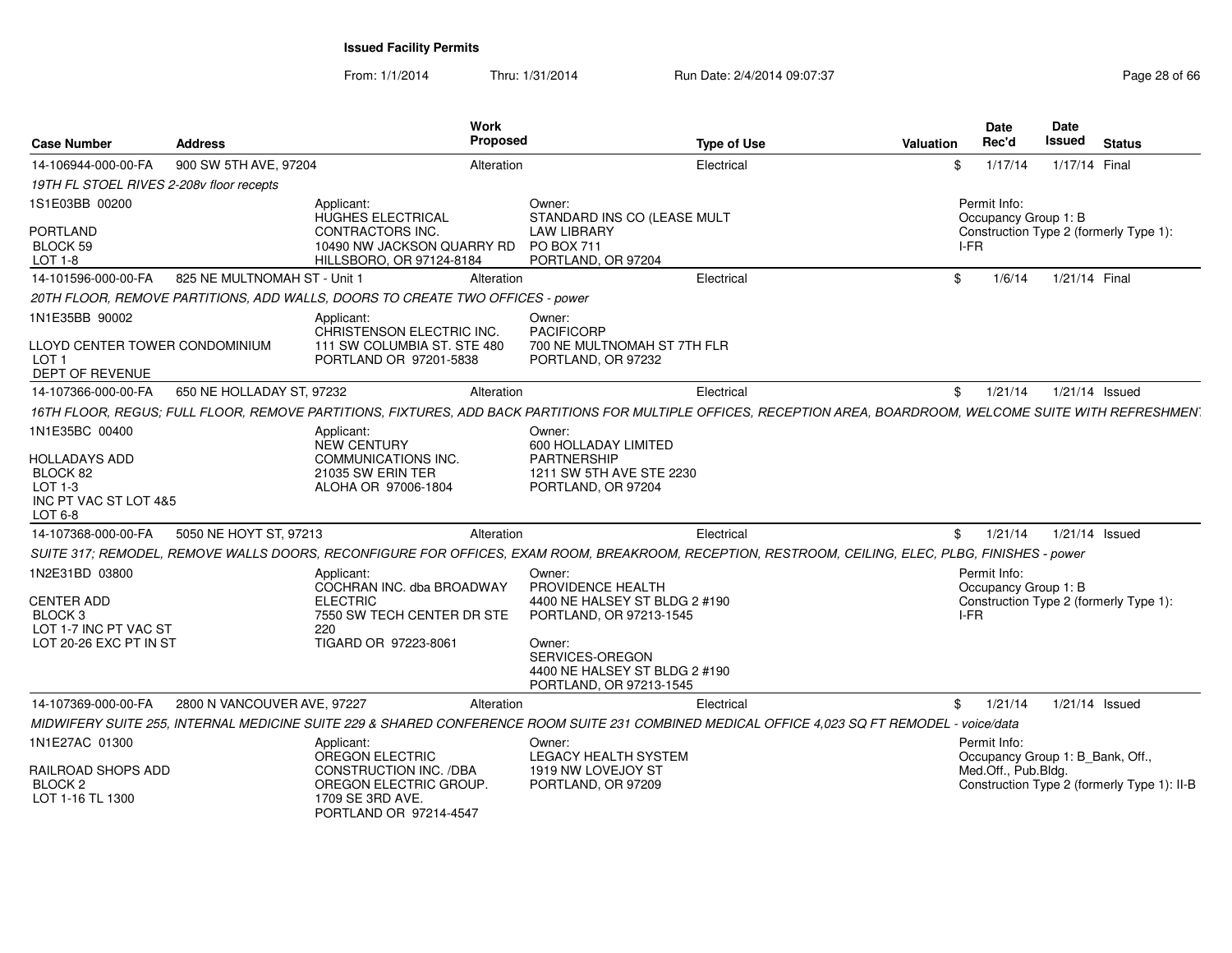**Issued Facility Permits**

From: 1/1/2014 Thru: 1/31/2014 Run Date: 2/4/2014 09:07:37

| Case Number | Address | Work Proposed | Type of Use | Valuation | Date Rec'd | Date Issued | Status |
|---|---|---|---|---|---|---|---|
| 14-106944-000-00-FA | 900 SW 5TH AVE, 97204 | Alteration | Electrical | $ | 1/17/14 | 1/17/14 | Final |

*19TH FL STOEL RIVES 2-208v floor recepts*

1S1E03BB 00200

PORTLAND
BLOCK 59
LOT 1-8

Applicant:
HUGHES ELECTRICAL CONTRACTORS INC.
10490 NW JACKSON QUARRY RD
HILLSBORO, OR 97124-8184

Owner:
STANDARD INS CO (LEASE MULT LAW LIBRARY
PO BOX 711
PORTLAND, OR 97204

Permit Info:
Occupancy Group 1: B
Construction Type 2 (formerly Type 1): I-FR

| Case Number | Address | Work Proposed | Type of Use | Valuation | Date Rec'd | Date Issued | Status |
|---|---|---|---|---|---|---|---|
| 14-101596-000-00-FA | 825 NE MULTNOMAH ST - Unit 1 | Alteration | Electrical | $ | 1/6/14 | 1/21/14 | Final |

*20TH FLOOR, REMOVE PARTITIONS, ADD WALLS, DOORS TO CREATE TWO OFFICES - power*

1N1E35BB 90002

LLOYD CENTER TOWER CONDOMINIUM
LOT 1
DEPT OF REVENUE

Applicant:
CHRISTENSON ELECTRIC INC.
111 SW COLUMBIA ST. STE 480
PORTLAND OR 97201-5838

Owner:
PACIFICORP
700 NE MULTNOMAH ST 7TH FLR
PORTLAND, OR 97232

| Case Number | Address | Work Proposed | Type of Use | Valuation | Date Rec'd | Date Issued | Status |
|---|---|---|---|---|---|---|---|
| 14-107366-000-00-FA | 650 NE HOLLADAY ST, 97232 | Alteration | Electrical | $ | 1/21/14 | 1/21/14 | Issued |

*16TH FLOOR, REGUS; FULL FLOOR, REMOVE PARTITIONS, FIXTURES, ADD BACK PARTITIONS FOR MULTIPLE OFFICES, RECEPTION AREA, BOARDROOM, WELCOME SUITE WITH REFRESHMENT*

1N1E35BC 00400

HOLLADAYS ADD
BLOCK 82
LOT 1-3
INC PT VAC ST LOT 4&5
LOT 6-8

Applicant:
NEW CENTURY COMMUNICATIONS INC.
21035 SW ERIN TER
ALOHA OR 97006-1804

Owner:
600 HOLLADAY LIMITED PARTNERSHIP
1211 SW 5TH AVE STE 2230
PORTLAND, OR 97204

| Case Number | Address | Work Proposed | Type of Use | Valuation | Date Rec'd | Date Issued | Status |
|---|---|---|---|---|---|---|---|
| 14-107368-000-00-FA | 5050 NE HOYT ST, 97213 | Alteration | Electrical | $ | 1/21/14 | 1/21/14 | Issued |

*SUITE 317; REMODEL, REMOVE WALLS DOORS, RECONFIGURE FOR OFFICES, EXAM ROOM, BREAKROOM, RECEPTION, RESTROOM, CEILING, ELEC, PLBG, FINISHES - power*

1N2E31BD 03800

CENTER ADD
BLOCK 3
LOT 1-7 INC PT VAC ST
LOT 20-26 EXC PT IN ST

Applicant:
COCHRAN INC. dba BROADWAY ELECTRIC
7550 SW TECH CENTER DR STE 220
TIGARD OR 97223-8061

Owner:
PROVIDENCE HEALTH
4400 NE HALSEY ST BLDG 2 #190
PORTLAND, OR 97213-1545

Owner:
SERVICES-OREGON
4400 NE HALSEY ST BLDG 2 #190
PORTLAND, OR 97213-1545

Permit Info:
Occupancy Group 1: B
Construction Type 2 (formerly Type 1): I-FR

| Case Number | Address | Work Proposed | Type of Use | Valuation | Date Rec'd | Date Issued | Status |
|---|---|---|---|---|---|---|---|
| 14-107369-000-00-FA | 2800 N VANCOUVER AVE, 97227 | Alteration | Electrical | $ | 1/21/14 | 1/21/14 | Issued |

*MIDWIFERY SUITE 255, INTERNAL MEDICINE SUITE 229 & SHARED CONFERENCE ROOM SUITE 231 COMBINED MEDICAL OFFICE 4,023 SQ FT REMODEL - voice/data*

1N1E27AC 01300

RAILROAD SHOPS ADD
BLOCK 2
LOT 1-16 TL 1300

Applicant:
OREGON ELECTRIC CONSTRUCTION INC. /DBA OREGON ELECTRIC GROUP.
1709 SE 3RD AVE.
PORTLAND OR 97214-4547

Owner:
LEGACY HEALTH SYSTEM
1919 NW LOVEJOY ST
PORTLAND, OR 97209

Permit Info:
Occupancy Group 1: B_Bank, Off., Med.Off., Pub.Bldg.
Construction Type 2 (formerly Type 1): II-B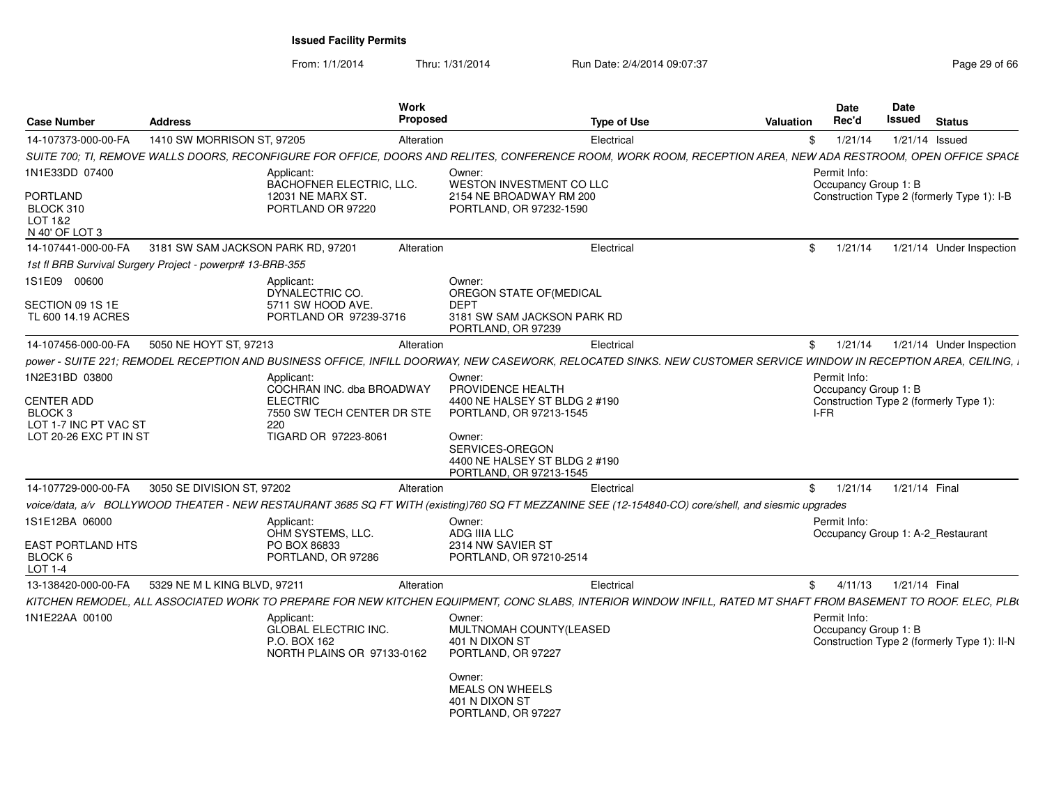**Issued Facility Permits**

From: 1/1/2014 Thru: 1/31/2014 Run Date: 2/4/2014 09:07:37

| Case Number | Address | Work Proposed | Type of Use | Valuation | Date Rec'd | Date Issued | Status |
|---|---|---|---|---|---|---|---|
| 14-107373-000-00-FA | 1410 SW MORRISON ST, 97205 | Alteration | Electrical | $ | 1/21/14 | 1/21/14 | Issued |

SUITE 700; TI, REMOVE WALLS DOORS, RECONFIGURE FOR OFFICE, DOORS AND RELITES, CONFERENCE ROOM, WORK ROOM, RECEPTION AREA, NEW ADA RESTROOM, OPEN OFFICE SPACE

1N1E33DD 07400

PORTLAND
BLOCK 310
LOT 1&2
N 40' OF LOT 3

Applicant:
BACHOFNER ELECTRIC, LLC.
12031 NE MARX ST.
PORTLAND OR 97220

Owner:
WESTON INVESTMENT CO LLC
2154 NE BROADWAY RM 200
PORTLAND, OR 97232-1590

Permit Info:
Occupancy Group 1: B
Construction Type 2 (formerly Type 1): I-B

| Case Number | Address | Work Proposed | Type of Use | Valuation | Date Rec'd | Date Issued | Status |
|---|---|---|---|---|---|---|---|
| 14-107441-000-00-FA | 3181 SW SAM JACKSON PARK RD, 97201 | Alteration | Electrical | $ | 1/21/14 | 1/21/14 | Under Inspection |

1st fl BRB Survival Surgery Project - powerpr# 13-BRB-355

1S1E09 00600

SECTION 09 1S 1E
TL 600 14.19 ACRES

Applicant:
DYNALECTRIC CO.
5711 SW HOOD AVE.
PORTLAND OR 97239-3716

Owner:
OREGON STATE OF(MEDICAL
DEPT
3181 SW SAM JACKSON PARK RD
PORTLAND, OR 97239

| Case Number | Address | Work Proposed | Type of Use | Valuation | Date Rec'd | Date Issued | Status |
|---|---|---|---|---|---|---|---|
| 14-107456-000-00-FA | 5050 NE HOYT ST, 97213 | Alteration | Electrical | $ | 1/21/14 | 1/21/14 | Under Inspection |

power - SUITE 221; REMODEL RECEPTION AND BUSINESS OFFICE, INFILL DOORWAY, NEW CASEWORK, RELOCATED SINKS. NEW CUSTOMER SERVICE WINDOW IN RECEPTION AREA, CEILING, I

1N2E31BD 03800

CENTER ADD
BLOCK 3
LOT 1-7 INC PT VAC ST
LOT 20-26 EXC PT IN ST

Applicant:
COCHRAN INC. dba BROADWAY ELECTRIC
7550 SW TECH CENTER DR STE 220
TIGARD OR 97223-8061

Owner:
PROVIDENCE HEALTH
4400 NE HALSEY ST BLDG 2 #190
PORTLAND, OR 97213-1545

Owner:
SERVICES-OREGON
4400 NE HALSEY ST BLDG 2 #190
PORTLAND, OR 97213-1545

Permit Info:
Occupancy Group 1: B
Construction Type 2 (formerly Type 1): I-FR

| Case Number | Address | Work Proposed | Type of Use | Valuation | Date Rec'd | Date Issued | Status |
|---|---|---|---|---|---|---|---|
| 14-107729-000-00-FA | 3050 SE DIVISION ST, 97202 | Alteration | Electrical | $ | 1/21/14 | 1/21/14 | Final |

voice/data, a/v BOLLYWOOD THEATER - NEW RESTAURANT 3685 SQ FT WITH (existing)760 SQ FT MEZZANINE SEE (12-154840-CO) core/shell, and siesmic upgrades

1S1E12BA 06000

EAST PORTLAND HTS
BLOCK 6
LOT 1-4

Applicant:
OHM SYSTEMS, LLC.
PO BOX 86833
PORTLAND, OR 97286

Owner:
ADG IIIA LLC
2314 NW SAVIER ST
PORTLAND, OR 97210-2514

Permit Info:
Occupancy Group 1: A-2_Restaurant

| Case Number | Address | Work Proposed | Type of Use | Valuation | Date Rec'd | Date Issued | Status |
|---|---|---|---|---|---|---|---|
| 13-138420-000-00-FA | 5329 NE M L KING BLVD, 97211 | Alteration | Electrical | $ | 4/11/13 | 1/21/14 | Final |

KITCHEN REMODEL, ALL ASSOCIATED WORK TO PREPARE FOR NEW KITCHEN EQUIPMENT, CONC SLABS, INTERIOR WINDOW INFILL, RATED MT SHAFT FROM BASEMENT TO ROOF. ELEC, PLB(

1N1E22AA 00100

Applicant:
GLOBAL ELECTRIC INC.
P.O. BOX 162
NORTH PLAINS OR 97133-0162

Owner:
MULTNOMAH COUNTY(LEASED
401 N DIXON ST
PORTLAND, OR 97227

Owner:
MEALS ON WHEELS
401 N DIXON ST
PORTLAND, OR 97227

Permit Info:
Occupancy Group 1: B
Construction Type 2 (formerly Type 1): II-N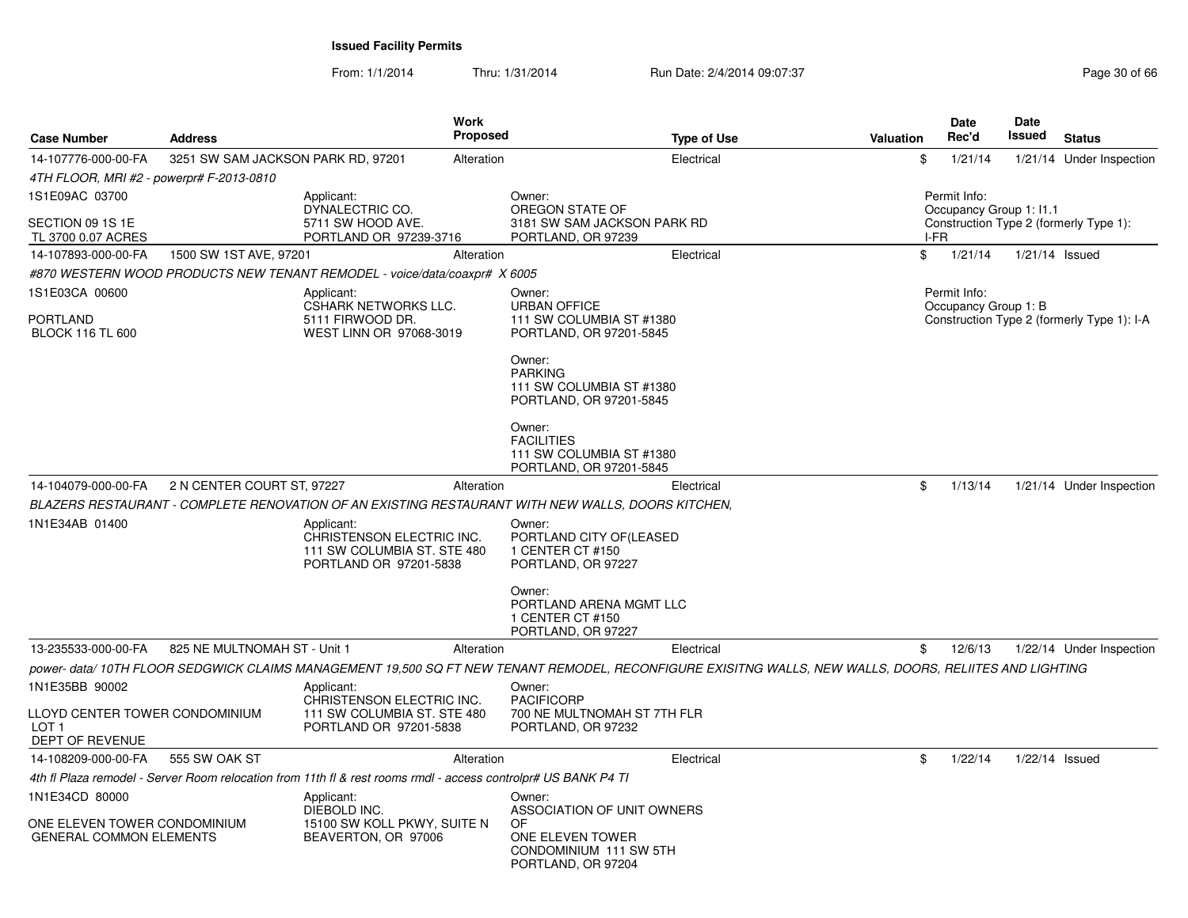**Issued Facility Permits**

From: 1/1/2014 Thru: 1/31/2014 Run Date: 2/4/2014 09:07:37

| Case Number | Address | Work Proposed | Type of Use | Valuation | Date Rec'd | Date Issued | Status |
|---|---|---|---|---|---|---|---|
| 14-107776-000-00-FA | 3251 SW SAM JACKSON PARK RD, 97201 | Alteration | Electrical | $ | 1/21/14 | 1/21/14 | Under Inspection |

*4TH FLOOR, MRI #2 - powerpr# F-2013-0810*

1S1E09AC 03700

SECTION 09 1S 1E
TL 3700 0.07 ACRES

Applicant:
DYNALECTRIC CO.
5711 SW HOOD AVE.
PORTLAND OR 97239-3716

Owner:
OREGON STATE OF
3181 SW SAM JACKSON PARK RD
PORTLAND, OR 97239

Permit Info:
Occupancy Group 1: I1.1
Construction Type 2 (formerly Type 1): I-FR

| Case Number | Address | Work Proposed | Type of Use | Valuation | Date Rec'd | Date Issued | Status |
|---|---|---|---|---|---|---|---|
| 14-107893-000-00-FA | 1500 SW 1ST AVE, 97201 | Alteration | Electrical | $ | 1/21/14 | 1/21/14 | Issued |

*#870 WESTERN WOOD PRODUCTS NEW TENANT REMODEL - voice/data/coaxpr# X 6005*

1S1E03CA 00600

PORTLAND
BLOCK 116 TL 600

Applicant:
CSHARK NETWORKS LLC.
5111 FIRWOOD DR.
WEST LINN OR 97068-3019

Owner:
URBAN OFFICE
111 SW COLUMBIA ST #1380
PORTLAND, OR 97201-5845

Owner:
PARKING
111 SW COLUMBIA ST #1380
PORTLAND, OR 97201-5845

Owner:
FACILITIES
111 SW COLUMBIA ST #1380
PORTLAND, OR 97201-5845

Permit Info:
Occupancy Group 1: B
Construction Type 2 (formerly Type 1): I-A

| Case Number | Address | Work Proposed | Type of Use | Valuation | Date Rec'd | Date Issued | Status |
|---|---|---|---|---|---|---|---|
| 14-104079-000-00-FA | 2 N CENTER COURT ST, 97227 | Alteration | Electrical | $ | 1/13/14 | 1/21/14 | Under Inspection |

*BLAZERS RESTAURANT - COMPLETE RENOVATION OF AN EXISTING RESTAURANT WITH NEW WALLS, DOORS KITCHEN,*

1N1E34AB 01400

Applicant:
CHRISTENSON ELECTRIC INC.
111 SW COLUMBIA ST. STE 480
PORTLAND OR 97201-5838

Owner:
PORTLAND CITY OF(LEASED
1 CENTER CT #150
PORTLAND, OR 97227

Owner:
PORTLAND ARENA MGMT LLC
1 CENTER CT #150
PORTLAND, OR 97227

| Case Number | Address | Work Proposed | Type of Use | Valuation | Date Rec'd | Date Issued | Status |
|---|---|---|---|---|---|---|---|
| 13-235533-000-00-FA | 825 NE MULTNOMAH ST - Unit 1 | Alteration | Electrical | $ | 12/6/13 | 1/22/14 | Under Inspection |

*power- data/ 10TH FLOOR SEDGWICK CLAIMS MANAGEMENT 19,500 SQ FT NEW TENANT REMODEL, RECONFIGURE EXISITNG WALLS, NEW WALLS, DOORS, RELIITES AND LIGHTING*

1N1E35BB 90002

LLOYD CENTER TOWER CONDOMINIUM
LOT 1
DEPT OF REVENUE

Applicant:
CHRISTENSON ELECTRIC INC.
111 SW COLUMBIA ST. STE 480
PORTLAND OR 97201-5838

Owner:
PACIFICORP
700 NE MULTNOMAH ST 7TH FLR
PORTLAND, OR 97232

| Case Number | Address | Work Proposed | Type of Use | Valuation | Date Rec'd | Date Issued | Status |
|---|---|---|---|---|---|---|---|
| 14-108209-000-00-FA | 555 SW OAK ST | Alteration | Electrical | $ | 1/22/14 | 1/22/14 | Issued |

*4th fl Plaza remodel - Server Room relocation from 11th fl & rest rooms rmdl - access controlpr# US BANK P4 TI*

1N1E34CD 80000

ONE ELEVEN TOWER CONDOMINIUM
GENERAL COMMON ELEMENTS

Applicant:
DIEBOLD INC.
15100 SW KOLL PKWY, SUITE N
BEAVERTON, OR 97006

Owner:
ASSOCIATION OF UNIT OWNERS OF
ONE ELEVEN TOWER
CONDOMINIUM 111 SW 5TH
PORTLAND, OR 97204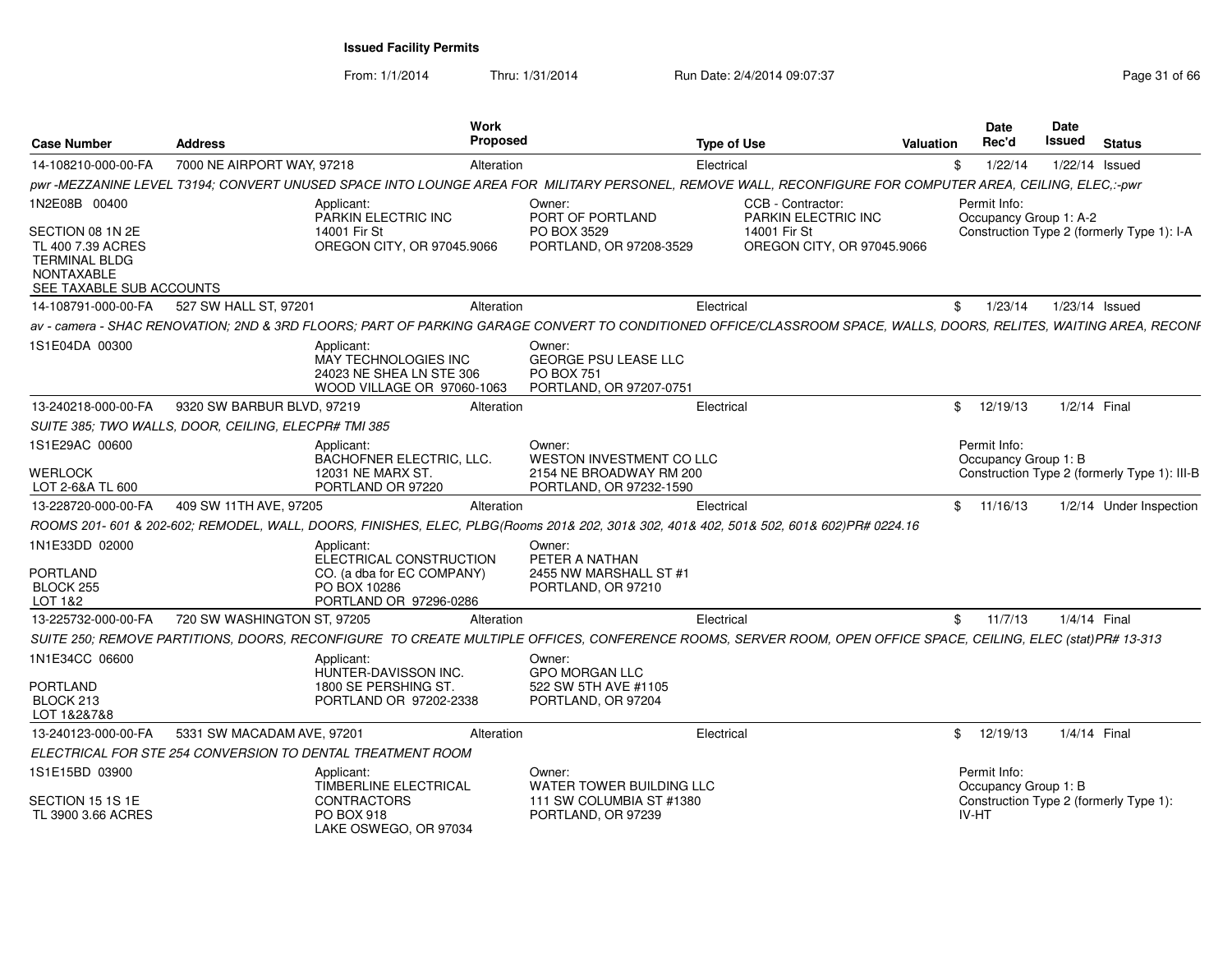**Issued Facility Permits**

From: 1/1/2014 Thru: 1/31/2014 Run Date: 2/4/2014 09:07:37

| Case Number | Address | Work Proposed | Type of Use | Valuation | Date Rec'd | Date Issued | Status |
|---|---|---|---|---|---|---|---|
| 14-108210-000-00-FA | 7000 NE AIRPORT WAY, 97218 | Alteration | Electrical | $ | 1/22/14 | 1/22/14 | Issued |

*pwr -MEZZANINE LEVEL T3194; CONVERT UNUSED SPACE INTO LOUNGE AREA FOR MILITARY PERSONEL, REMOVE WALL, RECONFIGURE FOR COMPUTER AREA, CEILING, ELEC,:-pwr*

1N2E08B 00400

SECTION 08 1N 2E
TL 400 7.39 ACRES
TERMINAL BLDG
NONTAXABLE
SEE TAXABLE SUB ACCOUNTS

Applicant:
PARKIN ELECTRIC INC
14001 Fir St
OREGON CITY, OR 97045.9066

Owner:
PORT OF PORTLAND
PO BOX 3529
PORTLAND, OR 97208-3529

CCB - Contractor:
PARKIN ELECTRIC INC
14001 Fir St
OREGON CITY, OR 97045.9066

Permit Info:
Occupancy Group 1: A-2
Construction Type 2 (formerly Type 1): I-A

| Case Number | Address | Work Proposed | Type of Use | Valuation | Date Rec'd | Date Issued | Status |
|---|---|---|---|---|---|---|---|
| 14-108791-000-00-FA | 527 SW HALL ST, 97201 | Alteration | Electrical | $ | 1/23/14 | 1/23/14 | Issued |

*av - camera - SHAC RENOVATION; 2ND & 3RD FLOORS; PART OF PARKING GARAGE CONVERT TO CONDITIONED OFFICE/CLASSROOM SPACE, WALLS, DOORS, RELITES, WAITING AREA, RECONF*

1S1E04DA 00300

Applicant:
MAY TECHNOLOGIES INC
24023 NE SHEA LN STE 306
WOOD VILLAGE OR 97060-1063

Owner:
GEORGE PSU LEASE LLC
PO BOX 751
PORTLAND, OR 97207-0751

| Case Number | Address | Work Proposed | Type of Use | Valuation | Date Rec'd | Date Issued | Status |
|---|---|---|---|---|---|---|---|
| 13-240218-000-00-FA | 9320 SW BARBUR BLVD, 97219 | Alteration | Electrical | $ | 12/19/13 | 1/2/14 | Final |

*SUITE 385; TWO WALLS, DOOR, CEILING, ELECPR# TMI 385*

1S1E29AC 00600

WERLOCK
LOT 2-6&A TL 600

Applicant:
BACHOFNER ELECTRIC, LLC.
12031 NE MARX ST.
PORTLAND OR 97220

Owner:
WESTON INVESTMENT CO LLC
2154 NE BROADWAY RM 200
PORTLAND, OR 97232-1590

Permit Info:
Occupancy Group 1: B
Construction Type 2 (formerly Type 1): III-B

| Case Number | Address | Work Proposed | Type of Use | Valuation | Date Rec'd | Date Issued | Status |
|---|---|---|---|---|---|---|---|
| 13-228720-000-00-FA | 409 SW 11TH AVE, 97205 | Alteration | Electrical | $ | 11/16/13 | 1/2/14 | Under Inspection |

*ROOMS 201- 601 & 202-602; REMODEL, WALL, DOORS, FINISHES, ELEC, PLBG(Rooms 201& 202, 301& 302, 401& 402, 501& 502, 601& 602)PR# 0224.16*

1N1E33DD 02000

PORTLAND
BLOCK 255
LOT 1&2

Applicant:
ELECTRICAL CONSTRUCTION CO. (a dba for EC COMPANY)
PO BOX 10286
PORTLAND OR 97296-0286

Owner:
PETER A NATHAN
2455 NW MARSHALL ST #1
PORTLAND, OR 97210

| Case Number | Address | Work Proposed | Type of Use | Valuation | Date Rec'd | Date Issued | Status |
|---|---|---|---|---|---|---|---|
| 13-225732-000-00-FA | 720 SW WASHINGTON ST, 97205 | Alteration | Electrical | $ | 11/7/13 | 1/4/14 | Final |

*SUITE 250; REMOVE PARTITIONS, DOORS, RECONFIGURE TO CREATE MULTIPLE OFFICES, CONFERENCE ROOMS, SERVER ROOM, OPEN OFFICE SPACE, CEILING, ELEC (stat)PR# 13-313*

1N1E34CC 06600

PORTLAND
BLOCK 213
LOT 1&2&7&8

Applicant:
HUNTER-DAVISSON INC.
1800 SE PERSHING ST.
PORTLAND OR 97202-2338

Owner:
GPO MORGAN LLC
522 SW 5TH AVE #1105
PORTLAND, OR 97204

| Case Number | Address | Work Proposed | Type of Use | Valuation | Date Rec'd | Date Issued | Status |
|---|---|---|---|---|---|---|---|
| 13-240123-000-00-FA | 5331 SW MACADAM AVE, 97201 | Alteration | Electrical | $ | 12/19/13 | 1/4/14 | Final |

*ELECTRICAL FOR STE 254 CONVERSION TO DENTAL TREATMENT ROOM*

1S1E15BD 03900

SECTION 15 1S 1E
TL 3900 3.66 ACRES

Applicant:
TIMBERLINE ELECTRICAL CONTRACTORS
PO BOX 918
LAKE OSWEGO, OR 97034

Owner:
WATER TOWER BUILDING LLC
111 SW COLUMBIA ST #1380
PORTLAND, OR 97239

Permit Info:
Occupancy Group 1: B
Construction Type 2 (formerly Type 1): IV-HT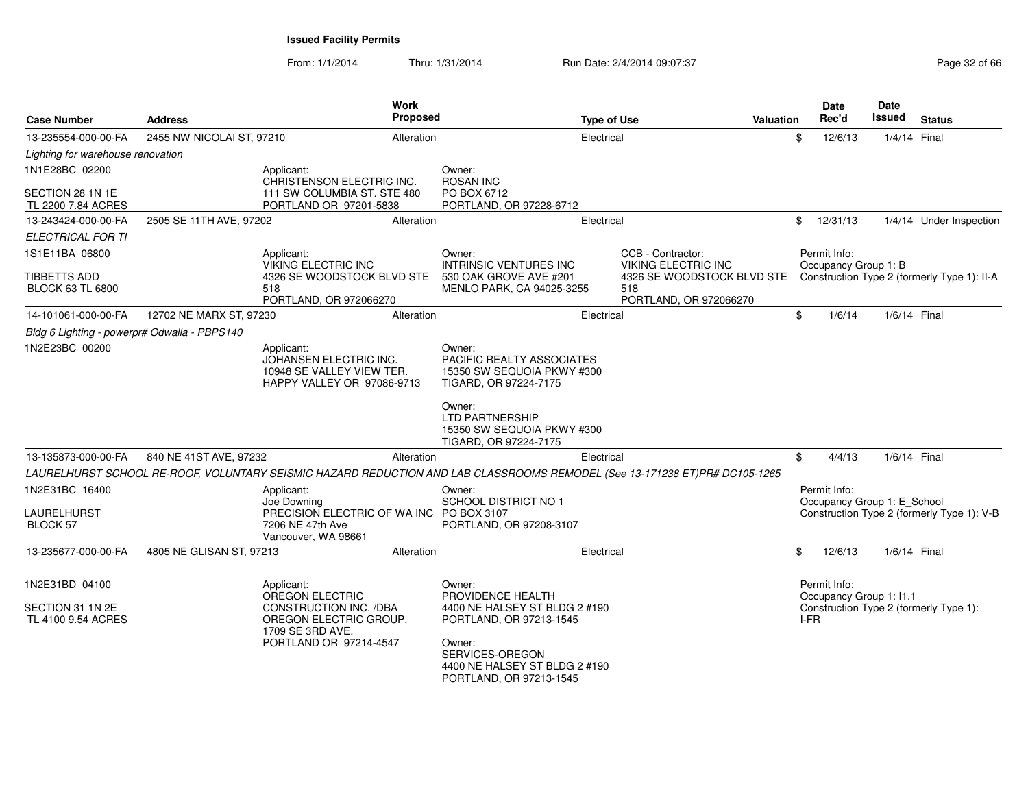**Issued Facility Permits**

From: 1/1/2014 Thru: 1/31/2014 Run Date: 2/4/2014 09:07:37

| Case Number | Address | Work Proposed | Type of Use | Valuation | Date Rec'd | Date Issued | Status |
|---|---|---|---|---|---|---|---|
| 13-235554-000-00-FA | 2455 NW NICOLAI ST, 97210 | Alteration | Electrical | $ | 12/6/13 | 1/4/14 | Final |
| 13-243424-000-00-FA | 2505 SE 11TH AVE, 97202 | Alteration | Electrical | $ | 12/31/13 | 1/4/14 | Under Inspection |
| 14-101061-000-00-FA | 12702 NE MARX ST, 97230 | Alteration | Electrical | $ | 1/6/14 | 1/6/14 | Final |
| 13-135873-000-00-FA | 840 NE 41ST AVE, 97232 | Alteration | Electrical | $ | 4/4/13 | 1/6/14 | Final |
| 13-235677-000-00-FA | 4805 NE GLISAN ST, 97213 | Alteration | Electrical | $ | 12/6/13 | 1/6/14 | Final |

**13-235554-000-00-FA** — 2455 NW NICOLAI ST, 97210

*Lighting for warehouse renovation*

1N1E28BC 02200
SECTION 28 1N 1E
TL 2200 7.84 ACRES

Applicant:
CHRISTENSON ELECTRIC INC.
111 SW COLUMBIA ST. STE 480
PORTLAND OR 97201-5838

Owner:
ROSAN INC
PO BOX 6712
PORTLAND, OR 97228-6712

**13-243424-000-00-FA** — 2505 SE 11TH AVE, 97202

*ELECTRICAL FOR TI*

1S1E11BA 06800
TIBBETTS ADD
BLOCK 63 TL 6800

Applicant:
VIKING ELECTRIC INC
4326 SE WOODSTOCK BLVD STE 518
PORTLAND, OR 972066270

Owner:
INTRINSIC VENTURES INC
530 OAK GROVE AVE #201
MENLO PARK, CA 94025-3255

CCB - Contractor:
VIKING ELECTRIC INC
4326 SE WOODSTOCK BLVD STE 518
PORTLAND, OR 972066270

Permit Info:
Occupancy Group 1: B
Construction Type 2 (formerly Type 1): II-A

**14-101061-000-00-FA** — 12702 NE MARX ST, 97230

*Bldg 6 Lighting - powerpr# Odwalla - PBPS140*

1N2E23BC 00200

Applicant:
JOHANSEN ELECTRIC INC.
10948 SE VALLEY VIEW TER.
HAPPY VALLEY OR 97086-9713

Owner:
PACIFIC REALTY ASSOCIATES
15350 SW SEQUOIA PKWY #300
TIGARD, OR 97224-7175

Owner:
LTD PARTNERSHIP
15350 SW SEQUOIA PKWY #300
TIGARD, OR 97224-7175

**13-135873-000-00-FA** — 840 NE 41ST AVE, 97232

*LAURELHURST SCHOOL RE-ROOF, VOLUNTARY SEISMIC HAZARD REDUCTION AND LAB CLASSROOMS REMODEL (See 13-171238 ET)PR# DC105-1265*

1N2E31BC 16400
LAURELHURST
BLOCK 57

Applicant:
Joe Downing
PRECISION ELECTRIC OF WA INC
7206 NE 47th Ave
Vancouver, WA 98661

Owner:
SCHOOL DISTRICT NO 1
PO BOX 3107
PORTLAND, OR 97208-3107

Permit Info:
Occupancy Group 1: E_School
Construction Type 2 (formerly Type 1): V-B

**13-235677-000-00-FA** — 4805 NE GLISAN ST, 97213

1N2E31BD 04100
SECTION 31 1N 2E
TL 4100 9.54 ACRES

Applicant:
OREGON ELECTRIC CONSTRUCTION INC. /DBA OREGON ELECTRIC GROUP.
1709 SE 3RD AVE.
PORTLAND OR 97214-4547

Owner:
PROVIDENCE HEALTH
4400 NE HALSEY ST BLDG 2 #190
PORTLAND, OR 97213-1545

Owner:
SERVICES-OREGON
4400 NE HALSEY ST BLDG 2 #190
PORTLAND, OR 97213-1545

Permit Info:
Occupancy Group 1: I1.1
Construction Type 2 (formerly Type 1): I-FR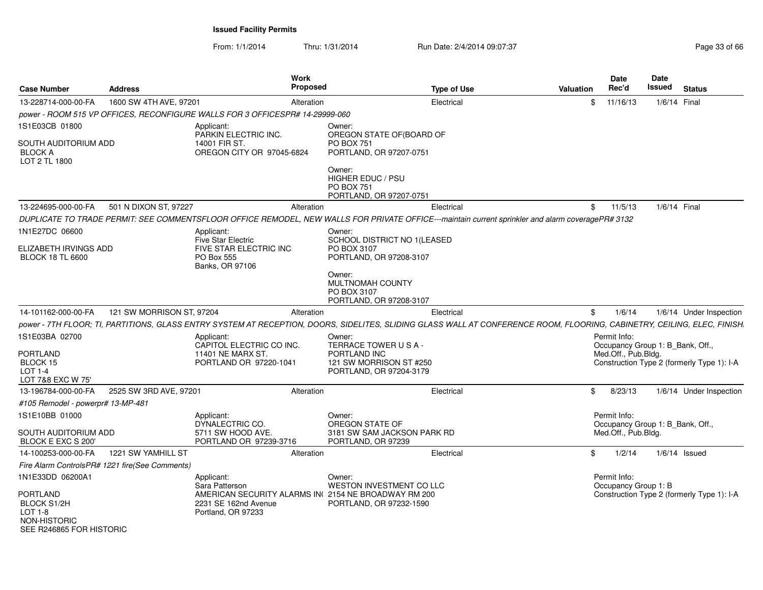**Issued Facility Permits**

From: 1/1/2014 Thru: 1/31/2014 Run Date: 2/4/2014 09:07:37

| Case Number | Address | Work Proposed | Type of Use | Valuation | Date Rec'd | Date Issued | Status |
|---|---|---|---|---|---|---|---|
| 13-228714-000-00-FA | 1600 SW 4TH AVE, 97201 | Alteration | Electrical | $ | 11/16/13 | 1/6/14 | Final |

*power - ROOM 515 VP OFFICES, RECONFIGURE WALLS FOR 3 OFFICESPR# 14-29999-060*

1S1E03CB 01800

SOUTH AUDITORIUM ADD
BLOCK A
LOT 2 TL 1800

Applicant:
PARKIN ELECTRIC INC.
14001 FIR ST.
OREGON CITY OR 97045-6824

Owner:
OREGON STATE OF(BOARD OF
PO BOX 751
PORTLAND, OR 97207-0751

Owner:
HIGHER EDUC / PSU
PO BOX 751
PORTLAND, OR 97207-0751

| Case Number | Address | Work Proposed | Type of Use | Valuation | Date Rec'd | Date Issued | Status |
|---|---|---|---|---|---|---|---|
| 13-224695-000-00-FA | 501 N DIXON ST, 97227 | Alteration | Electrical | $ | 11/5/13 | 1/6/14 | Final |

*DUPLICATE TO TRADE PERMIT: SEE COMMENTSFLOOR OFFICE REMODEL, NEW WALLS FOR PRIVATE OFFICE---maintain current sprinkler and alarm coveragePR# 3132*

1N1E27DC 06600

ELIZABETH IRVINGS ADD
BLOCK 18 TL 6600

Applicant:
Five Star Electric
FIVE STAR ELECTRIC INC
PO Box 555
Banks, OR 97106

Owner:
SCHOOL DISTRICT NO 1(LEASED
PO BOX 3107
PORTLAND, OR 97208-3107

Owner:
MULTNOMAH COUNTY
PO BOX 3107
PORTLAND, OR 97208-3107

| Case Number | Address | Work Proposed | Type of Use | Valuation | Date Rec'd | Date Issued | Status |
|---|---|---|---|---|---|---|---|
| 14-101162-000-00-FA | 121 SW MORRISON ST, 97204 | Alteration | Electrical | $ | 1/6/14 | 1/6/14 | Under Inspection |

*power - 7TH FLOOR; TI, PARTITIONS, GLASS ENTRY SYSTEM AT RECEPTION, DOORS, SIDELITES, SLIDING GLASS WALL AT CONFERENCE ROOM, FLOORING, CABINETRY, CEILING, ELEC, FINISH.*

1S1E03BA 02700

PORTLAND
BLOCK 15
LOT 1-4
LOT 7&8 EXC W 75'

Applicant:
CAPITOL ELECTRIC CO INC.
11401 NE MARX ST.
PORTLAND OR 97220-1041

Owner:
TERRACE TOWER U S A -
PORTLAND INC
121 SW MORRISON ST #250
PORTLAND, OR 97204-3179

Permit Info:
Occupancy Group 1: B_Bank, Off., Med.Off., Pub.Bldg.
Construction Type 2 (formerly Type 1): I-A

| Case Number | Address | Work Proposed | Type of Use | Valuation | Date Rec'd | Date Issued | Status |
|---|---|---|---|---|---|---|---|
| 13-196784-000-00-FA | 2525 SW 3RD AVE, 97201 | Alteration | Electrical | $ | 8/23/13 | 1/6/14 | Under Inspection |

*#105 Remodel - powerpr# 13-MP-481*

1S1E10BB 01000

SOUTH AUDITORIUM ADD
BLOCK E EXC S 200'

Applicant:
DYNALECTRIC CO.
5711 SW HOOD AVE.
PORTLAND OR 97239-3716

Owner:
OREGON STATE OF
3181 SW SAM JACKSON PARK RD
PORTLAND, OR 97239

Permit Info:
Occupancy Group 1: B_Bank, Off., Med.Off., Pub.Bldg.

| Case Number | Address | Work Proposed | Type of Use | Valuation | Date Rec'd | Date Issued | Status |
|---|---|---|---|---|---|---|---|
| 14-100253-000-00-FA | 1221 SW YAMHILL ST | Alteration | Electrical | $ | 1/2/14 | 1/6/14 | Issued |

*Fire Alarm ControlsPR# 1221 fire(See Comments)*

1N1E33DD 06200A1

PORTLAND
BLOCK S1/2H
LOT 1-8
NON-HISTORIC
SEE R246865 FOR HISTORIC

Applicant:
Sara Patterson
AMERICAN SECURITY ALARMS IN(
2231 SE 162nd Avenue
Portland, OR 97233

Owner:
WESTON INVESTMENT CO LLC
2154 NE BROADWAY RM 200
PORTLAND, OR 97232-1590

Permit Info:
Occupancy Group 1: B
Construction Type 2 (formerly Type 1): I-A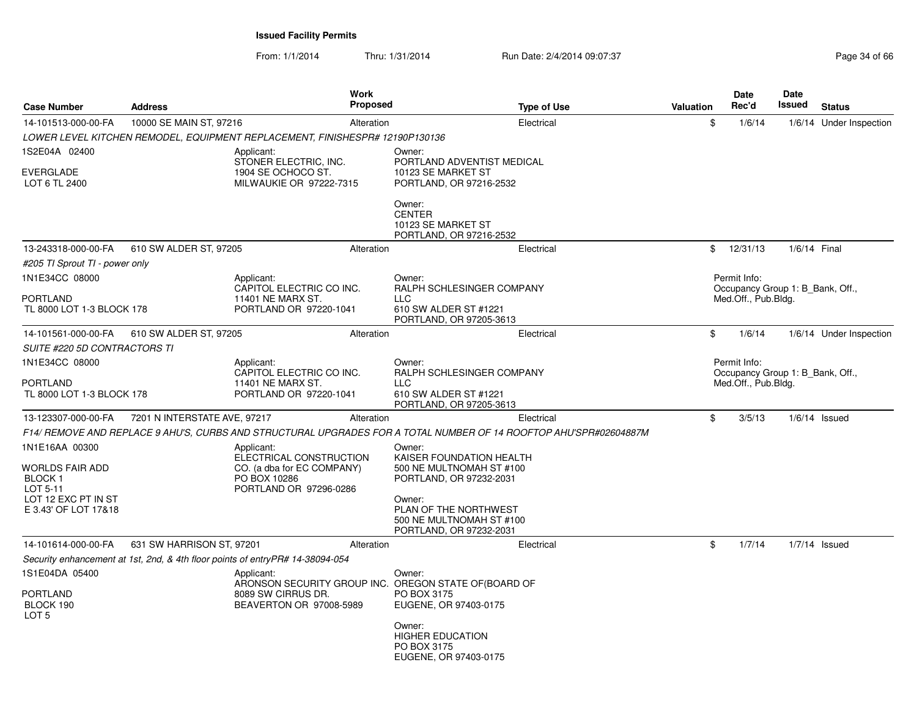**Issued Facility Permits**

From: 1/1/2014 Thru: 1/31/2014 Run Date: 2/4/2014 09:07:37

| Case Number | Address | Work Proposed | Type of Use | Valuation | Date Rec'd | Date Issued | Status |
|---|---|---|---|---|---|---|---|
| 14-101513-000-00-FA | 10000 SE MAIN ST, 97216 | Alteration | Electrical | $ | 1/6/14 | 1/6/14 | Under Inspection |

*LOWER LEVEL KITCHEN REMODEL, EQUIPMENT REPLACEMENT, FINISHESPR# 12190P130136*

1S2E04A 02400

EVERGLADE
LOT 6 TL 2400

Applicant:
STONER ELECTRIC, INC.
1904 SE OCHOCO ST.
MILWAUKIE OR 97222-7315

Owner:
PORTLAND ADVENTIST MEDICAL
10123 SE MARKET ST
PORTLAND, OR 97216-2532

Owner:
CENTER
10123 SE MARKET ST
PORTLAND, OR 97216-2532

| Case Number | Address | Work Proposed | Type of Use | Valuation | Date Rec'd | Date Issued | Status |
|---|---|---|---|---|---|---|---|
| 13-243318-000-00-FA | 610 SW ALDER ST, 97205 | Alteration | Electrical | $ | 12/31/13 | 1/6/14 | Final |

*#205 TI Sprout TI - power only*

1N1E34CC 08000

PORTLAND
TL 8000 LOT 1-3 BLOCK 178

Applicant:
CAPITOL ELECTRIC CO INC.
11401 NE MARX ST.
PORTLAND OR 97220-1041

Owner:
RALPH SCHLESINGER COMPANY
LLC
610 SW ALDER ST #1221
PORTLAND, OR 97205-3613

Permit Info:
Occupancy Group 1: B_Bank, Off., Med.Off., Pub.Bldg.

| Case Number | Address | Work Proposed | Type of Use | Valuation | Date Rec'd | Date Issued | Status |
|---|---|---|---|---|---|---|---|
| 14-101561-000-00-FA | 610 SW ALDER ST, 97205 | Alteration | Electrical | $ | 1/6/14 | 1/6/14 | Under Inspection |

*SUITE #220 5D CONTRACTORS TI*

1N1E34CC 08000

PORTLAND
TL 8000 LOT 1-3 BLOCK 178

Applicant:
CAPITOL ELECTRIC CO INC.
11401 NE MARX ST.
PORTLAND OR 97220-1041

Owner:
RALPH SCHLESINGER COMPANY
LLC
610 SW ALDER ST #1221
PORTLAND, OR 97205-3613

Permit Info:
Occupancy Group 1: B_Bank, Off., Med.Off., Pub.Bldg.

| Case Number | Address | Work Proposed | Type of Use | Valuation | Date Rec'd | Date Issued | Status |
|---|---|---|---|---|---|---|---|
| 13-123307-000-00-FA | 7201 N INTERSTATE AVE, 97217 | Alteration | Electrical | $ | 3/5/13 | 1/6/14 | Issued |

*F14/ REMOVE AND REPLACE 9 AHU'S, CURBS AND STRUCTURAL UPGRADES FOR A TOTAL NUMBER OF 14 ROOFTOP AHU'SPR#02604887M*

1N1E16AA 00300

WORLDS FAIR ADD
BLOCK 1
LOT 5-11
LOT 12 EXC PT IN ST
E 3.43' OF LOT 17&18

Applicant:
ELECTRICAL CONSTRUCTION
CO. (a dba for EC COMPANY)
PO BOX 10286
PORTLAND OR 97296-0286

Owner:
KAISER FOUNDATION HEALTH
500 NE MULTNOMAH ST #100
PORTLAND, OR 97232-2031

Owner:
PLAN OF THE NORTHWEST
500 NE MULTNOMAH ST #100
PORTLAND, OR 97232-2031

| Case Number | Address | Work Proposed | Type of Use | Valuation | Date Rec'd | Date Issued | Status |
|---|---|---|---|---|---|---|---|
| 14-101614-000-00-FA | 631 SW HARRISON ST, 97201 | Alteration | Electrical | $ | 1/7/14 | 1/7/14 | Issued |

*Security enhancement at 1st, 2nd, & 4th floor points of entryPR# 14-38094-054*

1S1E04DA 05400

PORTLAND
BLOCK 190
LOT 5

Applicant:
ARONSON SECURITY GROUP INC.
8089 SW CIRRUS DR.
BEAVERTON OR 97008-5989

Owner:
OREGON STATE OF(BOARD OF
PO BOX 3175
EUGENE, OR 97403-0175

Owner:
HIGHER EDUCATION
PO BOX 3175
EUGENE, OR 97403-0175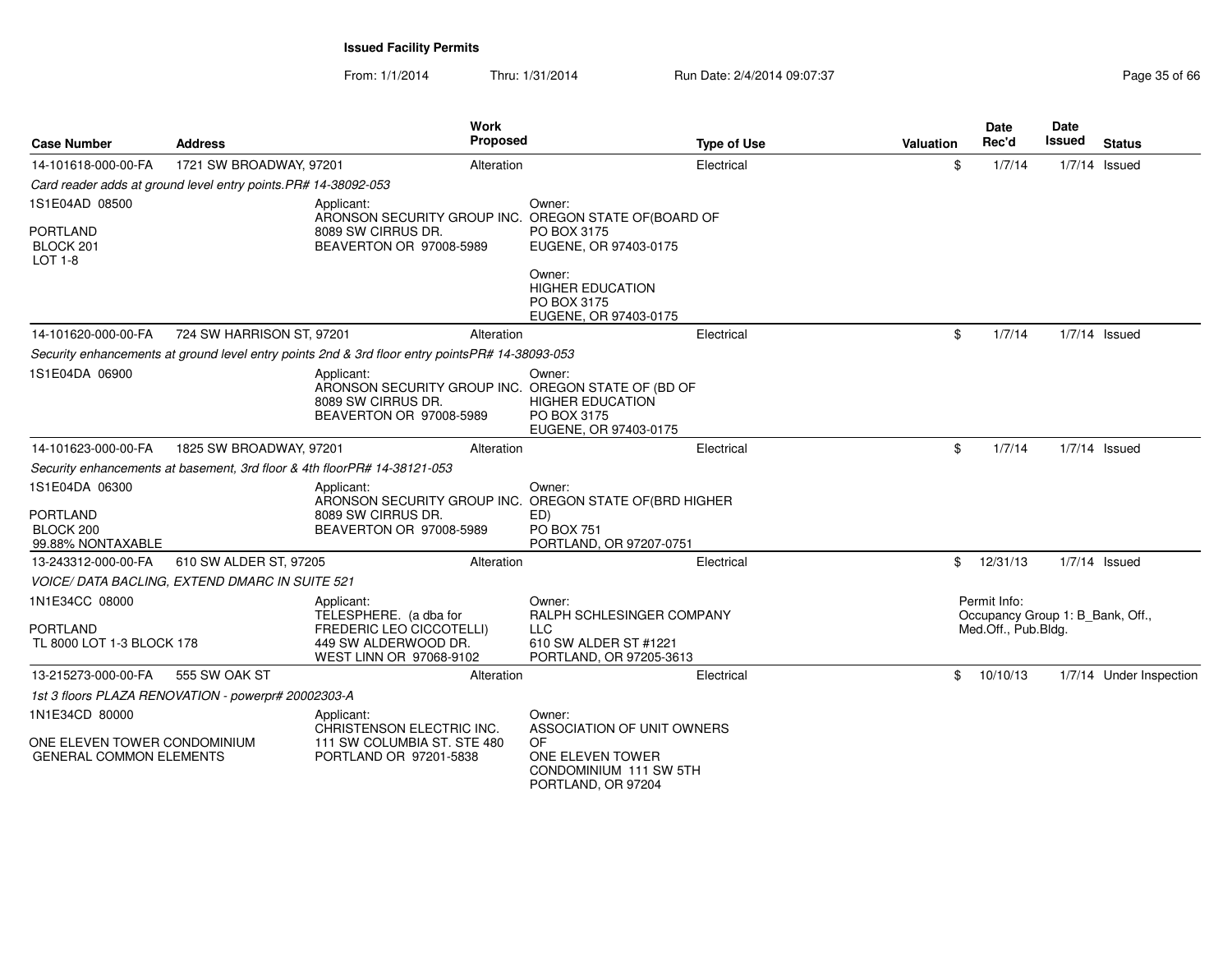**Issued Facility Permits**

From: 1/1/2014 Thru: 1/31/2014 Run Date: 2/4/2014 09:07:37

| Case Number | Address | Work Proposed | Type of Use | Valuation | Date Rec'd | Date Issued | Status |
|---|---|---|---|---|---|---|---|
| 14-101618-000-00-FA | 1721 SW BROADWAY, 97201 | Alteration | Electrical | $ | 1/7/14 | 1/7/14 | Issued |

*Card reader adds at ground level entry points.PR# 14-38092-053*

1S1E04AD 08500

PORTLAND
BLOCK 201
LOT 1-8

Applicant:
ARONSON SECURITY GROUP INC.
8089 SW CIRRUS DR.
BEAVERTON OR 97008-5989

Owner:
OREGON STATE OF(BOARD OF
PO BOX 3175
EUGENE, OR 97403-0175

Owner:
HIGHER EDUCATION
PO BOX 3175
EUGENE, OR 97403-0175

| Case Number | Address | Work Proposed | Type of Use | Valuation | Date Rec'd | Date Issued | Status |
|---|---|---|---|---|---|---|---|
| 14-101620-000-00-FA | 724 SW HARRISON ST, 97201 | Alteration | Electrical | $ | 1/7/14 | 1/7/14 | Issued |

*Security enhancements at ground level entry points 2nd & 3rd floor entry pointsPR# 14-38093-053*

1S1E04DA 06900

Applicant:
ARONSON SECURITY GROUP INC.
8089 SW CIRRUS DR.
BEAVERTON OR 97008-5989

Owner:
OREGON STATE OF (BD OF
HIGHER EDUCATION
PO BOX 3175
EUGENE, OR 97403-0175

| Case Number | Address | Work Proposed | Type of Use | Valuation | Date Rec'd | Date Issued | Status |
|---|---|---|---|---|---|---|---|
| 14-101623-000-00-FA | 1825 SW BROADWAY, 97201 | Alteration | Electrical | $ | 1/7/14 | 1/7/14 | Issued |

*Security enhancements at basement, 3rd floor & 4th floorPR# 14-38121-053*

1S1E04DA 06300

PORTLAND
BLOCK 200
99.88% NONTAXABLE

Applicant:
ARONSON SECURITY GROUP INC.
8089 SW CIRRUS DR.
BEAVERTON OR 97008-5989

Owner:
OREGON STATE OF(BRD HIGHER
ED)
PO BOX 751
PORTLAND, OR 97207-0751

| Case Number | Address | Work Proposed | Type of Use | Valuation | Date Rec'd | Date Issued | Status |
|---|---|---|---|---|---|---|---|
| 13-243312-000-00-FA | 610 SW ALDER ST, 97205 | Alteration | Electrical | $ | 12/31/13 | 1/7/14 | Issued |

*VOICE/ DATA BACLING, EXTEND DMARC IN SUITE 521*

1N1E34CC 08000

PORTLAND
TL 8000 LOT 1-3 BLOCK 178

Applicant:
TELESPHERE. (a dba for
FREDERIC LEO CICCOTELLI)
449 SW ALDERWOOD DR.
WEST LINN OR 97068-9102

Owner:
RALPH SCHLESINGER COMPANY
LLC
610 SW ALDER ST #1221
PORTLAND, OR 97205-3613

Permit Info:
Occupancy Group 1: B_Bank, Off., Med.Off., Pub.Bldg.

| Case Number | Address | Work Proposed | Type of Use | Valuation | Date Rec'd | Date Issued | Status |
|---|---|---|---|---|---|---|---|
| 13-215273-000-00-FA | 555 SW OAK ST | Alteration | Electrical | $ | 10/10/13 | 1/7/14 | Under Inspection |

*1st 3 floors PLAZA RENOVATION - powerpr# 20002303-A*

1N1E34CD 80000

ONE ELEVEN TOWER CONDOMINIUM
GENERAL COMMON ELEMENTS

Applicant:
CHRISTENSON ELECTRIC INC.
111 SW COLUMBIA ST. STE 480
PORTLAND OR 97201-5838

Owner:
ASSOCIATION OF UNIT OWNERS
OF
ONE ELEVEN TOWER
CONDOMINIUM 111 SW 5TH
PORTLAND, OR 97204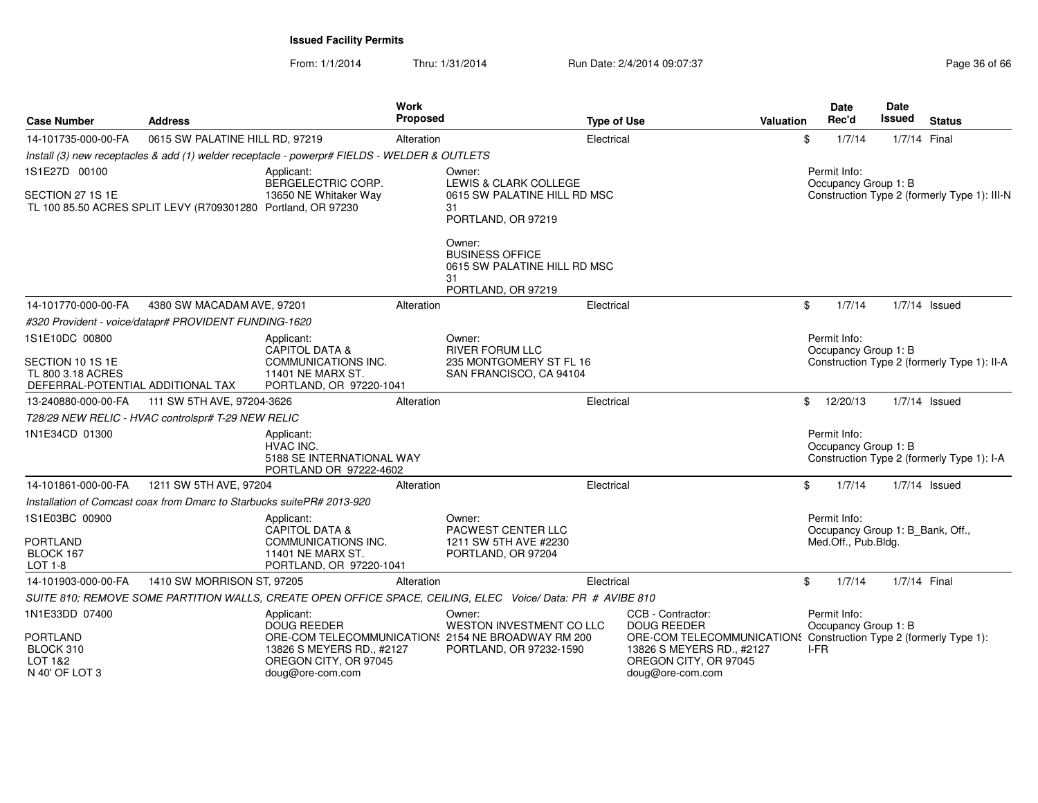**Issued Facility Permits**

From: 1/1/2014 Thru: 1/31/2014 Run Date: 2/4/2014 09:07:37

| Case Number | Address | Work Proposed | Type of Use | Valuation | Date Rec'd | Date Issued | Status |
|---|---|---|---|---|---|---|---|
| 14-101735-000-00-FA | 0615 SW PALATINE HILL RD, 97219 | Alteration | Electrical | $ | 1/7/14 | 1/7/14 | Final |

*Install (3) new receptacles & add (1) welder receptacle - powerpr# FIELDS - WELDER & OUTLETS*

1S1E27D 00100

SECTION 27 1S 1E
TL 100 85.50 ACRES SPLIT LEVY (R709301280

Applicant:
BERGELECTRIC CORP.
13650 NE Whitaker Way
Portland, OR 97230

Owner:
LEWIS & CLARK COLLEGE
0615 SW PALATINE HILL RD MSC 31
PORTLAND, OR 97219

Owner:
BUSINESS OFFICE
0615 SW PALATINE HILL RD MSC 31
PORTLAND, OR 97219

Permit Info:
Occupancy Group 1: B
Construction Type 2 (formerly Type 1): III-N

| Case Number | Address | Work Proposed | Type of Use | Valuation | Date Rec'd | Date Issued | Status |
|---|---|---|---|---|---|---|---|
| 14-101770-000-00-FA | 4380 SW MACADAM AVE, 97201 | Alteration | Electrical | $ | 1/7/14 | 1/7/14 | Issued |

*#320 Provident - voice/datapr# PROVIDENT FUNDING-1620*

1S1E10DC 00800

SECTION 10 1S 1E
TL 800 3.18 ACRES
DEFERRAL-POTENTIAL ADDITIONAL TAX

Applicant:
CAPITOL DATA & COMMUNICATIONS INC.
11401 NE MARX ST.
PORTLAND, OR 97220-1041

Owner:
RIVER FORUM LLC
235 MONTGOMERY ST FL 16
SAN FRANCISCO, CA 94104

Permit Info:
Occupancy Group 1: B
Construction Type 2 (formerly Type 1): II-A

| Case Number | Address | Work Proposed | Type of Use | Valuation | Date Rec'd | Date Issued | Status |
|---|---|---|---|---|---|---|---|
| 13-240880-000-00-FA | 111 SW 5TH AVE, 97204-3626 | Alteration | Electrical | $ | 12/20/13 | 1/7/14 | Issued |

*T28/29 NEW RELIC - HVAC controlspr# T-29 NEW RELIC*

1N1E34CD 01300

Applicant:
HVAC INC.
5188 SE INTERNATIONAL WAY
PORTLAND OR 97222-4602

Permit Info:
Occupancy Group 1: B
Construction Type 2 (formerly Type 1): I-A

| Case Number | Address | Work Proposed | Type of Use | Valuation | Date Rec'd | Date Issued | Status |
|---|---|---|---|---|---|---|---|
| 14-101861-000-00-FA | 1211 SW 5TH AVE, 97204 | Alteration | Electrical | $ | 1/7/14 | 1/7/14 | Issued |

*Installation of Comcast coax from Dmarc to Starbucks suitePR# 2013-920*

1S1E03BC 00900

PORTLAND
BLOCK 167
LOT 1-8

Applicant:
CAPITOL DATA & COMMUNICATIONS INC.
11401 NE MARX ST.
PORTLAND, OR 97220-1041

Owner:
PACWEST CENTER LLC
1211 SW 5TH AVE #2230
PORTLAND, OR 97204

Permit Info:
Occupancy Group 1: B_Bank, Off., Med.Off., Pub.Bldg.

| Case Number | Address | Work Proposed | Type of Use | Valuation | Date Rec'd | Date Issued | Status |
|---|---|---|---|---|---|---|---|
| 14-101903-000-00-FA | 1410 SW MORRISON ST, 97205 | Alteration | Electrical | $ | 1/7/14 | 1/7/14 | Final |

*SUITE 810; REMOVE SOME PARTITION WALLS, CREATE OPEN OFFICE SPACE, CEILING, ELEC Voice/ Data: PR # AVIBE 810*

1N1E33DD 07400

PORTLAND
BLOCK 310
LOT 1&2
N 40' OF LOT 3

Applicant:
DOUG REEDER
ORE-COM TELECOMMUNICATIONS
13826 S MEYERS RD., #2127
OREGON CITY, OR 97045
doug@ore-com.com

Owner:
WESTON INVESTMENT CO LLC
2154 NE BROADWAY RM 200
PORTLAND, OR 97232-1590

CCB - Contractor:
DOUG REEDER
ORE-COM TELECOMMUNICATIONS
13826 S MEYERS RD., #2127
OREGON CITY, OR 97045
doug@ore-com.com

Permit Info:
Occupancy Group 1: B
Construction Type 2 (formerly Type 1): I-FR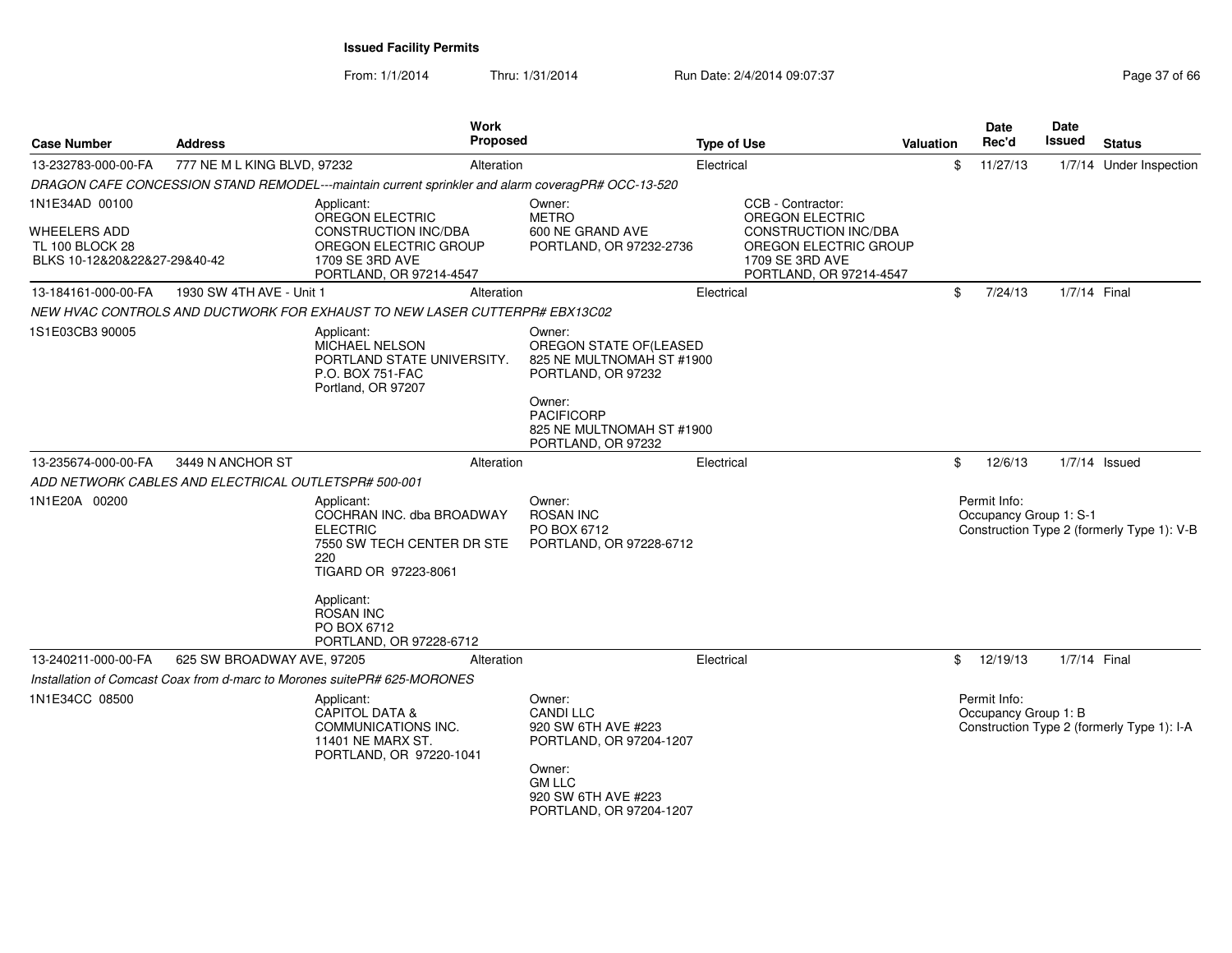**Issued Facility Permits**

From: 1/1/2014 Thru: 1/31/2014 Run Date: 2/4/2014 09:07:37

| Case Number | Address | Work Proposed | Type of Use | Valuation | Date Rec'd | Date Issued | Status |
|---|---|---|---|---|---|---|---|
| 13-232783-000-00-FA | 777 NE M L KING BLVD, 97232 | Alteration | Electrical | $ | 11/27/13 | 1/7/14 | Under Inspection |

DRAGON CAFE CONCESSION STAND REMODEL---maintain current sprinkler and alarm coveragPR# OCC-13-520

1N1E34AD 00100

WHEELERS ADD
TL 100 BLOCK 28
BLKS 10-12&20&22&27-29&40-42

Applicant:
OREGON ELECTRIC
CONSTRUCTION INC/DBA
OREGON ELECTRIC GROUP
1709 SE 3RD AVE
PORTLAND, OR 97214-4547

Owner:
METRO
600 NE GRAND AVE
PORTLAND, OR 97232-2736

CCB - Contractor:
OREGON ELECTRIC
CONSTRUCTION INC/DBA
OREGON ELECTRIC GROUP
1709 SE 3RD AVE
PORTLAND, OR 97214-4547

| Case Number | Address | Work Proposed | Type of Use | Valuation | Date Rec'd | Date Issued | Status |
|---|---|---|---|---|---|---|---|
| 13-184161-000-00-FA | 1930 SW 4TH AVE - Unit 1 | Alteration | Electrical | $ | 7/24/13 | 1/7/14 | Final |

NEW HVAC CONTROLS AND DUCTWORK FOR EXHAUST TO NEW LASER CUTTERPR# EBX13C02

1S1E03CB3 90005

Applicant:
MICHAEL NELSON
PORTLAND STATE UNIVERSITY.
P.O. BOX 751-FAC
Portland, OR 97207

Owner:
OREGON STATE OF(LEASED
825 NE MULTNOMAH ST #1900
PORTLAND, OR 97232

Owner:
PACIFICORP
825 NE MULTNOMAH ST #1900
PORTLAND, OR 97232

| Case Number | Address | Work Proposed | Type of Use | Valuation | Date Rec'd | Date Issued | Status |
|---|---|---|---|---|---|---|---|
| 13-235674-000-00-FA | 3449 N ANCHOR ST | Alteration | Electrical | $ | 12/6/13 | 1/7/14 | Issued |

ADD NETWORK CABLES AND ELECTRICAL OUTLETSPR# 500-001

1N1E20A 00200

Applicant:
COCHRAN INC. dba BROADWAY
ELECTRIC
7550 SW TECH CENTER DR STE
220
TIGARD OR 97223-8061

Applicant:
ROSAN INC
PO BOX 6712
PORTLAND, OR 97228-6712

Owner:
ROSAN INC
PO BOX 6712
PORTLAND, OR 97228-6712

Permit Info:
Occupancy Group 1: S-1
Construction Type 2 (formerly Type 1): V-B

| Case Number | Address | Work Proposed | Type of Use | Valuation | Date Rec'd | Date Issued | Status |
|---|---|---|---|---|---|---|---|
| 13-240211-000-00-FA | 625 SW BROADWAY AVE, 97205 | Alteration | Electrical | $ | 12/19/13 | 1/7/14 | Final |

Installation of Comcast Coax from d-marc to Morones suitePR# 625-MORONES

1N1E34CC 08500

Applicant:
CAPITOL DATA &
COMMUNICATIONS INC.
11401 NE MARX ST.
PORTLAND, OR 97220-1041

Owner:
CANDI LLC
920 SW 6TH AVE #223
PORTLAND, OR 97204-1207

Owner:
GM LLC
920 SW 6TH AVE #223
PORTLAND, OR 97204-1207

Permit Info:
Occupancy Group 1: B
Construction Type 2 (formerly Type 1): I-A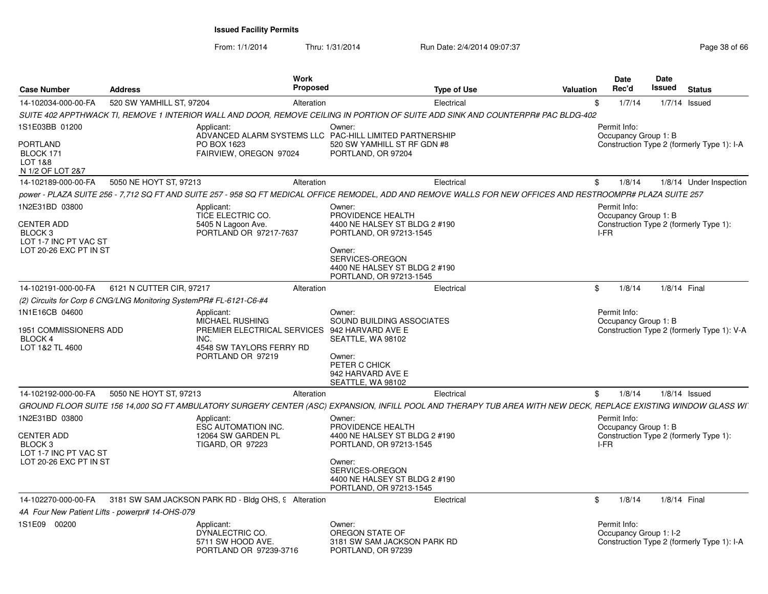**Issued Facility Permits**

From: 1/1/2014 Thru: 1/31/2014 Run Date: 2/4/2014 09:07:37

| Case Number | Address | Work Proposed | Type of Use | Valuation | Date Rec'd | Date Issued | Status |
|---|---|---|---|---|---|---|---|
| 14-102034-000-00-FA | 520 SW YAMHILL ST, 97204 | Alteration | Electrical | $ | 1/7/14 | 1/7/14 | Issued |

SUITE 402 APPTHWACK TI, REMOVE 1 INTERIOR WALL AND DOOR, REMOVE CEILING IN PORTION OF SUITE ADD SINK AND COUNTERPR# PAC BLDG-402

1S1E03BB 01200
PORTLAND
BLOCK 171
LOT 1&8
N 1/2 OF LOT 2&7

Applicant:
ADVANCED ALARM SYSTEMS LLC
PO BOX 1623
FAIRVIEW, OREGON 97024

Owner:
PAC-HILL LIMITED PARTNERSHIP
520 SW YAMHILL ST RF GDN #8
PORTLAND, OR 97204

Permit Info:
Occupancy Group 1: B
Construction Type 2 (formerly Type 1): I-A

| Case Number | Address | Work Proposed | Type of Use | Valuation | Date Rec'd | Date Issued | Status |
|---|---|---|---|---|---|---|---|
| 14-102189-000-00-FA | 5050 NE HOYT ST, 97213 | Alteration | Electrical | $ | 1/8/14 | 1/8/14 | Under Inspection |

power - PLAZA SUITE 256 - 7,712 SQ FT AND SUITE 257 - 958 SQ FT MEDICAL OFFICE REMODEL, ADD AND REMOVE WALLS FOR NEW OFFICES AND RESTROOMPR# PLAZA SUITE 257

1N2E31BD 03800
CENTER ADD
BLOCK 3
LOT 1-7 INC PT VAC ST
LOT 20-26 EXC PT IN ST

Applicant:
TICE ELECTRIC CO.
5405 N Lagoon Ave.
PORTLAND OR 97217-7637

Owner:
PROVIDENCE HEALTH
4400 NE HALSEY ST BLDG 2 #190
PORTLAND, OR 97213-1545

Owner:
SERVICES-OREGON
4400 NE HALSEY ST BLDG 2 #190
PORTLAND, OR 97213-1545

Permit Info:
Occupancy Group 1: B
Construction Type 2 (formerly Type 1): I-FR

| Case Number | Address | Work Proposed | Type of Use | Valuation | Date Rec'd | Date Issued | Status |
|---|---|---|---|---|---|---|---|
| 14-102191-000-00-FA | 6121 N CUTTER CIR, 97217 | Alteration | Electrical | $ | 1/8/14 | 1/8/14 | Final |

(2) Circuits for Corp 6 CNG/LNG Monitoring SystemPR# FL-6121-C6-#4

1N1E16CB 04600
1951 COMMISSIONERS ADD
BLOCK 4
LOT 1&2 TL 4600

Applicant:
MICHAEL RUSHING
PREMIER ELECTRICAL SERVICES INC.
4548 SW TAYLORS FERRY RD
PORTLAND OR 97219

Owner:
SOUND BUILDING ASSOCIATES
942 HARVARD AVE E
SEATTLE, WA 98102

Owner:
PETER C CHICK
942 HARVARD AVE E
SEATTLE, WA 98102

Permit Info:
Occupancy Group 1: B
Construction Type 2 (formerly Type 1): V-A

| Case Number | Address | Work Proposed | Type of Use | Valuation | Date Rec'd | Date Issued | Status |
|---|---|---|---|---|---|---|---|
| 14-102192-000-00-FA | 5050 NE HOYT ST, 97213 | Alteration | Electrical | $ | 1/8/14 | 1/8/14 | Issued |

GROUND FLOOR SUITE 156 14,000 SQ FT AMBULATORY SURGERY CENTER (ASC) EXPANSION, INFILL POOL AND THERAPY TUB AREA WITH NEW DECK, REPLACE EXISTING WINDOW GLASS WI

1N2E31BD 03800
CENTER ADD
BLOCK 3
LOT 1-7 INC PT VAC ST
LOT 20-26 EXC PT IN ST

Applicant:
ESC AUTOMATION INC.
12064 SW GARDEN PL
TIGARD, OR 97223

Owner:
PROVIDENCE HEALTH
4400 NE HALSEY ST BLDG 2 #190
PORTLAND, OR 97213-1545

Owner:
SERVICES-OREGON
4400 NE HALSEY ST BLDG 2 #190
PORTLAND, OR 97213-1545

Permit Info:
Occupancy Group 1: B
Construction Type 2 (formerly Type 1): I-FR

| Case Number | Address | Work Proposed | Type of Use | Valuation | Date Rec'd | Date Issued | Status |
|---|---|---|---|---|---|---|---|
| 14-102270-000-00-FA | 3181 SW SAM JACKSON PARK RD - Bldg OHS, 9 | Alteration | Electrical | $ | 1/8/14 | 1/8/14 | Final |

4A Four New Patient Lifts - powerpr# 14-OHS-079

1S1E09 00200

Applicant:
DYNALECTRIC CO.
5711 SW HOOD AVE.
PORTLAND OR 97239-3716

Owner:
OREGON STATE OF
3181 SW SAM JACKSON PARK RD
PORTLAND, OR 97239

Permit Info:
Occupancy Group 1: I-2
Construction Type 2 (formerly Type 1): I-A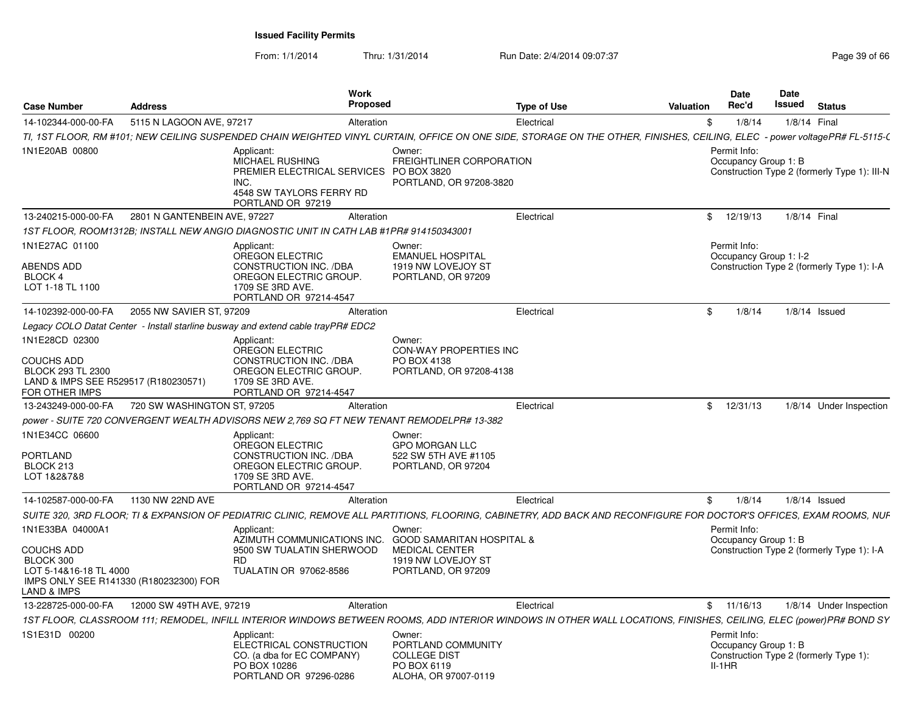**Issued Facility Permits**

From: 1/1/2014 Thru: 1/31/2014 Run Date: 2/4/2014 09:07:37

| Case Number | Address | Work Proposed | Type of Use | Valuation | Date Rec'd | Date Issued | Status |
|---|---|---|---|---|---|---|---|
| 14-102344-000-00-FA | 5115 N LAGOON AVE, 97217 | Alteration | Electrical | $ | 1/8/14 | 1/8/14 | Final |

*TI, 1ST FLOOR, RM #101; NEW CEILING SUSPENDED CHAIN WEIGHTED VINYL CURTAIN, OFFICE ON ONE SIDE, STORAGE ON THE OTHER, FINISHES, CEILING, ELEC - power voltagePR# FL-5115-(*

1N1E20AB 00800

Applicant:
MICHAEL RUSHING
PREMIER ELECTRICAL SERVICES INC.
4548 SW TAYLORS FERRY RD
PORTLAND OR 97219

Owner:
FREIGHTLINER CORPORATION
PO BOX 3820
PORTLAND, OR 97208-3820

Permit Info:
Occupancy Group 1: B
Construction Type 2 (formerly Type 1): III-N

| Case Number | Address | Work Proposed | Type of Use | Valuation | Date Rec'd | Date Issued | Status |
|---|---|---|---|---|---|---|---|
| 13-240215-000-00-FA | 2801 N GANTENBEIN AVE, 97227 | Alteration | Electrical | $ | 12/19/13 | 1/8/14 | Final |

*1ST FLOOR, ROOM1312B; INSTALL NEW ANGIO DIAGNOSTIC UNIT IN CATH LAB #1PR# 914150343001*

1N1E27AC 01100

ABENDS ADD
BLOCK 4
LOT 1-18 TL 1100

Applicant:
OREGON ELECTRIC CONSTRUCTION INC. /DBA OREGON ELECTRIC GROUP.
1709 SE 3RD AVE.
PORTLAND OR 97214-4547

Owner:
EMANUEL HOSPITAL
1919 NW LOVEJOY ST
PORTLAND, OR 97209

Permit Info:
Occupancy Group 1: I-2
Construction Type 2 (formerly Type 1): I-A

| Case Number | Address | Work Proposed | Type of Use | Valuation | Date Rec'd | Date Issued | Status |
|---|---|---|---|---|---|---|---|
| 14-102392-000-00-FA | 2055 NW SAVIER ST, 97209 | Alteration | Electrical | $ | 1/8/14 | 1/8/14 | Issued |

*Legacy COLO Datat Center - Install starline busway and extend cable trayPR# EDC2*

1N1E28CD 02300

COUCHS ADD
BLOCK 293 TL 2300
LAND & IMPS SEE R529517 (R180230571) FOR OTHER IMPS

Applicant:
OREGON ELECTRIC CONSTRUCTION INC. /DBA OREGON ELECTRIC GROUP.
1709 SE 3RD AVE.
PORTLAND OR 97214-4547

Owner:
CON-WAY PROPERTIES INC
PO BOX 4138
PORTLAND, OR 97208-4138

| Case Number | Address | Work Proposed | Type of Use | Valuation | Date Rec'd | Date Issued | Status |
|---|---|---|---|---|---|---|---|
| 13-243249-000-00-FA | 720 SW WASHINGTON ST, 97205 | Alteration | Electrical | $ | 12/31/13 | 1/8/14 | Under Inspection |

*power - SUITE 720 CONVERGENT WEALTH ADVISORS NEW 2,769 SQ FT NEW TENANT REMODELPR# 13-382*

1N1E34CC 06600

PORTLAND
BLOCK 213
LOT 1&2&7&8

Applicant:
OREGON ELECTRIC CONSTRUCTION INC. /DBA OREGON ELECTRIC GROUP.
1709 SE 3RD AVE.
PORTLAND OR 97214-4547

Owner:
GPO MORGAN LLC
522 SW 5TH AVE #1105
PORTLAND, OR 97204

| Case Number | Address | Work Proposed | Type of Use | Valuation | Date Rec'd | Date Issued | Status |
|---|---|---|---|---|---|---|---|
| 14-102587-000-00-FA | 1130 NW 22ND AVE | Alteration | Electrical | $ | 1/8/14 | 1/8/14 | Issued |

*SUITE 320, 3RD FLOOR; TI & EXPANSION OF PEDIATRIC CLINIC, REMOVE ALL PARTITIONS, FLOORING, CABINETRY, ADD BACK AND RECONFIGURE FOR DOCTOR'S OFFICES, EXAM ROOMS, NUF*

1N1E33BA 04000A1

COUCHS ADD
BLOCK 300
LOT 5-14&16-18 TL 4000
IMPS ONLY SEE R141330 (R180232300) FOR LAND & IMPS

Applicant:
AZIMUTH COMMUNICATIONS INC.
9500 SW TUALATIN SHERWOOD RD
TUALATIN OR 97062-8586

Owner:
GOOD SAMARITAN HOSPITAL & MEDICAL CENTER
1919 NW LOVEJOY ST
PORTLAND, OR 97209

Permit Info:
Occupancy Group 1: B
Construction Type 2 (formerly Type 1): I-A

| Case Number | Address | Work Proposed | Type of Use | Valuation | Date Rec'd | Date Issued | Status |
|---|---|---|---|---|---|---|---|
| 13-228725-000-00-FA | 12000 SW 49TH AVE, 97219 | Alteration | Electrical | $ | 11/16/13 | 1/8/14 | Under Inspection |

*1ST FLOOR, CLASSROOM 111; REMODEL, INFILL INTERIOR WINDOWS BETWEEN ROOMS, ADD INTERIOR WINDOWS IN OTHER WALL LOCATIONS, FINISHES, CEILING, ELEC (power)PR# BOND SY*

1S1E31D 00200

Applicant:
ELECTRICAL CONSTRUCTION CO. (a dba for EC COMPANY)
PO BOX 10286
PORTLAND OR 97296-0286

Owner:
PORTLAND COMMUNITY COLLEGE DIST
PO BOX 6119
ALOHA, OR 97007-0119

Permit Info:
Occupancy Group 1: B
Construction Type 2 (formerly Type 1): II-1HR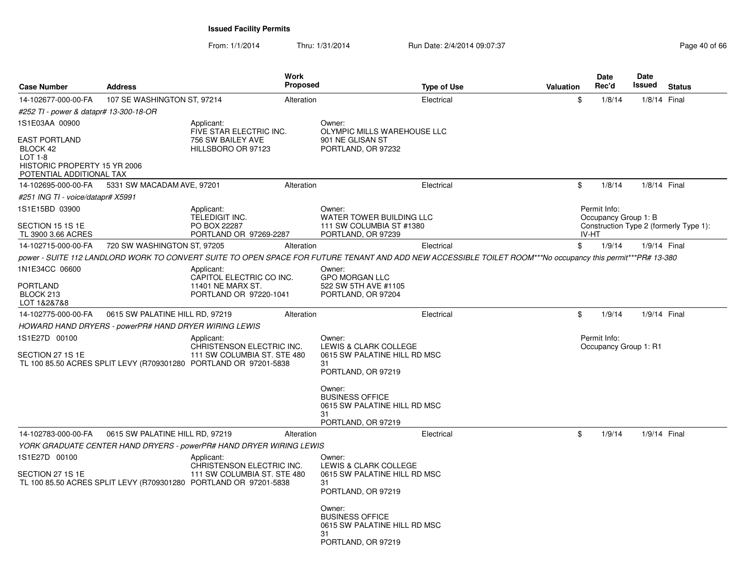**Issued Facility Permits**

From: 1/1/2014 Thru: 1/31/2014 Run Date: 2/4/2014 09:07:37

| Case Number | Address | Work Proposed | Type of Use | Valuation | Date Rec'd | Date Issued | Status |
|---|---|---|---|---|---|---|---|
| 14-102677-000-00-FA | 107 SE WASHINGTON ST, 97214 | Alteration | Electrical | $ | 1/8/14 | 1/8/14 | Final |

#252 TI - power & datapr# 13-300-18-OR

1S1E03AA 00900

EAST PORTLAND
BLOCK 42
LOT 1-8
HISTORIC PROPERTY 15 YR 2006
POTENTIAL ADDITIONAL TAX

Applicant:
FIVE STAR ELECTRIC INC.
756 SW BAILEY AVE
HILLSBORO OR 97123

Owner:
OLYMPIC MILLS WAREHOUSE LLC
901 NE GLISAN ST
PORTLAND, OR 97232

---

| Case Number | Address | Work Proposed | Type of Use | Valuation | Date Rec'd | Date Issued | Status |
|---|---|---|---|---|---|---|---|
| 14-102695-000-00-FA | 5331 SW MACADAM AVE, 97201 | Alteration | Electrical | $ | 1/8/14 | 1/8/14 | Final |

#251 ING TI - voice/datapr# X5991

1S1E15BD 03900

SECTION 15 1S 1E
TL 3900 3.66 ACRES

Applicant:
TELEDIGIT INC.
PO BOX 22287
PORTLAND OR 97269-2287

Owner:
WATER TOWER BUILDING LLC
111 SW COLUMBIA ST #1380
PORTLAND, OR 97239

Permit Info:
Occupancy Group 1: B
Construction Type 2 (formerly Type 1): IV-HT

---

| Case Number | Address | Work Proposed | Type of Use | Valuation | Date Rec'd | Date Issued | Status |
|---|---|---|---|---|---|---|---|
| 14-102715-000-00-FA | 720 SW WASHINGTON ST, 97205 | Alteration | Electrical | $ | 1/9/14 | 1/9/14 | Final |

power - SUITE 112 LANDLORD WORK TO CONVERT SUITE TO OPEN SPACE FOR FUTURE TENANT AND ADD NEW ACCESSIBLE TOILET ROOM***No occupancy this permit***PR# 13-380

1N1E34CC 06600

PORTLAND
BLOCK 213
LOT 1&2&7&8

Applicant:
CAPITOL ELECTRIC CO INC.
11401 NE MARX ST.
PORTLAND OR 97220-1041

Owner:
GPO MORGAN LLC
522 SW 5TH AVE #1105
PORTLAND, OR 97204

---

| Case Number | Address | Work Proposed | Type of Use | Valuation | Date Rec'd | Date Issued | Status |
|---|---|---|---|---|---|---|---|
| 14-102775-000-00-FA | 0615 SW PALATINE HILL RD, 97219 | Alteration | Electrical | $ | 1/9/14 | 1/9/14 | Final |

HOWARD HAND DRYERS - powerPR# HAND DRYER WIRING LEWIS

1S1E27D 00100

SECTION 27 1S 1E
TL 100 85.50 ACRES SPLIT LEVY (R709301280

Applicant:
CHRISTENSON ELECTRIC INC.
111 SW COLUMBIA ST. STE 480
PORTLAND OR 97201-5838

Owner:
LEWIS & CLARK COLLEGE
0615 SW PALATINE HILL RD MSC 31
PORTLAND, OR 97219

Owner:
BUSINESS OFFICE
0615 SW PALATINE HILL RD MSC 31
PORTLAND, OR 97219

Permit Info:
Occupancy Group 1: R1

---

| Case Number | Address | Work Proposed | Type of Use | Valuation | Date Rec'd | Date Issued | Status |
|---|---|---|---|---|---|---|---|
| 14-102783-000-00-FA | 0615 SW PALATINE HILL RD, 97219 | Alteration | Electrical | $ | 1/9/14 | 1/9/14 | Final |

YORK GRADUATE CENTER HAND DRYERS - powerPR# HAND DRYER WIRING LEWIS

1S1E27D 00100

SECTION 27 1S 1E
TL 100 85.50 ACRES SPLIT LEVY (R709301280

Applicant:
CHRISTENSON ELECTRIC INC.
111 SW COLUMBIA ST. STE 480
PORTLAND OR 97201-5838

Owner:
LEWIS & CLARK COLLEGE
0615 SW PALATINE HILL RD MSC 31
PORTLAND, OR 97219

Owner:
BUSINESS OFFICE
0615 SW PALATINE HILL RD MSC 31
PORTLAND, OR 97219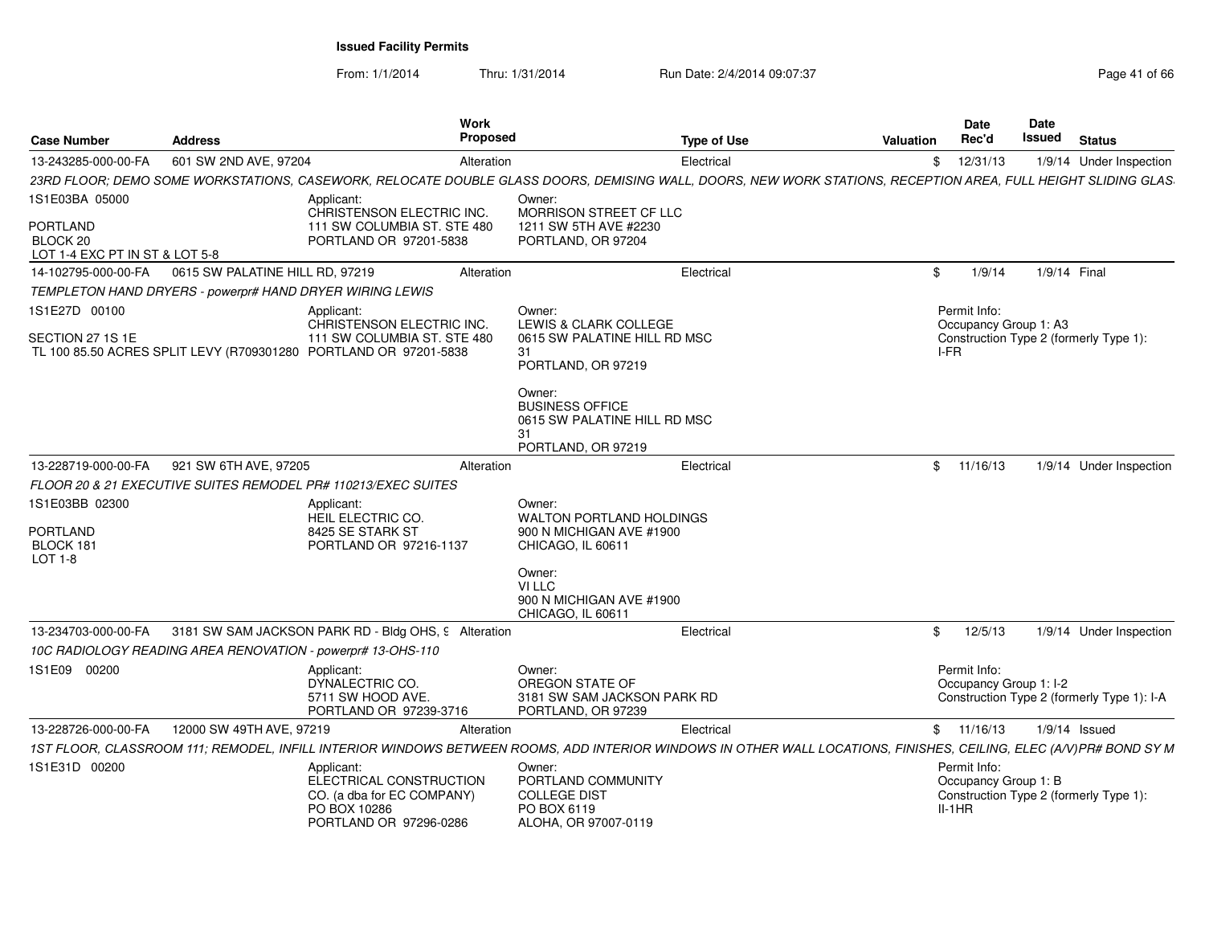**Issued Facility Permits**

From: 1/1/2014 Thru: 1/31/2014 Run Date: 2/4/2014 09:07:37

| Case Number | Address | Work Proposed | Type of Use | Valuation | Date Rec'd | Date Issued | Status |
|---|---|---|---|---|---|---|---|
| 13-243285-000-00-FA | 601 SW 2ND AVE, 97204 | Alteration | Electrical | $ | 12/31/13 | 1/9/14 | Under Inspection |

23RD FLOOR; DEMO SOME WORKSTATIONS, CASEWORK, RELOCATE DOUBLE GLASS DOORS, DEMISING WALL, DOORS, NEW WORK STATIONS, RECEPTION AREA, FULL HEIGHT SLIDING GLAS

1S1E03BA 05000
PORTLAND
BLOCK 20
LOT 1-4 EXC PT IN ST & LOT 5-8

Applicant:
CHRISTENSON ELECTRIC INC.
111 SW COLUMBIA ST. STE 480
PORTLAND OR 97201-5838

Owner:
MORRISON STREET CF LLC
1211 SW 5TH AVE #2230
PORTLAND, OR 97204

| Case Number | Address | Work Proposed | Type of Use | Valuation | Date Rec'd | Date Issued | Status |
|---|---|---|---|---|---|---|---|
| 14-102795-000-00-FA | 0615 SW PALATINE HILL RD, 97219 | Alteration | Electrical | $ | 1/9/14 | 1/9/14 | Final |

TEMPLETON HAND DRYERS - powerpr# HAND DRYER WIRING LEWIS

1S1E27D 00100
SECTION 27 1S 1E
TL 100 85.50 ACRES SPLIT LEVY (R709301280

Applicant:
CHRISTENSON ELECTRIC INC.
111 SW COLUMBIA ST. STE 480
PORTLAND OR 97201-5838

Owner:
LEWIS & CLARK COLLEGE
0615 SW PALATINE HILL RD MSC 31
PORTLAND, OR 97219

Owner:
BUSINESS OFFICE
0615 SW PALATINE HILL RD MSC 31
PORTLAND, OR 97219

Permit Info:
Occupancy Group 1: A3
Construction Type 2 (formerly Type 1): I-FR

| Case Number | Address | Work Proposed | Type of Use | Valuation | Date Rec'd | Date Issued | Status |
|---|---|---|---|---|---|---|---|
| 13-228719-000-00-FA | 921 SW 6TH AVE, 97205 | Alteration | Electrical | $ | 11/16/13 | 1/9/14 | Under Inspection |

FLOOR 20 & 21 EXECUTIVE SUITES REMODEL PR# 110213/EXEC SUITES

1S1E03BB 02300
PORTLAND
BLOCK 181
LOT 1-8

Applicant:
HEIL ELECTRIC CO.
8425 SE STARK ST
PORTLAND OR 97216-1137

Owner:
WALTON PORTLAND HOLDINGS
900 N MICHIGAN AVE #1900
CHICAGO, IL 60611

Owner:
VI LLC
900 N MICHIGAN AVE #1900
CHICAGO, IL 60611

| Case Number | Address | Work Proposed | Type of Use | Valuation | Date Rec'd | Date Issued | Status |
|---|---|---|---|---|---|---|---|
| 13-234703-000-00-FA | 3181 SW SAM JACKSON PARK RD - Bldg OHS, 9 | Alteration | Electrical | $ | 12/5/13 | 1/9/14 | Under Inspection |

10C RADIOLOGY READING AREA RENOVATION - powerpr# 13-OHS-110

1S1E09 00200

Applicant:
DYNALECTRIC CO.
5711 SW HOOD AVE.
PORTLAND OR 97239-3716

Owner:
OREGON STATE OF
3181 SW SAM JACKSON PARK RD
PORTLAND, OR 97239

Permit Info:
Occupancy Group 1: I-2
Construction Type 2 (formerly Type 1): I-A

| Case Number | Address | Work Proposed | Type of Use | Valuation | Date Rec'd | Date Issued | Status |
|---|---|---|---|---|---|---|---|
| 13-228726-000-00-FA | 12000 SW 49TH AVE, 97219 | Alteration | Electrical | $ | 11/16/13 | 1/9/14 | Issued |

1ST FLOOR, CLASSROOM 111; REMODEL, INFILL INTERIOR WINDOWS BETWEEN ROOMS, ADD INTERIOR WINDOWS IN OTHER WALL LOCATIONS, FINISHES, CEILING, ELEC (A/V)PR# BOND SY M

1S1E31D 00200

Applicant:
ELECTRICAL CONSTRUCTION CO. (a dba for EC COMPANY)
PO BOX 10286
PORTLAND OR 97296-0286

Owner:
PORTLAND COMMUNITY COLLEGE DIST
PO BOX 6119
ALOHA, OR 97007-0119

Permit Info:
Occupancy Group 1: B
Construction Type 2 (formerly Type 1): II-1HR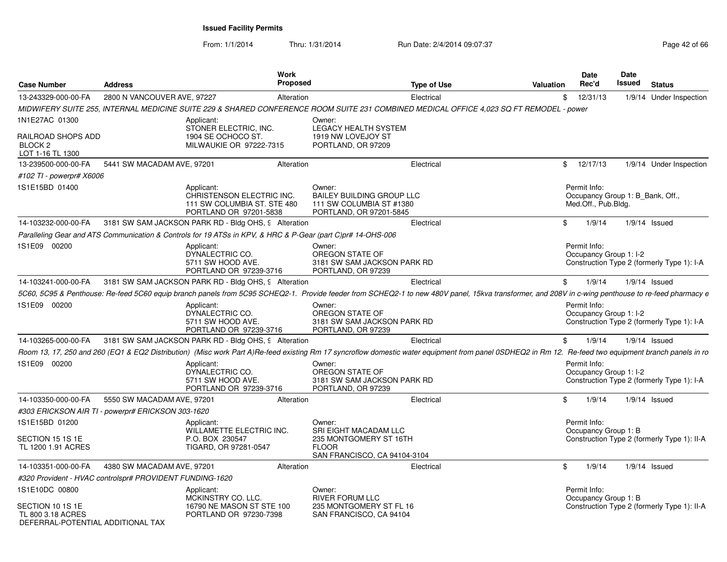**Issued Facility Permits**

From: 1/1/2014 Thru: 1/31/2014 Run Date: 2/4/2014 09:07:37

| Case Number | Address | Work Proposed | Type of Use | Valuation | Date Rec'd | Date Issued | Status |
|---|---|---|---|---|---|---|---|
| 13-243329-000-00-FA | 2800 N VANCOUVER AVE, 97227 | Alteration | Electrical | $ | 12/31/13 | 1/9/14 | Under Inspection |

MIDWIFERY SUITE 255, INTERNAL MEDICINE SUITE 229 & SHARED CONFERENCE ROOM SUITE 231 COMBINED MEDICAL OFFICE 4,023 SQ FT REMODEL - power

1N1E27AC 01300
RAILROAD SHOPS ADD
BLOCK 2
LOT 1-16 TL 1300

Applicant:
STONER ELECTRIC, INC.
1904 SE OCHOCO ST.
MILWAUKIE OR 97222-7315

Owner:
LEGACY HEALTH SYSTEM
1919 NW LOVEJOY ST
PORTLAND, OR 97209

---

| Case Number | Address | Work Proposed | Type of Use | Valuation | Date Rec'd | Date Issued | Status |
|---|---|---|---|---|---|---|---|
| 13-239500-000-00-FA | 5441 SW MACADAM AVE, 97201 | Alteration | Electrical | $ | 12/17/13 | 1/9/14 | Under Inspection |

#102 TI - powerpr# X6006

1S1E15BD 01400

Applicant:
CHRISTENSON ELECTRIC INC.
111 SW COLUMBIA ST. STE 480
PORTLAND OR 97201-5838

Owner:
BAILEY BUILDING GROUP LLC
111 SW COLUMBIA ST #1380
PORTLAND, OR 97201-5845

Permit Info:
Occupancy Group 1: B_Bank, Off., Med.Off., Pub.Bldg.

---

| Case Number | Address | Work Proposed | Type of Use | Valuation | Date Rec'd | Date Issued | Status |
|---|---|---|---|---|---|---|---|
| 14-103232-000-00-FA | 3181 SW SAM JACKSON PARK RD - Bldg OHS, 9 | Alteration | Electrical | $ | 1/9/14 | 1/9/14 | Issued |

Paralleling Gear and ATS Communication & Controls for 19 ATSs in KPV, & HRC & P-Gear (part C)pr# 14-OHS-006

1S1E09 00200

Applicant:
DYNALECTRIC CO.
5711 SW HOOD AVE.
PORTLAND OR 97239-3716

Owner:
OREGON STATE OF
3181 SW SAM JACKSON PARK RD
PORTLAND, OR 97239

Permit Info:
Occupancy Group 1: I-2
Construction Type 2 (formerly Type 1): I-A

---

| Case Number | Address | Work Proposed | Type of Use | Valuation | Date Rec'd | Date Issued | Status |
|---|---|---|---|---|---|---|---|
| 14-103241-000-00-FA | 3181 SW SAM JACKSON PARK RD - Bldg OHS, 9 | Alteration | Electrical | $ | 1/9/14 | 1/9/14 | Issued |

5C60, 5C95 & Penthouse: Re-feed 5C60 equip branch panels from 5C95 SCHEQ2-1. Provide feeder from SCHEQ2-1 to new 480V panel, 15kva transformer, and 208V in c-wing penthouse to re-feed pharmacy e

1S1E09 00200

Applicant:
DYNALECTRIC CO.
5711 SW HOOD AVE.
PORTLAND OR 97239-3716

Owner:
OREGON STATE OF
3181 SW SAM JACKSON PARK RD
PORTLAND, OR 97239

Permit Info:
Occupancy Group 1: I-2
Construction Type 2 (formerly Type 1): I-A

---

| Case Number | Address | Work Proposed | Type of Use | Valuation | Date Rec'd | Date Issued | Status |
|---|---|---|---|---|---|---|---|
| 14-103265-000-00-FA | 3181 SW SAM JACKSON PARK RD - Bldg OHS, 9 | Alteration | Electrical | $ | 1/9/14 | 1/9/14 | Issued |

Room 13, 17, 250 and 260 (EQ1 & EQ2 Distribution) (Misc work Part A)Re-feed existing Rm 17 syncroflow domestic water equipment from panel 0SDHEQ2 in Rm 12. Re-feed two equipment branch panels in ro

1S1E09 00200

Applicant:
DYNALECTRIC CO.
5711 SW HOOD AVE.
PORTLAND OR 97239-3716

Owner:
OREGON STATE OF
3181 SW SAM JACKSON PARK RD
PORTLAND, OR 97239

Permit Info:
Occupancy Group 1: I-2
Construction Type 2 (formerly Type 1): I-A

---

| Case Number | Address | Work Proposed | Type of Use | Valuation | Date Rec'd | Date Issued | Status |
|---|---|---|---|---|---|---|---|
| 14-103350-000-00-FA | 5550 SW MACADAM AVE, 97201 | Alteration | Electrical | $ | 1/9/14 | 1/9/14 | Issued |

#303 ERICKSON AIR TI - powerpr# ERICKSON 303-1620

1S1E15BD 01200
SECTION 15 1S 1E
TL 1200 1.91 ACRES

Applicant:
WILLAMETTE ELECTRIC INC.
P.O. BOX 230547
TIGARD, OR 97281-0547

Owner:
SRI EIGHT MACADAM LLC
235 MONTGOMERY ST 16TH FLOOR
SAN FRANCISCO, CA 94104-3104

Permit Info:
Occupancy Group 1: B
Construction Type 2 (formerly Type 1): II-A

---

| Case Number | Address | Work Proposed | Type of Use | Valuation | Date Rec'd | Date Issued | Status |
|---|---|---|---|---|---|---|---|
| 14-103351-000-00-FA | 4380 SW MACADAM AVE, 97201 | Alteration | Electrical | $ | 1/9/14 | 1/9/14 | Issued |

#320 Provident - HVAC controlspr# PROVIDENT FUNDING-1620

1S1E10DC 00800
SECTION 10 1S 1E
TL 800 3.18 ACRES
DEFERRAL-POTENTIAL ADDITIONAL TAX

Applicant:
MCKINSTRY CO. LLC.
16790 NE MASON ST STE 100
PORTLAND OR 97230-7398

Owner:
RIVER FORUM LLC
235 MONTGOMERY ST FL 16
SAN FRANCISCO, CA 94104

Permit Info:
Occupancy Group 1: B
Construction Type 2 (formerly Type 1): II-A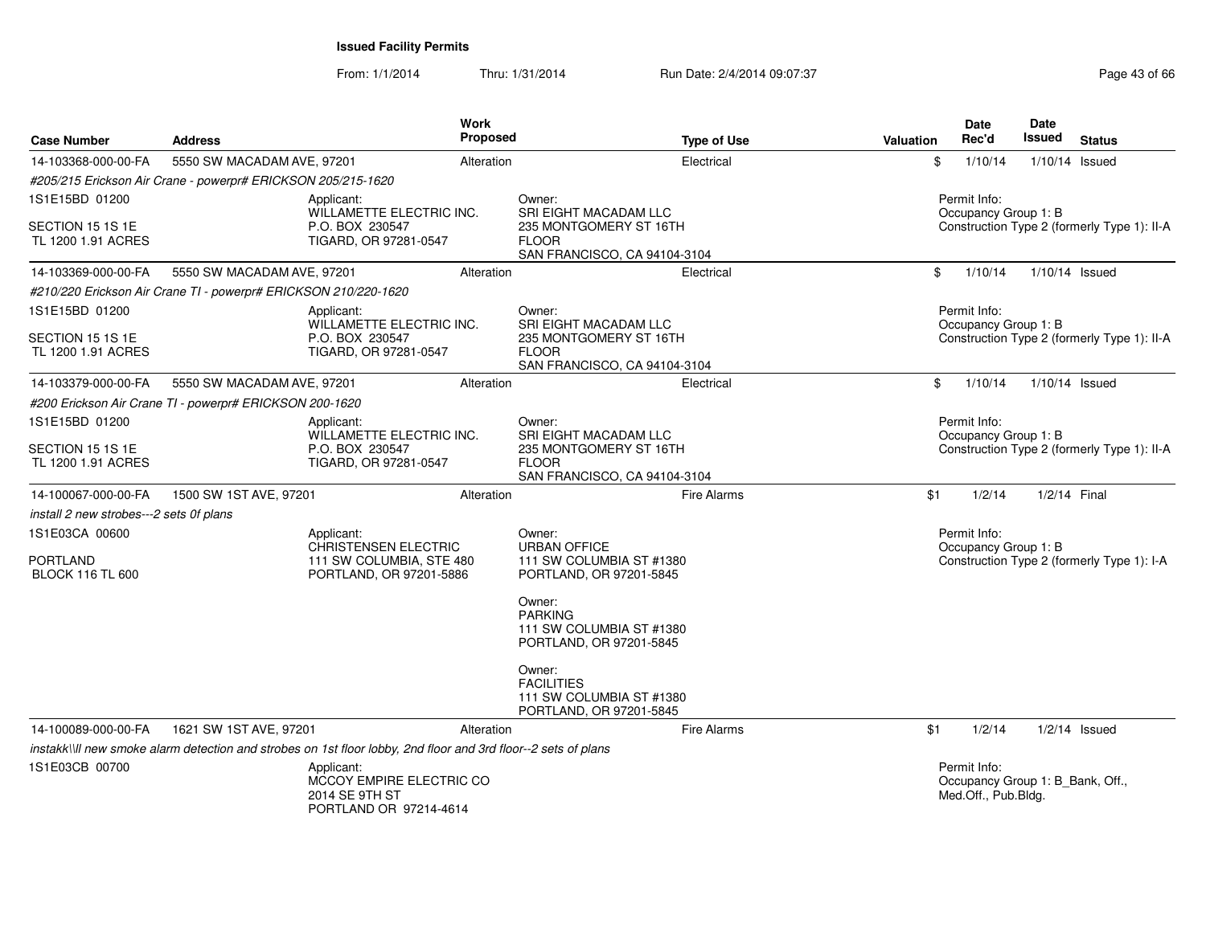**Issued Facility Permits**

From: 1/1/2014 Thru: 1/31/2014 Run Date: 2/4/2014 09:07:37

| Case Number | Address | Work Proposed | Type of Use | Valuation | Date Rec'd | Date Issued | Status |
|---|---|---|---|---|---|---|---|
| 14-103368-000-00-FA | 5550 SW MACADAM AVE, 97201 | Alteration | Electrical | $ | 1/10/14 | 1/10/14 | Issued |

*#205/215 Erickson Air Crane - powerpr# ERICKSON 205/215-1620*

1S1E15BD 01200

SECTION 15 1S 1E
TL 1200 1.91 ACRES

Applicant:
WILLAMETTE ELECTRIC INC.
P.O. BOX 230547
TIGARD, OR 97281-0547

Owner:
SRI EIGHT MACADAM LLC
235 MONTGOMERY ST 16TH FLOOR
SAN FRANCISCO, CA 94104-3104

Permit Info:
Occupancy Group 1: B
Construction Type 2 (formerly Type 1): II-A

| Case Number | Address | Work Proposed | Type of Use | Valuation | Date Rec'd | Date Issued | Status |
|---|---|---|---|---|---|---|---|
| 14-103369-000-00-FA | 5550 SW MACADAM AVE, 97201 | Alteration | Electrical | $ | 1/10/14 | 1/10/14 | Issued |

*#210/220 Erickson Air Crane TI - powerpr# ERICKSON 210/220-1620*

1S1E15BD 01200

SECTION 15 1S 1E
TL 1200 1.91 ACRES

Applicant:
WILLAMETTE ELECTRIC INC.
P.O. BOX 230547
TIGARD, OR 97281-0547

Owner:
SRI EIGHT MACADAM LLC
235 MONTGOMERY ST 16TH FLOOR
SAN FRANCISCO, CA 94104-3104

Permit Info:
Occupancy Group 1: B
Construction Type 2 (formerly Type 1): II-A

| Case Number | Address | Work Proposed | Type of Use | Valuation | Date Rec'd | Date Issued | Status |
|---|---|---|---|---|---|---|---|
| 14-103379-000-00-FA | 5550 SW MACADAM AVE, 97201 | Alteration | Electrical | $ | 1/10/14 | 1/10/14 | Issued |

*#200 Erickson Air Crane TI - powerpr# ERICKSON 200-1620*

1S1E15BD 01200

SECTION 15 1S 1E
TL 1200 1.91 ACRES

Applicant:
WILLAMETTE ELECTRIC INC.
P.O. BOX 230547
TIGARD, OR 97281-0547

Owner:
SRI EIGHT MACADAM LLC
235 MONTGOMERY ST 16TH FLOOR
SAN FRANCISCO, CA 94104-3104

Permit Info:
Occupancy Group 1: B
Construction Type 2 (formerly Type 1): II-A

| Case Number | Address | Work Proposed | Type of Use | Valuation | Date Rec'd | Date Issued | Status |
|---|---|---|---|---|---|---|---|
| 14-100067-000-00-FA | 1500 SW 1ST AVE, 97201 | Alteration | Fire Alarms | $1 | 1/2/14 | 1/2/14 | Final |

*install 2 new strobes---2 sets 0f plans*

1S1E03CA 00600

PORTLAND
BLOCK 116 TL 600

Applicant:
CHRISTENSEN ELECTRIC
111 SW COLUMBIA, STE 480
PORTLAND, OR 97201-5886

Owner:
URBAN OFFICE
111 SW COLUMBIA ST #1380
PORTLAND, OR 97201-5845

Owner:
PARKING
111 SW COLUMBIA ST #1380
PORTLAND, OR 97201-5845

Owner:
FACILITIES
111 SW COLUMBIA ST #1380
PORTLAND, OR 97201-5845

Permit Info:
Occupancy Group 1: B
Construction Type 2 (formerly Type 1): I-A

| Case Number | Address | Work Proposed | Type of Use | Valuation | Date Rec'd | Date Issued | Status |
|---|---|---|---|---|---|---|---|
| 14-100089-000-00-FA | 1621 SW 1ST AVE, 97201 | Alteration | Fire Alarms | $1 | 1/2/14 | 1/2/14 | Issued |

*instakk\\ll new smoke alarm detection and strobes on 1st floor lobby, 2nd floor and 3rd floor--2 sets of plans*

1S1E03CB 00700

Applicant:
MCCOY EMPIRE ELECTRIC CO
2014 SE 9TH ST
PORTLAND OR 97214-4614

Permit Info:
Occupancy Group 1: B_Bank, Off., Med.Off., Pub.Bldg.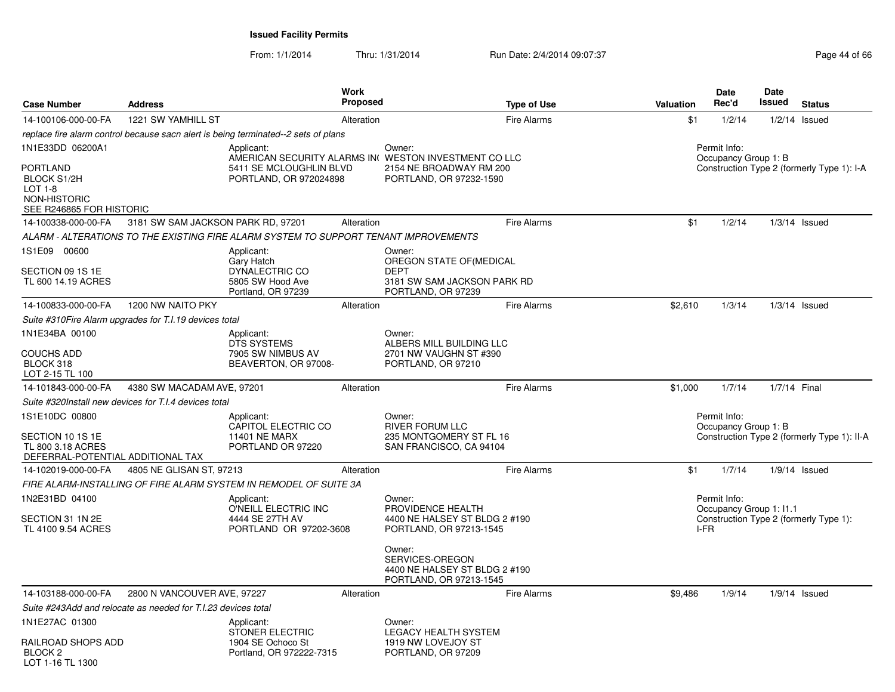**Issued Facility Permits**

From: 1/1/2014 Thru: 1/31/2014 Run Date: 2/4/2014 09:07:37

| Case Number | Address | Work Proposed | Type of Use | Valuation | Date Rec'd | Date Issued | Status |
|---|---|---|---|---|---|---|---|
| 14-100106-000-00-FA | 1221 SW YAMHILL ST | Alteration | Fire Alarms | $1 | 1/2/14 | 1/2/14 | Issued |

*replace fire alarm control because sacn alert is being terminated--2 sets of plans*

1N1E33DD 06200A1

PORTLAND
BLOCK S1/2H
LOT 1-8
NON-HISTORIC
SEE R246865 FOR HISTORIC

Applicant:
AMERICAN SECURITY ALARMS IN(
5411 SE MCLOUGHLIN BLVD
PORTLAND, OR 972024898

Owner:
WESTON INVESTMENT CO LLC
2154 NE BROADWAY RM 200
PORTLAND, OR 97232-1590

Permit Info:
Occupancy Group 1: B
Construction Type 2 (formerly Type 1): I-A

---

| Case Number | Address | Work Proposed | Type of Use | Valuation | Date Rec'd | Date Issued | Status |
|---|---|---|---|---|---|---|---|
| 14-100338-000-00-FA | 3181 SW SAM JACKSON PARK RD, 97201 | Alteration | Fire Alarms | $1 | 1/2/14 | 1/3/14 | Issued |

*ALARM - ALTERATIONS TO THE EXISTING FIRE ALARM SYSTEM TO SUPPORT TENANT IMPROVEMENTS*

1S1E09 00600

SECTION 09 1S 1E
TL 600 14.19 ACRES

Applicant:
Gary Hatch
DYNALECTRIC CO
5805 SW Hood Ave
Portland, OR 97239

Owner:
OREGON STATE OF(MEDICAL
DEPT
3181 SW SAM JACKSON PARK RD
PORTLAND, OR 97239

---

| Case Number | Address | Work Proposed | Type of Use | Valuation | Date Rec'd | Date Issued | Status |
|---|---|---|---|---|---|---|---|
| 14-100833-000-00-FA | 1200 NW NAITO PKY | Alteration | Fire Alarms | $2,610 | 1/3/14 | 1/3/14 | Issued |

*Suite #310Fire Alarm upgrades for T.I.19 devices total*

1N1E34BA 00100

COUCHS ADD
BLOCK 318
LOT 2-15 TL 100

Applicant:
DTS SYSTEMS
7905 SW NIMBUS AV
BEAVERTON, OR 97008-

Owner:
ALBERS MILL BUILDING LLC
2701 NW VAUGHN ST #390
PORTLAND, OR 97210

---

| Case Number | Address | Work Proposed | Type of Use | Valuation | Date Rec'd | Date Issued | Status |
|---|---|---|---|---|---|---|---|
| 14-101843-000-00-FA | 4380 SW MACADAM AVE, 97201 | Alteration | Fire Alarms | $1,000 | 1/7/14 | 1/7/14 | Final |

*Suite #320Install new devices for T.I.4 devices total*

1S1E10DC 00800

SECTION 10 1S 1E
TL 800 3.18 ACRES
DEFERRAL-POTENTIAL ADDITIONAL TAX

Applicant:
CAPITOL ELECTRIC CO
11401 NE MARX
PORTLAND OR 97220

Owner:
RIVER FORUM LLC
235 MONTGOMERY ST FL 16
SAN FRANCISCO, CA 94104

Permit Info:
Occupancy Group 1: B
Construction Type 2 (formerly Type 1): II-A

---

| Case Number | Address | Work Proposed | Type of Use | Valuation | Date Rec'd | Date Issued | Status |
|---|---|---|---|---|---|---|---|
| 14-102019-000-00-FA | 4805 NE GLISAN ST, 97213 | Alteration | Fire Alarms | $1 | 1/7/14 | 1/9/14 | Issued |

*FIRE ALARM-INSTALLING OF FIRE ALARM SYSTEM IN REMODEL OF SUITE 3A*

1N2E31BD 04100

SECTION 31 1N 2E
TL 4100 9.54 ACRES

Applicant:
O'NEILL ELECTRIC INC
4444 SE 27TH AV
PORTLAND OR 97202-3608

Owner:
PROVIDENCE HEALTH
4400 NE HALSEY ST BLDG 2 #190
PORTLAND, OR 97213-1545

Owner:
SERVICES-OREGON
4400 NE HALSEY ST BLDG 2 #190
PORTLAND, OR 97213-1545

Permit Info:
Occupancy Group 1: I1.1
Construction Type 2 (formerly Type 1): I-FR

---

| Case Number | Address | Work Proposed | Type of Use | Valuation | Date Rec'd | Date Issued | Status |
|---|---|---|---|---|---|---|---|
| 14-103188-000-00-FA | 2800 N VANCOUVER AVE, 97227 | Alteration | Fire Alarms | $9,486 | 1/9/14 | 1/9/14 | Issued |

*Suite #243Add and relocate as needed for T.I.23 devices total*

1N1E27AC 01300

RAILROAD SHOPS ADD
BLOCK 2
LOT 1-16 TL 1300

Applicant:
STONER ELECTRIC
1904 SE Ochoco St
Portland, OR 972222-7315

Owner:
LEGACY HEALTH SYSTEM
1919 NW LOVEJOY ST
PORTLAND, OR 97209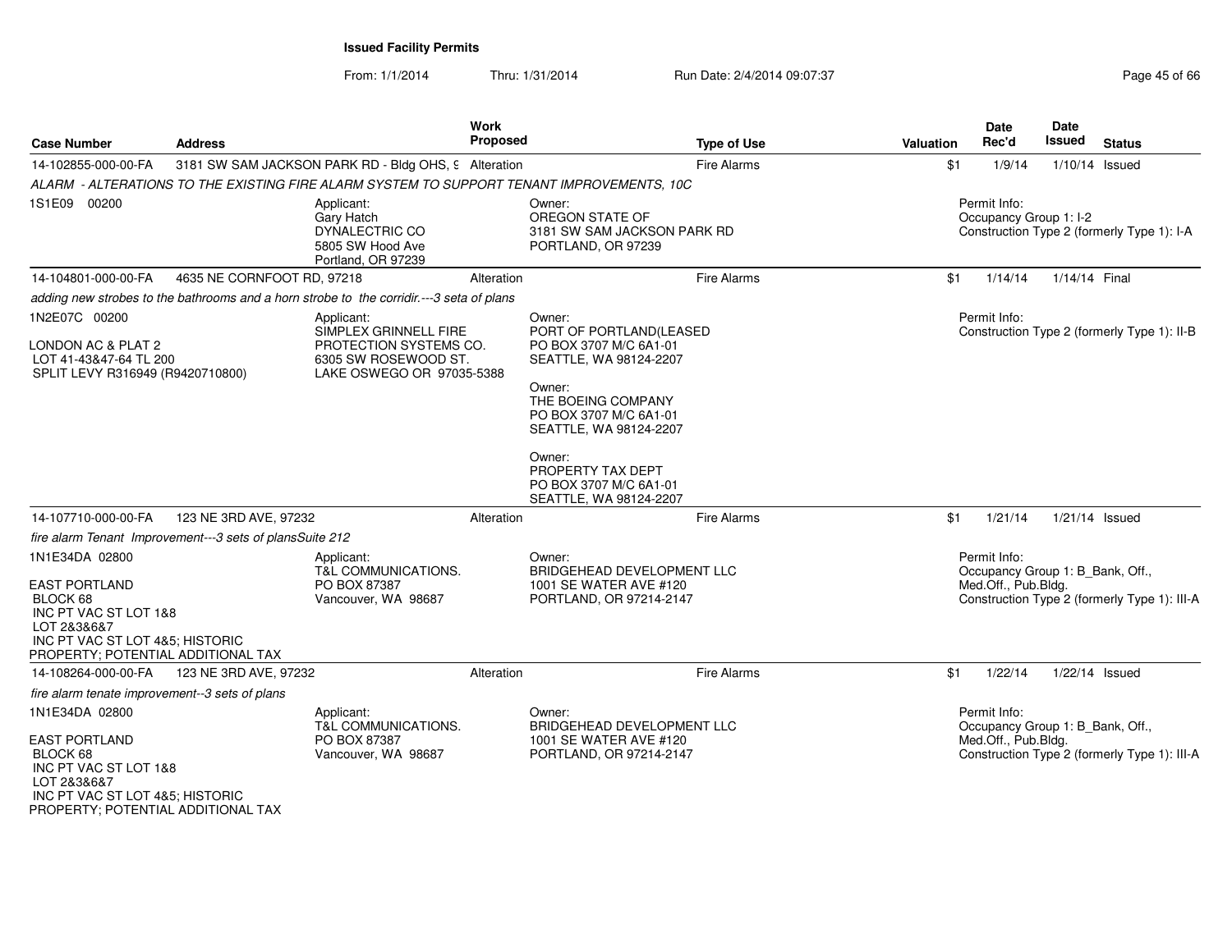**Issued Facility Permits**

From: 1/1/2014 Thru: 1/31/2014 Run Date: 2/4/2014 09:07:37

| Case Number | Address | Work Proposed | Type of Use | Valuation | Date Rec'd | Date Issued | Status |
|---|---|---|---|---|---|---|---|
| 14-102855-000-00-FA | 3181 SW SAM JACKSON PARK RD - Bldg OHS, 9 | Alteration | Fire Alarms | $1 | 1/9/14 | 1/10/14 | Issued |

*ALARM - ALTERATIONS TO THE EXISTING FIRE ALARM SYSTEM TO SUPPORT TENANT IMPROVEMENTS, 10C*

1S1E09 00200

Applicant:
Gary Hatch
DYNALECTRIC CO
5805 SW Hood Ave
Portland, OR 97239

Owner:
OREGON STATE OF
3181 SW SAM JACKSON PARK RD
PORTLAND, OR 97239

Permit Info:
Occupancy Group 1: I-2
Construction Type 2 (formerly Type 1): I-A

| Case Number | Address | Work Proposed | Type of Use | Valuation | Date Rec'd | Date Issued | Status |
|---|---|---|---|---|---|---|---|
| 14-104801-000-00-FA | 4635 NE CORNFOOT RD, 97218 | Alteration | Fire Alarms | $1 | 1/14/14 | 1/14/14 | Final |

*adding new strobes to the bathrooms and a horn strobe to the corridir.---3 seta of plans*

1N2E07C 00200

LONDON AC & PLAT 2
LOT 41-43&47-64 TL 200
SPLIT LEVY R316949 (R9420710800)

Applicant:
SIMPLEX GRINNELL FIRE PROTECTION SYSTEMS CO.
6305 SW ROSEWOOD ST.
LAKE OSWEGO OR 97035-5388

Owner:
PORT OF PORTLAND(LEASED
PO BOX 3707 M/C 6A1-01
SEATTLE, WA 98124-2207

Owner:
THE BOEING COMPANY
PO BOX 3707 M/C 6A1-01
SEATTLE, WA 98124-2207

Owner:
PROPERTY TAX DEPT
PO BOX 3707 M/C 6A1-01
SEATTLE, WA 98124-2207

Permit Info:
Construction Type 2 (formerly Type 1): II-B

| Case Number | Address | Work Proposed | Type of Use | Valuation | Date Rec'd | Date Issued | Status |
|---|---|---|---|---|---|---|---|
| 14-107710-000-00-FA | 123 NE 3RD AVE, 97232 | Alteration | Fire Alarms | $1 | 1/21/14 | 1/21/14 | Issued |

*fire alarm Tenant Improvement---3 sets of plansSuite 212*

1N1E34DA 02800

EAST PORTLAND
BLOCK 68
INC PT VAC ST LOT 1&8
LOT 2&3&6&7
INC PT VAC ST LOT 4&5; HISTORIC PROPERTY; POTENTIAL ADDITIONAL TAX

Applicant:
T&L COMMUNICATIONS.
PO BOX 87387
Vancouver, WA 98687

Owner:
BRIDGEHEAD DEVELOPMENT LLC
1001 SE WATER AVE #120
PORTLAND, OR 97214-2147

Permit Info:
Occupancy Group 1: B_Bank, Off., Med.Off., Pub.Bldg.
Construction Type 2 (formerly Type 1): III-A

| Case Number | Address | Work Proposed | Type of Use | Valuation | Date Rec'd | Date Issued | Status |
|---|---|---|---|---|---|---|---|
| 14-108264-000-00-FA | 123 NE 3RD AVE, 97232 | Alteration | Fire Alarms | $1 | 1/22/14 | 1/22/14 | Issued |

*fire alarm tenate improvement--3 sets of plans*

1N1E34DA 02800

EAST PORTLAND
BLOCK 68
INC PT VAC ST LOT 1&8
LOT 2&3&6&7
INC PT VAC ST LOT 4&5; HISTORIC PROPERTY; POTENTIAL ADDITIONAL TAX

Applicant:
T&L COMMUNICATIONS.
PO BOX 87387
Vancouver, WA 98687

Owner:
BRIDGEHEAD DEVELOPMENT LLC
1001 SE WATER AVE #120
PORTLAND, OR 97214-2147

Permit Info:
Occupancy Group 1: B_Bank, Off., Med.Off., Pub.Bldg.
Construction Type 2 (formerly Type 1): III-A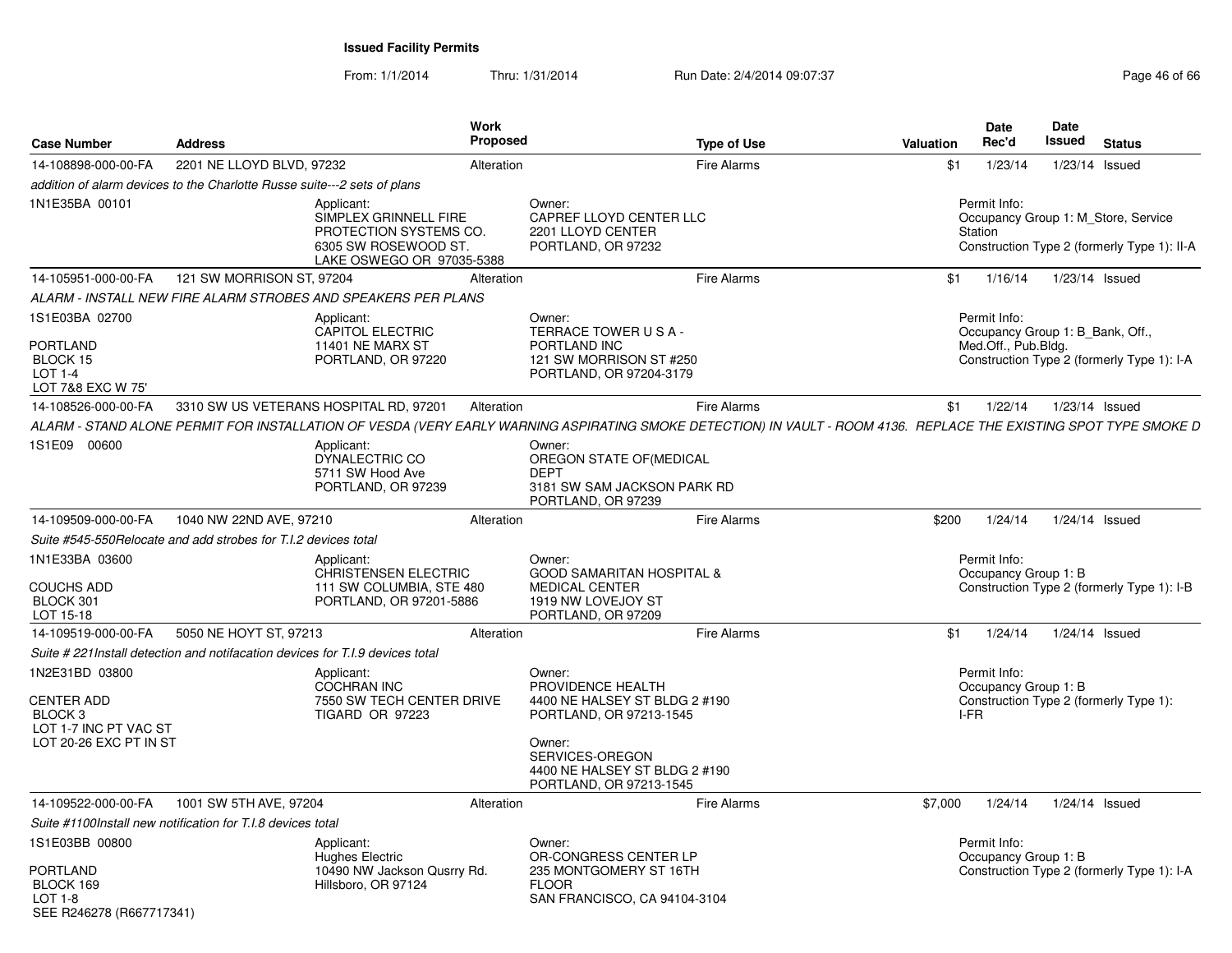**Issued Facility Permits**

From: 1/1/2014 Thru: 1/31/2014 Run Date: 2/4/2014 09:07:37

| Case Number | Address | Work Proposed | Type of Use | Valuation | Date Rec'd | Date Issued | Status |
|---|---|---|---|---|---|---|---|
| 14-108898-000-00-FA | 2201 NE LLOYD BLVD, 97232 | Alteration | Fire Alarms | $1 | 1/23/14 | 1/23/14 | Issued |

*addition of alarm devices to the Charlotte Russe suite---2 sets of plans*

1N1E35BA 00101

Applicant: SIMPLEX GRINNELL FIRE PROTECTION SYSTEMS CO. 6305 SW ROSEWOOD ST. LAKE OSWEGO OR 97035-5388

Owner: CAPREF LLOYD CENTER LLC 2201 LLOYD CENTER PORTLAND, OR 97232

Permit Info: Occupancy Group 1: M_Store, Service Station; Construction Type 2 (formerly Type 1): II-A

| Case Number | Address | Work Proposed | Type of Use | Valuation | Date Rec'd | Date Issued | Status |
|---|---|---|---|---|---|---|---|
| 14-105951-000-00-FA | 121 SW MORRISON ST, 97204 | Alteration | Fire Alarms | $1 | 1/16/14 | 1/23/14 | Issued |

*ALARM - INSTALL NEW FIRE ALARM STROBES AND SPEAKERS PER PLANS*

1S1E03BA 02700 PORTLAND BLOCK 15 LOT 1-4 LOT 7&8 EXC W 75'

Applicant: CAPITOL ELECTRIC 11401 NE MARX ST PORTLAND, OR 97220

Owner: TERRACE TOWER U S A - PORTLAND INC 121 SW MORRISON ST #250 PORTLAND, OR 97204-3179

Permit Info: Occupancy Group 1: B_Bank, Off., Med.Off., Pub.Bldg.; Construction Type 2 (formerly Type 1): I-A

| Case Number | Address | Work Proposed | Type of Use | Valuation | Date Rec'd | Date Issued | Status |
|---|---|---|---|---|---|---|---|
| 14-108526-000-00-FA | 3310 SW US VETERANS HOSPITAL RD, 97201 | Alteration | Fire Alarms | $1 | 1/22/14 | 1/23/14 | Issued |

*ALARM - STAND ALONE PERMIT FOR INSTALLATION OF VESDA (VERY EARLY WARNING ASPIRATING SMOKE DETECTION) IN VAULT - ROOM 4136. REPLACE THE EXISTING SPOT TYPE SMOKE D*

1S1E09 00600

Applicant: DYNALECTRIC CO 5711 SW Hood Ave PORTLAND, OR 97239

Owner: OREGON STATE OF(MEDICAL DEPT 3181 SW SAM JACKSON PARK RD PORTLAND, OR 97239

| Case Number | Address | Work Proposed | Type of Use | Valuation | Date Rec'd | Date Issued | Status |
|---|---|---|---|---|---|---|---|
| 14-109509-000-00-FA | 1040 NW 22ND AVE, 97210 | Alteration | Fire Alarms | $200 | 1/24/14 | 1/24/14 | Issued |

*Suite #545-550Relocate and add strobes for T.I.2 devices total*

1N1E33BA 03600 COUCHS ADD BLOCK 301 LOT 15-18

Applicant: CHRISTENSEN ELECTRIC 111 SW COLUMBIA, STE 480 PORTLAND, OR 97201-5886

Owner: GOOD SAMARITAN HOSPITAL & MEDICAL CENTER 1919 NW LOVEJOY ST PORTLAND, OR 97209

Permit Info: Occupancy Group 1: B; Construction Type 2 (formerly Type 1): I-B

| Case Number | Address | Work Proposed | Type of Use | Valuation | Date Rec'd | Date Issued | Status |
|---|---|---|---|---|---|---|---|
| 14-109519-000-00-FA | 5050 NE HOYT ST, 97213 | Alteration | Fire Alarms | $1 | 1/24/14 | 1/24/14 | Issued |

*Suite # 221Install detection and notifacation devices for T.I.9 devices total*

1N2E31BD 03800 CENTER ADD BLOCK 3 LOT 1-7 INC PT VAC ST LOT 20-26 EXC PT IN ST

Applicant: COCHRAN INC 7550 SW TECH CENTER DRIVE TIGARD OR 97223

Owner: PROVIDENCE HEALTH 4400 NE HALSEY ST BLDG 2 #190 PORTLAND, OR 97213-1545

Owner: SERVICES-OREGON 4400 NE HALSEY ST BLDG 2 #190 PORTLAND, OR 97213-1545

Permit Info: Occupancy Group 1: B; Construction Type 2 (formerly Type 1): I-FR

| Case Number | Address | Work Proposed | Type of Use | Valuation | Date Rec'd | Date Issued | Status |
|---|---|---|---|---|---|---|---|
| 14-109522-000-00-FA | 1001 SW 5TH AVE, 97204 | Alteration | Fire Alarms | $7,000 | 1/24/14 | 1/24/14 | Issued |

*Suite #1100Install new notification for T.I.8 devices total*

1S1E03BB 00800 PORTLAND BLOCK 169 LOT 1-8 SEE R246278 (R667717341)

Applicant: Hughes Electric 10490 NW Jackson Qusrry Rd. Hillsboro, OR 97124

Owner: OR-CONGRESS CENTER LP 235 MONTGOMERY ST 16TH FLOOR SAN FRANCISCO, CA 94104-3104

Permit Info: Occupancy Group 1: B; Construction Type 2 (formerly Type 1): I-A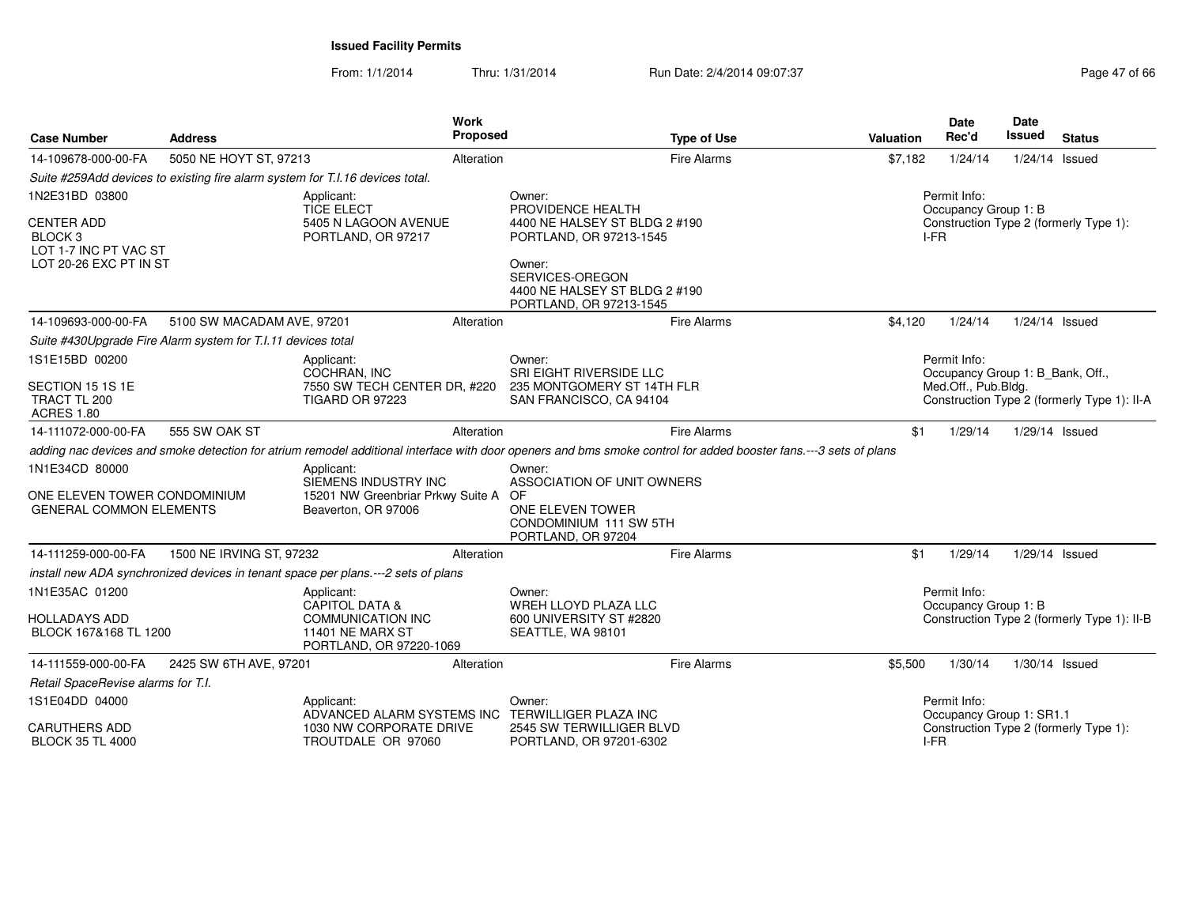**Issued Facility Permits**

From: 1/1/2014 Thru: 1/31/2014 Run Date: 2/4/2014 09:07:37

| Case Number | Address | Work Proposed | Type of Use | Valuation | Date Rec'd | Date Issued | Status |
|---|---|---|---|---|---|---|---|
| 14-109678-000-00-FA | 5050 NE HOYT ST, 97213 | Alteration | Fire Alarms | $7,182 | 1/24/14 | 1/24/14 | Issued |

*Suite #259Add devices to existing fire alarm system for T.I.16 devices total.*

1N2E31BD 03800

CENTER ADD
BLOCK 3
LOT 1-7 INC PT VAC ST
LOT 20-26 EXC PT IN ST

Applicant:
TICE ELECT
5405 N LAGOON AVENUE
PORTLAND, OR 97217

Owner:
PROVIDENCE HEALTH
4400 NE HALSEY ST BLDG 2 #190
PORTLAND, OR 97213-1545

Owner:
SERVICES-OREGON
4400 NE HALSEY ST BLDG 2 #190
PORTLAND, OR 97213-1545

Permit Info:
Occupancy Group 1: B
Construction Type 2 (formerly Type 1): I-FR

| Case Number | Address | Work Proposed | Type of Use | Valuation | Date Rec'd | Date Issued | Status |
|---|---|---|---|---|---|---|---|
| 14-109693-000-00-FA | 5100 SW MACADAM AVE, 97201 | Alteration | Fire Alarms | $4,120 | 1/24/14 | 1/24/14 | Issued |

*Suite #430Upgrade Fire Alarm system for T.I.11 devices total*

1S1E15BD 00200

SECTION 15 1S 1E
TRACT TL 200
ACRES 1.80

Applicant:
COCHRAN, INC
7550 SW TECH CENTER DR, #220
TIGARD OR 97223

Owner:
SRI EIGHT RIVERSIDE LLC
235 MONTGOMERY ST 14TH FLR
SAN FRANCISCO, CA 94104

Permit Info:
Occupancy Group 1: B_Bank, Off., Med.Off., Pub.Bldg.
Construction Type 2 (formerly Type 1): II-A

| Case Number | Address | Work Proposed | Type of Use | Valuation | Date Rec'd | Date Issued | Status |
|---|---|---|---|---|---|---|---|
| 14-111072-000-00-FA | 555 SW OAK ST | Alteration | Fire Alarms | $1 | 1/29/14 | 1/29/14 | Issued |

*adding nac devices and smoke detection for atrium remodel additional interface with door openers and bms smoke control for added booster fans.---3 sets of plans*

1N1E34CD 80000

ONE ELEVEN TOWER CONDOMINIUM
GENERAL COMMON ELEMENTS

Applicant:
SIEMENS INDUSTRY INC
15201 NW Greenbriar Prkwy Suite A
Beaverton, OR 97006

Owner:
ASSOCIATION OF UNIT OWNERS OF
ONE ELEVEN TOWER
CONDOMINIUM 111 SW 5TH
PORTLAND, OR 97204

| Case Number | Address | Work Proposed | Type of Use | Valuation | Date Rec'd | Date Issued | Status |
|---|---|---|---|---|---|---|---|
| 14-111259-000-00-FA | 1500 NE IRVING ST, 97232 | Alteration | Fire Alarms | $1 | 1/29/14 | 1/29/14 | Issued |

*install new ADA synchronized devices in tenant space per plans.---2 sets of plans*

1N1E35AC 01200

HOLLADAYS ADD
BLOCK 167&168 TL 1200

Applicant:
CAPITOL DATA &
COMMUNICATION INC
11401 NE MARX ST
PORTLAND, OR 97220-1069

Owner:
WREH LLOYD PLAZA LLC
600 UNIVERSITY ST #2820
SEATTLE, WA 98101

Permit Info:
Occupancy Group 1: B
Construction Type 2 (formerly Type 1): II-B

| Case Number | Address | Work Proposed | Type of Use | Valuation | Date Rec'd | Date Issued | Status |
|---|---|---|---|---|---|---|---|
| 14-111559-000-00-FA | 2425 SW 6TH AVE, 97201 | Alteration | Fire Alarms | $5,500 | 1/30/14 | 1/30/14 | Issued |

*Retail SpaceRevise alarms for T.I.*

1S1E04DD 04000

CARUTHERS ADD
BLOCK 35 TL 4000

Applicant:
ADVANCED ALARM SYSTEMS INC
1030 NW CORPORATE DRIVE
TROUTDALE OR 97060

Owner:
TERWILLIGER PLAZA INC
2545 SW TERWILLIGER BLVD
PORTLAND, OR 97201-6302

Permit Info:
Occupancy Group 1: SR1.1
Construction Type 2 (formerly Type 1): I-FR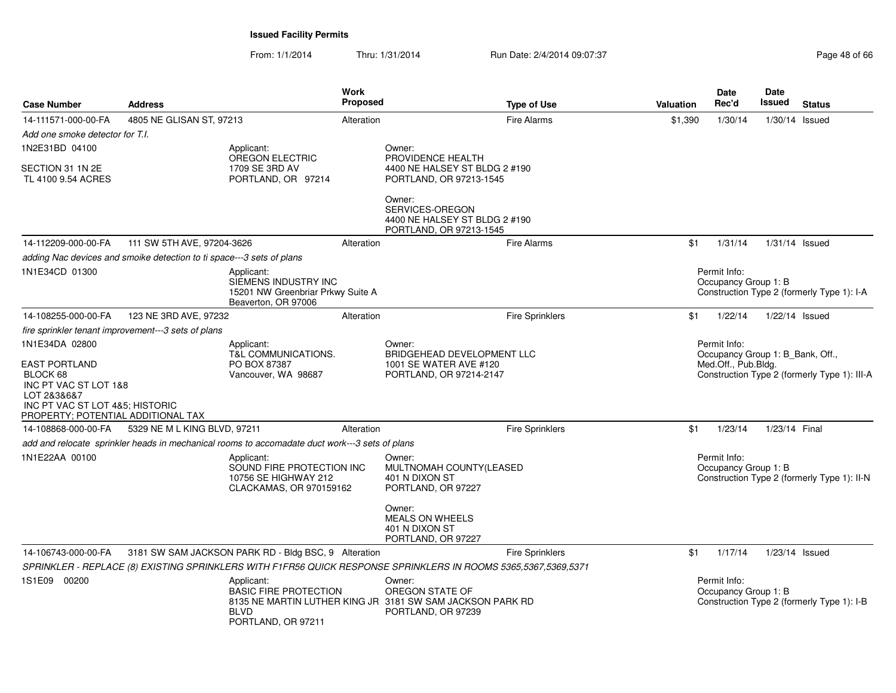**Issued Facility Permits**

From: 1/1/2014 Thru: 1/31/2014 Run Date: 2/4/2014 09:07:37

| Case Number | Address | Work Proposed | Type of Use | Valuation | Date Rec'd | Date Issued | Status |
|---|---|---|---|---|---|---|---|
| 14-111571-000-00-FA | 4805 NE GLISAN ST, 97213 | Alteration | Fire Alarms | $1,390 | 1/30/14 | 1/30/14 | Issued |

*Add one smoke detector for T.I.*

1N2E31BD 04100

SECTION 31 1N 2E
TL 4100 9.54 ACRES

Applicant:
OREGON ELECTRIC
1709 SE 3RD AV
PORTLAND, OR 97214

Owner:
PROVIDENCE HEALTH
4400 NE HALSEY ST BLDG 2 #190
PORTLAND, OR 97213-1545

Owner:
SERVICES-OREGON
4400 NE HALSEY ST BLDG 2 #190
PORTLAND, OR 97213-1545

---

| Case Number | Address | Work Proposed | Type of Use | Valuation | Date Rec'd | Date Issued | Status |
|---|---|---|---|---|---|---|---|
| 14-112209-000-00-FA | 111 SW 5TH AVE, 97204-3626 | Alteration | Fire Alarms | $1 | 1/31/14 | 1/31/14 | Issued |

*adding Nac devices and smoike detection to ti space---3 sets of plans*

1N1E34CD 01300

Applicant:
SIEMENS INDUSTRY INC
15201 NW Greenbriar Prkwy Suite A
Beaverton, OR 97006

Permit Info:
Occupancy Group 1: B
Construction Type 2 (formerly Type 1): I-A

---

| Case Number | Address | Work Proposed | Type of Use | Valuation | Date Rec'd | Date Issued | Status |
|---|---|---|---|---|---|---|---|
| 14-108255-000-00-FA | 123 NE 3RD AVE, 97232 | Alteration | Fire Sprinklers | $1 | 1/22/14 | 1/22/14 | Issued |

*fire sprinkler tenant improvement---3 sets of plans*

1N1E34DA 02800

EAST PORTLAND
BLOCK 68
INC PT VAC ST LOT 1&8
LOT 2&3&6&7
INC PT VAC ST LOT 4&5; HISTORIC
PROPERTY; POTENTIAL ADDITIONAL TAX

Applicant:
T&L COMMUNICATIONS.
PO BOX 87387
Vancouver, WA 98687

Owner:
BRIDGEHEAD DEVELOPMENT LLC
1001 SE WATER AVE #120
PORTLAND, OR 97214-2147

Permit Info:
Occupancy Group 1: B_Bank, Off., Med.Off., Pub.Bldg.
Construction Type 2 (formerly Type 1): III-A

---

| Case Number | Address | Work Proposed | Type of Use | Valuation | Date Rec'd | Date Issued | Status |
|---|---|---|---|---|---|---|---|
| 14-108868-000-00-FA | 5329 NE M L KING BLVD, 97211 | Alteration | Fire Sprinklers | $1 | 1/23/14 | 1/23/14 | Final |

*add and relocate sprinkler heads in mechanical rooms to accomadate duct work---3 sets of plans*

1N1E22AA 00100

Applicant:
SOUND FIRE PROTECTION INC
10756 SE HIGHWAY 212
CLACKAMAS, OR 970159162

Owner:
MULTNOMAH COUNTY(LEASED
401 N DIXON ST
PORTLAND, OR 97227

Owner:
MEALS ON WHEELS
401 N DIXON ST
PORTLAND, OR 97227

Permit Info:
Occupancy Group 1: B
Construction Type 2 (formerly Type 1): II-N

---

| Case Number | Address | Work Proposed | Type of Use | Valuation | Date Rec'd | Date Issued | Status |
|---|---|---|---|---|---|---|---|
| 14-106743-000-00-FA | 3181 SW SAM JACKSON PARK RD - Bldg BSC, 9 | Alteration | Fire Sprinklers | $1 | 1/17/14 | 1/23/14 | Issued |

*SPRINKLER - REPLACE (8) EXISTING SPRINKLERS WITH F1FR56 QUICK RESPONSE SPRINKLERS IN ROOMS 5365,5367,5369,5371*

1S1E09 00200

Applicant:
BASIC FIRE PROTECTION
8135 NE MARTIN LUTHER KING JR BLVD
PORTLAND, OR 97211

Owner:
OREGON STATE OF
3181 SW SAM JACKSON PARK RD
PORTLAND, OR 97239

Permit Info:
Occupancy Group 1: B
Construction Type 2 (formerly Type 1): I-B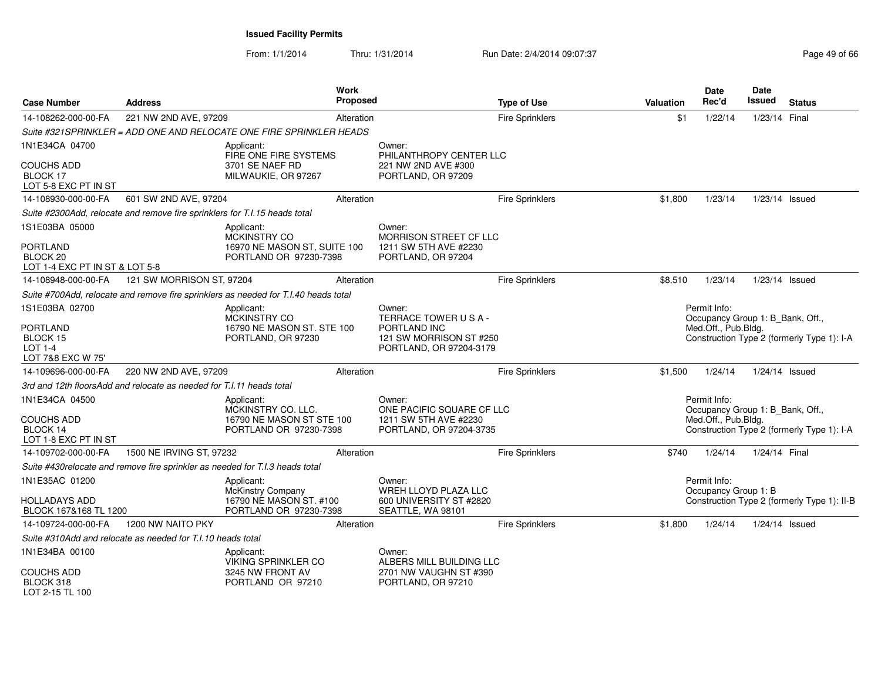**Issued Facility Permits**

From: 1/1/2014 Thru: 1/31/2014 Run Date: 2/4/2014 09:07:37

| Case Number | Address | Work Proposed | Type of Use | Valuation | Date Rec'd | Date Issued | Status |
|---|---|---|---|---|---|---|---|
| 14-108262-000-00-FA | 221 NW 2ND AVE, 97209 | Alteration | Fire Sprinklers | $1 | 1/22/14 | 1/23/14 | Final |

*Suite #321SPRINKLER = ADD ONE AND RELOCATE ONE FIRE SPRINKLER HEADS*

1N1E34CA 04700
COUCHS ADD
BLOCK 17
LOT 5-8 EXC PT IN ST

Applicant:
FIRE ONE FIRE SYSTEMS
3701 SE NAEF RD
MILWAUKIE, OR 97267

Owner:
PHILANTHROPY CENTER LLC
221 NW 2ND AVE #300
PORTLAND, OR 97209

---

| Case Number | Address | Work Proposed | Type of Use | Valuation | Date Rec'd | Date Issued | Status |
|---|---|---|---|---|---|---|---|
| 14-108930-000-00-FA | 601 SW 2ND AVE, 97204 | Alteration | Fire Sprinklers | $1,800 | 1/23/14 | 1/23/14 | Issued |

*Suite #2300Add, relocate and remove fire sprinklers for T.I.15 heads total*

1S1E03BA 05000
PORTLAND
BLOCK 20
LOT 1-4 EXC PT IN ST & LOT 5-8

Applicant:
MCKINSTRY CO
16970 NE MASON ST, SUITE 100
PORTLAND OR 97230-7398

Owner:
MORRISON STREET CF LLC
1211 SW 5TH AVE #2230
PORTLAND, OR 97204

---

| Case Number | Address | Work Proposed | Type of Use | Valuation | Date Rec'd | Date Issued | Status |
|---|---|---|---|---|---|---|---|
| 14-108948-000-00-FA | 121 SW MORRISON ST, 97204 | Alteration | Fire Sprinklers | $8,510 | 1/23/14 | 1/23/14 | Issued |

*Suite #700Add, relocate and remove fire sprinklers as needed for T.I.40 heads total*

1S1E03BA 02700
PORTLAND
BLOCK 15
LOT 1-4
LOT 7&8 EXC W 75'

Applicant:
MCKINSTRY CO
16790 NE MASON ST. STE 100
PORTLAND, OR 97230

Owner:
TERRACE TOWER U S A -
PORTLAND INC
121 SW MORRISON ST #250
PORTLAND, OR 97204-3179

Permit Info:
Occupancy Group 1: B_Bank, Off., Med.Off., Pub.Bldg.
Construction Type 2 (formerly Type 1): I-A

---

| Case Number | Address | Work Proposed | Type of Use | Valuation | Date Rec'd | Date Issued | Status |
|---|---|---|---|---|---|---|---|
| 14-109696-000-00-FA | 220 NW 2ND AVE, 97209 | Alteration | Fire Sprinklers | $1,500 | 1/24/14 | 1/24/14 | Issued |

*3rd and 12th floorsAdd and relocate as needed for T.I.11 heads total*

1N1E34CA 04500
COUCHS ADD
BLOCK 14
LOT 1-8 EXC PT IN ST

Applicant:
MCKINSTRY CO. LLC.
16790 NE MASON ST STE 100
PORTLAND OR 97230-7398

Owner:
ONE PACIFIC SQUARE CF LLC
1211 SW 5TH AVE #2230
PORTLAND, OR 97204-3735

Permit Info:
Occupancy Group 1: B_Bank, Off., Med.Off., Pub.Bldg.
Construction Type 2 (formerly Type 1): I-A

---

| Case Number | Address | Work Proposed | Type of Use | Valuation | Date Rec'd | Date Issued | Status |
|---|---|---|---|---|---|---|---|
| 14-109702-000-00-FA | 1500 NE IRVING ST, 97232 | Alteration | Fire Sprinklers | $740 | 1/24/14 | 1/24/14 | Final |

*Suite #430relocate and remove fire sprinkler as needed for T.I.3 heads total*

1N1E35AC 01200
HOLLADAYS ADD
BLOCK 167&168 TL 1200

Applicant:
McKinstry Company
16790 NE MASON ST. #100
PORTLAND OR 97230-7398

Owner:
WREH LLOYD PLAZA LLC
600 UNIVERSITY ST #2820
SEATTLE, WA 98101

Permit Info:
Occupancy Group 1: B
Construction Type 2 (formerly Type 1): II-B

---

| Case Number | Address | Work Proposed | Type of Use | Valuation | Date Rec'd | Date Issued | Status |
|---|---|---|---|---|---|---|---|
| 14-109724-000-00-FA | 1200 NW NAITO PKY | Alteration | Fire Sprinklers | $1,800 | 1/24/14 | 1/24/14 | Issued |

*Suite #310Add and relocate as needed for T.I.10 heads total*

1N1E34BA 00100
COUCHS ADD
BLOCK 318
LOT 2-15 TL 100

Applicant:
VIKING SPRINKLER CO
3245 NW FRONT AV
PORTLAND OR 97210

Owner:
ALBERS MILL BUILDING LLC
2701 NW VAUGHN ST #390
PORTLAND, OR 97210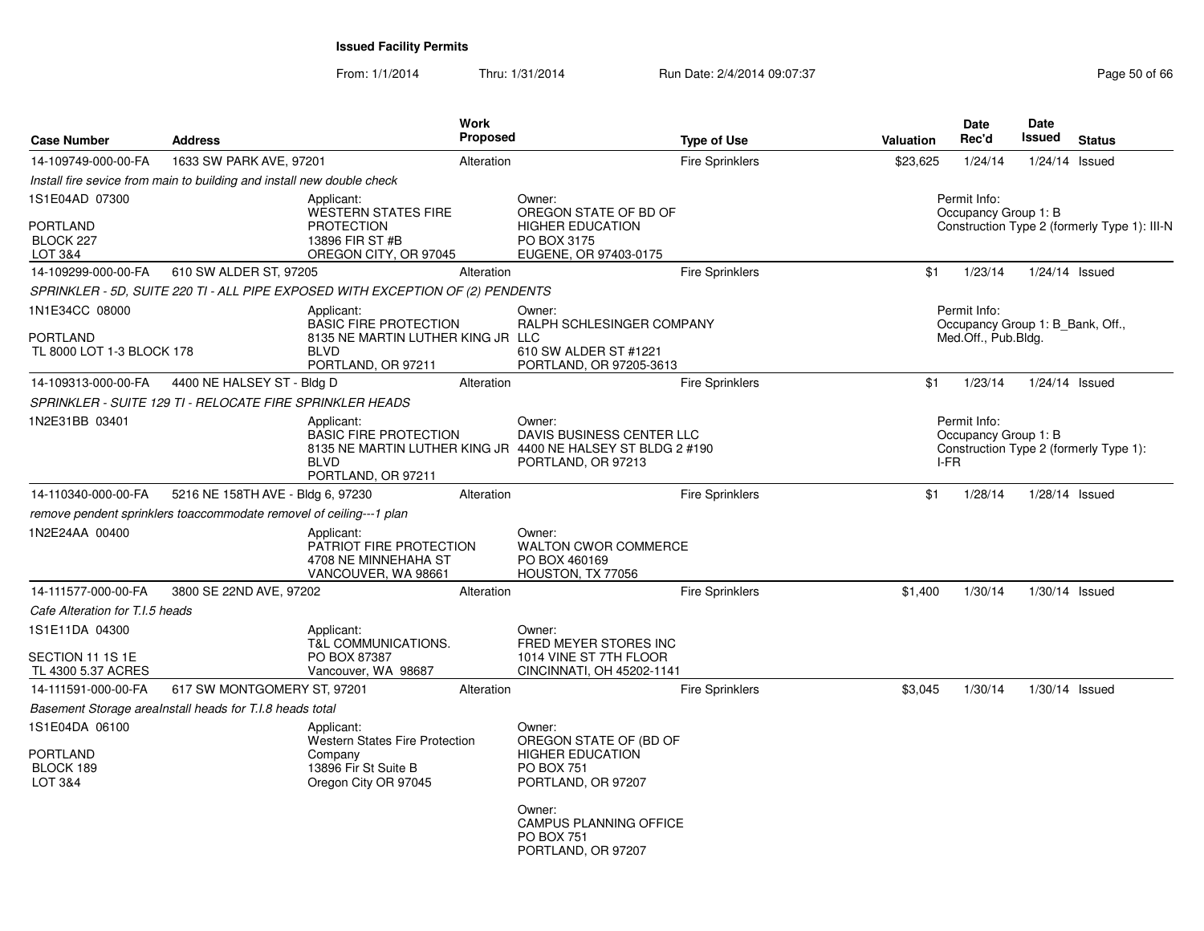**Issued Facility Permits**

From: 1/1/2014 Thru: 1/31/2014 Run Date: 2/4/2014 09:07:37

| Case Number | Address | Work Proposed | Type of Use | Valuation | Date Rec'd | Date Issued | Status |
|---|---|---|---|---|---|---|---|
| 14-109749-000-00-FA | 1633 SW PARK AVE, 97201 | Alteration | Fire Sprinklers | $23,625 | 1/24/14 | 1/24/14 | Issued |

*Install fire sevice from main to building and install new double check*

1S1E04AD 07300

PORTLAND
BLOCK 227
LOT 3&4

Applicant:
WESTERN STATES FIRE PROTECTION
13896 FIR ST #B
OREGON CITY, OR 97045

Owner:
OREGON STATE OF BD OF HIGHER EDUCATION
PO BOX 3175
EUGENE, OR 97403-0175

Permit Info:
Occupancy Group 1: B
Construction Type 2 (formerly Type 1): III-N

| Case Number | Address | Work Proposed | Type of Use | Valuation | Date Rec'd | Date Issued | Status |
|---|---|---|---|---|---|---|---|
| 14-109299-000-00-FA | 610 SW ALDER ST, 97205 | Alteration | Fire Sprinklers | $1 | 1/23/14 | 1/24/14 | Issued |

*SPRINKLER - 5D, SUITE 220 TI - ALL PIPE EXPOSED WITH EXCEPTION OF (2) PENDENTS*

1N1E34CC 08000

PORTLAND
TL 8000 LOT 1-3 BLOCK 178

Applicant:
BASIC FIRE PROTECTION
8135 NE MARTIN LUTHER KING JR BLVD
PORTLAND, OR 97211

Owner:
RALPH SCHLESINGER COMPANY LLC
610 SW ALDER ST #1221
PORTLAND, OR 97205-3613

Permit Info:
Occupancy Group 1: B_Bank, Off., Med.Off., Pub.Bldg.

| Case Number | Address | Work Proposed | Type of Use | Valuation | Date Rec'd | Date Issued | Status |
|---|---|---|---|---|---|---|---|
| 14-109313-000-00-FA | 4400 NE HALSEY ST - Bldg D | Alteration | Fire Sprinklers | $1 | 1/23/14 | 1/24/14 | Issued |

*SPRINKLER - SUITE 129 TI - RELOCATE FIRE SPRINKLER HEADS*

1N2E31BB 03401

Applicant:
BASIC FIRE PROTECTION
8135 NE MARTIN LUTHER KING JR BLVD
PORTLAND, OR 97211

Owner:
DAVIS BUSINESS CENTER LLC
4400 NE HALSEY ST BLDG 2 #190
PORTLAND, OR 97213

Permit Info:
Occupancy Group 1: B
Construction Type 2 (formerly Type 1): I-FR

| Case Number | Address | Work Proposed | Type of Use | Valuation | Date Rec'd | Date Issued | Status |
|---|---|---|---|---|---|---|---|
| 14-110340-000-00-FA | 5216 NE 158TH AVE - Bldg 6, 97230 | Alteration | Fire Sprinklers | $1 | 1/28/14 | 1/28/14 | Issued |

*remove pendent sprinklers toaccommodate removel of ceiling---1 plan*

1N2E24AA 00400

Applicant:
PATRIOT FIRE PROTECTION
4708 NE MINNEHAHA ST
VANCOUVER, WA 98661

Owner:
WALTON CWOR COMMERCE
PO BOX 460169
HOUSTON, TX 77056

| Case Number | Address | Work Proposed | Type of Use | Valuation | Date Rec'd | Date Issued | Status |
|---|---|---|---|---|---|---|---|
| 14-111577-000-00-FA | 3800 SE 22ND AVE, 97202 | Alteration | Fire Sprinklers | $1,400 | 1/30/14 | 1/30/14 | Issued |

*Cafe Alteration for T.I.5 heads*

1S1E11DA 04300

SECTION 11 1S 1E
TL 4300 5.37 ACRES

Applicant:
T&L COMMUNICATIONS.
PO BOX 87387
Vancouver, WA 98687

Owner:
FRED MEYER STORES INC
1014 VINE ST 7TH FLOOR
CINCINNATI, OH 45202-1141

| Case Number | Address | Work Proposed | Type of Use | Valuation | Date Rec'd | Date Issued | Status |
|---|---|---|---|---|---|---|---|
| 14-111591-000-00-FA | 617 SW MONTGOMERY ST, 97201 | Alteration | Fire Sprinklers | $3,045 | 1/30/14 | 1/30/14 | Issued |

*Basement Storage areaInstall heads for T.I.8 heads total*

1S1E04DA 06100

PORTLAND
BLOCK 189
LOT 3&4

Applicant:
Western States Fire Protection Company
13896 Fir St Suite B
Oregon City OR 97045

Owner:
OREGON STATE OF (BD OF HIGHER EDUCATION
PO BOX 751
PORTLAND, OR 97207

Owner:
CAMPUS PLANNING OFFICE
PO BOX 751
PORTLAND, OR 97207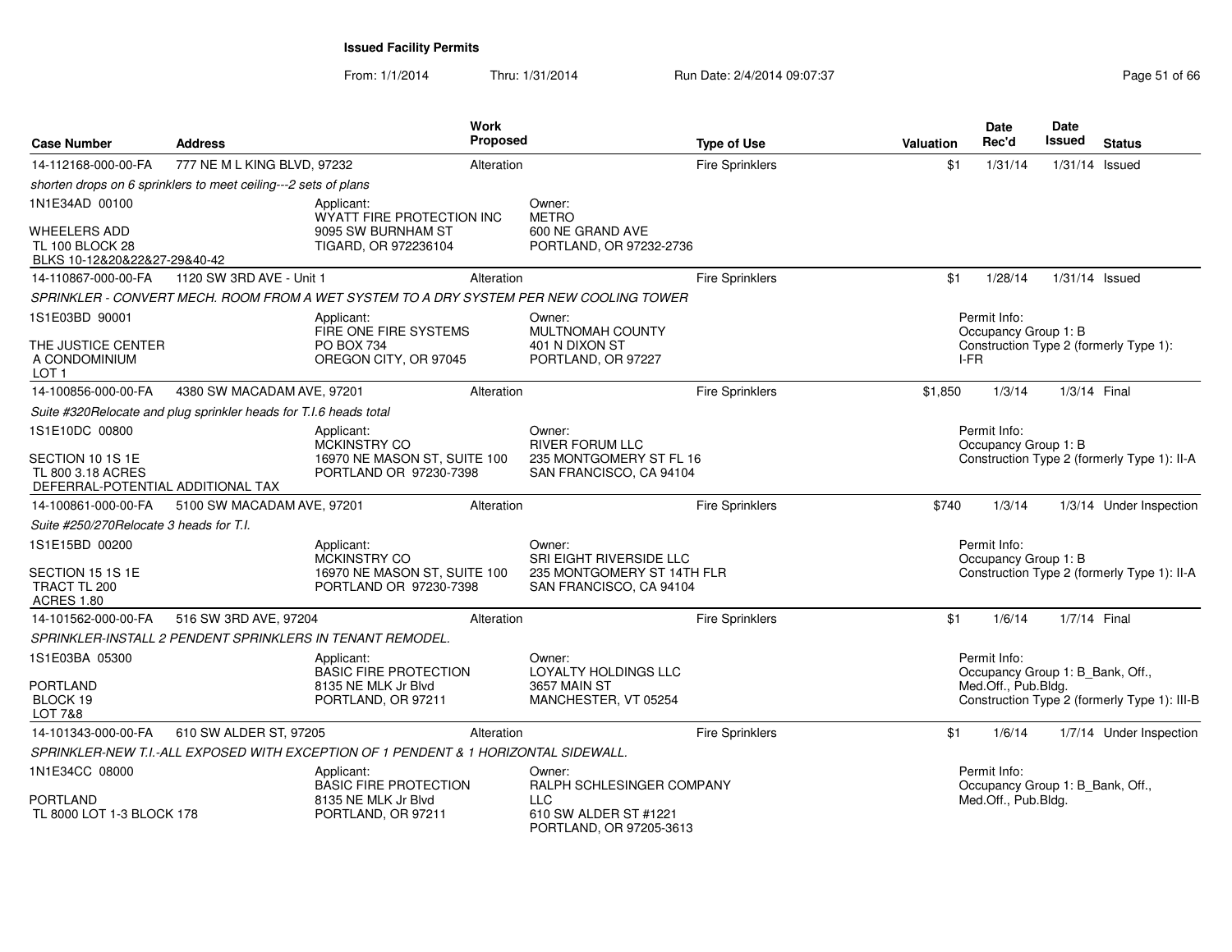**Issued Facility Permits**

From: 1/1/2014 Thru: 1/31/2014 Run Date: 2/4/2014 09:07:37

| Case Number | Address | Work Proposed | Type of Use | Valuation | Date Rec'd | Date Issued | Status |
|---|---|---|---|---|---|---|---|
| 14-112168-000-00-FA | 777 NE M L KING BLVD, 97232 | Alteration | Fire Sprinklers | $1 | 1/31/14 | 1/31/14 | Issued |

*shorten drops on 6 sprinklers to meet ceiling---2 sets of plans*

1N1E34AD 00100
WHEELERS ADD
TL 100 BLOCK 28
BLKS 10-12&20&22&27-29&40-42

Applicant: WYATT FIRE PROTECTION INC, 9095 SW BURNHAM ST, TIGARD, OR 972236104

Owner: METRO, 600 NE GRAND AVE, PORTLAND, OR 97232-2736

| Case Number | Address | Work Proposed | Type of Use | Valuation | Date Rec'd | Date Issued | Status |
|---|---|---|---|---|---|---|---|
| 14-110867-000-00-FA | 1120 SW 3RD AVE - Unit 1 | Alteration | Fire Sprinklers | $1 | 1/28/14 | 1/31/14 | Issued |

*SPRINKLER - CONVERT MECH. ROOM FROM A WET SYSTEM TO A DRY SYSTEM PER NEW COOLING TOWER*

1S1E03BD 90001
THE JUSTICE CENTER
A CONDOMINIUM
LOT 1

Applicant: FIRE ONE FIRE SYSTEMS, PO BOX 734, OREGON CITY, OR 97045

Owner: MULTNOMAH COUNTY, 401 N DIXON ST, PORTLAND, OR 97227

Permit Info: Occupancy Group 1: B; Construction Type 2 (formerly Type 1): I-FR

| Case Number | Address | Work Proposed | Type of Use | Valuation | Date Rec'd | Date Issued | Status |
|---|---|---|---|---|---|---|---|
| 14-100856-000-00-FA | 4380 SW MACADAM AVE, 97201 | Alteration | Fire Sprinklers | $1,850 | 1/3/14 | 1/3/14 | Final |

*Suite #320Relocate and plug sprinkler heads for T.I.6 heads total*

1S1E10DC 00800
SECTION 10 1S 1E
TL 800 3.18 ACRES
DEFERRAL-POTENTIAL ADDITIONAL TAX

Applicant: MCKINSTRY CO, 16970 NE MASON ST, SUITE 100, PORTLAND OR 97230-7398

Owner: RIVER FORUM LLC, 235 MONTGOMERY ST FL 16, SAN FRANCISCO, CA 94104

Permit Info: Occupancy Group 1: B; Construction Type 2 (formerly Type 1): II-A

| Case Number | Address | Work Proposed | Type of Use | Valuation | Date Rec'd | Date Issued | Status |
|---|---|---|---|---|---|---|---|
| 14-100861-000-00-FA | 5100 SW MACADAM AVE, 97201 | Alteration | Fire Sprinklers | $740 | 1/3/14 | 1/3/14 | Under Inspection |

*Suite #250/270Relocate 3 heads for T.I.*

1S1E15BD 00200
SECTION 15 1S 1E
TRACT TL 200
ACRES 1.80

Applicant: MCKINSTRY CO, 16970 NE MASON ST, SUITE 100, PORTLAND OR 97230-7398

Owner: SRI EIGHT RIVERSIDE LLC, 235 MONTGOMERY ST 14TH FLR, SAN FRANCISCO, CA 94104

Permit Info: Occupancy Group 1: B; Construction Type 2 (formerly Type 1): II-A

| Case Number | Address | Work Proposed | Type of Use | Valuation | Date Rec'd | Date Issued | Status |
|---|---|---|---|---|---|---|---|
| 14-101562-000-00-FA | 516 SW 3RD AVE, 97204 | Alteration | Fire Sprinklers | $1 | 1/6/14 | 1/7/14 | Final |

*SPRINKLER-INSTALL 2 PENDENT SPRINKLERS IN TENANT REMODEL.*

1S1E03BA 05300
PORTLAND
BLOCK 19
LOT 7&8

Applicant: BASIC FIRE PROTECTION, 8135 NE MLK Jr Blvd, PORTLAND, OR 97211

Owner: LOYALTY HOLDINGS LLC, 3657 MAIN ST, MANCHESTER, VT 05254

Permit Info: Occupancy Group 1: B_Bank, Off., Med.Off., Pub.Bldg.; Construction Type 2 (formerly Type 1): III-B

| Case Number | Address | Work Proposed | Type of Use | Valuation | Date Rec'd | Date Issued | Status |
|---|---|---|---|---|---|---|---|
| 14-101343-000-00-FA | 610 SW ALDER ST, 97205 | Alteration | Fire Sprinklers | $1 | 1/6/14 | 1/7/14 | Under Inspection |

*SPRINKLER-NEW T.I.-ALL EXPOSED WITH EXCEPTION OF 1 PENDENT & 1 HORIZONTAL SIDEWALL.*

1N1E34CC 08000
PORTLAND
TL 8000 LOT 1-3 BLOCK 178

Applicant: BASIC FIRE PROTECTION, 8135 NE MLK Jr Blvd, PORTLAND, OR 97211

Owner: RALPH SCHLESINGER COMPANY LLC, 610 SW ALDER ST #1221, PORTLAND, OR 97205-3613

Permit Info: Occupancy Group 1: B_Bank, Off., Med.Off., Pub.Bldg.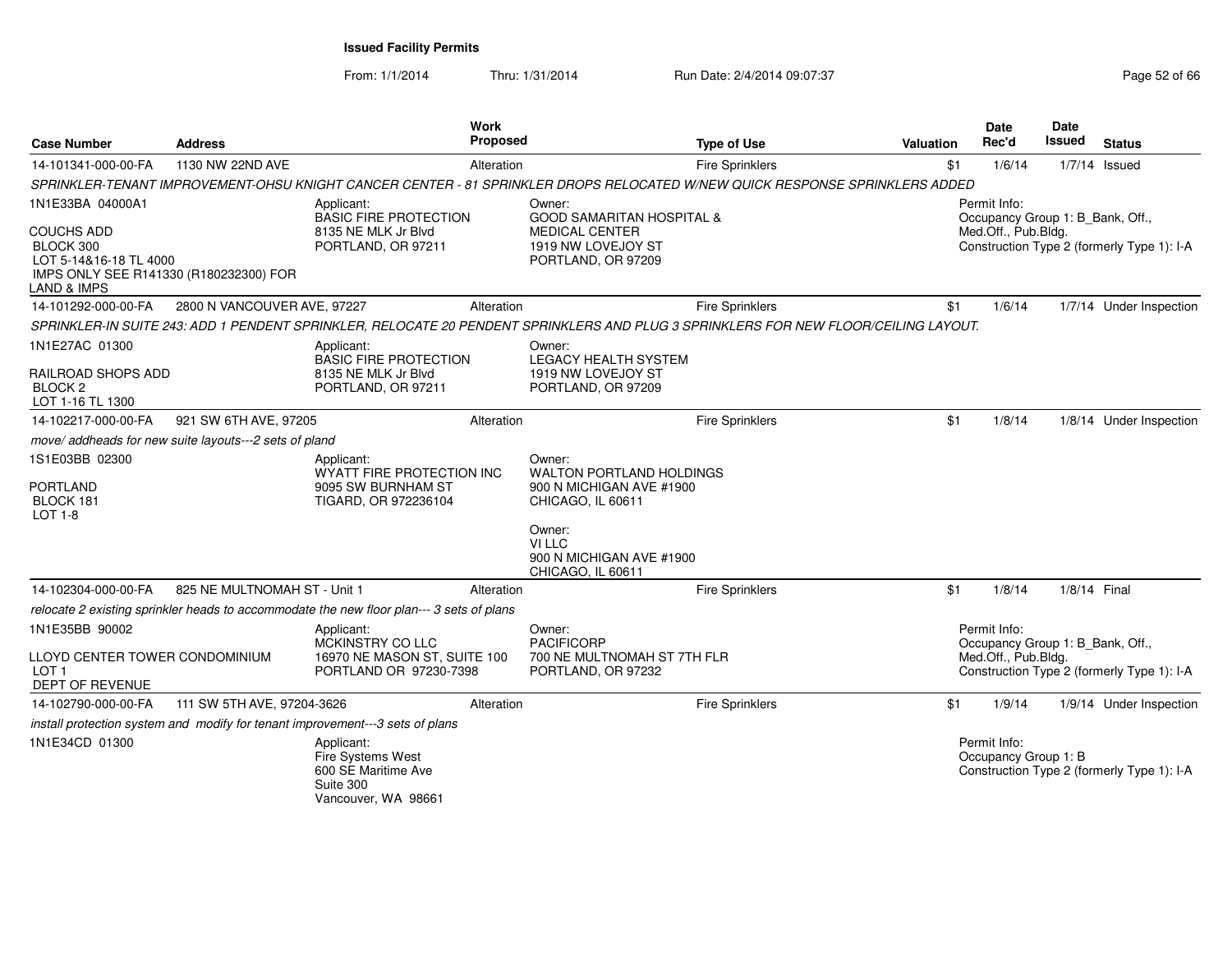**Issued Facility Permits**

From: 1/1/2014 Thru: 1/31/2014 Run Date: 2/4/2014 09:07:37

| Case Number | Address | Work Proposed | Type of Use | Valuation | Date Rec'd | Date Issued | Status |
|---|---|---|---|---|---|---|---|
| 14-101341-000-00-FA | 1130 NW 22ND AVE | Alteration | Fire Sprinklers | $1 | 1/6/14 | 1/7/14 | Issued |

*SPRINKLER-TENANT IMPROVEMENT-OHSU KNIGHT CANCER CENTER - 81 SPRINKLER DROPS RELOCATED W/NEW QUICK RESPONSE SPRINKLERS ADDED*

1N1E33BA 04000A1
COUCHS ADD
BLOCK 300
LOT 5-14&16-18 TL 4000
IMPS ONLY SEE R141330 (R180232300) FOR LAND & IMPS

Applicant:
BASIC FIRE PROTECTION
8135 NE MLK Jr Blvd
PORTLAND, OR 97211

Owner:
GOOD SAMARITAN HOSPITAL & MEDICAL CENTER
1919 NW LOVEJOY ST
PORTLAND, OR 97209

Permit Info:
Occupancy Group 1: B_Bank, Off., Med.Off., Pub.Bldg.
Construction Type 2 (formerly Type 1): I-A

| Case Number | Address | Work Proposed | Type of Use | Valuation | Date Rec'd | Date Issued | Status |
|---|---|---|---|---|---|---|---|
| 14-101292-000-00-FA | 2800 N VANCOUVER AVE, 97227 | Alteration | Fire Sprinklers | $1 | 1/6/14 | 1/7/14 | Under Inspection |

*SPRINKLER-IN SUITE 243: ADD 1 PENDENT SPRINKLER, RELOCATE 20 PENDENT SPRINKLERS AND PLUG 3 SPRINKLERS FOR NEW FLOOR/CEILING LAYOUT.*

1N1E27AC 01300
RAILROAD SHOPS ADD
BLOCK 2
LOT 1-16 TL 1300

Applicant:
BASIC FIRE PROTECTION
8135 NE MLK Jr Blvd
PORTLAND, OR 97211

Owner:
LEGACY HEALTH SYSTEM
1919 NW LOVEJOY ST
PORTLAND, OR 97209

| Case Number | Address | Work Proposed | Type of Use | Valuation | Date Rec'd | Date Issued | Status |
|---|---|---|---|---|---|---|---|
| 14-102217-000-00-FA | 921 SW 6TH AVE, 97205 | Alteration | Fire Sprinklers | $1 | 1/8/14 | 1/8/14 | Under Inspection |

*move/ addheads for new suite layouts---2 sets of pland*

1S1E03BB 02300
PORTLAND
BLOCK 181
LOT 1-8

Applicant:
WYATT FIRE PROTECTION INC
9095 SW BURNHAM ST
TIGARD, OR 972236104

Owner:
WALTON PORTLAND HOLDINGS
900 N MICHIGAN AVE #1900
CHICAGO, IL 60611

Owner:
VI LLC
900 N MICHIGAN AVE #1900
CHICAGO, IL 60611

| Case Number | Address | Work Proposed | Type of Use | Valuation | Date Rec'd | Date Issued | Status |
|---|---|---|---|---|---|---|---|
| 14-102304-000-00-FA | 825 NE MULTNOMAH ST - Unit 1 | Alteration | Fire Sprinklers | $1 | 1/8/14 | 1/8/14 | Final |

*relocate 2 existing sprinkler heads to accommodate the new floor plan--- 3 sets of plans*

1N1E35BB 90002
LLOYD CENTER TOWER CONDOMINIUM
LOT 1
DEPT OF REVENUE

Applicant:
MCKINSTRY CO LLC
16970 NE MASON ST, SUITE 100
PORTLAND OR 97230-7398

Owner:
PACIFICORP
700 NE MULTNOMAH ST 7TH FLR
PORTLAND, OR 97232

Permit Info:
Occupancy Group 1: B_Bank, Off., Med.Off., Pub.Bldg.
Construction Type 2 (formerly Type 1): I-A

| Case Number | Address | Work Proposed | Type of Use | Valuation | Date Rec'd | Date Issued | Status |
|---|---|---|---|---|---|---|---|
| 14-102790-000-00-FA | 111 SW 5TH AVE, 97204-3626 | Alteration | Fire Sprinklers | $1 | 1/9/14 | 1/9/14 | Under Inspection |

*install protection system and modify for tenant improvement---3 sets of plans*

1N1E34CD 01300

Applicant:
Fire Systems West
600 SE Maritime Ave
Suite 300
Vancouver, WA 98661

Permit Info:
Occupancy Group 1: B
Construction Type 2 (formerly Type 1): I-A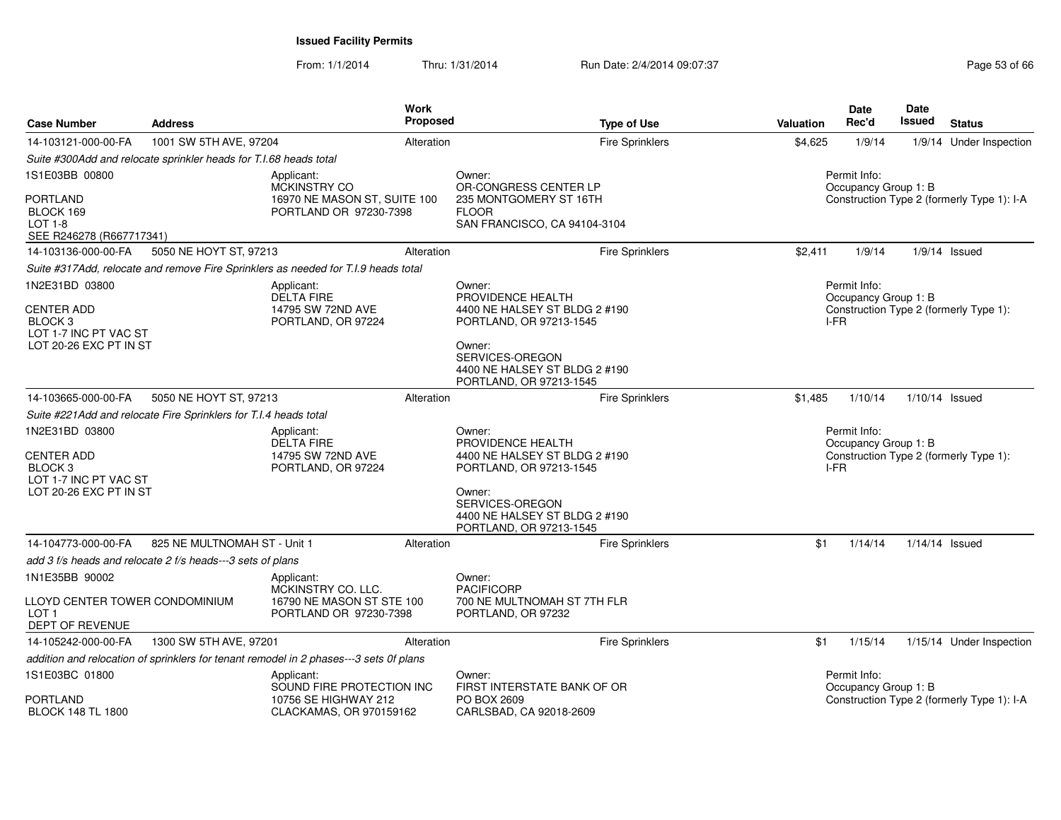**Issued Facility Permits**

From: 1/1/2014 Thru: 1/31/2014 Run Date: 2/4/2014 09:07:37

| Case Number | Address | Work Proposed | Type of Use | Valuation | Date Rec'd | Date Issued | Status |
|---|---|---|---|---|---|---|---|
| 14-103121-000-00-FA | 1001 SW 5TH AVE, 97204 | Alteration | Fire Sprinklers | $4,625 | 1/9/14 | 1/9/14 | Under Inspection |

*Suite #300Add and relocate sprinkler heads for T.I.68 heads total*

1S1E03BB 00800

PORTLAND
BLOCK 169
LOT 1-8
SEE R246278 (R667717341)

Applicant:
MCKINSTRY CO
16970 NE MASON ST, SUITE 100
PORTLAND OR 97230-7398

Owner:
OR-CONGRESS CENTER LP
235 MONTGOMERY ST 16TH FLOOR
SAN FRANCISCO, CA 94104-3104

Permit Info:
Occupancy Group 1: B
Construction Type 2 (formerly Type 1): I-A

| Case Number | Address | Work Proposed | Type of Use | Valuation | Date Rec'd | Date Issued | Status |
|---|---|---|---|---|---|---|---|
| 14-103136-000-00-FA | 5050 NE HOYT ST, 97213 | Alteration | Fire Sprinklers | $2,411 | 1/9/14 | 1/9/14 | Issued |

*Suite #317Add, relocate and remove Fire Sprinklers as needed for T.I.9 heads total*

1N2E31BD 03800

CENTER ADD
BLOCK 3
LOT 1-7 INC PT VAC ST
LOT 20-26 EXC PT IN ST

Applicant:
DELTA FIRE
14795 SW 72ND AVE
PORTLAND, OR 97224

Owner:
PROVIDENCE HEALTH
4400 NE HALSEY ST BLDG 2 #190
PORTLAND, OR 97213-1545

Owner:
SERVICES-OREGON
4400 NE HALSEY ST BLDG 2 #190
PORTLAND, OR 97213-1545

Permit Info:
Occupancy Group 1: B
Construction Type 2 (formerly Type 1): I-FR

| Case Number | Address | Work Proposed | Type of Use | Valuation | Date Rec'd | Date Issued | Status |
|---|---|---|---|---|---|---|---|
| 14-103665-000-00-FA | 5050 NE HOYT ST, 97213 | Alteration | Fire Sprinklers | $1,485 | 1/10/14 | 1/10/14 | Issued |

*Suite #221Add and relocate Fire Sprinklers for T.I.4 heads total*

1N2E31BD 03800

CENTER ADD
BLOCK 3
LOT 1-7 INC PT VAC ST
LOT 20-26 EXC PT IN ST

Applicant:
DELTA FIRE
14795 SW 72ND AVE
PORTLAND, OR 97224

Owner:
PROVIDENCE HEALTH
4400 NE HALSEY ST BLDG 2 #190
PORTLAND, OR 97213-1545

Owner:
SERVICES-OREGON
4400 NE HALSEY ST BLDG 2 #190
PORTLAND, OR 97213-1545

Permit Info:
Occupancy Group 1: B
Construction Type 2 (formerly Type 1): I-FR

| Case Number | Address | Work Proposed | Type of Use | Valuation | Date Rec'd | Date Issued | Status |
|---|---|---|---|---|---|---|---|
| 14-104773-000-00-FA | 825 NE MULTNOMAH ST - Unit 1 | Alteration | Fire Sprinklers | $1 | 1/14/14 | 1/14/14 | Issued |

*add 3 f/s heads and relocate 2 f/s heads---3 sets of plans*

1N1E35BB 90002

LLOYD CENTER TOWER CONDOMINIUM
LOT 1
DEPT OF REVENUE

Applicant:
MCKINSTRY CO. LLC.
16790 NE MASON ST STE 100
PORTLAND OR 97230-7398

Owner:
PACIFICORP
700 NE MULTNOMAH ST 7TH FLR
PORTLAND, OR 97232

| Case Number | Address | Work Proposed | Type of Use | Valuation | Date Rec'd | Date Issued | Status |
|---|---|---|---|---|---|---|---|
| 14-105242-000-00-FA | 1300 SW 5TH AVE, 97201 | Alteration | Fire Sprinklers | $1 | 1/15/14 | 1/15/14 | Under Inspection |

*addition and relocation of sprinklers for tenant remodel in 2 phases---3 sets 0f plans*

1S1E03BC 01800

PORTLAND
BLOCK 148 TL 1800

Applicant:
SOUND FIRE PROTECTION INC
10756 SE HIGHWAY 212
CLACKAMAS, OR 970159162

Owner:
FIRST INTERSTATE BANK OF OR
PO BOX 2609
CARLSBAD, CA 92018-2609

Permit Info:
Occupancy Group 1: B
Construction Type 2 (formerly Type 1): I-A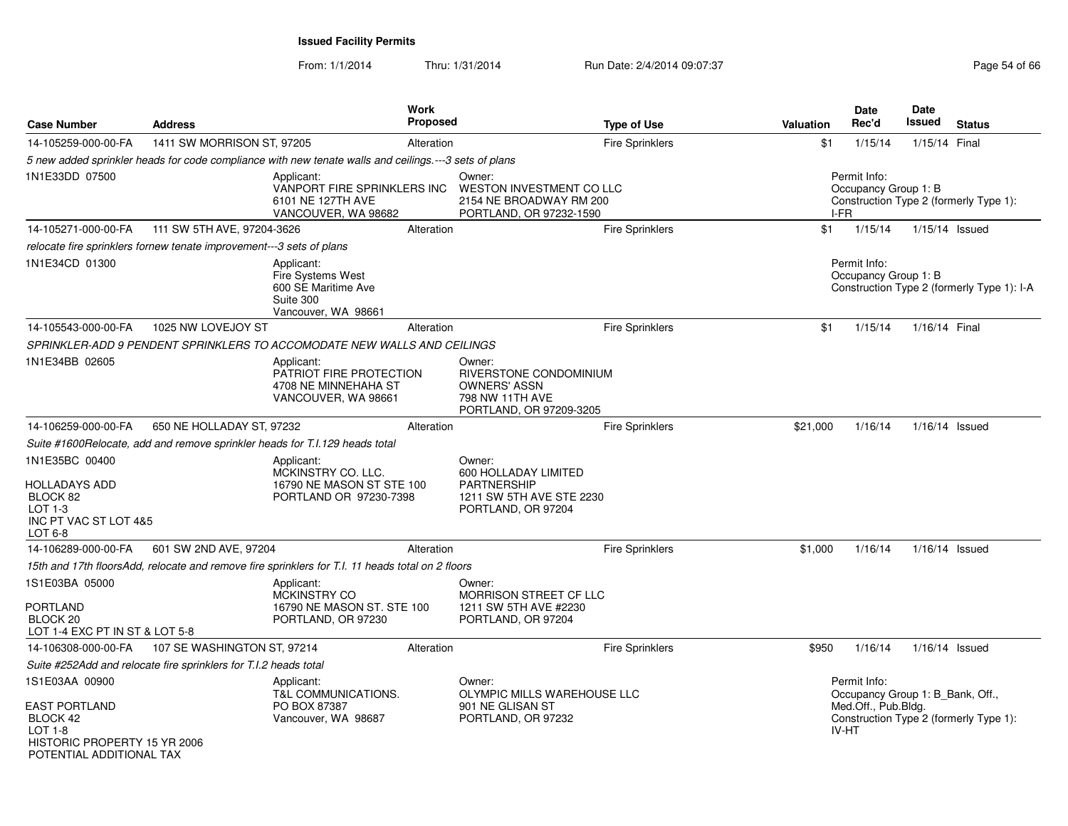**Issued Facility Permits**

From: 1/1/2014 Thru: 1/31/2014 Run Date: 2/4/2014 09:07:37

| Case Number | Address | Work Proposed | Type of Use | Valuation | Date Rec'd | Date Issued | Status |
|---|---|---|---|---|---|---|---|
| 14-105259-000-00-FA | 1411 SW MORRISON ST, 97205 | Alteration | Fire Sprinklers | $1 | 1/15/14 | 1/15/14 | Final |

*5 new added sprinkler heads for code compliance with new tenate walls and ceilings.---3 sets of plans*

1N1E33DD 07500

Applicant: VANPORT FIRE SPRINKLERS INC, 6101 NE 127TH AVE, VANCOUVER, WA 98682

Owner: WESTON INVESTMENT CO LLC, 2154 NE BROADWAY RM 200, PORTLAND, OR 97232-1590

Permit Info: Occupancy Group 1: B; Construction Type 2 (formerly Type 1): I-FR

| Case Number | Address | Work Proposed | Type of Use | Valuation | Date Rec'd | Date Issued | Status |
|---|---|---|---|---|---|---|---|
| 14-105271-000-00-FA | 111 SW 5TH AVE, 97204-3626 | Alteration | Fire Sprinklers | $1 | 1/15/14 | 1/15/14 | Issued |

*relocate fire sprinklers fornew tenate improvement---3 sets of plans*

1N1E34CD 01300

Applicant: Fire Systems West, 600 SE Maritime Ave, Suite 300, Vancouver, WA 98661

Permit Info: Occupancy Group 1: B; Construction Type 2 (formerly Type 1): I-A

| Case Number | Address | Work Proposed | Type of Use | Valuation | Date Rec'd | Date Issued | Status |
|---|---|---|---|---|---|---|---|
| 14-105543-000-00-FA | 1025 NW LOVEJOY ST | Alteration | Fire Sprinklers | $1 | 1/15/14 | 1/16/14 | Final |

*SPRINKLER-ADD 9 PENDENT SPRINKLERS TO ACCOMODATE NEW WALLS AND CEILINGS*

1N1E34BB 02605

Applicant: PATRIOT FIRE PROTECTION, 4708 NE MINNEHAHA ST, VANCOUVER, WA 98661

Owner: RIVERSTONE CONDOMINIUM OWNERS' ASSN, 798 NW 11TH AVE, PORTLAND, OR 97209-3205

| Case Number | Address | Work Proposed | Type of Use | Valuation | Date Rec'd | Date Issued | Status |
|---|---|---|---|---|---|---|---|
| 14-106259-000-00-FA | 650 NE HOLLADAY ST, 97232 | Alteration | Fire Sprinklers | $21,000 | 1/16/14 | 1/16/14 | Issued |

*Suite #1600Relocate, add and remove sprinkler heads for T.I.129 heads total*

1N1E35BC 00400

HOLLADAYS ADD, BLOCK 82, LOT 1-3, INC PT VAC ST LOT 4&5, LOT 6-8

Applicant: MCKINSTRY CO. LLC., 16790 NE MASON ST STE 100, PORTLAND OR 97230-7398

Owner: 600 HOLLADAY LIMITED PARTNERSHIP, 1211 SW 5TH AVE STE 2230, PORTLAND, OR 97204

| Case Number | Address | Work Proposed | Type of Use | Valuation | Date Rec'd | Date Issued | Status |
|---|---|---|---|---|---|---|---|
| 14-106289-000-00-FA | 601 SW 2ND AVE, 97204 | Alteration | Fire Sprinklers | $1,000 | 1/16/14 | 1/16/14 | Issued |

*15th and 17th floorsAdd, relocate and remove fire sprinklers for T.I. 11 heads total on 2 floors*

1S1E03BA 05000

PORTLAND, BLOCK 20, LOT 1-4 EXC PT IN ST & LOT 5-8

Applicant: MCKINSTRY CO, 16790 NE MASON ST. STE 100, PORTLAND, OR 97230

Owner: MORRISON STREET CF LLC, 1211 SW 5TH AVE #2230, PORTLAND, OR 97204

| Case Number | Address | Work Proposed | Type of Use | Valuation | Date Rec'd | Date Issued | Status |
|---|---|---|---|---|---|---|---|
| 14-106308-000-00-FA | 107 SE WASHINGTON ST, 97214 | Alteration | Fire Sprinklers | $950 | 1/16/14 | 1/16/14 | Issued |

*Suite #252Add and relocate fire sprinklers for T.I.2 heads total*

1S1E03AA 00900

EAST PORTLAND, BLOCK 42, LOT 1-8, HISTORIC PROPERTY 15 YR 2006, POTENTIAL ADDITIONAL TAX

Applicant: T&L COMMUNICATIONS., PO BOX 87387, Vancouver, WA 98687

Owner: OLYMPIC MILLS WAREHOUSE LLC, 901 NE GLISAN ST, PORTLAND, OR 97232

Permit Info: Occupancy Group 1: B_Bank, Off., Med.Off., Pub.Bldg.; Construction Type 2 (formerly Type 1): IV-HT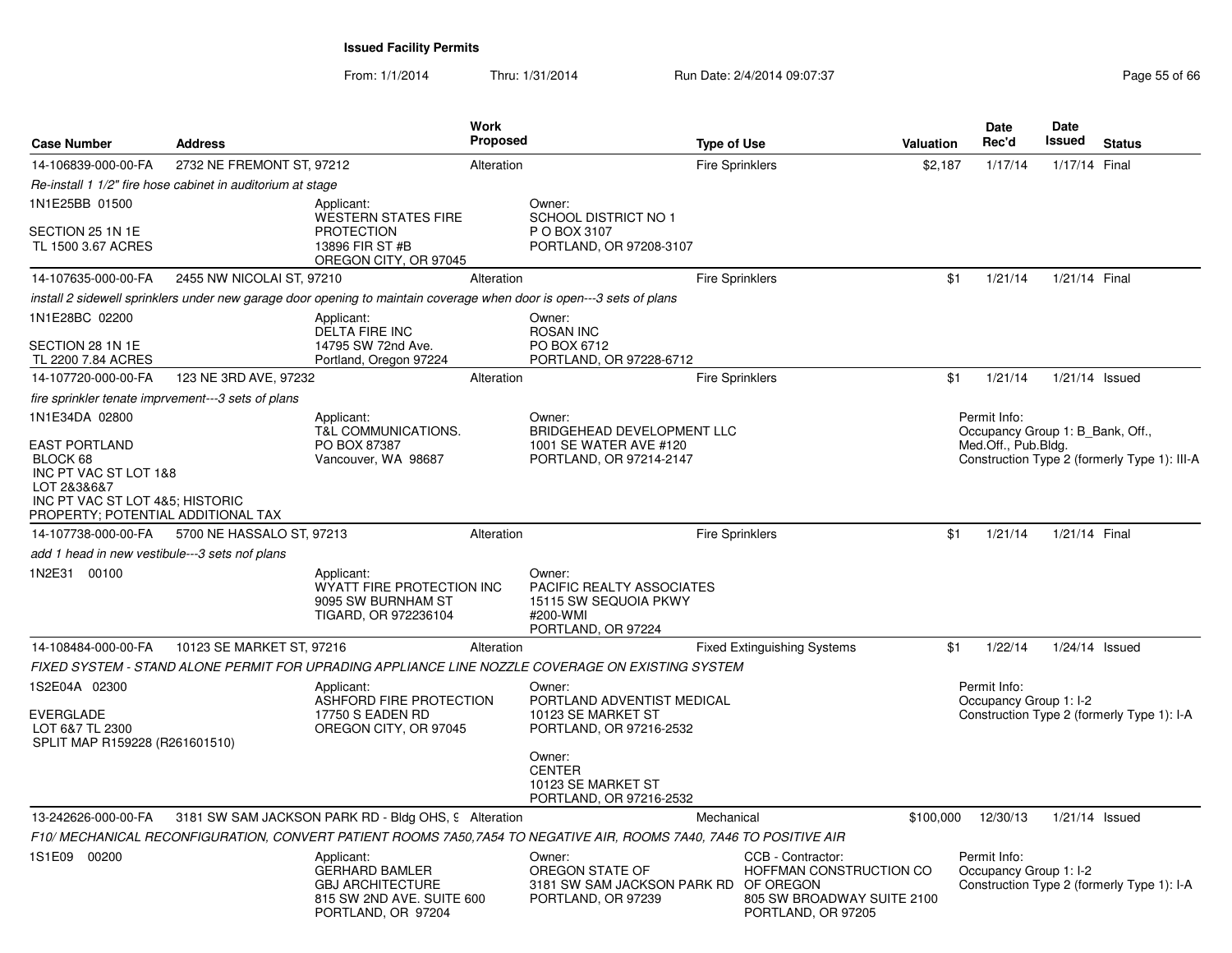**Issued Facility Permits**

From: 1/1/2014 Thru: 1/31/2014 Run Date: 2/4/2014 09:07:37

| Case Number | Address | Work Proposed | Type of Use | Valuation | Date Rec'd | Date Issued | Status |
|---|---|---|---|---|---|---|---|
| 14-106839-000-00-FA | 2732 NE FREMONT ST, 97212 | Alteration | Fire Sprinklers | $2,187 | 1/17/14 | 1/17/14 | Final |

*Re-install 1 1/2" fire hose cabinet in auditorium at stage*

1N1E25BB 01500

SECTION 25 1N 1E
TL 1500 3.67 ACRES

Applicant:
WESTERN STATES FIRE PROTECTION
13896 FIR ST #B
OREGON CITY, OR 97045

Owner:
SCHOOL DISTRICT NO 1
P O BOX 3107
PORTLAND, OR 97208-3107

| Case Number | Address | Work Proposed | Type of Use | Valuation | Date Rec'd | Date Issued | Status |
|---|---|---|---|---|---|---|---|
| 14-107635-000-00-FA | 2455 NW NICOLAI ST, 97210 | Alteration | Fire Sprinklers | $1 | 1/21/14 | 1/21/14 | Final |

*install 2 sidewell sprinklers under new garage door opening to maintain coverage when door is open---3 sets of plans*

1N1E28BC 02200

SECTION 28 1N 1E
TL 2200 7.84 ACRES

Applicant:
DELTA FIRE INC
14795 SW 72nd Ave.
Portland, Oregon 97224

Owner:
ROSAN INC
PO BOX 6712
PORTLAND, OR 97228-6712

| Case Number | Address | Work Proposed | Type of Use | Valuation | Date Rec'd | Date Issued | Status |
|---|---|---|---|---|---|---|---|
| 14-107720-000-00-FA | 123 NE 3RD AVE, 97232 | Alteration | Fire Sprinklers | $1 | 1/21/14 | 1/21/14 | Issued |

*fire sprinkler tenate imprvement---3 sets of plans*

1N1E34DA 02800

EAST PORTLAND
BLOCK 68
INC PT VAC ST LOT 1&8
LOT 2&3&6&7
INC PT VAC ST LOT 4&5; HISTORIC PROPERTY; POTENTIAL ADDITIONAL TAX

Applicant:
T&L COMMUNICATIONS.
PO BOX 87387
Vancouver, WA 98687

Owner:
BRIDGEHEAD DEVELOPMENT LLC
1001 SE WATER AVE #120
PORTLAND, OR 97214-2147

Permit Info:
Occupancy Group 1: B_Bank, Off., Med.Off., Pub.Bldg.
Construction Type 2 (formerly Type 1): III-A

| Case Number | Address | Work Proposed | Type of Use | Valuation | Date Rec'd | Date Issued | Status |
|---|---|---|---|---|---|---|---|
| 14-107738-000-00-FA | 5700 NE HASSALO ST, 97213 | Alteration | Fire Sprinklers | $1 | 1/21/14 | 1/21/14 | Final |

*add 1 head in new vestibule---3 sets nof plans*

1N2E31 00100

Applicant:
WYATT FIRE PROTECTION INC
9095 SW BURNHAM ST
TIGARD, OR 972236104

Owner:
PACIFIC REALTY ASSOCIATES
15115 SW SEQUOIA PKWY
#200-WMI
PORTLAND, OR 97224

| Case Number | Address | Work Proposed | Type of Use | Valuation | Date Rec'd | Date Issued | Status |
|---|---|---|---|---|---|---|---|
| 14-108484-000-00-FA | 10123 SE MARKET ST, 97216 | Alteration | Fixed Extinguishing Systems | $1 | 1/22/14 | 1/24/14 | Issued |

*FIXED SYSTEM - STAND ALONE PERMIT FOR UPRADING APPLIANCE LINE NOZZLE COVERAGE ON EXISTING SYSTEM*

1S2E04A 02300

EVERGLADE
LOT 6&7 TL 2300
SPLIT MAP R159228 (R261601510)

Applicant:
ASHFORD FIRE PROTECTION
17750 S EADEN RD
OREGON CITY, OR 97045

Owner:
PORTLAND ADVENTIST MEDICAL
10123 SE MARKET ST
PORTLAND, OR 97216-2532

Owner:
CENTER
10123 SE MARKET ST
PORTLAND, OR 97216-2532

Permit Info:
Occupancy Group 1: I-2
Construction Type 2 (formerly Type 1): I-A

| Case Number | Address | Work Proposed | Type of Use | Valuation | Date Rec'd | Date Issued | Status |
|---|---|---|---|---|---|---|---|
| 13-242626-000-00-FA | 3181 SW SAM JACKSON PARK RD - Bldg OHS, 9 | Alteration | Mechanical | $100,000 | 12/30/13 | 1/21/14 | Issued |

*F10/ MECHANICAL RECONFIGURATION, CONVERT PATIENT ROOMS 7A50,7A54 TO NEGATIVE AIR, ROOMS 7A40, 7A46 TO POSITIVE AIR*

1S1E09 00200

Applicant:
GERHARD BAMLER
GBJ ARCHITECTURE
815 SW 2ND AVE. SUITE 600
PORTLAND, OR 97204

Owner:
OREGON STATE OF
3181 SW SAM JACKSON PARK RD
PORTLAND, OR 97239

CCB - Contractor:
HOFFMAN CONSTRUCTION CO OF OREGON
805 SW BROADWAY SUITE 2100
PORTLAND, OR 97205

Permit Info:
Occupancy Group 1: I-2
Construction Type 2 (formerly Type 1): I-A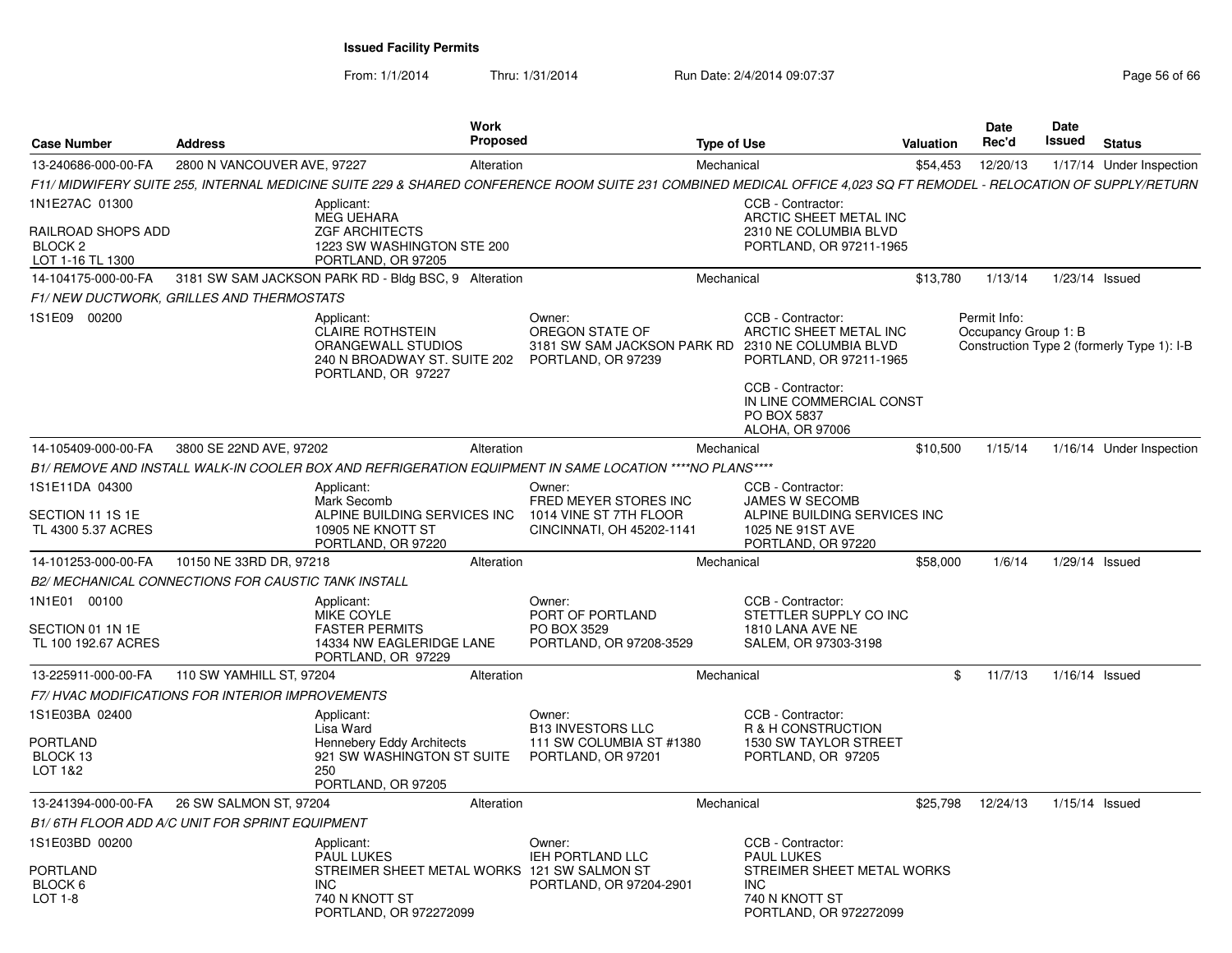**Issued Facility Permits**

From: 1/1/2014 Thru: 1/31/2014 Run Date: 2/4/2014 09:07:37

| Case Number | Address | Work Proposed | Type of Use | Valuation | Date Rec'd | Date Issued | Status |
|---|---|---|---|---|---|---|---|
| 13-240686-000-00-FA | 2800 N VANCOUVER AVE, 97227 | Alteration | Mechanical | $54,453 | 12/20/13 | 1/17/14 | Under Inspection |

F11/ MIDWIFERY SUITE 255, INTERNAL MEDICINE SUITE 229 & SHARED CONFERENCE ROOM SUITE 231 COMBINED MEDICAL OFFICE 4,023 SQ FT REMODEL - RELOCATION OF SUPPLY/RETURN

1N1E27AC 01300
RAILROAD SHOPS ADD
BLOCK 2
LOT 1-16 TL 1300

Applicant: MEG UEHARA, ZGF ARCHITECTS, 1223 SW WASHINGTON STE 200, PORTLAND, OR 97205

CCB - Contractor: ARCTIC SHEET METAL INC, 2310 NE COLUMBIA BLVD, PORTLAND, OR 97211-1965

---

| Case Number | Address | Work Proposed | Type of Use | Valuation | Date Rec'd | Date Issued | Status |
|---|---|---|---|---|---|---|---|
| 14-104175-000-00-FA | 3181 SW SAM JACKSON PARK RD - Bldg BSC, 9 | Alteration | Mechanical | $13,780 | 1/13/14 | 1/23/14 | Issued |

F1/ NEW DUCTWORK, GRILLES AND THERMOSTATS

1S1E09 00200

Applicant: CLAIRE ROTHSTEIN, ORANGEWALL STUDIOS, 240 N BROADWAY ST. SUITE 202, PORTLAND, OR 97227

Owner: OREGON STATE OF, 3181 SW SAM JACKSON PARK RD, PORTLAND, OR 97239

CCB - Contractor: ARCTIC SHEET METAL INC, 2310 NE COLUMBIA BLVD, PORTLAND, OR 97211-1965

CCB - Contractor: IN LINE COMMERCIAL CONST, PO BOX 5837, ALOHA, OR 97006

Permit Info:
Occupancy Group 1: B
Construction Type 2 (formerly Type 1): I-B

---

| Case Number | Address | Work Proposed | Type of Use | Valuation | Date Rec'd | Date Issued | Status |
|---|---|---|---|---|---|---|---|
| 14-105409-000-00-FA | 3800 SE 22ND AVE, 97202 | Alteration | Mechanical | $10,500 | 1/15/14 | 1/16/14 | Under Inspection |

B1/ REMOVE AND INSTALL WALK-IN COOLER BOX AND REFRIGERATION EQUIPMENT IN SAME LOCATION ****NO PLANS****

1S1E11DA 04300
SECTION 11 1S 1E
TL 4300 5.37 ACRES

Applicant: Mark Secomb, ALPINE BUILDING SERVICES INC, 10905 NE KNOTT ST, PORTLAND, OR 97220

Owner: FRED MEYER STORES INC, 1014 VINE ST 7TH FLOOR, CINCINNATI, OH 45202-1141

CCB - Contractor: JAMES W SECOMB, ALPINE BUILDING SERVICES INC, 1025 NE 91ST AVE, PORTLAND, OR 97220

---

| Case Number | Address | Work Proposed | Type of Use | Valuation | Date Rec'd | Date Issued | Status |
|---|---|---|---|---|---|---|---|
| 14-101253-000-00-FA | 10150 NE 33RD DR, 97218 | Alteration | Mechanical | $58,000 | 1/6/14 | 1/29/14 | Issued |

B2/ MECHANICAL CONNECTIONS FOR CAUSTIC TANK INSTALL

1N1E01 00100
SECTION 01 1N 1E
TL 100 192.67 ACRES

Applicant: MIKE COYLE, FASTER PERMITS, 14334 NW EAGLERIDGE LANE, PORTLAND, OR 97229

Owner: PORT OF PORTLAND, PO BOX 3529, PORTLAND, OR 97208-3529

CCB - Contractor: STETTLER SUPPLY CO INC, 1810 LANA AVE NE, SALEM, OR 97303-3198

---

| Case Number | Address | Work Proposed | Type of Use | Valuation | Date Rec'd | Date Issued | Status |
|---|---|---|---|---|---|---|---|
| 13-225911-000-00-FA | 110 SW YAMHILL ST, 97204 | Alteration | Mechanical | $ | 11/7/13 | 1/16/14 | Issued |

F7/ HVAC MODIFICATIONS FOR INTERIOR IMPROVEMENTS

1S1E03BA 02400
PORTLAND
BLOCK 13
LOT 1&2

Applicant: Lisa Ward, Hennebery Eddy Architects, 921 SW WASHINGTON ST SUITE 250, PORTLAND, OR 97205

Owner: B13 INVESTORS LLC, 111 SW COLUMBIA ST #1380, PORTLAND, OR 97201

CCB - Contractor: R & H CONSTRUCTION, 1530 SW TAYLOR STREET, PORTLAND, OR 97205

---

| Case Number | Address | Work Proposed | Type of Use | Valuation | Date Rec'd | Date Issued | Status |
|---|---|---|---|---|---|---|---|
| 13-241394-000-00-FA | 26 SW SALMON ST, 97204 | Alteration | Mechanical | $25,798 | 12/24/13 | 1/15/14 | Issued |

B1/ 6TH FLOOR ADD A/C UNIT FOR SPRINT EQUIPMENT

1S1E03BD 00200
PORTLAND
BLOCK 6
LOT 1-8

Applicant: PAUL LUKES, STREIMER SHEET METAL WORKS INC, 740 N KNOTT ST, PORTLAND, OR 972272099

Owner: IEH PORTLAND LLC, 121 SW SALMON ST, PORTLAND, OR 97204-2901

CCB - Contractor: PAUL LUKES, STREIMER SHEET METAL WORKS INC, 740 N KNOTT ST, PORTLAND, OR 972272099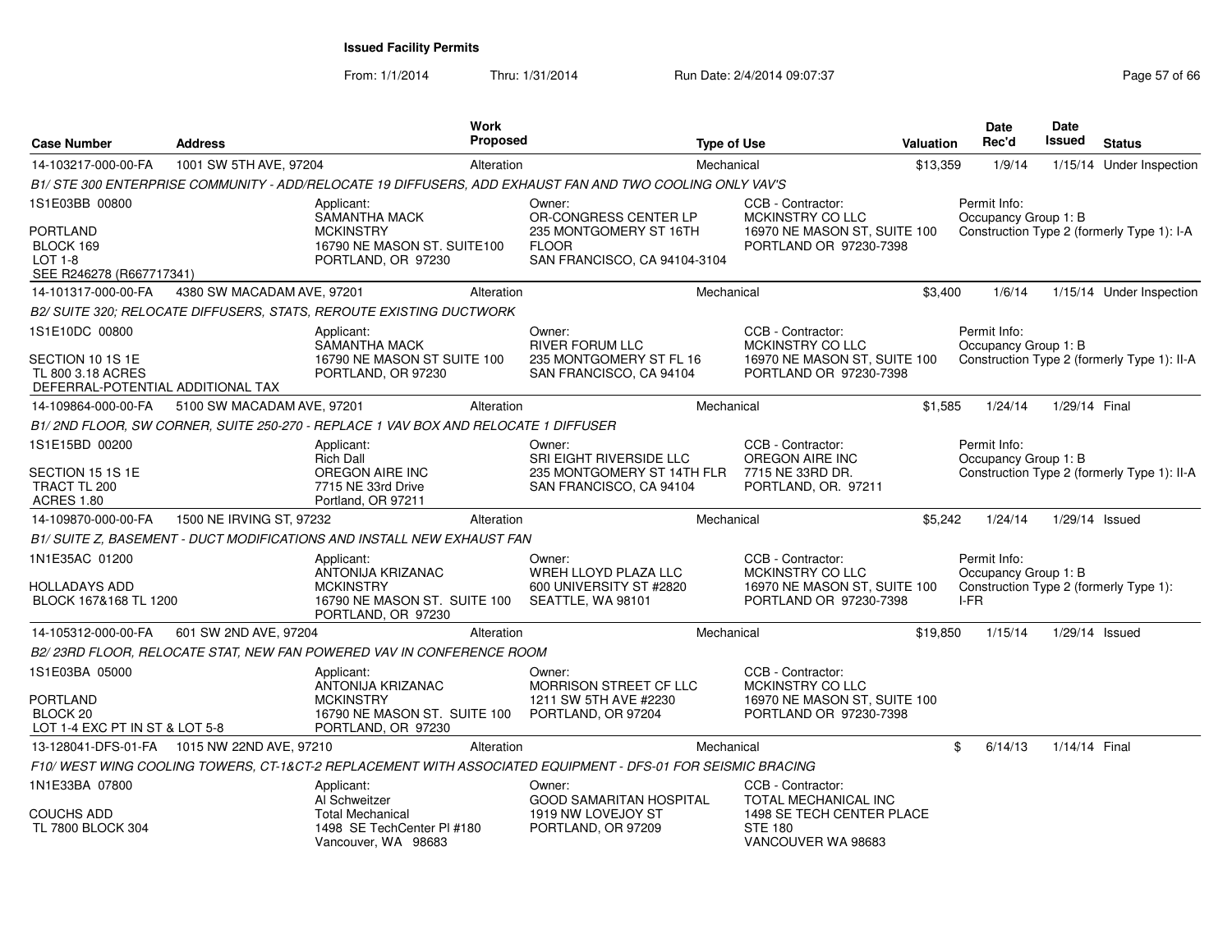**Issued Facility Permits**

From: 1/1/2014 Thru: 1/31/2014 Run Date: 2/4/2014 09:07:37

| Case Number | Address | Work Proposed | Type of Use | Valuation | Date Rec'd | Date Issued | Status |
|---|---|---|---|---|---|---|---|
| 14-103217-000-00-FA | 1001 SW 5TH AVE, 97204 | Alteration | Mechanical | $13,359 | 1/9/14 | 1/15/14 | Under Inspection |

B1/ STE 300 ENTERPRISE COMMUNITY - ADD/RELOCATE 19 DIFFUSERS, ADD EXHAUST FAN AND TWO COOLING ONLY VAV'S

1S1E03BB 00800
PORTLAND
BLOCK 169
LOT 1-8
SEE R246278 (R667717341)

Applicant: SAMANTHA MACK, MCKINSTRY, 16790 NE MASON ST. SUITE100, PORTLAND, OR 97230
Owner: OR-CONGRESS CENTER LP, 235 MONTGOMERY ST 16TH FLOOR, SAN FRANCISCO, CA 94104-3104
CCB - Contractor: MCKINSTRY CO LLC, 16970 NE MASON ST, SUITE 100, PORTLAND OR 97230-7398
Permit Info: Occupancy Group 1: B; Construction Type 2 (formerly Type 1): I-A

| Case Number | Address | Work Proposed | Type of Use | Valuation | Date Rec'd | Date Issued | Status |
|---|---|---|---|---|---|---|---|
| 14-101317-000-00-FA | 4380 SW MACADAM AVE, 97201 | Alteration | Mechanical | $3,400 | 1/6/14 | 1/15/14 | Under Inspection |

B2/ SUITE 320; RELOCATE DIFFUSERS, STATS, REROUTE EXISTING DUCTWORK

1S1E10DC 00800
SECTION 10 1S 1E
TL 800 3.18 ACRES
DEFERRAL-POTENTIAL ADDITIONAL TAX

Applicant: SAMANTHA MACK, 16790 NE MASON ST SUITE 100, PORTLAND, OR 97230
Owner: RIVER FORUM LLC, 235 MONTGOMERY ST FL 16, SAN FRANCISCO, CA 94104
CCB - Contractor: MCKINSTRY CO LLC, 16970 NE MASON ST, SUITE 100, PORTLAND OR 97230-7398
Permit Info: Occupancy Group 1: B; Construction Type 2 (formerly Type 1): II-A

| Case Number | Address | Work Proposed | Type of Use | Valuation | Date Rec'd | Date Issued | Status |
|---|---|---|---|---|---|---|---|
| 14-109864-000-00-FA | 5100 SW MACADAM AVE, 97201 | Alteration | Mechanical | $1,585 | 1/24/14 | 1/29/14 | Final |

B1/ 2ND FLOOR, SW CORNER, SUITE 250-270 - REPLACE 1 VAV BOX AND RELOCATE 1 DIFFUSER

1S1E15BD 00200
SECTION 15 1S 1E
TRACT TL 200
ACRES 1.80

Applicant: Rich Dall, OREGON AIRE INC, 7715 NE 33rd Drive, Portland, OR 97211
Owner: SRI EIGHT RIVERSIDE LLC, 235 MONTGOMERY ST 14TH FLR, SAN FRANCISCO, CA 94104
CCB - Contractor: OREGON AIRE INC, 7715 NE 33RD DR., PORTLAND, OR. 97211
Permit Info: Occupancy Group 1: B; Construction Type 2 (formerly Type 1): II-A

| Case Number | Address | Work Proposed | Type of Use | Valuation | Date Rec'd | Date Issued | Status |
|---|---|---|---|---|---|---|---|
| 14-109870-000-00-FA | 1500 NE IRVING ST, 97232 | Alteration | Mechanical | $5,242 | 1/24/14 | 1/29/14 | Issued |

B1/ SUITE Z, BASEMENT - DUCT MODIFICATIONS AND INSTALL NEW EXHAUST FAN

1N1E35AC 01200
HOLLADAYS ADD
BLOCK 167&168 TL 1200

Applicant: ANTONIJA KRIZANAC, MCKINSTRY, 16790 NE MASON ST. SUITE 100, PORTLAND, OR 97230
Owner: WREH LLOYD PLAZA LLC, 600 UNIVERSITY ST #2820, SEATTLE, WA 98101
CCB - Contractor: MCKINSTRY CO LLC, 16970 NE MASON ST, SUITE 100, PORTLAND OR 97230-7398
Permit Info: Occupancy Group 1: B; Construction Type 2 (formerly Type 1): I-FR

| Case Number | Address | Work Proposed | Type of Use | Valuation | Date Rec'd | Date Issued | Status |
|---|---|---|---|---|---|---|---|
| 14-105312-000-00-FA | 601 SW 2ND AVE, 97204 | Alteration | Mechanical | $19,850 | 1/15/14 | 1/29/14 | Issued |

B2/ 23RD FLOOR, RELOCATE STAT, NEW FAN POWERED VAV IN CONFERENCE ROOM

1S1E03BA 05000
PORTLAND
BLOCK 20
LOT 1-4 EXC PT IN ST & LOT 5-8

Applicant: ANTONIJA KRIZANAC, MCKINSTRY, 16790 NE MASON ST. SUITE 100, PORTLAND, OR 97230
Owner: MORRISON STREET CF LLC, 1211 SW 5TH AVE #2230, PORTLAND, OR 97204
CCB - Contractor: MCKINSTRY CO LLC, 16970 NE MASON ST, SUITE 100, PORTLAND OR 97230-7398

| Case Number | Address | Work Proposed | Type of Use | Valuation | Date Rec'd | Date Issued | Status |
|---|---|---|---|---|---|---|---|
| 13-128041-DFS-01-FA | 1015 NW 22ND AVE, 97210 | Alteration | Mechanical | $ | 6/14/13 | 1/14/14 | Final |

F10/ WEST WING COOLING TOWERS, CT-1&CT-2 REPLACEMENT WITH ASSOCIATED EQUIPMENT - DFS-01 FOR SEISMIC BRACING

1N1E33BA 07800
COUCHS ADD
TL 7800 BLOCK 304

Applicant: Al Schweitzer, Total Mechanical, 1498 SE TechCenter Pl #180, Vancouver, WA 98683
Owner: GOOD SAMARITAN HOSPITAL, 1919 NW LOVEJOY ST, PORTLAND, OR 97209
CCB - Contractor: TOTAL MECHANICAL INC, 1498 SE TECH CENTER PLACE, STE 180, VANCOUVER WA 98683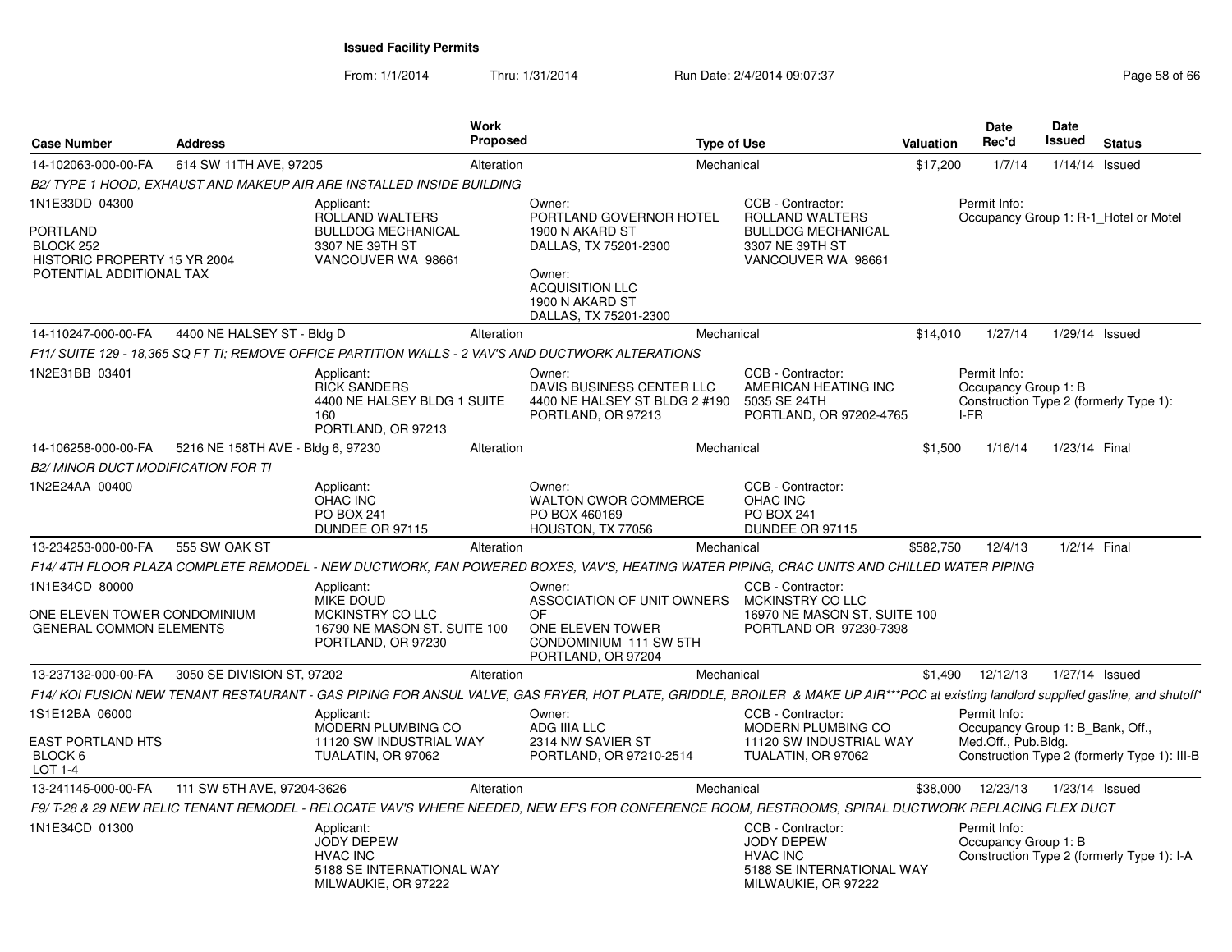**Issued Facility Permits**

From: 1/1/2014 Thru: 1/31/2014 Run Date: 2/4/2014 09:07:37

| Case Number | Address | Work Proposed | Type of Use | Valuation | Date Rec'd | Date Issued | Status |
|---|---|---|---|---|---|---|---|
| 14-102063-000-00-FA | 614 SW 11TH AVE, 97205 | Alteration | Mechanical | $17,200 | 1/7/14 | 1/14/14 | Issued |

*B2/ TYPE 1 HOOD, EXHAUST AND MAKEUP AIR ARE INSTALLED INSIDE BUILDING*

1N1E33DD 04300
PORTLAND
BLOCK 252
HISTORIC PROPERTY 15 YR 2004
POTENTIAL ADDITIONAL TAX

Applicant: ROLLAND WALTERS, BULLDOG MECHANICAL, 3307 NE 39TH ST, VANCOUVER WA 98661

Owner: PORTLAND GOVERNOR HOTEL, 1900 N AKARD ST, DALLAS, TX 75201-2300

Owner: ACQUISITION LLC, 1900 N AKARD ST, DALLAS, TX 75201-2300

CCB - Contractor: ROLLAND WALTERS, BULLDOG MECHANICAL, 3307 NE 39TH ST, VANCOUVER WA 98661

Permit Info: Occupancy Group 1: R-1_Hotel or Motel

| Case Number | Address | Work Proposed | Type of Use | Valuation | Date Rec'd | Date Issued | Status |
|---|---|---|---|---|---|---|---|
| 14-110247-000-00-FA | 4400 NE HALSEY ST - Bldg D | Alteration | Mechanical | $14,010 | 1/27/14 | 1/29/14 | Issued |

*F11/ SUITE 129 - 18,365 SQ FT TI; REMOVE OFFICE PARTITION WALLS - 2 VAV'S AND DUCTWORK ALTERATIONS*

1N2E31BB 03401

Applicant: RICK SANDERS, 4400 NE HALSEY BLDG 1 SUITE 160, PORTLAND, OR 97213

Owner: DAVIS BUSINESS CENTER LLC, 4400 NE HALSEY ST BLDG 2 #190, PORTLAND, OR 97213

CCB - Contractor: AMERICAN HEATING INC, 5035 SE 24TH, PORTLAND, OR 97202-4765

Permit Info: Occupancy Group 1: B; Construction Type 2 (formerly Type 1): I-FR

| Case Number | Address | Work Proposed | Type of Use | Valuation | Date Rec'd | Date Issued | Status |
|---|---|---|---|---|---|---|---|
| 14-106258-000-00-FA | 5216 NE 158TH AVE - Bldg 6, 97230 | Alteration | Mechanical | $1,500 | 1/16/14 | 1/23/14 | Final |

*B2/ MINOR DUCT MODIFICATION FOR TI*

1N2E24AA 00400

Applicant: OHAC INC, PO BOX 241, DUNDEE OR 97115

Owner: WALTON CWOR COMMERCE, PO BOX 460169, HOUSTON, TX 77056

CCB - Contractor: OHAC INC, PO BOX 241, DUNDEE OR 97115

| Case Number | Address | Work Proposed | Type of Use | Valuation | Date Rec'd | Date Issued | Status |
|---|---|---|---|---|---|---|---|
| 13-234253-000-00-FA | 555 SW OAK ST | Alteration | Mechanical | $582,750 | 12/4/13 | 1/2/14 | Final |

*F14/ 4TH FLOOR PLAZA COMPLETE REMODEL - NEW DUCTWORK, FAN POWERED BOXES, VAV'S, HEATING WATER PIPING, CRAC UNITS AND CHILLED WATER PIPING*

1N1E34CD 80000
ONE ELEVEN TOWER CONDOMINIUM
GENERAL COMMON ELEMENTS

Applicant: MIKE DOUD, MCKINSTRY CO LLC, 16790 NE MASON ST. SUITE 100, PORTLAND, OR 97230

Owner: ASSOCIATION OF UNIT OWNERS OF ONE ELEVEN TOWER CONDOMINIUM 111 SW 5TH, PORTLAND, OR 97204

CCB - Contractor: MCKINSTRY CO LLC, 16970 NE MASON ST, SUITE 100, PORTLAND OR 97230-7398

| Case Number | Address | Work Proposed | Type of Use | Valuation | Date Rec'd | Date Issued | Status |
|---|---|---|---|---|---|---|---|
| 13-237132-000-00-FA | 3050 SE DIVISION ST, 97202 | Alteration | Mechanical | $1,490 | 12/12/13 | 1/27/14 | Issued |

*F14/ KOI FUSION NEW TENANT RESTAURANT - GAS PIPING FOR ANSUL VALVE, GAS FRYER, HOT PLATE, GRIDDLE, BROILER & MAKE UP AIR\*\*\*POC at existing landlord supplied gasline, and shutoff\**

1S1E12BA 06000
EAST PORTLAND HTS
BLOCK 6
LOT 1-4

Applicant: MODERN PLUMBING CO, 11120 SW INDUSTRIAL WAY, TUALATIN, OR 97062

Owner: ADG IIIA LLC, 2314 NW SAVIER ST, PORTLAND, OR 97210-2514

CCB - Contractor: MODERN PLUMBING CO, 11120 SW INDUSTRIAL WAY, TUALATIN, OR 97062

Permit Info: Occupancy Group 1: B_Bank, Off., Med.Off., Pub.Bldg.; Construction Type 2 (formerly Type 1): III-B

| Case Number | Address | Work Proposed | Type of Use | Valuation | Date Rec'd | Date Issued | Status |
|---|---|---|---|---|---|---|---|
| 13-241145-000-00-FA | 111 SW 5TH AVE, 97204-3626 | Alteration | Mechanical | $38,000 | 12/23/13 | 1/23/14 | Issued |

*F9/ T-28 & 29 NEW RELIC TENANT REMODEL - RELOCATE VAV'S WHERE NEEDED, NEW EF'S FOR CONFERENCE ROOM, RESTROOMS, SPIRAL DUCTWORK REPLACING FLEX DUCT*

1N1E34CD 01300

Applicant: JODY DEPEW, HVAC INC, 5188 SE INTERNATIONAL WAY, MILWAUKIE, OR 97222

CCB - Contractor: JODY DEPEW, HVAC INC, 5188 SE INTERNATIONAL WAY, MILWAUKIE, OR 97222

Permit Info: Occupancy Group 1: B; Construction Type 2 (formerly Type 1): I-A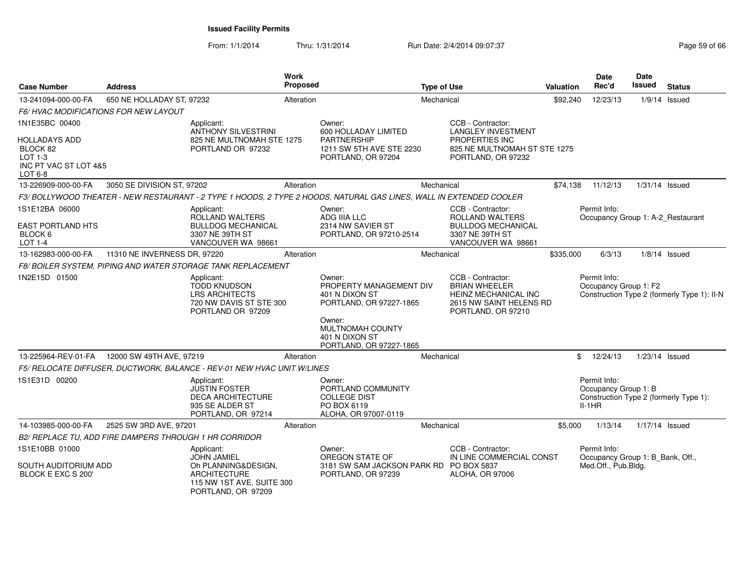**Issued Facility Permits**

From: 1/1/2014 Thru: 1/31/2014 Run Date: 2/4/2014 09:07:37

| Case Number | Address | Work Proposed | Type of Use | Valuation | Date Rec'd | Date Issued | Status |
|---|---|---|---|---|---|---|---|
| 13-241094-000-00-FA | 650 NE HOLLADAY ST, 97232 | Alteration | Mechanical | $92,240 | 12/23/13 | 1/9/14 | Issued |

*F6/ HVAC MODIFICATIONS FOR NEW LAYOUT*

1N1E35BC 00400
HOLLADAYS ADD
BLOCK 82
LOT 1-3
INC PT VAC ST LOT 4&5
LOT 6-8

Applicant: ANTHONY SILVESTRINI, 825 NE MULTNOMAH STE 1275, PORTLAND OR 97232

Owner: 600 HOLLADAY LIMITED PARTNERSHIP, 1211 SW 5TH AVE STE 2230, PORTLAND, OR 97204

CCB - Contractor: LANGLEY INVESTMENT PROPERTIES INC, 825 NE MULTNOMAH ST STE 1275, PORTLAND, OR 97232

| Case Number | Address | Work Proposed | Type of Use | Valuation | Date Rec'd | Date Issued | Status |
|---|---|---|---|---|---|---|---|
| 13-226909-000-00-FA | 3050 SE DIVISION ST, 97202 | Alteration | Mechanical | $74,138 | 11/12/13 | 1/31/14 | Issued |

*F3/ BOLLYWOOD THEATER - NEW RESTAURANT - 2 TYPE 1 HOODS, 2 TYPE 2 HOODS, NATURAL GAS LINES, WALL IN EXTENDED COOLER*

1S1E12BA 06000
EAST PORTLAND HTS
BLOCK 6
LOT 1-4

Applicant: ROLLAND WALTERS, BULLDOG MECHANICAL, 3307 NE 39TH ST, VANCOUVER WA 98661

Owner: ADG IIIA LLC, 2314 NW SAVIER ST, PORTLAND, OR 97210-2514

CCB - Contractor: ROLLAND WALTERS, BULLDOG MECHANICAL, 3307 NE 39TH ST, VANCOUVER WA 98661

Permit Info: Occupancy Group 1: A-2_Restaurant

| Case Number | Address | Work Proposed | Type of Use | Valuation | Date Rec'd | Date Issued | Status |
|---|---|---|---|---|---|---|---|
| 13-162983-000-00-FA | 11310 NE INVERNESS DR, 97220 | Alteration | Mechanical | $335,000 | 6/3/13 | 1/8/14 | Issued |

*F8/ BOILER SYSTEM, PIPING AND WATER STORAGE TANK REPLACEMENT*

1N2E15D 01500

Applicant: TODD KNUDSON, LRS ARCHITECTS, 720 NW DAVIS ST STE 300, PORTLAND OR 97209

Owner: PROPERTY MANAGEMENT DIV, 401 N DIXON ST, PORTLAND, OR 97227-1865

Owner: MULTNOMAH COUNTY, 401 N DIXON ST, PORTLAND, OR 97227-1865

CCB - Contractor: BRIAN WHEELER, HEINZ MECHANICAL INC, 2615 NW SAINT HELENS RD, PORTLAND, OR 97210

Permit Info: Occupancy Group 1: F2; Construction Type 2 (formerly Type 1): II-N

| Case Number | Address | Work Proposed | Type of Use | Valuation | Date Rec'd | Date Issued | Status |
|---|---|---|---|---|---|---|---|
| 13-225964-REV-01-FA | 12000 SW 49TH AVE, 97219 | Alteration | Mechanical | $ | 12/24/13 | 1/23/14 | Issued |

*F5/ RELOCATE DIFFUSER, DUCTWORK, BALANCE - REV-01 NEW HVAC UNIT W/LINES*

1S1E31D 00200

Applicant: JUSTIN FOSTER, DECA ARCHITECTURE, 935 SE ALDER ST, PORTLAND, OR 97214

Owner: PORTLAND COMMUNITY COLLEGE DIST, PO BOX 6119, ALOHA, OR 97007-0119

Permit Info: Occupancy Group 1: B; Construction Type 2 (formerly Type 1): II-1HR

| Case Number | Address | Work Proposed | Type of Use | Valuation | Date Rec'd | Date Issued | Status |
|---|---|---|---|---|---|---|---|
| 14-103985-000-00-FA | 2525 SW 3RD AVE, 97201 | Alteration | Mechanical | $5,000 | 1/13/14 | 1/17/14 | Issued |

*B2/ REPLACE TU, ADD FIRE DAMPERS THROUGH 1 HR CORRIDOR*

1S1E10BB 01000
SOUTH AUDITORIUM ADD
BLOCK E EXC S 200'

Applicant: JOHN JAMIEL, Oh PLANNING&DESIGN, ARCHITECTURE, 115 NW 1ST AVE, SUITE 300, PORTLAND, OR 97209

Owner: OREGON STATE OF, 3181 SW SAM JACKSON PARK RD, PORTLAND, OR 97239

CCB - Contractor: IN LINE COMMERCIAL CONST, PO BOX 5837, ALOHA, OR 97006

Permit Info: Occupancy Group 1: B_Bank, Off., Med.Off., Pub.Bldg.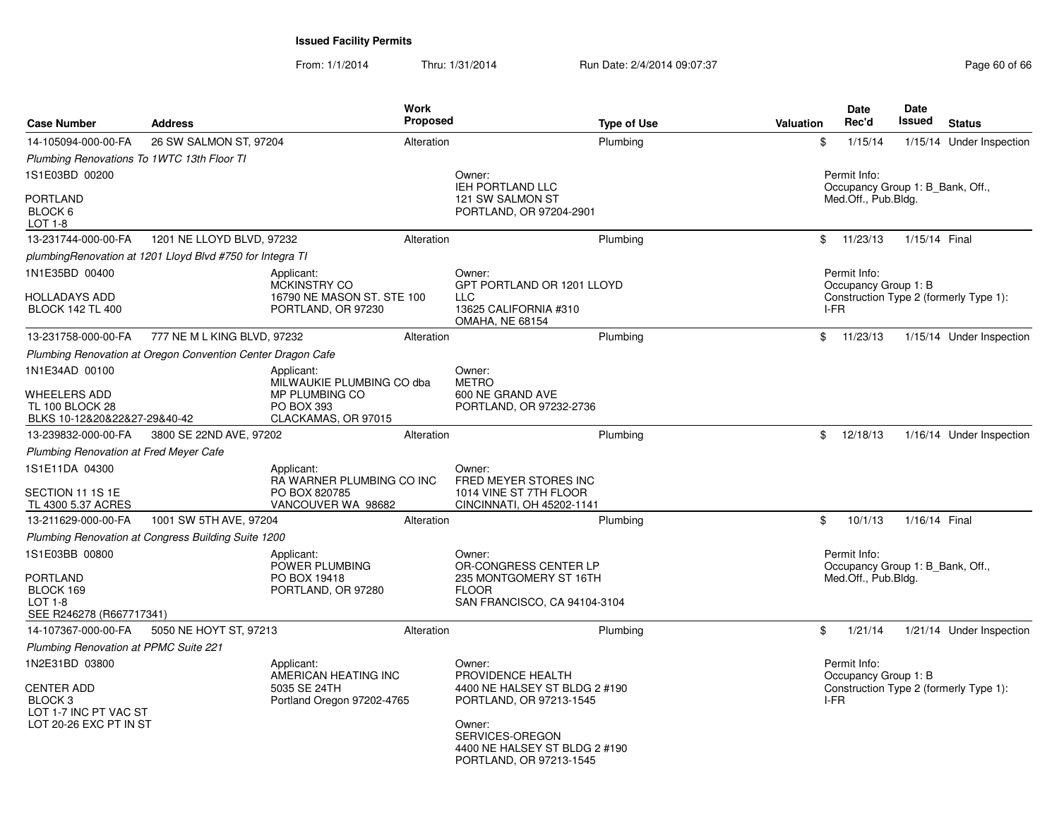**Issued Facility Permits**

From: 1/1/2014 Thru: 1/31/2014 Run Date: 2/4/2014 09:07:37

| Case Number | Address | Work Proposed | Type of Use | Valuation | Date Rec'd | Date Issued | Status |
|---|---|---|---|---|---|---|---|
| 14-105094-000-00-FA | 26 SW SALMON ST, 97204 | Alteration | Plumbing | $ | 1/15/14 | 1/15/14 | Under Inspection |
| *Plumbing Renovations To 1WTC 13th Floor TI* | | | | | | | |
| 1S1E03BD 00200<br><br>PORTLAND<br>BLOCK 6<br>LOT 1-8 | | | Owner:<br>IEH PORTLAND LLC<br>121 SW SALMON ST<br>PORTLAND, OR 97204-2901 | | Permit Info:<br>Occupancy Group 1: B_Bank, Off., Med.Off., Pub.Bldg. | | |
| 13-231744-000-00-FA | 1201 NE LLOYD BLVD, 97232 | Alteration | Plumbing | $ | 11/23/13 | 1/15/14 | Final |
| *plumbingRenovation at 1201 Lloyd Blvd #750 for Integra TI* | | | | | | | |
| 1N1E35BD 00400<br><br>HOLLADAYS ADD<br>BLOCK 142 TL 400 | Applicant:<br>MCKINSTRY CO<br>16790 NE MASON ST. STE 100<br>PORTLAND, OR 97230 | | Owner:<br>GPT PORTLAND OR 1201 LLOYD LLC<br>13625 CALIFORNIA #310<br>OMAHA, NE 68154 | | Permit Info:<br>Occupancy Group 1: B<br>Construction Type 2 (formerly Type 1): I-FR | | |
| 13-231758-000-00-FA | 777 NE M L KING BLVD, 97232 | Alteration | Plumbing | $ | 11/23/13 | 1/15/14 | Under Inspection |
| *Plumbing Renovation at Oregon Convention Center Dragon Cafe* | | | | | | | |
| 1N1E34AD 00100<br><br>WHEELERS ADD<br>TL 100 BLOCK 28<br>BLKS 10-12&20&22&27-29&40-42 | Applicant:<br>MILWAUKIE PLUMBING CO dba MP PLUMBING CO<br>PO BOX 393<br>CLACKAMAS, OR 97015 | | Owner:<br>METRO<br>600 NE GRAND AVE<br>PORTLAND, OR 97232-2736 | | | | |
| 13-239832-000-00-FA | 3800 SE 22ND AVE, 97202 | Alteration | Plumbing | $ | 12/18/13 | 1/16/14 | Under Inspection |
| *Plumbing Renovation at Fred Meyer Cafe* | | | | | | | |
| 1S1E11DA 04300<br><br>SECTION 11 1S 1E<br>TL 4300 5.37 ACRES | Applicant:<br>RA WARNER PLUMBING CO INC<br>PO BOX 820785<br>VANCOUVER WA 98682 | | Owner:<br>FRED MEYER STORES INC<br>1014 VINE ST 7TH FLOOR<br>CINCINNATI, OH 45202-1141 | | | | |
| 13-211629-000-00-FA | 1001 SW 5TH AVE, 97204 | Alteration | Plumbing | $ | 10/1/13 | 1/16/14 | Final |
| *Plumbing Renovation at Congress Building Suite 1200* | | | | | | | |
| 1S1E03BB 00800<br><br>PORTLAND<br>BLOCK 169<br>LOT 1-8<br>SEE R246278 (R667717341) | Applicant:<br>POWER PLUMBING<br>PO BOX 19418<br>PORTLAND, OR 97280 | | Owner:<br>OR-CONGRESS CENTER LP<br>235 MONTGOMERY ST 16TH FLOOR<br>SAN FRANCISCO, CA 94104-3104 | | Permit Info:<br>Occupancy Group 1: B_Bank, Off., Med.Off., Pub.Bldg. | | |
| 14-107367-000-00-FA | 5050 NE HOYT ST, 97213 | Alteration | Plumbing | $ | 1/21/14 | 1/21/14 | Under Inspection |
| *Plumbing Renovation at PPMC Suite 221* | | | | | | | |
| 1N2E31BD 03800<br><br>CENTER ADD<br>BLOCK 3<br>LOT 1-7 INC PT VAC ST<br>LOT 20-26 EXC PT IN ST | Applicant:<br>AMERICAN HEATING INC<br>5035 SE 24TH<br>Portland Oregon 97202-4765 | | Owner:<br>PROVIDENCE HEALTH<br>4400 NE HALSEY ST BLDG 2 #190<br>PORTLAND, OR 97213-1545<br><br>Owner:<br>SERVICES-OREGON<br>4400 NE HALSEY ST BLDG 2 #190<br>PORTLAND, OR 97213-1545 | | Permit Info:<br>Occupancy Group 1: B<br>Construction Type 2 (formerly Type 1): I-FR | | |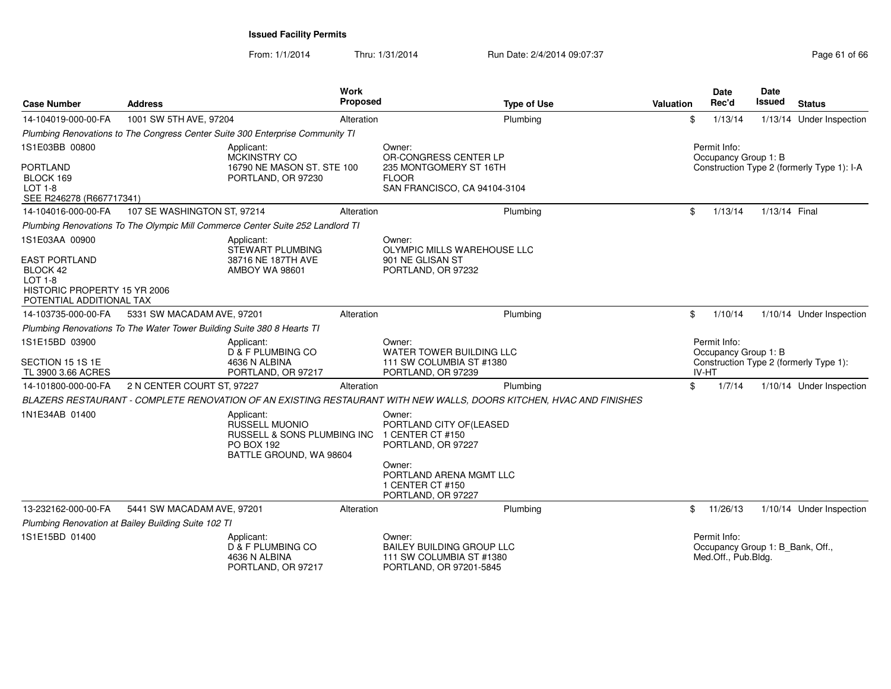## Issued Facility Permits

From: 1/1/2014 Thru: 1/31/2014 Run Date: 2/4/2014 09:07:37

| Case Number | Address | Work Proposed | Type of Use | Valuation | Date Rec'd | Date Issued | Status |
|---|---|---|---|---|---|---|---|
| 14-104019-000-00-FA | 1001 SW 5TH AVE, 97204 | Alteration | Plumbing | $ | 1/13/14 | 1/13/14 | Under Inspection |

*Plumbing Renovations to The Congress Center Suite 300 Enterprise Community TI*

1S1E03BB 00800

PORTLAND
BLOCK 169
LOT 1-8
SEE R246278 (R667717341)

Applicant:
MCKINSTRY CO
16790 NE MASON ST. STE 100
PORTLAND, OR 97230

Owner:
OR-CONGRESS CENTER LP
235 MONTGOMERY ST 16TH FLOOR
SAN FRANCISCO, CA 94104-3104

Permit Info:
Occupancy Group 1: B
Construction Type 2 (formerly Type 1): I-A

| Case Number | Address | Work Proposed | Type of Use | Valuation | Date Rec'd | Date Issued | Status |
|---|---|---|---|---|---|---|---|
| 14-104016-000-00-FA | 107 SE WASHINGTON ST, 97214 | Alteration | Plumbing | $ | 1/13/14 | 1/13/14 | Final |

*Plumbing Renovations To The Olympic Mill Commerce Center Suite 252 Landlord TI*

1S1E03AA 00900

EAST PORTLAND
BLOCK 42
LOT 1-8
HISTORIC PROPERTY 15 YR 2006
POTENTIAL ADDITIONAL TAX

Applicant:
STEWART PLUMBING
38716 NE 187TH AVE
AMBOY WA 98601

Owner:
OLYMPIC MILLS WAREHOUSE LLC
901 NE GLISAN ST
PORTLAND, OR 97232

| Case Number | Address | Work Proposed | Type of Use | Valuation | Date Rec'd | Date Issued | Status |
|---|---|---|---|---|---|---|---|
| 14-103735-000-00-FA | 5331 SW MACADAM AVE, 97201 | Alteration | Plumbing | $ | 1/10/14 | 1/10/14 | Under Inspection |

*Plumbing Renovations To The Water Tower Building Suite 380 8 Hearts TI*

1S1E15BD 03900

SECTION 15 1S 1E
TL 3900 3.66 ACRES

Applicant:
D & F PLUMBING CO
4636 N ALBINA
PORTLAND, OR 97217

Owner:
WATER TOWER BUILDING LLC
111 SW COLUMBIA ST #1380
PORTLAND, OR 97239

Permit Info:
Occupancy Group 1: B
Construction Type 2 (formerly Type 1): IV-HT

| Case Number | Address | Work Proposed | Type of Use | Valuation | Date Rec'd | Date Issued | Status |
|---|---|---|---|---|---|---|---|
| 14-101800-000-00-FA | 2 N CENTER COURT ST, 97227 | Alteration | Plumbing | $ | 1/7/14 | 1/10/14 | Under Inspection |

*BLAZERS RESTAURANT - COMPLETE RENOVATION OF AN EXISTING RESTAURANT WITH NEW WALLS, DOORS KITCHEN, HVAC AND FINISHES*

1N1E34AB 01400

Applicant:
RUSSELL MUONIO
RUSSELL & SONS PLUMBING INC
PO BOX 192
BATTLE GROUND, WA 98604

Owner:
PORTLAND CITY OF(LEASED
1 CENTER CT #150
PORTLAND, OR 97227

Owner:
PORTLAND ARENA MGMT LLC
1 CENTER CT #150
PORTLAND, OR 97227

| Case Number | Address | Work Proposed | Type of Use | Valuation | Date Rec'd | Date Issued | Status |
|---|---|---|---|---|---|---|---|
| 13-232162-000-00-FA | 5441 SW MACADAM AVE, 97201 | Alteration | Plumbing | $ | 11/26/13 | 1/10/14 | Under Inspection |

*Plumbing Renovation at Bailey Building Suite 102 TI*

1S1E15BD 01400

Applicant:
D & F PLUMBING CO
4636 N ALBINA
PORTLAND, OR 97217

Owner:
BAILEY BUILDING GROUP LLC
111 SW COLUMBIA ST #1380
PORTLAND, OR 97201-5845

Permit Info:
Occupancy Group 1: B_Bank, Off., Med.Off., Pub.Bldg.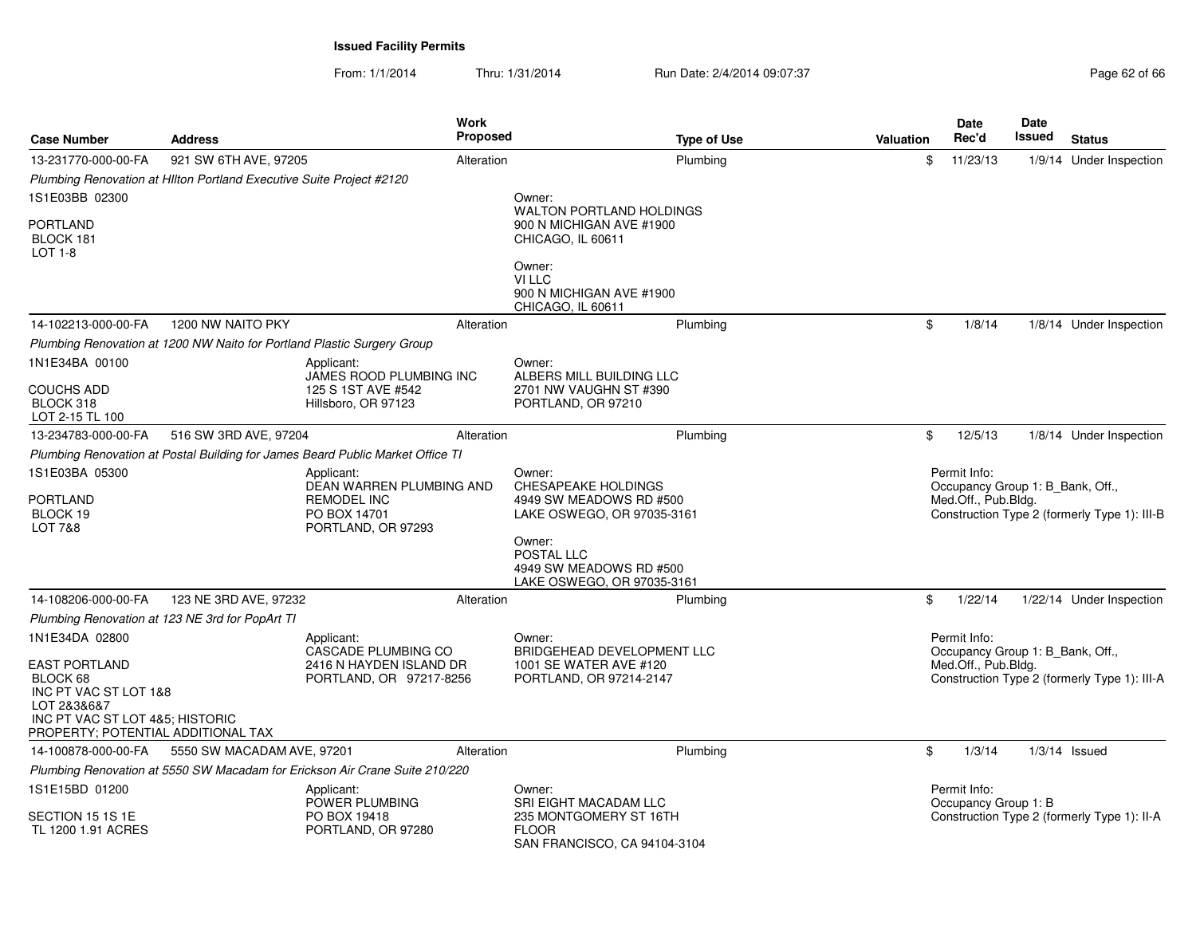**Issued Facility Permits**

From: 1/1/2014 Thru: 1/31/2014 Run Date: 2/4/2014 09:07:37

| Case Number | Address | Work Proposed | Type of Use | Valuation | Date Rec'd | Date Issued | Status |
|---|---|---|---|---|---|---|---|
| 13-231770-000-00-FA | 921 SW 6TH AVE, 97205 | Alteration | Plumbing | $ | 11/23/13 | 1/9/14 | Under Inspection |

*Plumbing Renovation at HIlton Portland Executive Suite Project #2120*

1S1E03BB 02300

PORTLAND
BLOCK 181
LOT 1-8

Owner:
WALTON PORTLAND HOLDINGS
900 N MICHIGAN AVE #1900
CHICAGO, IL 60611

Owner:
VI LLC
900 N MICHIGAN AVE #1900
CHICAGO, IL 60611

| Case Number | Address | Work Proposed | Type of Use | Valuation | Date Rec'd | Date Issued | Status |
|---|---|---|---|---|---|---|---|
| 14-102213-000-00-FA | 1200 NW NAITO PKY | Alteration | Plumbing | $ | 1/8/14 | 1/8/14 | Under Inspection |

*Plumbing Renovation at 1200 NW Naito for Portland Plastic Surgery Group*

1N1E34BA 00100

COUCHS ADD
BLOCK 318
LOT 2-15 TL 100

Applicant:
JAMES ROOD PLUMBING INC
125 S 1ST AVE #542
Hillsboro, OR 97123

Owner:
ALBERS MILL BUILDING LLC
2701 NW VAUGHN ST #390
PORTLAND, OR 97210

| Case Number | Address | Work Proposed | Type of Use | Valuation | Date Rec'd | Date Issued | Status |
|---|---|---|---|---|---|---|---|
| 13-234783-000-00-FA | 516 SW 3RD AVE, 97204 | Alteration | Plumbing | $ | 12/5/13 | 1/8/14 | Under Inspection |

*Plumbing Renovation at Postal Building for James Beard Public Market Office TI*

1S1E03BA 05300

PORTLAND
BLOCK 19
LOT 7&8

Applicant:
DEAN WARREN PLUMBING AND REMODEL INC
PO BOX 14701
PORTLAND, OR 97293

Owner:
CHESAPEAKE HOLDINGS
4949 SW MEADOWS RD #500
LAKE OSWEGO, OR 97035-3161

Owner:
POSTAL LLC
4949 SW MEADOWS RD #500
LAKE OSWEGO, OR 97035-3161

Permit Info:
Occupancy Group 1: B_Bank, Off., Med.Off., Pub.Bldg.
Construction Type 2 (formerly Type 1): III-B

| Case Number | Address | Work Proposed | Type of Use | Valuation | Date Rec'd | Date Issued | Status |
|---|---|---|---|---|---|---|---|
| 14-108206-000-00-FA | 123 NE 3RD AVE, 97232 | Alteration | Plumbing | $ | 1/22/14 | 1/22/14 | Under Inspection |

*Plumbing Renovation at 123 NE 3rd for PopArt TI*

1N1E34DA 02800

EAST PORTLAND
BLOCK 68
INC PT VAC ST LOT 1&8
LOT 2&3&6&7
INC PT VAC ST LOT 4&5; HISTORIC PROPERTY; POTENTIAL ADDITIONAL TAX

Applicant:
CASCADE PLUMBING CO
2416 N HAYDEN ISLAND DR
PORTLAND, OR 97217-8256

Owner:
BRIDGEHEAD DEVELOPMENT LLC
1001 SE WATER AVE #120
PORTLAND, OR 97214-2147

Permit Info:
Occupancy Group 1: B_Bank, Off., Med.Off., Pub.Bldg.
Construction Type 2 (formerly Type 1): III-A

| Case Number | Address | Work Proposed | Type of Use | Valuation | Date Rec'd | Date Issued | Status |
|---|---|---|---|---|---|---|---|
| 14-100878-000-00-FA | 5550 SW MACADAM AVE, 97201 | Alteration | Plumbing | $ | 1/3/14 | 1/3/14 | Issued |

*Plumbing Renovation at 5550 SW Macadam for Erickson Air Crane Suite 210/220*

1S1E15BD 01200

SECTION 15 1S 1E
TL 1200 1.91 ACRES

Applicant:
POWER PLUMBING
PO BOX 19418
PORTLAND, OR 97280

Owner:
SRI EIGHT MACADAM LLC
235 MONTGOMERY ST 16TH FLOOR
SAN FRANCISCO, CA 94104-3104

Permit Info:
Occupancy Group 1: B
Construction Type 2 (formerly Type 1): II-A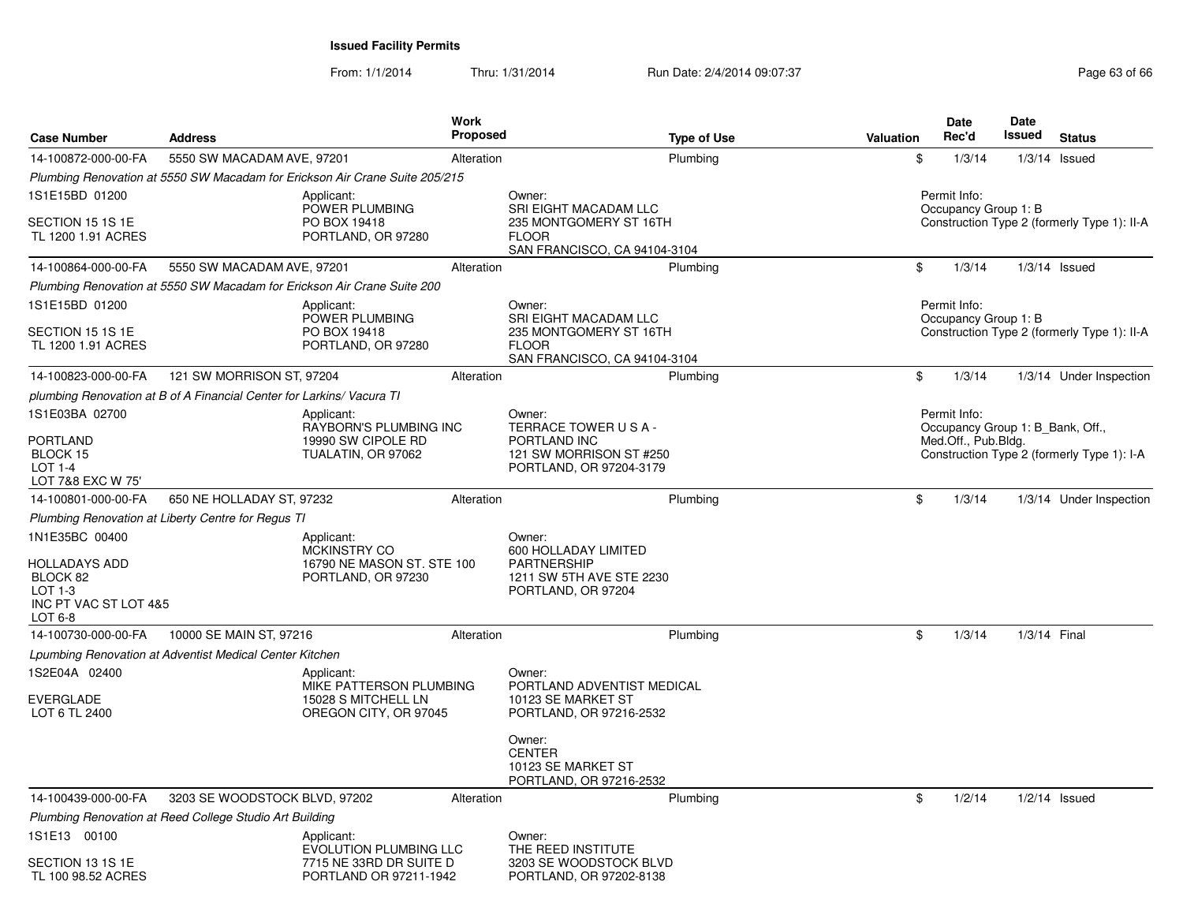**Issued Facility Permits**

From: 1/1/2014 Thru: 1/31/2014 Run Date: 2/4/2014 09:07:37

| Case Number | Address | Work Proposed | Type of Use | Valuation | Date Rec'd | Date Issued | Status |
|---|---|---|---|---|---|---|---|
| 14-100872-000-00-FA | 5550 SW MACADAM AVE, 97201 | Alteration | Plumbing | $ | 1/3/14 | 1/3/14 | Issued |

*Plumbing Renovation at 5550 SW Macadam for Erickson Air Crane Suite 205/215*

1S1E15BD 01200
SECTION 15 1S 1E
TL 1200 1.91 ACRES

Applicant:
POWER PLUMBING
PO BOX 19418
PORTLAND, OR 97280

Owner:
SRI EIGHT MACADAM LLC
235 MONTGOMERY ST 16TH FLOOR
SAN FRANCISCO, CA 94104-3104

Permit Info:
Occupancy Group 1: B
Construction Type 2 (formerly Type 1): II-A

| Case Number | Address | Work Proposed | Type of Use | Valuation | Date Rec'd | Date Issued | Status |
|---|---|---|---|---|---|---|---|
| 14-100864-000-00-FA | 5550 SW MACADAM AVE, 97201 | Alteration | Plumbing | $ | 1/3/14 | 1/3/14 | Issued |

*Plumbing Renovation at 5550 SW Macadam for Erickson Air Crane Suite 200*

1S1E15BD 01200
SECTION 15 1S 1E
TL 1200 1.91 ACRES

Applicant:
POWER PLUMBING
PO BOX 19418
PORTLAND, OR 97280

Owner:
SRI EIGHT MACADAM LLC
235 MONTGOMERY ST 16TH FLOOR
SAN FRANCISCO, CA 94104-3104

Permit Info:
Occupancy Group 1: B
Construction Type 2 (formerly Type 1): II-A

| Case Number | Address | Work Proposed | Type of Use | Valuation | Date Rec'd | Date Issued | Status |
|---|---|---|---|---|---|---|---|
| 14-100823-000-00-FA | 121 SW MORRISON ST, 97204 | Alteration | Plumbing | $ | 1/3/14 | 1/3/14 | Under Inspection |

*plumbing Renovation at B of A Financial Center for Larkins/ Vacura TI*

1S1E03BA 02700
PORTLAND
BLOCK 15
LOT 1-4
LOT 7&8 EXC W 75'

Applicant:
RAYBORN'S PLUMBING INC
19990 SW CIPOLE RD
TUALATIN, OR 97062

Owner:
TERRACE TOWER U S A - PORTLAND INC
121 SW MORRISON ST #250
PORTLAND, OR 97204-3179

Permit Info:
Occupancy Group 1: B_Bank, Off., Med.Off., Pub.Bldg.
Construction Type 2 (formerly Type 1): I-A

| Case Number | Address | Work Proposed | Type of Use | Valuation | Date Rec'd | Date Issued | Status |
|---|---|---|---|---|---|---|---|
| 14-100801-000-00-FA | 650 NE HOLLADAY ST, 97232 | Alteration | Plumbing | $ | 1/3/14 | 1/3/14 | Under Inspection |

*Plumbing Renovation at Liberty Centre for Regus TI*

1N1E35BC 00400
HOLLADAYS ADD
BLOCK 82
LOT 1-3
INC PT VAC ST LOT 4&5
LOT 6-8

Applicant:
MCKINSTRY CO
16790 NE MASON ST. STE 100
PORTLAND, OR 97230

Owner:
600 HOLLADAY LIMITED PARTNERSHIP
1211 SW 5TH AVE STE 2230
PORTLAND, OR 97204

| Case Number | Address | Work Proposed | Type of Use | Valuation | Date Rec'd | Date Issued | Status |
|---|---|---|---|---|---|---|---|
| 14-100730-000-00-FA | 10000 SE MAIN ST, 97216 | Alteration | Plumbing | $ | 1/3/14 | 1/3/14 | Final |

*Lpumbing Renovation at Adventist Medical Center Kitchen*

1S2E04A 02400
EVERGLADE
LOT 6 TL 2400

Applicant:
MIKE PATTERSON PLUMBING
15028 S MITCHELL LN
OREGON CITY, OR 97045

Owner:
PORTLAND ADVENTIST MEDICAL
10123 SE MARKET ST
PORTLAND, OR 97216-2532

Owner:
CENTER
10123 SE MARKET ST
PORTLAND, OR 97216-2532

| Case Number | Address | Work Proposed | Type of Use | Valuation | Date Rec'd | Date Issued | Status |
|---|---|---|---|---|---|---|---|
| 14-100439-000-00-FA | 3203 SE WOODSTOCK BLVD, 97202 | Alteration | Plumbing | $ | 1/2/14 | 1/2/14 | Issued |

*Plumbing Renovation at Reed College Studio Art Building*

1S1E13 00100
SECTION 13 1S 1E
TL 100 98.52 ACRES

Applicant:
EVOLUTION PLUMBING LLC
7715 NE 33RD DR SUITE D
PORTLAND OR 97211-1942

Owner:
THE REED INSTITUTE
3203 SE WOODSTOCK BLVD
PORTLAND, OR 97202-8138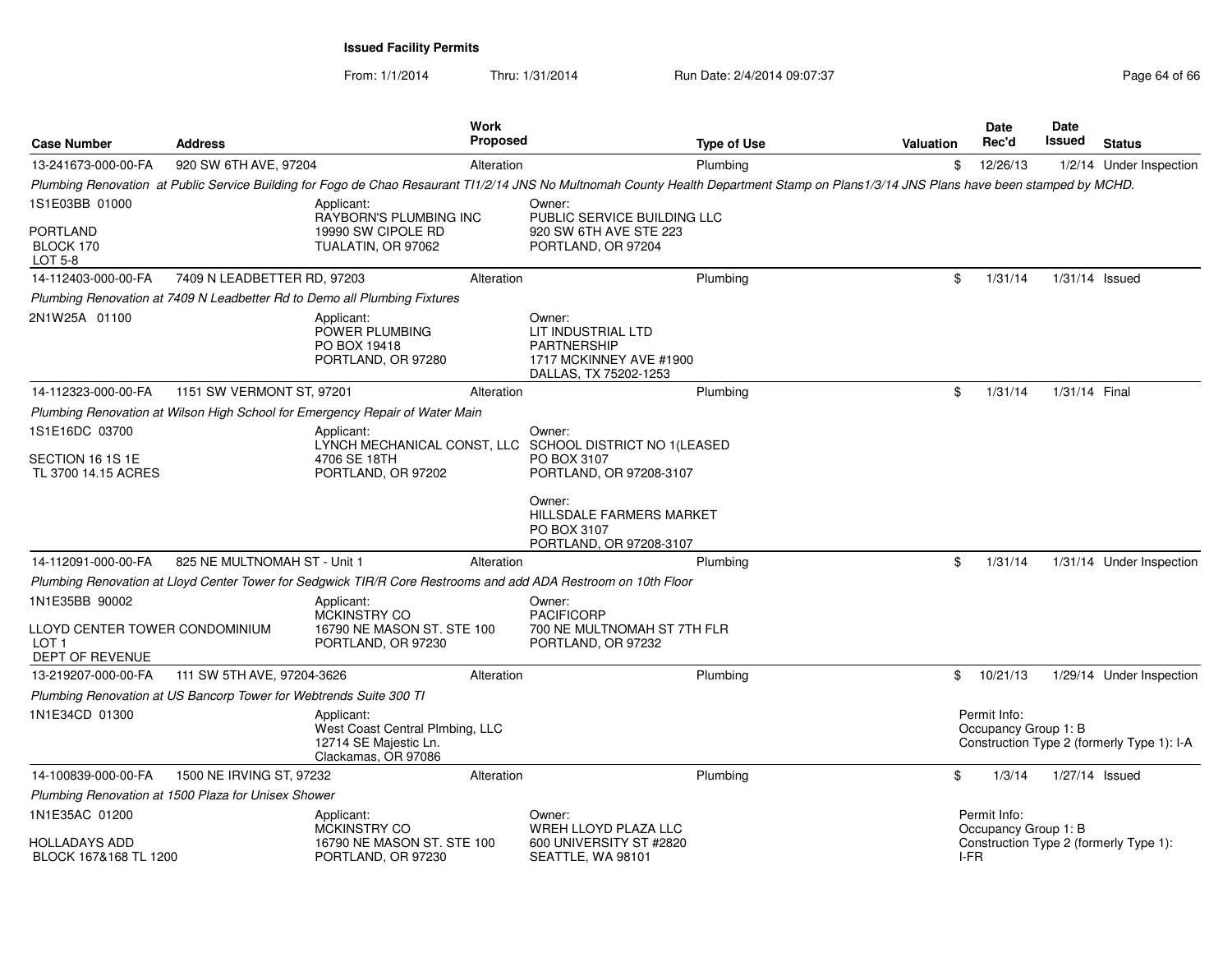**Issued Facility Permits**

From: 1/1/2014 Thru: 1/31/2014 Run Date: 2/4/2014 09:07:37

| Case Number | Address | Work Proposed | Type of Use | Valuation | Date Rec'd | Date Issued | Status |
|---|---|---|---|---|---|---|---|
| 13-241673-000-00-FA | 920 SW 6TH AVE, 97204 | Alteration | Plumbing | $ | 12/26/13 | 1/2/14 | Under Inspection |

*Plumbing Renovation at Public Service Building for Fogo de Chao Resaurant TI1/2/14 JNS No Multnomah County Health Department Stamp on Plans1/3/14 JNS Plans have been stamped by MCHD.*

1S1E03BB 01000

PORTLAND
BLOCK 170
LOT 5-8

Applicant:
RAYBORN'S PLUMBING INC
19990 SW CIPOLE RD
TUALATIN, OR 97062

Owner:
PUBLIC SERVICE BUILDING LLC
920 SW 6TH AVE STE 223
PORTLAND, OR 97204

| Case Number | Address | Work Proposed | Type of Use | Valuation | Date Rec'd | Date Issued | Status |
|---|---|---|---|---|---|---|---|
| 14-112403-000-00-FA | 7409 N LEADBETTER RD, 97203 | Alteration | Plumbing | $ | 1/31/14 | 1/31/14 | Issued |

*Plumbing Renovation at 7409 N Leadbetter Rd to Demo all Plumbing Fixtures*

2N1W25A 01100

Applicant:
POWER PLUMBING
PO BOX 19418
PORTLAND, OR 97280

Owner:
LIT INDUSTRIAL LTD
PARTNERSHIP
1717 MCKINNEY AVE #1900
DALLAS, TX 75202-1253

| Case Number | Address | Work Proposed | Type of Use | Valuation | Date Rec'd | Date Issued | Status |
|---|---|---|---|---|---|---|---|
| 14-112323-000-00-FA | 1151 SW VERMONT ST, 97201 | Alteration | Plumbing | $ | 1/31/14 | 1/31/14 | Final |

*Plumbing Renovation at Wilson High School for Emergency Repair of Water Main*

1S1E16DC 03700

SECTION 16 1S 1E
TL 3700 14.15 ACRES

Applicant:
LYNCH MECHANICAL CONST, LLC
4706 SE 18TH
PORTLAND, OR 97202

Owner:
SCHOOL DISTRICT NO 1(LEASED
PO BOX 3107
PORTLAND, OR 97208-3107

Owner:
HILLSDALE FARMERS MARKET
PO BOX 3107
PORTLAND, OR 97208-3107

| Case Number | Address | Work Proposed | Type of Use | Valuation | Date Rec'd | Date Issued | Status |
|---|---|---|---|---|---|---|---|
| 14-112091-000-00-FA | 825 NE MULTNOMAH ST - Unit 1 | Alteration | Plumbing | $ | 1/31/14 | 1/31/14 | Under Inspection |

*Plumbing Renovation at Lloyd Center Tower for Sedgwick TIR/R Core Restrooms and add ADA Restroom on 10th Floor*

1N1E35BB 90002

LLOYD CENTER TOWER CONDOMINIUM
LOT 1
DEPT OF REVENUE

Applicant:
MCKINSTRY CO
16790 NE MASON ST. STE 100
PORTLAND, OR 97230

Owner:
PACIFICORP
700 NE MULTNOMAH ST 7TH FLR
PORTLAND, OR 97232

| Case Number | Address | Work Proposed | Type of Use | Valuation | Date Rec'd | Date Issued | Status |
|---|---|---|---|---|---|---|---|
| 13-219207-000-00-FA | 111 SW 5TH AVE, 97204-3626 | Alteration | Plumbing | $ | 10/21/13 | 1/29/14 | Under Inspection |

*Plumbing Renovation at US Bancorp Tower for Webtrends Suite 300 TI*

1N1E34CD 01300

Applicant:
West Coast Central Plmbing, LLC
12714 SE Majestic Ln.
Clackamas, OR 97086

Permit Info:
Occupancy Group 1: B
Construction Type 2 (formerly Type 1): I-A

| Case Number | Address | Work Proposed | Type of Use | Valuation | Date Rec'd | Date Issued | Status |
|---|---|---|---|---|---|---|---|
| 14-100839-000-00-FA | 1500 NE IRVING ST, 97232 | Alteration | Plumbing | $ | 1/3/14 | 1/27/14 | Issued |

*Plumbing Renovation at 1500 Plaza for Unisex Shower*

1N1E35AC 01200

HOLLADAYS ADD
BLOCK 167&168 TL 1200

Applicant:
MCKINSTRY CO
16790 NE MASON ST. STE 100
PORTLAND, OR 97230

Owner:
WREH LLOYD PLAZA LLC
600 UNIVERSITY ST #2820
SEATTLE, WA 98101

Permit Info:
Occupancy Group 1: B
Construction Type 2 (formerly Type 1): I-FR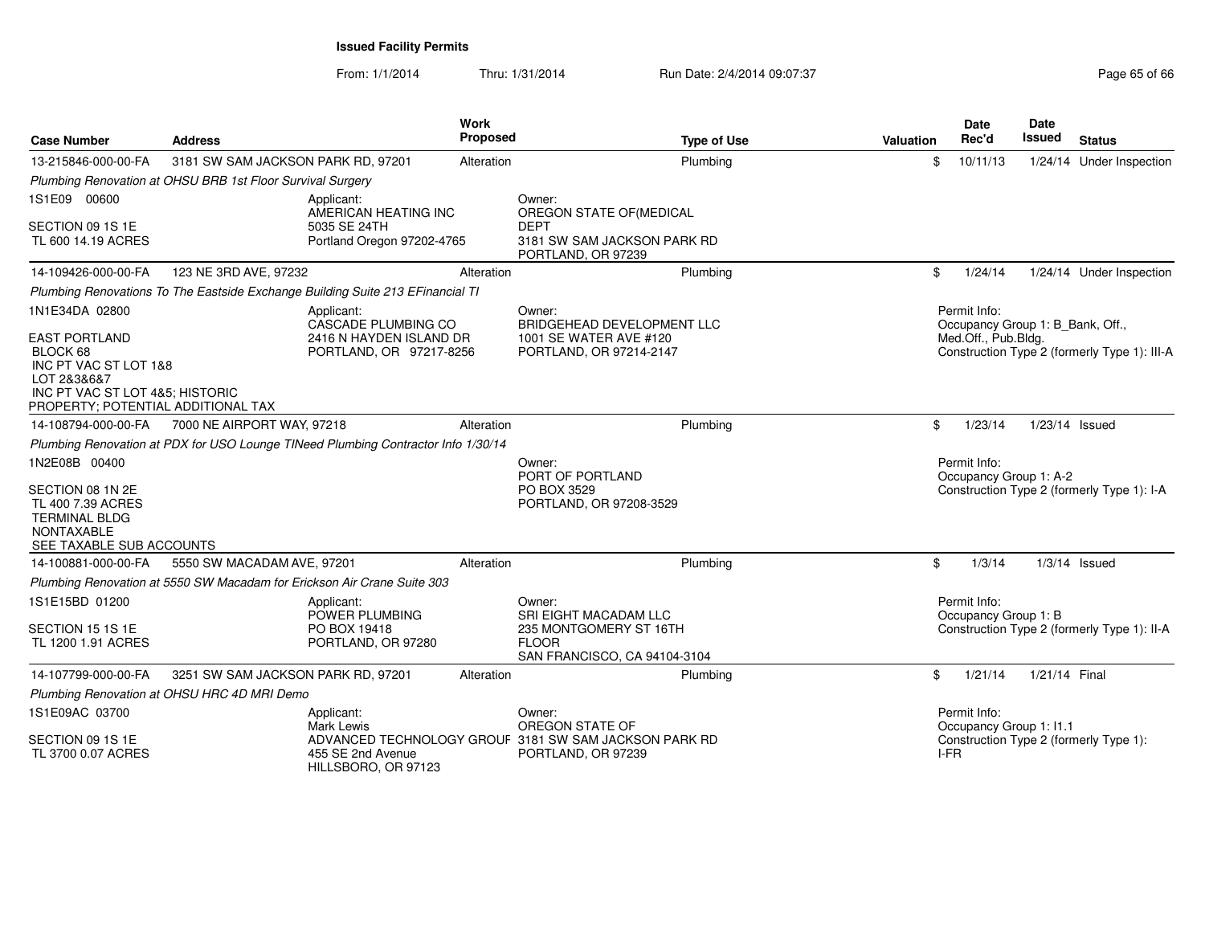**Issued Facility Permits**

From: 1/1/2014 Thru: 1/31/2014 Run Date: 2/4/2014 09:07:37

| Case Number | Address | Work Proposed | Type of Use | Valuation | Date Rec'd | Date Issued | Status |
|---|---|---|---|---|---|---|---|
| 13-215846-000-00-FA | 3181 SW SAM JACKSON PARK RD, 97201 | Alteration | Plumbing | $ | 10/11/13 | 1/24/14 | Under Inspection |

*Plumbing Renovation at OHSU BRB 1st Floor Survival Surgery*

1S1E09 00600

SECTION 09 1S 1E
TL 600 14.19 ACRES

Applicant:
AMERICAN HEATING INC
5035 SE 24TH
Portland Oregon 97202-4765

Owner:
OREGON STATE OF(MEDICAL DEPT
3181 SW SAM JACKSON PARK RD
PORTLAND, OR 97239

| Case Number | Address | Work Proposed | Type of Use | Valuation | Date Rec'd | Date Issued | Status |
|---|---|---|---|---|---|---|---|
| 14-109426-000-00-FA | 123 NE 3RD AVE, 97232 | Alteration | Plumbing | $ | 1/24/14 | 1/24/14 | Under Inspection |

*Plumbing Renovations To The Eastside Exchange Building Suite 213 EFinancial TI*

1N1E34DA 02800

EAST PORTLAND
BLOCK 68
INC PT VAC ST LOT 1&8
LOT 2&3&6&7
INC PT VAC ST LOT 4&5; HISTORIC PROPERTY; POTENTIAL ADDITIONAL TAX

Applicant:
CASCADE PLUMBING CO
2416 N HAYDEN ISLAND DR
PORTLAND, OR 97217-8256

Owner:
BRIDGEHEAD DEVELOPMENT LLC
1001 SE WATER AVE #120
PORTLAND, OR 97214-2147

Permit Info:
Occupancy Group 1: B_Bank, Off., Med.Off., Pub.Bldg.
Construction Type 2 (formerly Type 1): III-A

| Case Number | Address | Work Proposed | Type of Use | Valuation | Date Rec'd | Date Issued | Status |
|---|---|---|---|---|---|---|---|
| 14-108794-000-00-FA | 7000 NE AIRPORT WAY, 97218 | Alteration | Plumbing | $ | 1/23/14 | 1/23/14 | Issued |

*Plumbing Renovation at PDX for USO Lounge TINeed Plumbing Contractor Info 1/30/14*

1N2E08B 00400

SECTION 08 1N 2E
TL 400 7.39 ACRES
TERMINAL BLDG
NONTAXABLE
SEE TAXABLE SUB ACCOUNTS

Owner:
PORT OF PORTLAND
PO BOX 3529
PORTLAND, OR 97208-3529

Permit Info:
Occupancy Group 1: A-2
Construction Type 2 (formerly Type 1): I-A

| Case Number | Address | Work Proposed | Type of Use | Valuation | Date Rec'd | Date Issued | Status |
|---|---|---|---|---|---|---|---|
| 14-100881-000-00-FA | 5550 SW MACADAM AVE, 97201 | Alteration | Plumbing | $ | 1/3/14 | 1/3/14 | Issued |

*Plumbing Renovation at 5550 SW Macadam for Erickson Air Crane Suite 303*

1S1E15BD 01200

SECTION 15 1S 1E
TL 1200 1.91 ACRES

Applicant:
POWER PLUMBING
PO BOX 19418
PORTLAND, OR 97280

Owner:
SRI EIGHT MACADAM LLC
235 MONTGOMERY ST 16TH FLOOR
SAN FRANCISCO, CA 94104-3104

Permit Info:
Occupancy Group 1: B
Construction Type 2 (formerly Type 1): II-A

| Case Number | Address | Work Proposed | Type of Use | Valuation | Date Rec'd | Date Issued | Status |
|---|---|---|---|---|---|---|---|
| 14-107799-000-00-FA | 3251 SW SAM JACKSON PARK RD, 97201 | Alteration | Plumbing | $ | 1/21/14 | 1/21/14 | Final |

*Plumbing Renovation at OHSU HRC 4D MRI Demo*

1S1E09AC 03700

SECTION 09 1S 1E
TL 3700 0.07 ACRES

Applicant:
Mark Lewis
ADVANCED TECHNOLOGY GROUP
455 SE 2nd Avenue
HILLSBORO, OR 97123

Owner:
OREGON STATE OF
3181 SW SAM JACKSON PARK RD
PORTLAND, OR 97239

Permit Info:
Occupancy Group 1: I1.1
Construction Type 2 (formerly Type 1): I-FR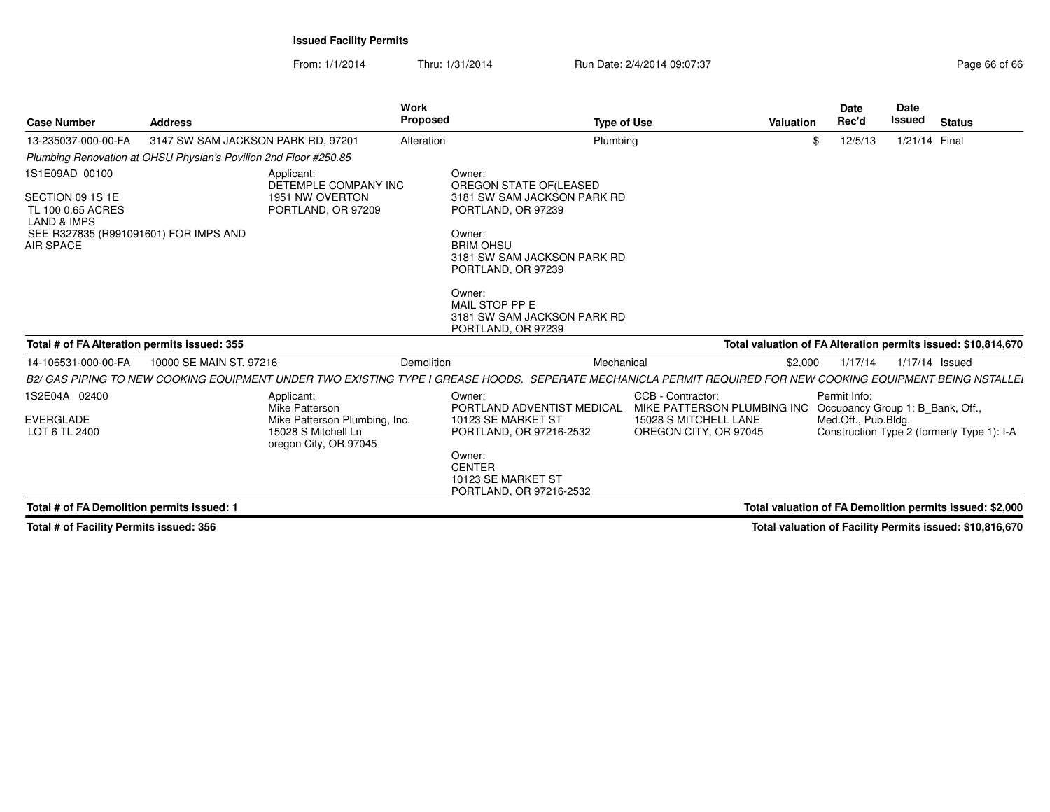**Issued Facility Permits**

From: 1/1/2014 Thru: 1/31/2014 Run Date: 2/4/2014 09:07:37

| Case Number | Address | Work Proposed | Type of Use | Valuation | Date Rec'd | Date Issued | Status |
|---|---|---|---|---|---|---|---|
| 13-235037-000-00-FA | 3147 SW SAM JACKSON PARK RD, 97201 | Alteration | Plumbing | $ | 12/5/13 | 1/21/14 | Final |

*Plumbing Renovation at OHSU Physian's Povilion 2nd Floor #250.85*

1S1E09AD 00100

SECTION 09 1S 1E
TL 100 0.65 ACRES
LAND & IMPS
SEE R327835 (R991091601) FOR IMPS AND AIR SPACE

Applicant:
DETEMPLE COMPANY INC
1951 NW OVERTON
PORTLAND, OR 97209

Owner:
OREGON STATE OF(LEASED
3181 SW SAM JACKSON PARK RD
PORTLAND, OR 97239

Owner:
BRIM OHSU
3181 SW SAM JACKSON PARK RD
PORTLAND, OR 97239

Owner:
MAIL STOP PP E
3181 SW SAM JACKSON PARK RD
PORTLAND, OR 97239

**Total # of FA Alteration permits issued: 355** | **Total valuation of FA Alteration permits issued: $10,814,670**

| Case Number | Address | Work Proposed | Type of Use | Valuation | Date Rec'd | Date Issued | Status |
|---|---|---|---|---|---|---|---|
| 14-106531-000-00-FA | 10000 SE MAIN ST, 97216 | Demolition | Mechanical | $2,000 | 1/17/14 | 1/17/14 | Issued |

*B2/ GAS PIPING TO NEW COOKING EQUIPMENT UNDER TWO EXISTING TYPE I GREASE HOODS. SEPERATE MECHANICLA PERMIT REQUIRED FOR NEW COOKING EQUIPMENT BEING NSTALLEI*

1S2E04A 02400

EVERGLADE
LOT 6 TL 2400

Applicant:
Mike Patterson
Mike Patterson Plumbing, Inc.
15028 S Mitchell Ln
oregon City, OR 97045

Owner:
PORTLAND ADVENTIST MEDICAL
10123 SE MARKET ST
PORTLAND, OR 97216-2532

Owner:
CENTER
10123 SE MARKET ST
PORTLAND, OR 97216-2532

CCB - Contractor:
MIKE PATTERSON PLUMBING INC
15028 S MITCHELL LANE
OREGON CITY, OR 97045

Permit Info:
Occupancy Group 1: B_Bank, Off., Med.Off., Pub.Bldg.
Construction Type 2 (formerly Type 1): I-A

**Total # of FA Demolition permits issued: 1** | **Total valuation of FA Demolition permits issued: $2,000**

**Total # of Facility Permits issued: 356** | **Total valuation of Facility Permits issued: $10,816,670**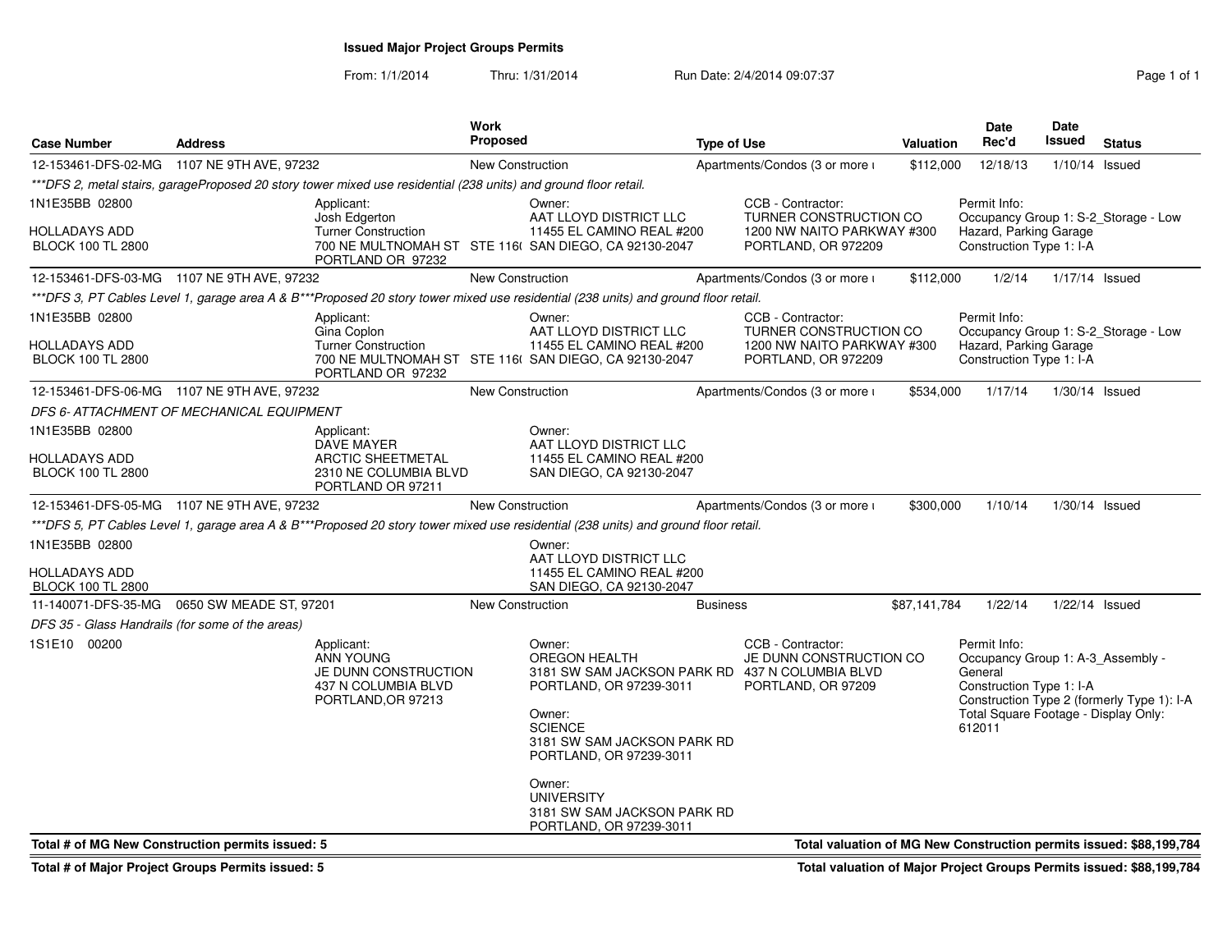# Issued Major Project Groups Permits

From: 1/1/2014 Thru: 1/31/2014 Run Date: 2/4/2014 09:07:37

| Case Number | Address | Work Proposed | Type of Use | Valuation | Date Rec'd | Date Issued | Status |
|---|---|---|---|---|---|---|---|
| 12-153461-DFS-02-MG | 1107 NE 9TH AVE, 97232 | New Construction | Apartments/Condos (3 or more ι | $112,000 | 12/18/13 | 1/10/14 | Issued |

*\*\*\*DFS 2, metal stairs, garageProposed 20 story tower mixed use residential (238 units) and ground floor retail.*

1N1E35BB 02800
HOLLADAYS ADD
BLOCK 100 TL 2800

Applicant: Josh Edgerton, Turner Construction, 700 NE MULTNOMAH ST STE 116( PORTLAND OR 97232

Owner: AAT LLOYD DISTRICT LLC, 11455 EL CAMINO REAL #200, SAN DIEGO, CA 92130-2047

CCB - Contractor: TURNER CONSTRUCTION CO, 1200 NW NAITO PARKWAY #300, PORTLAND, OR 972209

Permit Info: Occupancy Group 1: S-2_Storage - Low Hazard, Parking Garage; Construction Type 1: I-A

| Case Number | Address | Work Proposed | Type of Use | Valuation | Date Rec'd | Date Issued | Status |
|---|---|---|---|---|---|---|---|
| 12-153461-DFS-03-MG | 1107 NE 9TH AVE, 97232 | New Construction | Apartments/Condos (3 or more ι | $112,000 | 1/2/14 | 1/17/14 | Issued |

*\*\*\*DFS 3, PT Cables Level 1, garage area A & B\*\*\*Proposed 20 story tower mixed use residential (238 units) and ground floor retail.*

1N1E35BB 02800
HOLLADAYS ADD
BLOCK 100 TL 2800

Applicant: Gina Coplon, Turner Construction, 700 NE MULTNOMAH ST STE 116( PORTLAND OR 97232

Owner: AAT LLOYD DISTRICT LLC, 11455 EL CAMINO REAL #200, SAN DIEGO, CA 92130-2047

CCB - Contractor: TURNER CONSTRUCTION CO, 1200 NW NAITO PARKWAY #300, PORTLAND, OR 972209

Permit Info: Occupancy Group 1: S-2_Storage - Low Hazard, Parking Garage; Construction Type 1: I-A

| Case Number | Address | Work Proposed | Type of Use | Valuation | Date Rec'd | Date Issued | Status |
|---|---|---|---|---|---|---|---|
| 12-153461-DFS-06-MG | 1107 NE 9TH AVE, 97232 | New Construction | Apartments/Condos (3 or more ι | $534,000 | 1/17/14 | 1/30/14 | Issued |

*DFS 6- ATTACHMENT OF MECHANICAL EQUIPMENT*

1N1E35BB 02800
HOLLADAYS ADD
BLOCK 100 TL 2800

Applicant: DAVE MAYER, ARCTIC SHEETMETAL, 2310 NE COLUMBIA BLVD, PORTLAND OR 97211

Owner: AAT LLOYD DISTRICT LLC, 11455 EL CAMINO REAL #200, SAN DIEGO, CA 92130-2047

| Case Number | Address | Work Proposed | Type of Use | Valuation | Date Rec'd | Date Issued | Status |
|---|---|---|---|---|---|---|---|
| 12-153461-DFS-05-MG | 1107 NE 9TH AVE, 97232 | New Construction | Apartments/Condos (3 or more ι | $300,000 | 1/10/14 | 1/30/14 | Issued |

*\*\*\*DFS 5, PT Cables Level 1, garage area A & B\*\*\*Proposed 20 story tower mixed use residential (238 units) and ground floor retail.*

1N1E35BB 02800
HOLLADAYS ADD
BLOCK 100 TL 2800

Owner: AAT LLOYD DISTRICT LLC, 11455 EL CAMINO REAL #200, SAN DIEGO, CA 92130-2047

| Case Number | Address | Work Proposed | Type of Use | Valuation | Date Rec'd | Date Issued | Status |
|---|---|---|---|---|---|---|---|
| 11-140071-DFS-35-MG | 0650 SW MEADE ST, 97201 | New Construction | Business | $87,141,784 | 1/22/14 | 1/22/14 | Issued |

*DFS 35 - Glass Handrails (for some of the areas)*

1S1E10 00200

Applicant: ANN YOUNG, JE DUNN CONSTRUCTION, 437 N COLUMBIA BLVD, PORTLAND,OR 97213

Owner: OREGON HEALTH, 3181 SW SAM JACKSON PARK RD, PORTLAND, OR 97239-3011

Owner: SCIENCE, 3181 SW SAM JACKSON PARK RD, PORTLAND, OR 97239-3011

Owner: UNIVERSITY, 3181 SW SAM JACKSON PARK RD, PORTLAND, OR 97239-3011

CCB - Contractor: JE DUNN CONSTRUCTION CO, 437 N COLUMBIA BLVD, PORTLAND, OR 97209

Permit Info: Occupancy Group 1: A-3_Assembly - General; Construction Type 1: I-A; Construction Type 2 (formerly Type 1): I-A; Total Square Footage - Display Only: 612011

**Total # of MG New Construction permits issued: 5** — **Total valuation of MG New Construction permits issued: $88,199,784**

**Total # of Major Project Groups Permits issued: 5** — **Total valuation of Major Project Groups Permits issued: $88,199,784**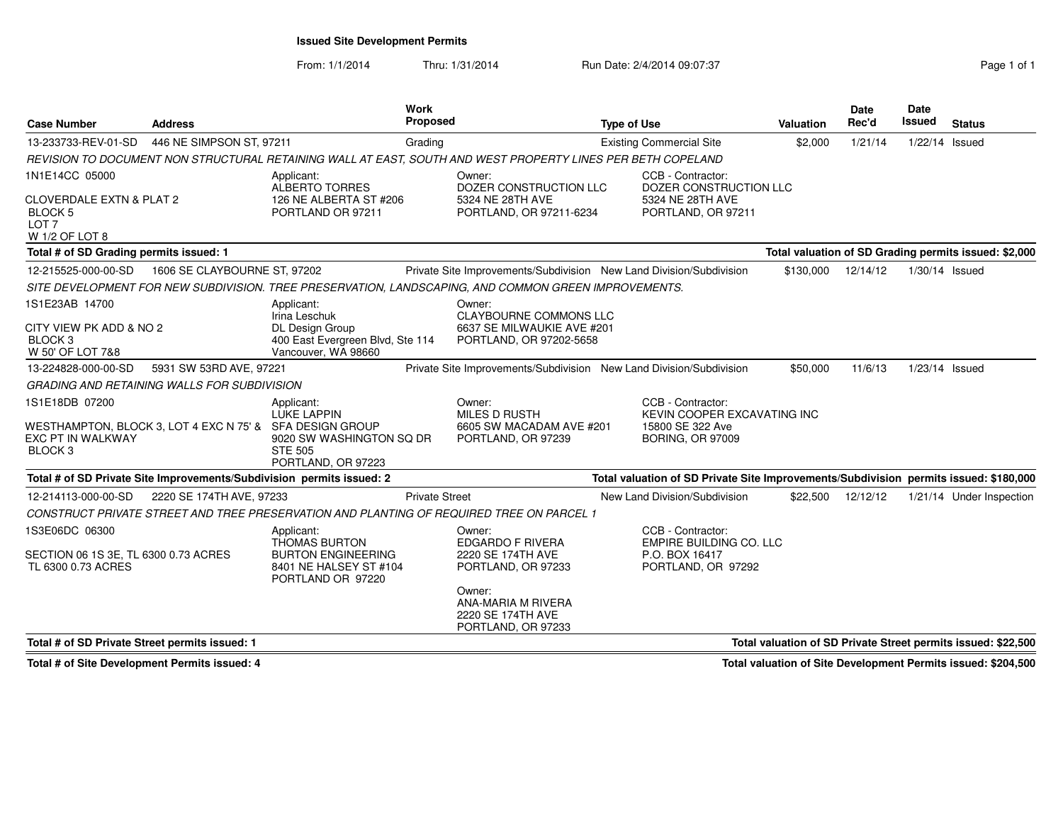# Issued Site Development Permits

From: 1/1/2014 Thru: 1/31/2014 Run Date: 2/4/2014 09:07:37

| Case Number | Address | Work Proposed | Type of Use | Valuation | Date Rec'd | Date Issued | Status |
|---|---|---|---|---|---|---|---|
| 13-233733-REV-01-SD | 446 NE SIMPSON ST, 97211 | Grading | Existing Commercial Site | $2,000 | 1/21/14 | 1/22/14 | Issued |

*REVISION TO DOCUMENT NON STRUCTURAL RETAINING WALL AT EAST, SOUTH AND WEST PROPERTY LINES PER BETH COPELAND*

1N1E14CC 05000

CLOVERDALE EXTN & PLAT 2
BLOCK 5
LOT 7
W 1/2 OF LOT 8

Applicant:
ALBERTO TORRES
126 NE ALBERTA ST #206
PORTLAND OR 97211

Owner:
DOZER CONSTRUCTION LLC
5324 NE 28TH AVE
PORTLAND, OR 97211-6234

CCB - Contractor:
DOZER CONSTRUCTION LLC
5324 NE 28TH AVE
PORTLAND, OR 97211

**Total # of SD Grading permits issued: 1** — **Total valuation of SD Grading permits issued: $2,000**

| Case Number | Address | Work Proposed | Type of Use | Valuation | Date Rec'd | Date Issued | Status |
|---|---|---|---|---|---|---|---|
| 12-215525-000-00-SD | 1606 SE CLAYBOURNE ST, 97202 | Private Site Improvements/Subdivision | New Land Division/Subdivision | $130,000 | 12/14/12 | 1/30/14 | Issued |

*SITE DEVELOPMENT FOR NEW SUBDIVISION. TREE PRESERVATION, LANDSCAPING, AND COMMON GREEN IMPROVEMENTS.*

1S1E23AB 14700

CITY VIEW PK ADD & NO 2
BLOCK 3
W 50' OF LOT 7&8

Applicant:
Irina Leschuk
DL Design Group
400 East Evergreen Blvd, Ste 114
Vancouver, WA 98660

Owner:
CLAYBOURNE COMMONS LLC
6637 SE MILWAUKIE AVE #201
PORTLAND, OR 97202-5658

| Case Number | Address | Work Proposed | Type of Use | Valuation | Date Rec'd | Date Issued | Status |
|---|---|---|---|---|---|---|---|
| 13-224828-000-00-SD | 5931 SW 53RD AVE, 97221 | Private Site Improvements/Subdivision | New Land Division/Subdivision | $50,000 | 11/6/13 | 1/23/14 | Issued |

*GRADING AND RETAINING WALLS FOR SUBDIVISION*

1S1E18DB 07200

WESTHAMPTON, BLOCK 3, LOT 4 EXC N 75' & EXC PT IN WALKWAY
BLOCK 3

Applicant:
LUKE LAPPIN
SFA DESIGN GROUP
9020 SW WASHINGTON SQ DR
STE 505
PORTLAND, OR 97223

Owner:
MILES D RUSTH
6605 SW MACADAM AVE #201
PORTLAND, OR 97239

CCB - Contractor:
KEVIN COOPER EXCAVATING INC
15800 SE 322 Ave
BORING, OR 97009

**Total # of SD Private Site Improvements/Subdivision permits issued: 2** — **Total valuation of SD Private Site Improvements/Subdivision permits issued: $180,000**

| Case Number | Address | Work Proposed | Type of Use | Valuation | Date Rec'd | Date Issued | Status |
|---|---|---|---|---|---|---|---|
| 12-214113-000-00-SD | 2220 SE 174TH AVE, 97233 | Private Street | New Land Division/Subdivision | $22,500 | 12/12/12 | 1/21/14 | Under Inspection |

*CONSTRUCT PRIVATE STREET AND TREE PRESERVATION AND PLANTING OF REQUIRED TREE ON PARCEL 1*

1S3E06DC 06300

SECTION 06 1S 3E, TL 6300 0.73 ACRES
TL 6300 0.73 ACRES

Applicant:
THOMAS BURTON
BURTON ENGINEERING
8401 NE HALSEY ST #104
PORTLAND OR 97220

Owner:
EDGARDO F RIVERA
2220 SE 174TH AVE
PORTLAND, OR 97233

Owner:
ANA-MARIA M RIVERA
2220 SE 174TH AVE
PORTLAND, OR 97233

CCB - Contractor:
EMPIRE BUILDING CO. LLC
P.O. BOX 16417
PORTLAND, OR 97292

**Total # of SD Private Street permits issued: 1** — **Total valuation of SD Private Street permits issued: $22,500**

**Total # of Site Development Permits issued: 4** — **Total valuation of Site Development Permits issued: $204,500**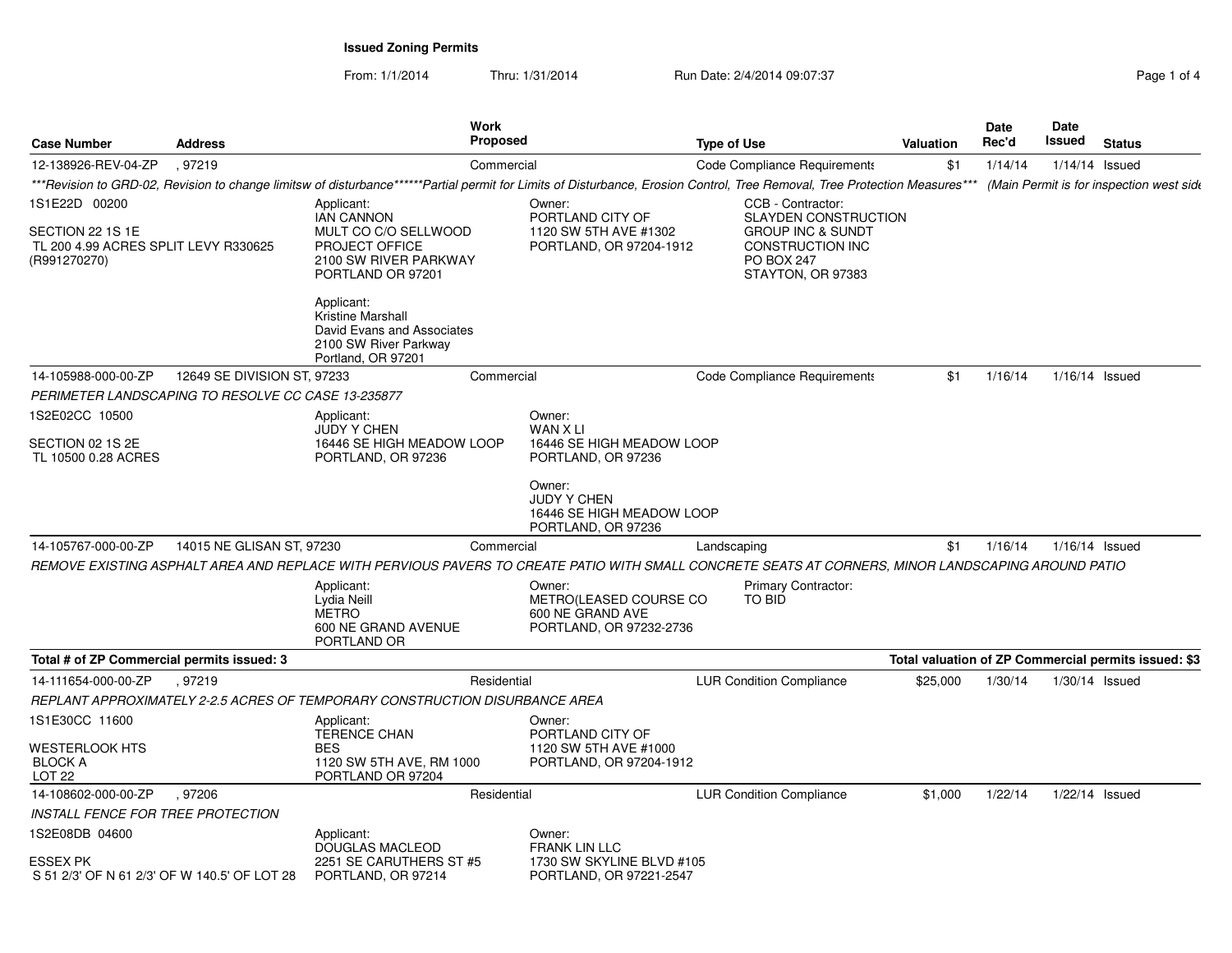**Issued Zoning Permits**

From: 1/1/2014 Thru: 1/31/2014 Run Date: 2/4/2014 09:07:37

| Case Number | Address | Work Proposed | Type of Use | Valuation | Date Rec'd | Date Issued | Status |
|---|---|---|---|---|---|---|---|
| 12-138926-REV-04-ZP | , 97219 | Commercial | Code Compliance Requirements | $1 | 1/14/14 | 1/14/14 | Issued |

****Revision to GRD-02, Revision to change limitsw of disturbance******Partial permit for Limits of Disturbance, Erosion Control, Tree Removal, Tree Protection Measures*** (Main Permit is for inspection west side*

1S1E22D 00200

SECTION 22 1S 1E
TL 200 4.99 ACRES SPLIT LEVY R330625 (R991270270)

Applicant:
IAN CANNON
MULT CO C/O SELLWOOD PROJECT OFFICE
2100 SW RIVER PARKWAY
PORTLAND OR 97201

Applicant:
Kristine Marshall
David Evans and Associates
2100 SW River Parkway
Portland, OR 97201

Owner:
PORTLAND CITY OF
1120 SW 5TH AVE #1302
PORTLAND, OR 97204-1912

CCB - Contractor:
SLAYDEN CONSTRUCTION GROUP INC & SUNDT CONSTRUCTION INC
PO BOX 247
STAYTON, OR 97383

| Case Number | Address | Work Proposed | Type of Use | Valuation | Date Rec'd | Date Issued | Status |
|---|---|---|---|---|---|---|---|
| 14-105988-000-00-ZP | 12649 SE DIVISION ST, 97233 | Commercial | Code Compliance Requirements | $1 | 1/16/14 | 1/16/14 | Issued |

*PERIMETER LANDSCAPING TO RESOLVE CC CASE 13-235877*

1S2E02CC 10500

SECTION 02 1S 2E
TL 10500 0.28 ACRES

Applicant:
JUDY Y CHEN
16446 SE HIGH MEADOW LOOP
PORTLAND, OR 97236

Owner:
WAN X LI
16446 SE HIGH MEADOW LOOP
PORTLAND, OR 97236

Owner:
JUDY Y CHEN
16446 SE HIGH MEADOW LOOP
PORTLAND, OR 97236

| Case Number | Address | Work Proposed | Type of Use | Valuation | Date Rec'd | Date Issued | Status |
|---|---|---|---|---|---|---|---|
| 14-105767-000-00-ZP | 14015 NE GLISAN ST, 97230 | Commercial | Landscaping | $1 | 1/16/14 | 1/16/14 | Issued |

*REMOVE EXISTING ASPHALT AREA AND REPLACE WITH PERVIOUS PAVERS TO CREATE PATIO WITH SMALL CONCRETE SEATS AT CORNERS, MINOR LANDSCAPING AROUND PATIO*

Applicant:
Lydia Neill
METRO
600 NE GRAND AVENUE
PORTLAND OR

Owner:
METRO(LEASED COURSE CO
600 NE GRAND AVE
PORTLAND, OR 97232-2736

Primary Contractor:
TO BID

**Total # of ZP Commercial permits issued: 3** **Total valuation of ZP Commercial permits issued: $3**

| Case Number | Address | Work Proposed | Type of Use | Valuation | Date Rec'd | Date Issued | Status |
|---|---|---|---|---|---|---|---|
| 14-111654-000-00-ZP | , 97219 | Residential | LUR Condition Compliance | $25,000 | 1/30/14 | 1/30/14 | Issued |

*REPLANT APPROXIMATELY 2-2.5 ACRES OF TEMPORARY CONSTRUCTION DISURBANCE AREA*

1S1E30CC 11600

WESTERLOOK HTS
BLOCK A
LOT 22

Applicant:
TERENCE CHAN
BES
1120 SW 5TH AVE, RM 1000
PORTLAND OR 97204

Owner:
PORTLAND CITY OF
1120 SW 5TH AVE #1000
PORTLAND, OR 97204-1912

| Case Number | Address | Work Proposed | Type of Use | Valuation | Date Rec'd | Date Issued | Status |
|---|---|---|---|---|---|---|---|
| 14-108602-000-00-ZP | , 97206 | Residential | LUR Condition Compliance | $1,000 | 1/22/14 | 1/22/14 | Issued |

*INSTALL FENCE FOR TREE PROTECTION*

1S2E08DB 04600

ESSEX PK
S 51 2/3' OF N 61 2/3' OF W 140.5' OF LOT 28

Applicant:
DOUGLAS MACLEOD
2251 SE CARUTHERS ST #5
PORTLAND, OR 97214

Owner:
FRANK LIN LLC
1730 SW SKYLINE BLVD #105
PORTLAND, OR 97221-2547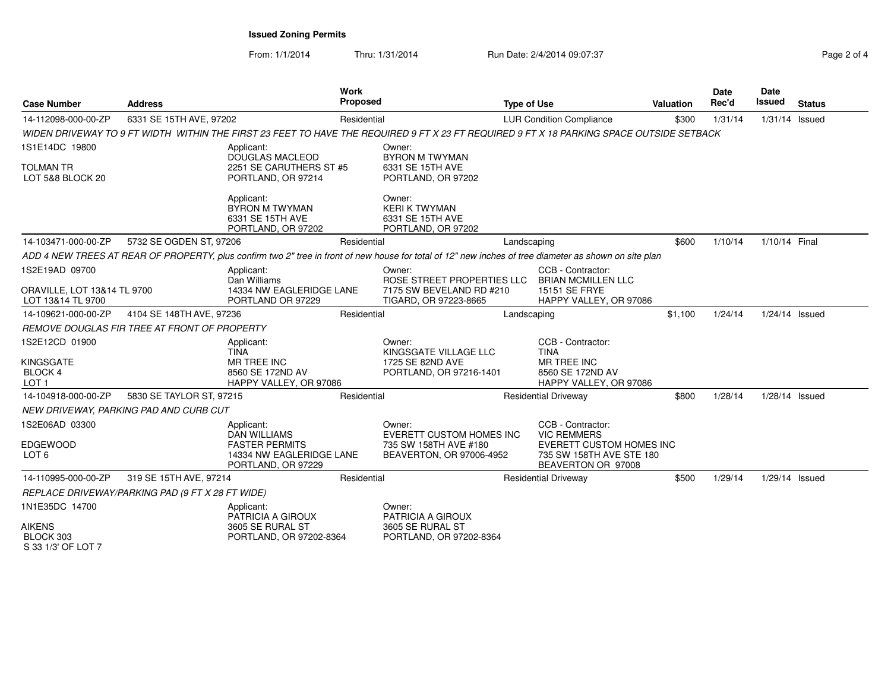## Issued Zoning Permits

From: 1/1/2014 Thru: 1/31/2014 Run Date: 2/4/2014 09:07:37

| Case Number | Address | Work Proposed | Type of Use | Valuation | Date Rec'd | Date Issued | Status |
|---|---|---|---|---|---|---|---|
| 14-112098-000-00-ZP | 6331 SE 15TH AVE, 97202 | Residential | LUR Condition Compliance | $300 | 1/31/14 | 1/31/14 | Issued |

*WIDEN DRIVEWAY TO 9 FT WIDTH WITHIN THE FIRST 23 FEET TO HAVE THE REQUIRED 9 FT X 23 FT REQUIRED 9 FT X 18 PARKING SPACE OUTSIDE SETBACK*

1S1E14DC 19800
TOLMAN TR
LOT 5&8 BLOCK 20

Applicant:
DOUGLAS MACLEOD
2251 SE CARUTHERS ST #5
PORTLAND, OR 97214

Owner:
BYRON M TWYMAN
6331 SE 15TH AVE
PORTLAND, OR 97202

Applicant:
BYRON M TWYMAN
6331 SE 15TH AVE
PORTLAND, OR 97202

Owner:
KERI K TWYMAN
6331 SE 15TH AVE
PORTLAND, OR 97202

| Case Number | Address | Work Proposed | Type of Use | Valuation | Date Rec'd | Date Issued | Status |
|---|---|---|---|---|---|---|---|
| 14-103471-000-00-ZP | 5732 SE OGDEN ST, 97206 | Residential | Landscaping | $600 | 1/10/14 | 1/10/14 | Final |

*ADD 4 NEW TREES AT REAR OF PROPERTY, plus confirm two 2" tree in front of new house for total of 12" new inches of tree diameter as shown on site plan*

1S2E19AD 09700
ORAVILLE, LOT 13&14 TL 9700
LOT 13&14 TL 9700

Applicant:
Dan Williams
14334 NW EAGLERIDGE LANE
PORTLAND OR 97229

Owner:
ROSE STREET PROPERTIES LLC
7175 SW BEVELAND RD #210
TIGARD, OR 97223-8665

CCB - Contractor:
BRIAN MCMILLEN LLC
15151 SE FRYE
HAPPY VALLEY, OR 97086

| Case Number | Address | Work Proposed | Type of Use | Valuation | Date Rec'd | Date Issued | Status |
|---|---|---|---|---|---|---|---|
| 14-109621-000-00-ZP | 4104 SE 148TH AVE, 97236 | Residential | Landscaping | $1,100 | 1/24/14 | 1/24/14 | Issued |

*REMOVE DOUGLAS FIR TREE AT FRONT OF PROPERTY*

1S2E12CD 01900
KINGSGATE
BLOCK 4
LOT 1

Applicant:
TINA
MR TREE INC
8560 SE 172ND AV
HAPPY VALLEY, OR 97086

Owner:
KINGSGATE VILLAGE LLC
1725 SE 82ND AVE
PORTLAND, OR 97216-1401

CCB - Contractor:
TINA
MR TREE INC
8560 SE 172ND AV
HAPPY VALLEY, OR 97086

| Case Number | Address | Work Proposed | Type of Use | Valuation | Date Rec'd | Date Issued | Status |
|---|---|---|---|---|---|---|---|
| 14-104918-000-00-ZP | 5830 SE TAYLOR ST, 97215 | Residential | Residential Driveway | $800 | 1/28/14 | 1/28/14 | Issued |

*NEW DRIVEWAY, PARKING PAD AND CURB CUT*

1S2E06AD 03300
EDGEWOOD
LOT 6

Applicant:
DAN WILLIAMS
FASTER PERMITS
14334 NW EAGLERIDGE LANE
PORTLAND, OR 97229

Owner:
EVERETT CUSTOM HOMES INC
735 SW 158TH AVE #180
BEAVERTON, OR 97006-4952

CCB - Contractor:
VIC REMMERS
EVERETT CUSTOM HOMES INC
735 SW 158TH AVE STE 180
BEAVERTON OR 97008

| Case Number | Address | Work Proposed | Type of Use | Valuation | Date Rec'd | Date Issued | Status |
|---|---|---|---|---|---|---|---|
| 14-110995-000-00-ZP | 319 SE 15TH AVE, 97214 | Residential | Residential Driveway | $500 | 1/29/14 | 1/29/14 | Issued |

*REPLACE DRIVEWAY/PARKING PAD (9 FT X 28 FT WIDE)*

1N1E35DC 14700
AIKENS
BLOCK 303
S 33 1/3' OF LOT 7

Applicant:
PATRICIA A GIROUX
3605 SE RURAL ST
PORTLAND, OR 97202-8364

Owner:
PATRICIA A GIROUX
3605 SE RURAL ST
PORTLAND, OR 97202-8364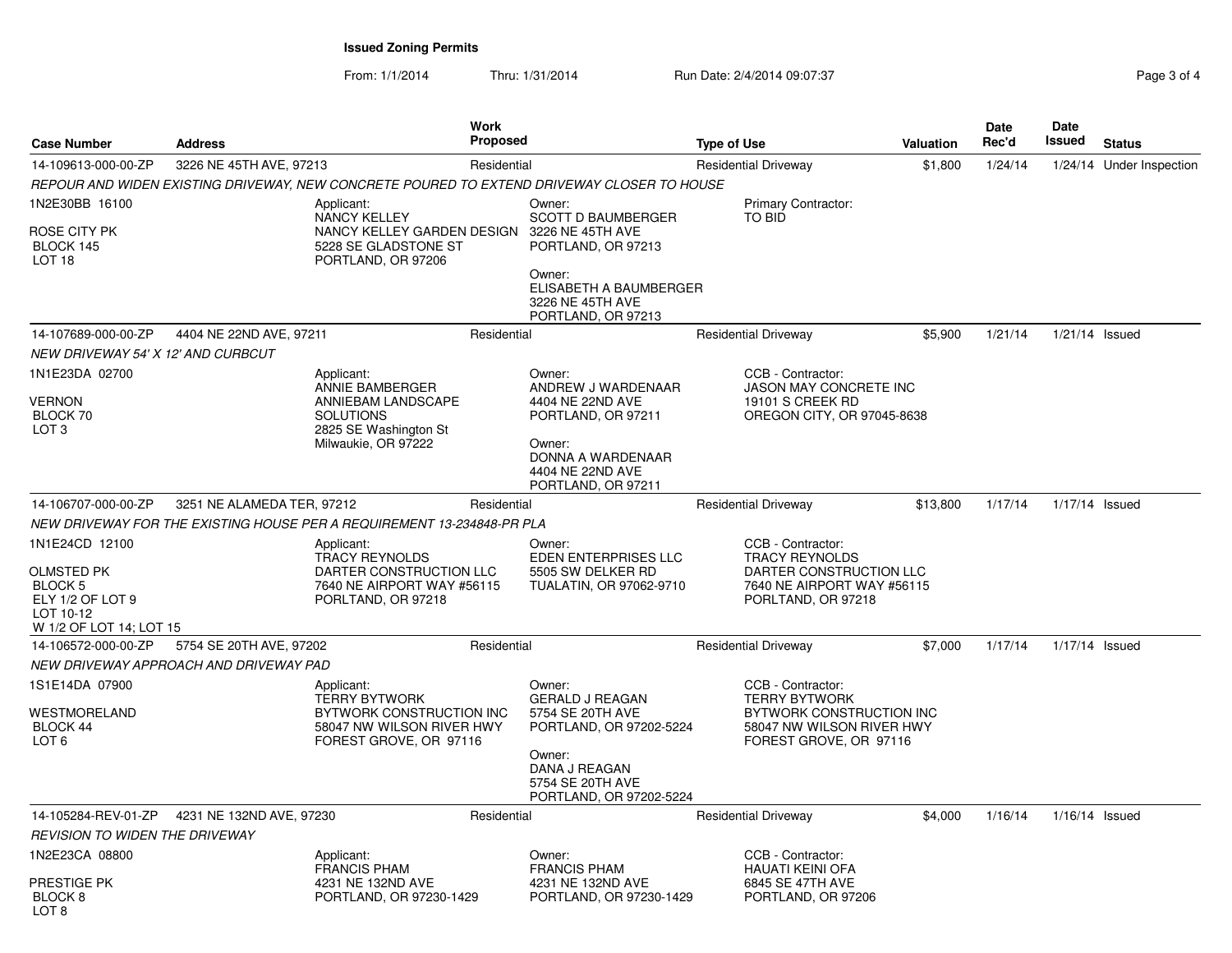**Issued Zoning Permits**

From: 1/1/2014 Thru: 1/31/2014 Run Date: 2/4/2014 09:07:37

| Case Number | Address | Work Proposed | Type of Use | Valuation | Date Rec'd | Date Issued | Status |
|---|---|---|---|---|---|---|---|
| 14-109613-000-00-ZP | 3226 NE 45TH AVE, 97213 | Residential | Residential Driveway | $1,800 | 1/24/14 | 1/24/14 | Under Inspection |

*REPOUR AND WIDEN EXISTING DRIVEWAY, NEW CONCRETE POURED TO EXTEND DRIVEWAY CLOSER TO HOUSE*

1N2E30BB 16100
ROSE CITY PK
BLOCK 145
LOT 18

Applicant:
NANCY KELLEY
NANCY KELLEY GARDEN DESIGN
5228 SE GLADSTONE ST
PORTLAND, OR 97206

Owner:
SCOTT D BAUMBERGER
3226 NE 45TH AVE
PORTLAND, OR 97213

Owner:
ELISABETH A BAUMBERGER
3226 NE 45TH AVE
PORTLAND, OR 97213

Primary Contractor:
TO BID

| Case Number | Address | Work Proposed | Type of Use | Valuation | Date Rec'd | Date Issued | Status |
|---|---|---|---|---|---|---|---|
| 14-107689-000-00-ZP | 4404 NE 22ND AVE, 97211 | Residential | Residential Driveway | $5,900 | 1/21/14 | 1/21/14 | Issued |

*NEW DRIVEWAY 54' X 12' AND CURBCUT*

1N1E23DA 02700
VERNON
BLOCK 70
LOT 3

Applicant:
ANNIE BAMBERGER
ANNIEBAM LANDSCAPE SOLUTIONS
2825 SE Washington St
Milwaukie, OR 97222

Owner:
ANDREW J WARDENAAR
4404 NE 22ND AVE
PORTLAND, OR 97211

Owner:
DONNA A WARDENAAR
4404 NE 22ND AVE
PORTLAND, OR 97211

CCB - Contractor:
JASON MAY CONCRETE INC
19101 S CREEK RD
OREGON CITY, OR 97045-8638

| Case Number | Address | Work Proposed | Type of Use | Valuation | Date Rec'd | Date Issued | Status |
|---|---|---|---|---|---|---|---|
| 14-106707-000-00-ZP | 3251 NE ALAMEDA TER, 97212 | Residential | Residential Driveway | $13,800 | 1/17/14 | 1/17/14 | Issued |

*NEW DRIVEWAY FOR THE EXISTING HOUSE PER A REQUIREMENT 13-234848-PR PLA*

1N1E24CD 12100
OLMSTED PK
BLOCK 5
ELY 1/2 OF LOT 9
LOT 10-12
W 1/2 OF LOT 14; LOT 15

Applicant:
TRACY REYNOLDS
DARTER CONSTRUCTION LLC
7640 NE AIRPORT WAY #56115
PORLTAND, OR 97218

Owner:
EDEN ENTERPRISES LLC
5505 SW DELKER RD
TUALATIN, OR 97062-9710

CCB - Contractor:
TRACY REYNOLDS
DARTER CONSTRUCTION LLC
7640 NE AIRPORT WAY #56115
PORLTAND, OR 97218

| Case Number | Address | Work Proposed | Type of Use | Valuation | Date Rec'd | Date Issued | Status |
|---|---|---|---|---|---|---|---|
| 14-106572-000-00-ZP | 5754 SE 20TH AVE, 97202 | Residential | Residential Driveway | $7,000 | 1/17/14 | 1/17/14 | Issued |

*NEW DRIVEWAY APPROACH AND DRIVEWAY PAD*

1S1E14DA 07900
WESTMORELAND
BLOCK 44
LOT 6

Applicant:
TERRY BYTWORK
BYTWORK CONSTRUCTION INC
58047 NW WILSON RIVER HWY
FOREST GROVE, OR 97116

Owner:
GERALD J REAGAN
5754 SE 20TH AVE
PORTLAND, OR 97202-5224

Owner:
DANA J REAGAN
5754 SE 20TH AVE
PORTLAND, OR 97202-5224

CCB - Contractor:
TERRY BYTWORK
BYTWORK CONSTRUCTION INC
58047 NW WILSON RIVER HWY
FOREST GROVE, OR 97116

| Case Number | Address | Work Proposed | Type of Use | Valuation | Date Rec'd | Date Issued | Status |
|---|---|---|---|---|---|---|---|
| 14-105284-REV-01-ZP | 4231 NE 132ND AVE, 97230 | Residential | Residential Driveway | $4,000 | 1/16/14 | 1/16/14 | Issued |

*REVISION TO WIDEN THE DRIVEWAY*

1N2E23CA 08800
PRESTIGE PK
BLOCK 8
LOT 8

Applicant:
FRANCIS PHAM
4231 NE 132ND AVE
PORTLAND, OR 97230-1429

Owner:
FRANCIS PHAM
4231 NE 132ND AVE
PORTLAND, OR 97230-1429

CCB - Contractor:
HAUATI KEINI OFA
6845 SE 47TH AVE
PORTLAND, OR 97206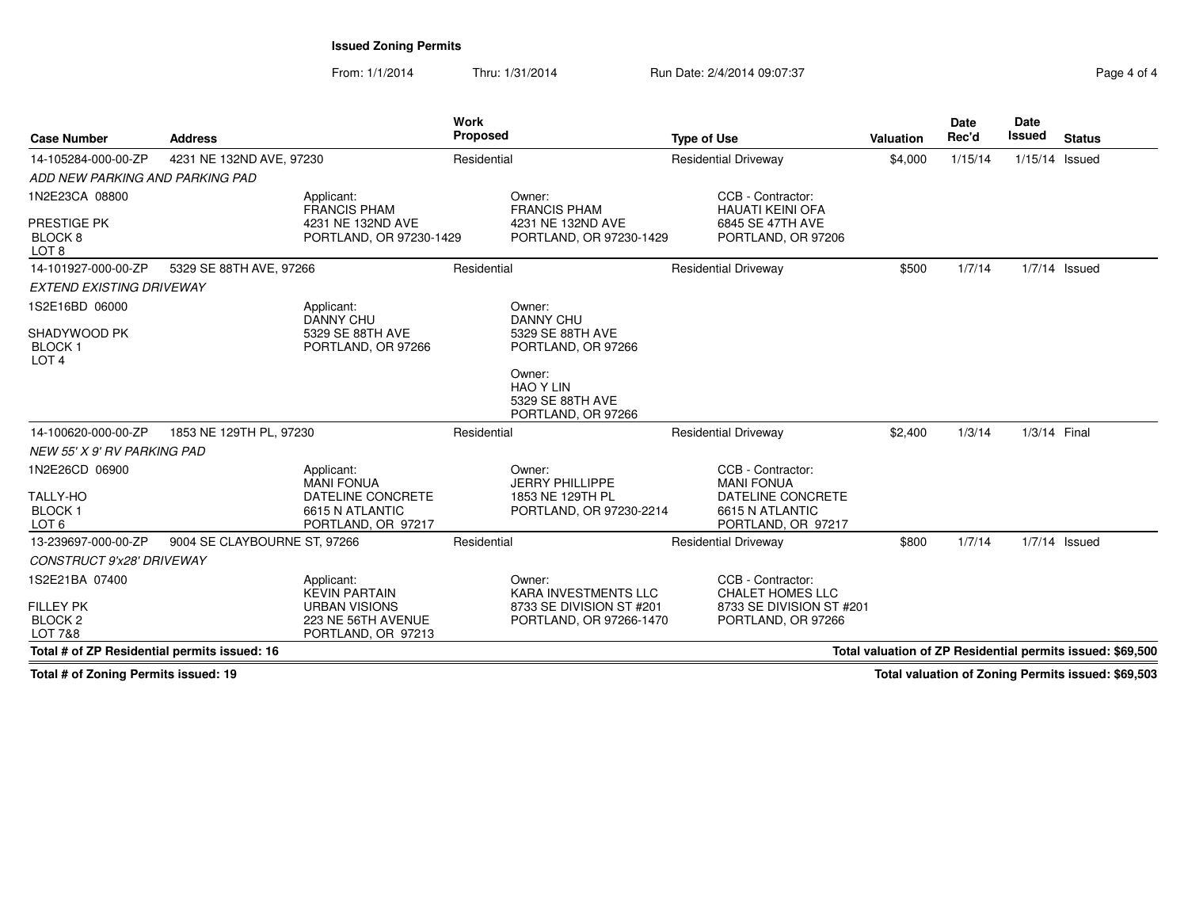**Issued Zoning Permits**

From: 1/1/2014 Thru: 1/31/2014 Run Date: 2/4/2014 09:07:37

| Case Number | Address | Work Proposed | Type of Use | Valuation | Date Rec'd | Date Issued | Status |
|---|---|---|---|---|---|---|---|
| 14-105284-000-00-ZP | 4231 NE 132ND AVE, 97230 | Residential | Residential Driveway | $4,000 | 1/15/14 | 1/15/14 | Issued |

*ADD NEW PARKING AND PARKING PAD*

1N2E23CA 08800
PRESTIGE PK
BLOCK 8
LOT 8

Applicant: FRANCIS PHAM, 4231 NE 132ND AVE, PORTLAND, OR 97230-1429

Owner: FRANCIS PHAM, 4231 NE 132ND AVE, PORTLAND, OR 97230-1429

CCB - Contractor: HAUATI KEINI OFA, 6845 SE 47TH AVE, PORTLAND, OR 97206

| Case Number | Address | Work Proposed | Type of Use | Valuation | Date Rec'd | Date Issued | Status |
|---|---|---|---|---|---|---|---|
| 14-101927-000-00-ZP | 5329 SE 88TH AVE, 97266 | Residential | Residential Driveway | $500 | 1/7/14 | 1/7/14 | Issued |

*EXTEND EXISTING DRIVEWAY*

1S2E16BD 06000
SHADYWOOD PK
BLOCK 1
LOT 4

Applicant: DANNY CHU, 5329 SE 88TH AVE, PORTLAND, OR 97266

Owner: DANNY CHU, 5329 SE 88TH AVE, PORTLAND, OR 97266

Owner: HAO Y LIN, 5329 SE 88TH AVE, PORTLAND, OR 97266

| Case Number | Address | Work Proposed | Type of Use | Valuation | Date Rec'd | Date Issued | Status |
|---|---|---|---|---|---|---|---|
| 14-100620-000-00-ZP | 1853 NE 129TH PL, 97230 | Residential | Residential Driveway | $2,400 | 1/3/14 | 1/3/14 | Final |

*NEW 55' X 9' RV PARKING PAD*

1N2E26CD 06900
TALLY-HO
BLOCK 1
LOT 6

Applicant: MANI FONUA, DATELINE CONCRETE, 6615 N ATLANTIC, PORTLAND, OR 97217

Owner: JERRY PHILLIPPE, 1853 NE 129TH PL, PORTLAND, OR 97230-2214

CCB - Contractor: MANI FONUA, DATELINE CONCRETE, 6615 N ATLANTIC, PORTLAND, OR 97217

| Case Number | Address | Work Proposed | Type of Use | Valuation | Date Rec'd | Date Issued | Status |
|---|---|---|---|---|---|---|---|
| 13-239697-000-00-ZP | 9004 SE CLAYBOURNE ST, 97266 | Residential | Residential Driveway | $800 | 1/7/14 | 1/7/14 | Issued |

*CONSTRUCT 9'x28' DRIVEWAY*

1S2E21BA 07400
FILLEY PK
BLOCK 2
LOT 7&8

Applicant: KEVIN PARTAIN, URBAN VISIONS, 223 NE 56TH AVENUE, PORTLAND, OR 97213

Owner: KARA INVESTMENTS LLC, 8733 SE DIVISION ST #201, PORTLAND, OR 97266-1470

CCB - Contractor: CHALET HOMES LLC, 8733 SE DIVISION ST #201, PORTLAND, OR 97266

**Total # of ZP Residential permits issued: 16** — **Total valuation of ZP Residential permits issued: $69,500**

**Total # of Zoning Permits issued: 19** — **Total valuation of Zoning Permits issued: $69,503**